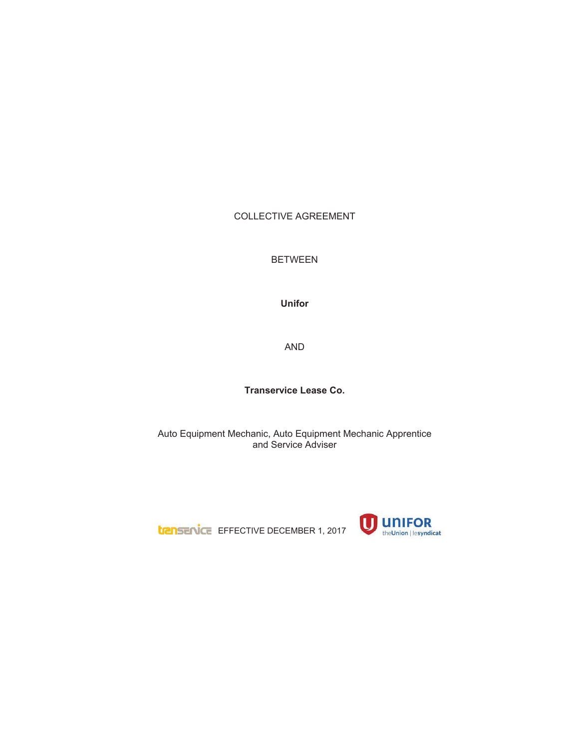COLLECTIVE AGREEMENT

BETWEEN

**Unifor**

AND

**Transervice Lease Co.**

Auto Equipment Mechanic, Auto Equipment Mechanic Apprentice and Service Adviser

EFFECTIVE DECEMBER 1, 2017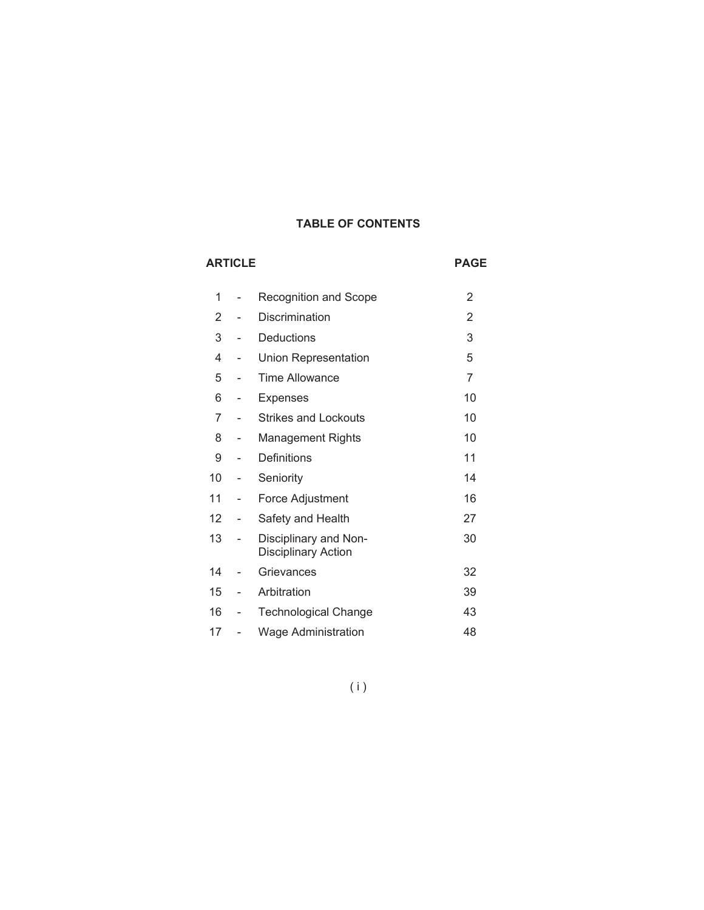# TABLE OF CONTENTS

| ARTICLE | | | PAGE |
|---|---|---|---|
| 1 | - | Recognition and Scope | 2 |
| 2 | - | Discrimination | 2 |
| 3 | - | Deductions | 3 |
| 4 | - | Union Representation | 5 |
| 5 | - | Time Allowance | 7 |
| 6 | - | Expenses | 10 |
| 7 | - | Strikes and Lockouts | 10 |
| 8 | - | Management Rights | 10 |
| 9 | - | Definitions | 11 |
| 10 | - | Seniority | 14 |
| 11 | - | Force Adjustment | 16 |
| 12 | - | Safety and Health | 27 |
| 13 | - | Disciplinary and Non-Disciplinary Action | 30 |
| 14 | - | Grievances | 32 |
| 15 | - | Arbitration | 39 |
| 16 | - | Technological Change | 43 |
| 17 | - | Wage Administration | 48 |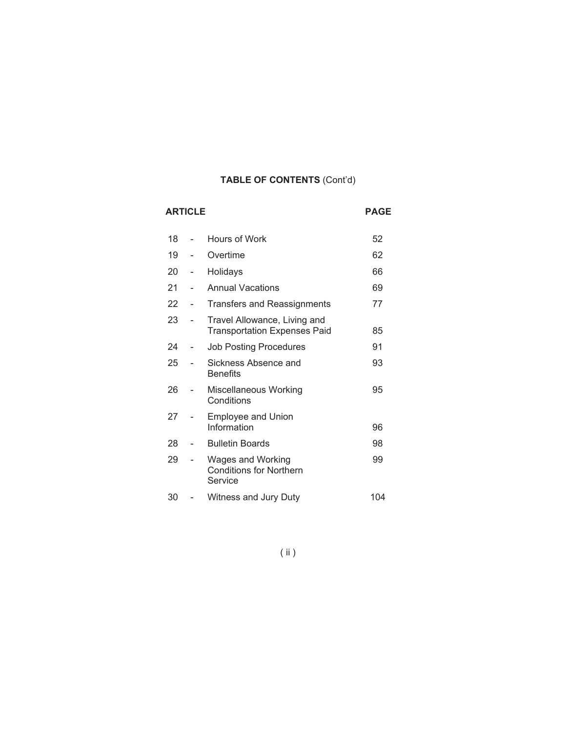**TABLE OF CONTENTS** (Cont'd)

| ARTICLE | | | PAGE |
|---|---|---|---|
| 18 | - | Hours of Work | 52 |
| 19 | - | Overtime | 62 |
| 20 | - | Holidays | 66 |
| 21 | - | Annual Vacations | 69 |
| 22 | - | Transfers and Reassignments | 77 |
| 23 | - | Travel Allowance, Living and Transportation Expenses Paid | 85 |
| 24 | - | Job Posting Procedures | 91 |
| 25 | - | Sickness Absence and Benefits | 93 |
| 26 | - | Miscellaneous Working Conditions | 95 |
| 27 | - | Employee and Union Information | 96 |
| 28 | - | Bulletin Boards | 98 |
| 29 | - | Wages and Working Conditions for Northern Service | 99 |
| 30 | - | Witness and Jury Duty | 104 |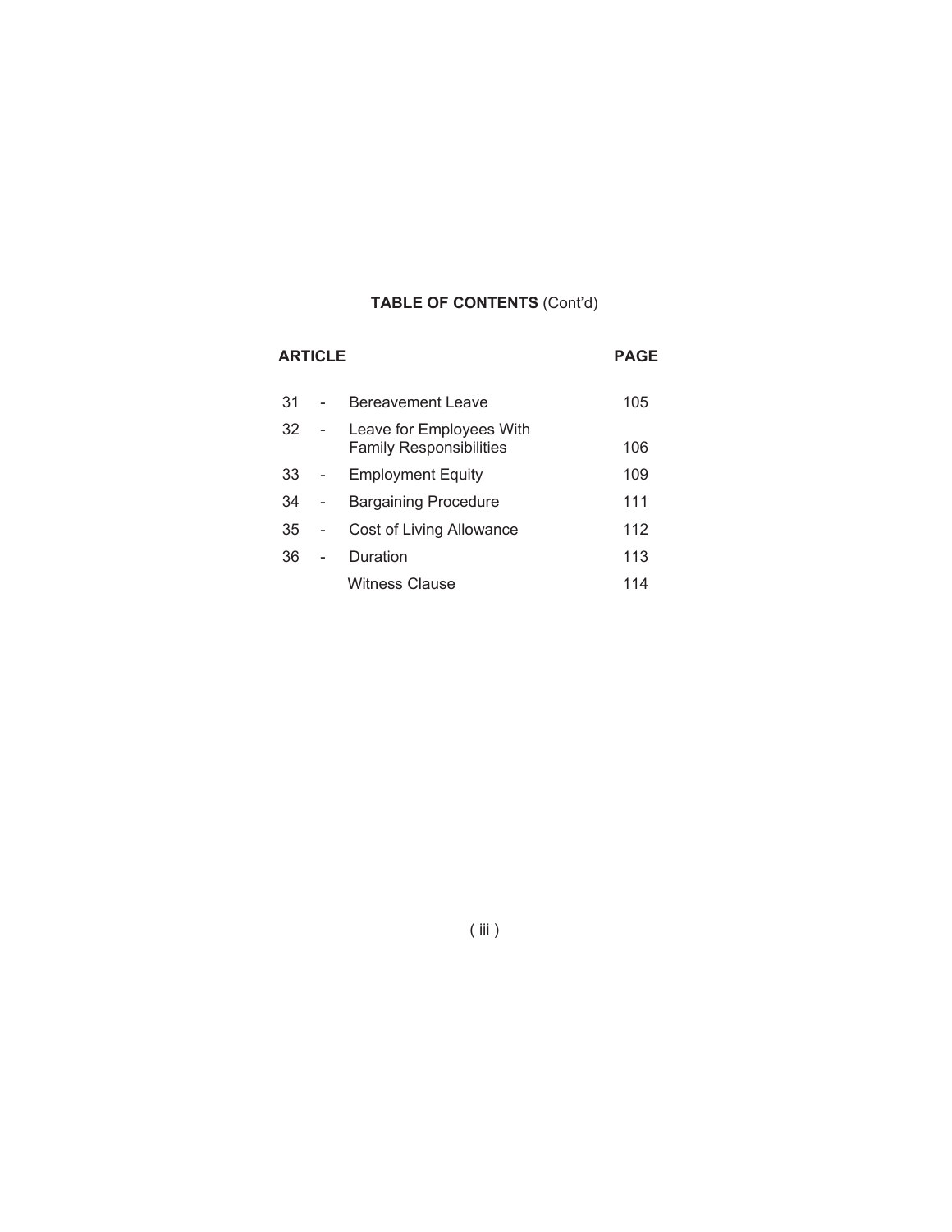## **TABLE OF CONTENTS** (Cont'd)

| ARTICLE | | | PAGE |
|---|---|---|---|
| 31 | - | Bereavement Leave | 105 |
| 32 | - | Leave for Employees With Family Responsibilities | 106 |
| 33 | - | Employment Equity | 109 |
| 34 | - | Bargaining Procedure | 111 |
| 35 | - | Cost of Living Allowance | 112 |
| 36 | - | Duration | 113 |
| | | Witness Clause | 114 |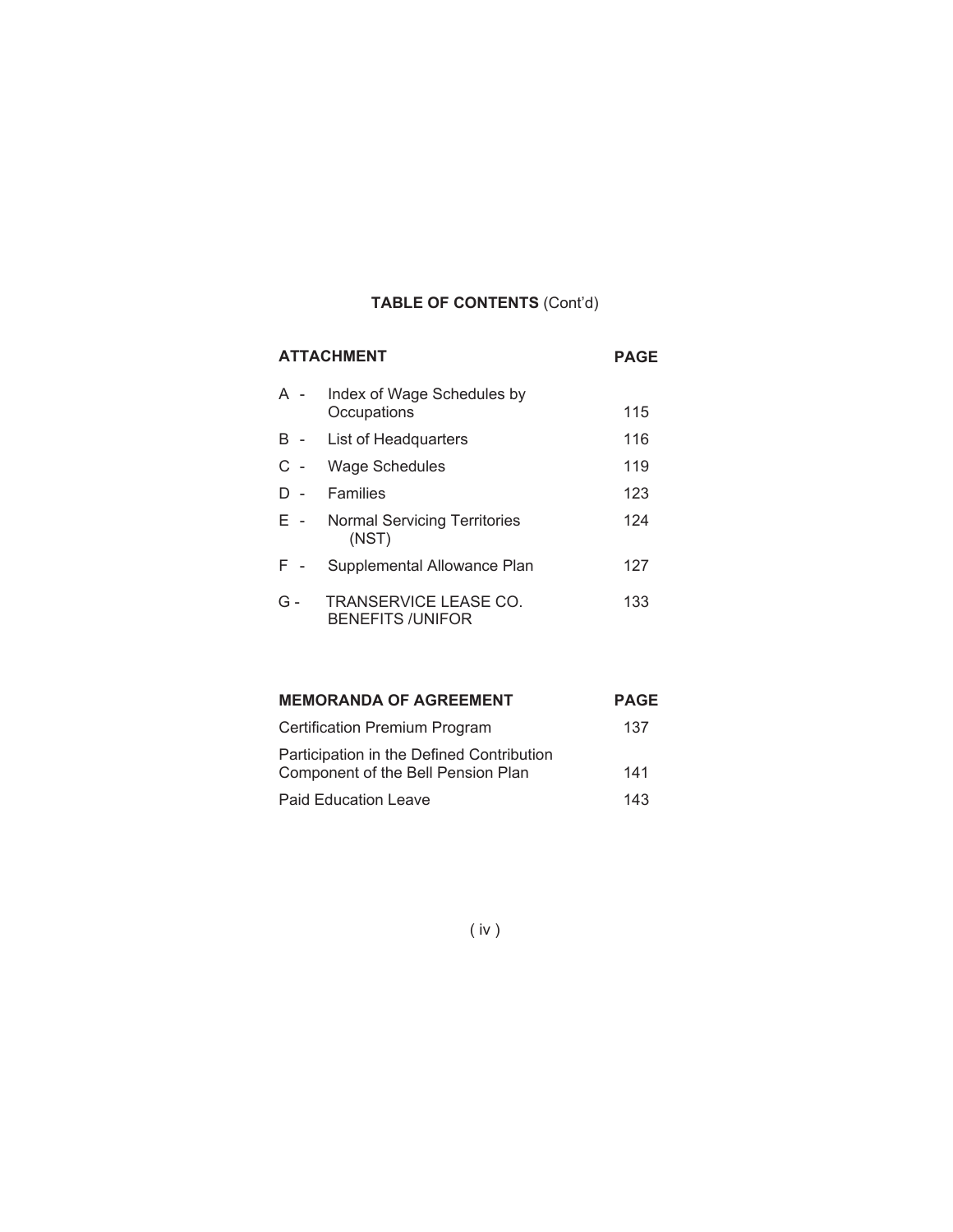**TABLE OF CONTENTS** (Cont'd)

| **ATTACHMENT** | | **PAGE** |
|---|---|---|
| A - | Index of Wage Schedules by Occupations | 115 |
| B - | List of Headquarters | 116 |
| C - | Wage Schedules | 119 |
| D - | Families | 123 |
| E - | Normal Servicing Territories (NST) | 124 |
| F - | Supplemental Allowance Plan | 127 |
| G - | TRANSERVICE LEASE CO. BENEFITS /UNIFOR | 133 |

| **MEMORANDA OF AGREEMENT** | **PAGE** |
|---|---|
| Certification Premium Program | 137 |
| Participation in the Defined Contribution Component of the Bell Pension Plan | 141 |
| Paid Education Leave | 143 |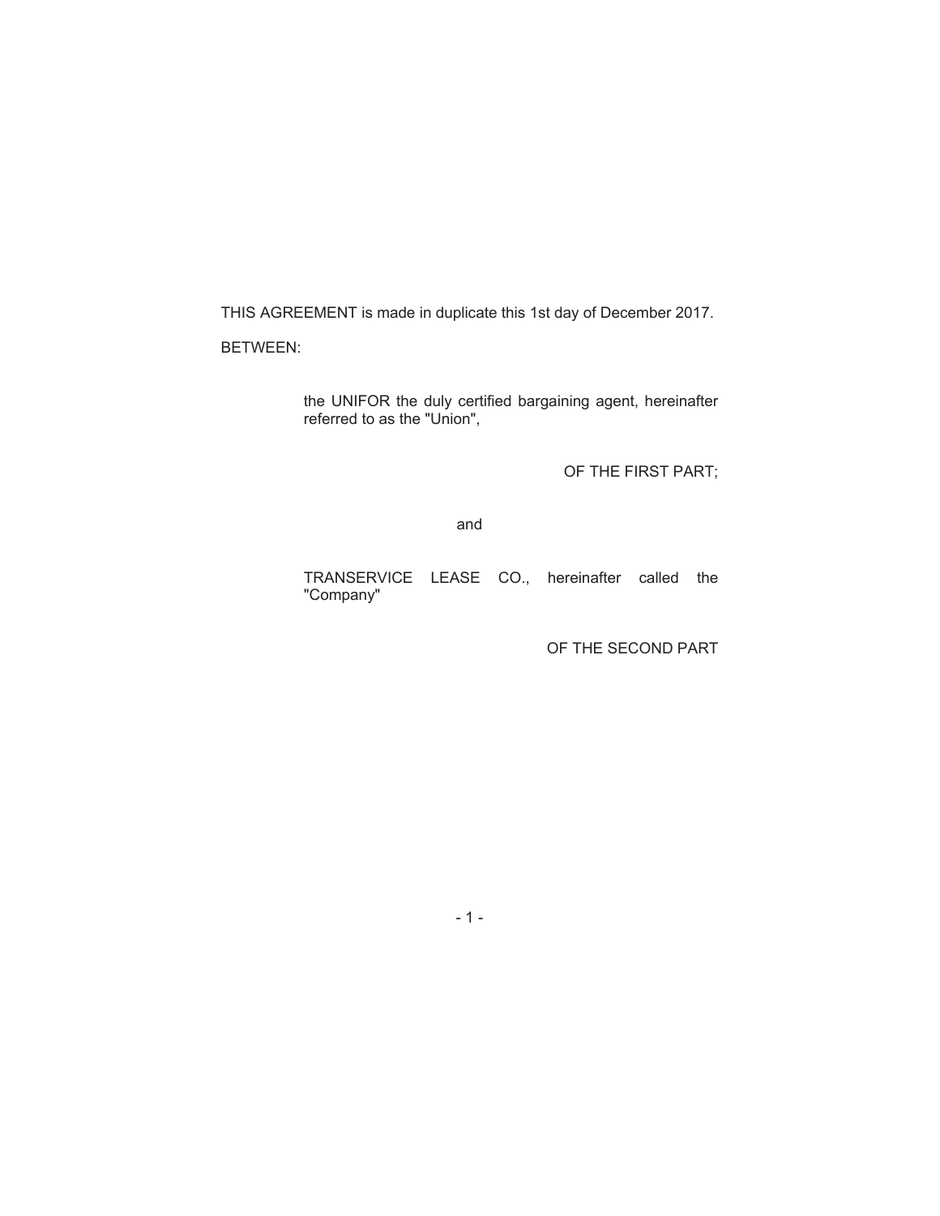THIS AGREEMENT is made in duplicate this 1st day of December 2017.

BETWEEN:

the UNIFOR the duly certified bargaining agent, hereinafter referred to as the "Union",

OF THE FIRST PART;

and

TRANSERVICE LEASE CO., hereinafter called the "Company"

OF THE SECOND PART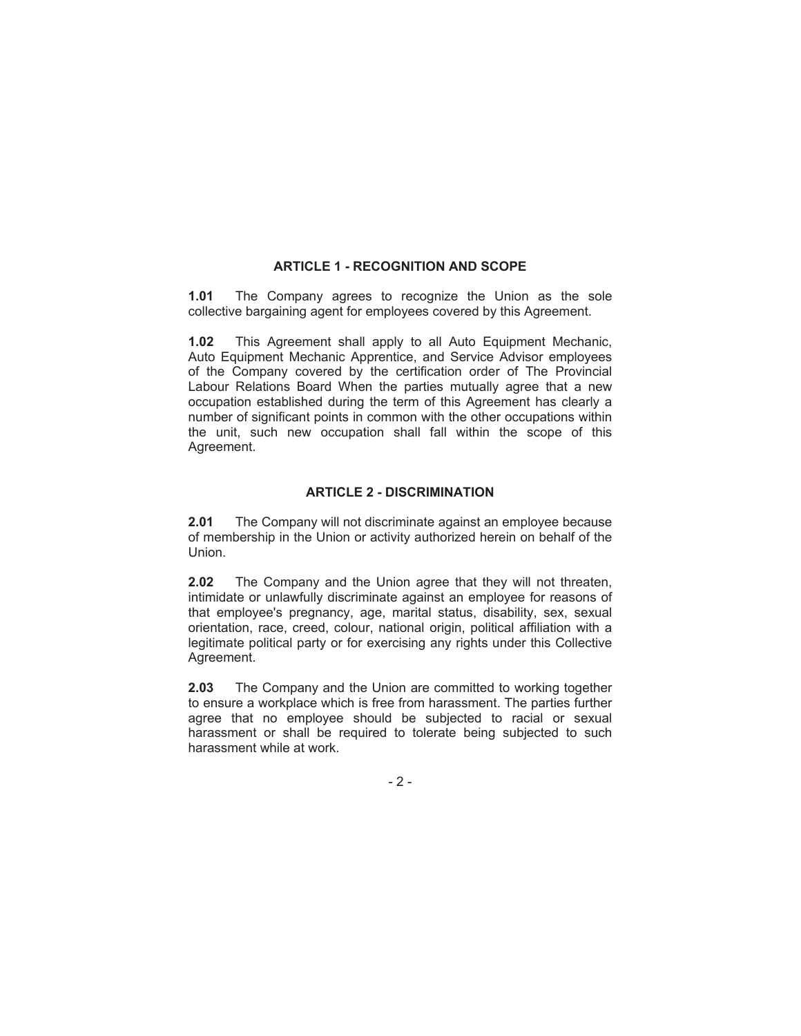## ARTICLE 1 - RECOGNITION AND SCOPE

**1.01** The Company agrees to recognize the Union as the sole collective bargaining agent for employees covered by this Agreement.

**1.02** This Agreement shall apply to all Auto Equipment Mechanic, Auto Equipment Mechanic Apprentice, and Service Advisor employees of the Company covered by the certification order of The Provincial Labour Relations Board When the parties mutually agree that a new occupation established during the term of this Agreement has clearly a number of significant points in common with the other occupations within the unit, such new occupation shall fall within the scope of this Agreement.

## ARTICLE 2 - DISCRIMINATION

**2.01** The Company will not discriminate against an employee because of membership in the Union or activity authorized herein on behalf of the Union.

**2.02** The Company and the Union agree that they will not threaten, intimidate or unlawfully discriminate against an employee for reasons of that employee's pregnancy, age, marital status, disability, sex, sexual orientation, race, creed, colour, national origin, political affiliation with a legitimate political party or for exercising any rights under this Collective Agreement.

**2.03** The Company and the Union are committed to working together to ensure a workplace which is free from harassment. The parties further agree that no employee should be subjected to racial or sexual harassment or shall be required to tolerate being subjected to such harassment while at work.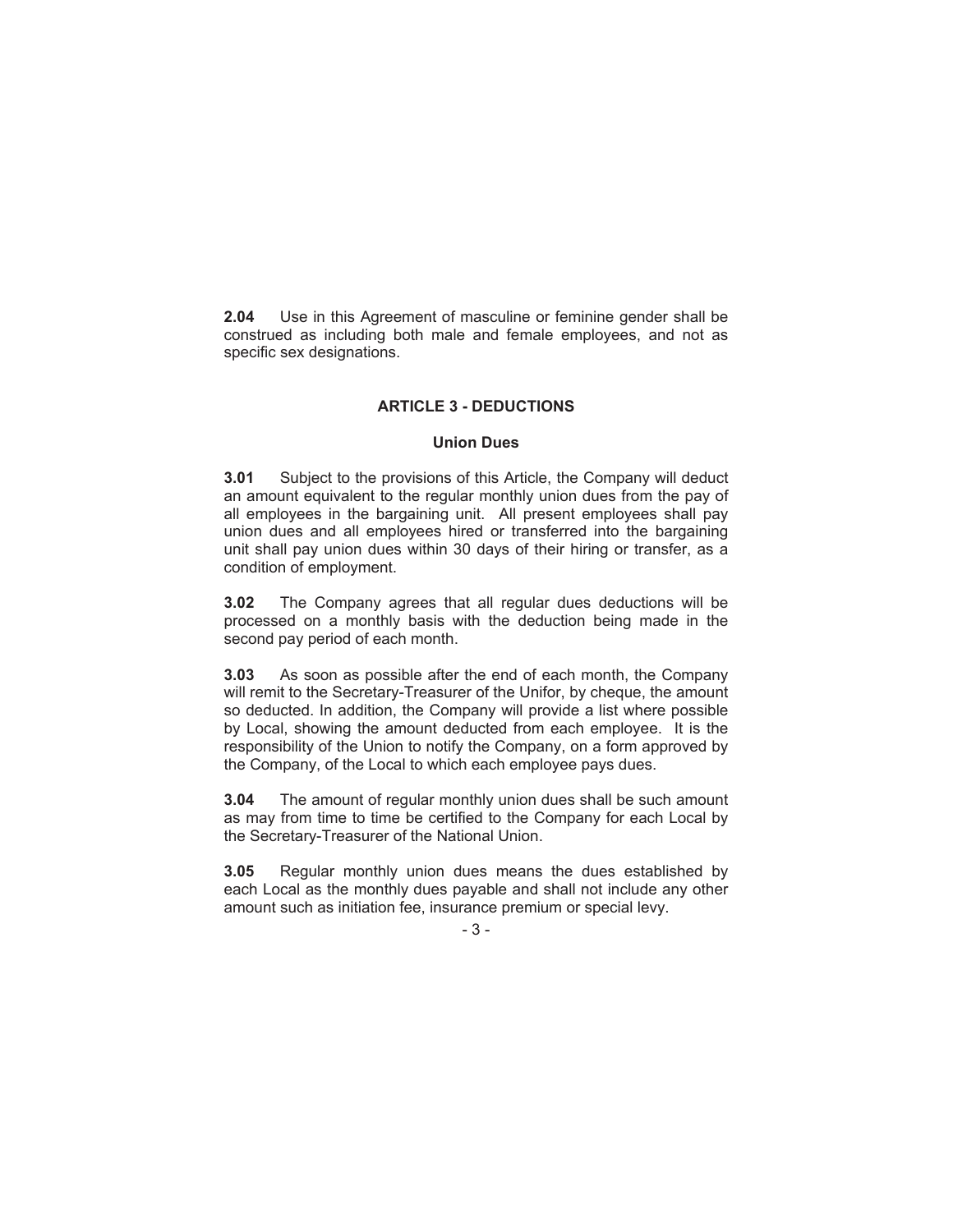**2.04** Use in this Agreement of masculine or feminine gender shall be construed as including both male and female employees, and not as specific sex designations.

## ARTICLE 3 - DEDUCTIONS

### Union Dues

**3.01** Subject to the provisions of this Article, the Company will deduct an amount equivalent to the regular monthly union dues from the pay of all employees in the bargaining unit. All present employees shall pay union dues and all employees hired or transferred into the bargaining unit shall pay union dues within 30 days of their hiring or transfer, as a condition of employment.

**3.02** The Company agrees that all regular dues deductions will be processed on a monthly basis with the deduction being made in the second pay period of each month.

**3.03** As soon as possible after the end of each month, the Company will remit to the Secretary-Treasurer of the Unifor, by cheque, the amount so deducted. In addition, the Company will provide a list where possible by Local, showing the amount deducted from each employee. It is the responsibility of the Union to notify the Company, on a form approved by the Company, of the Local to which each employee pays dues.

**3.04** The amount of regular monthly union dues shall be such amount as may from time to time be certified to the Company for each Local by the Secretary-Treasurer of the National Union.

**3.05** Regular monthly union dues means the dues established by each Local as the monthly dues payable and shall not include any other amount such as initiation fee, insurance premium or special levy.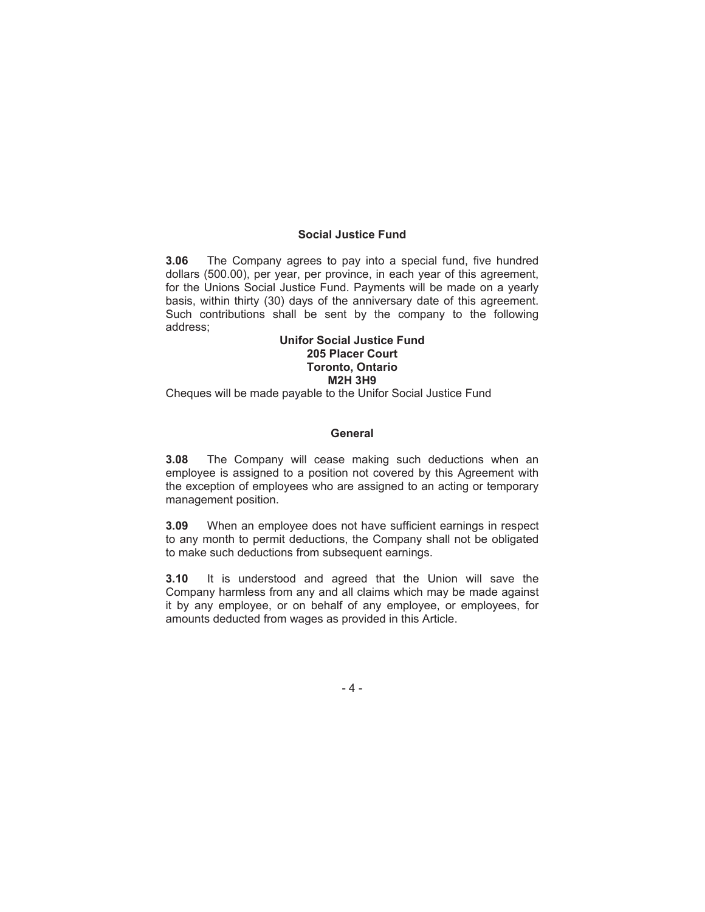## Social Justice Fund

**3.06** The Company agrees to pay into a special fund, five hundred dollars (500.00), per year, per province, in each year of this agreement, for the Unions Social Justice Fund. Payments will be made on a yearly basis, within thirty (30) days of the anniversary date of this agreement. Such contributions shall be sent by the company to the following address;

**Unifor Social Justice Fund**
**205 Placer Court**
**Toronto, Ontario**
**M2H 3H9**

Cheques will be made payable to the Unifor Social Justice Fund

## General

**3.08** The Company will cease making such deductions when an employee is assigned to a position not covered by this Agreement with the exception of employees who are assigned to an acting or temporary management position.

**3.09** When an employee does not have sufficient earnings in respect to any month to permit deductions, the Company shall not be obligated to make such deductions from subsequent earnings.

**3.10** It is understood and agreed that the Union will save the Company harmless from any and all claims which may be made against it by any employee, or on behalf of any employee, or employees, for amounts deducted from wages as provided in this Article.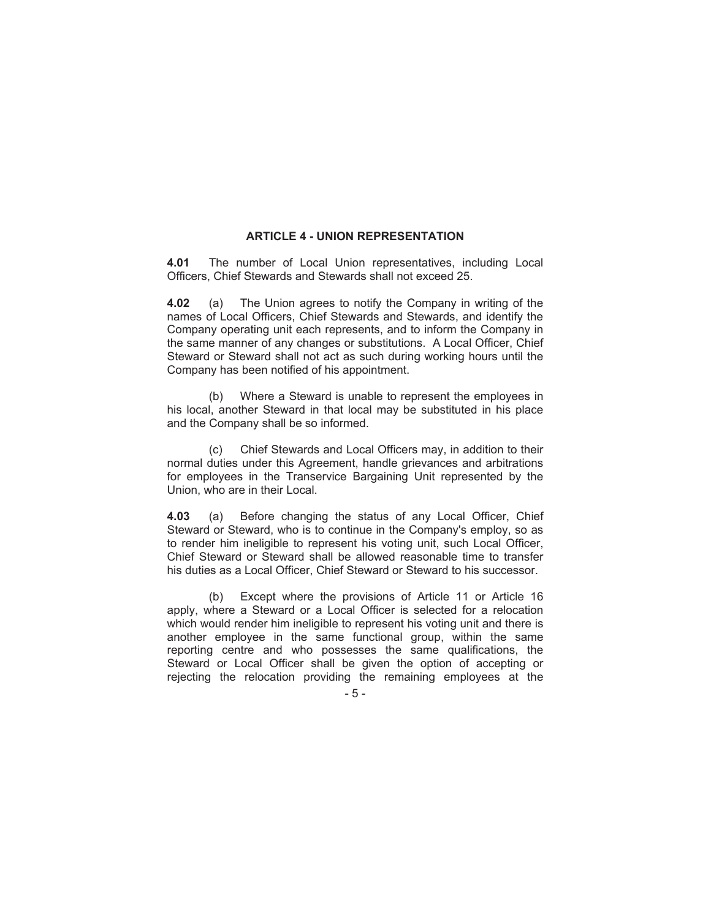## ARTICLE 4 - UNION REPRESENTATION

**4.01** The number of Local Union representatives, including Local Officers, Chief Stewards and Stewards shall not exceed 25.

**4.02** (a) The Union agrees to notify the Company in writing of the names of Local Officers, Chief Stewards and Stewards, and identify the Company operating unit each represents, and to inform the Company in the same manner of any changes or substitutions. A Local Officer, Chief Steward or Steward shall not act as such during working hours until the Company has been notified of his appointment.

(b) Where a Steward is unable to represent the employees in his local, another Steward in that local may be substituted in his place and the Company shall be so informed.

(c) Chief Stewards and Local Officers may, in addition to their normal duties under this Agreement, handle grievances and arbitrations for employees in the Transervice Bargaining Unit represented by the Union, who are in their Local.

**4.03** (a) Before changing the status of any Local Officer, Chief Steward or Steward, who is to continue in the Company's employ, so as to render him ineligible to represent his voting unit, such Local Officer, Chief Steward or Steward shall be allowed reasonable time to transfer his duties as a Local Officer, Chief Steward or Steward to his successor.

(b) Except where the provisions of Article 11 or Article 16 apply, where a Steward or a Local Officer is selected for a relocation which would render him ineligible to represent his voting unit and there is another employee in the same functional group, within the same reporting centre and who possesses the same qualifications, the Steward or Local Officer shall be given the option of accepting or rejecting the relocation providing the remaining employees at the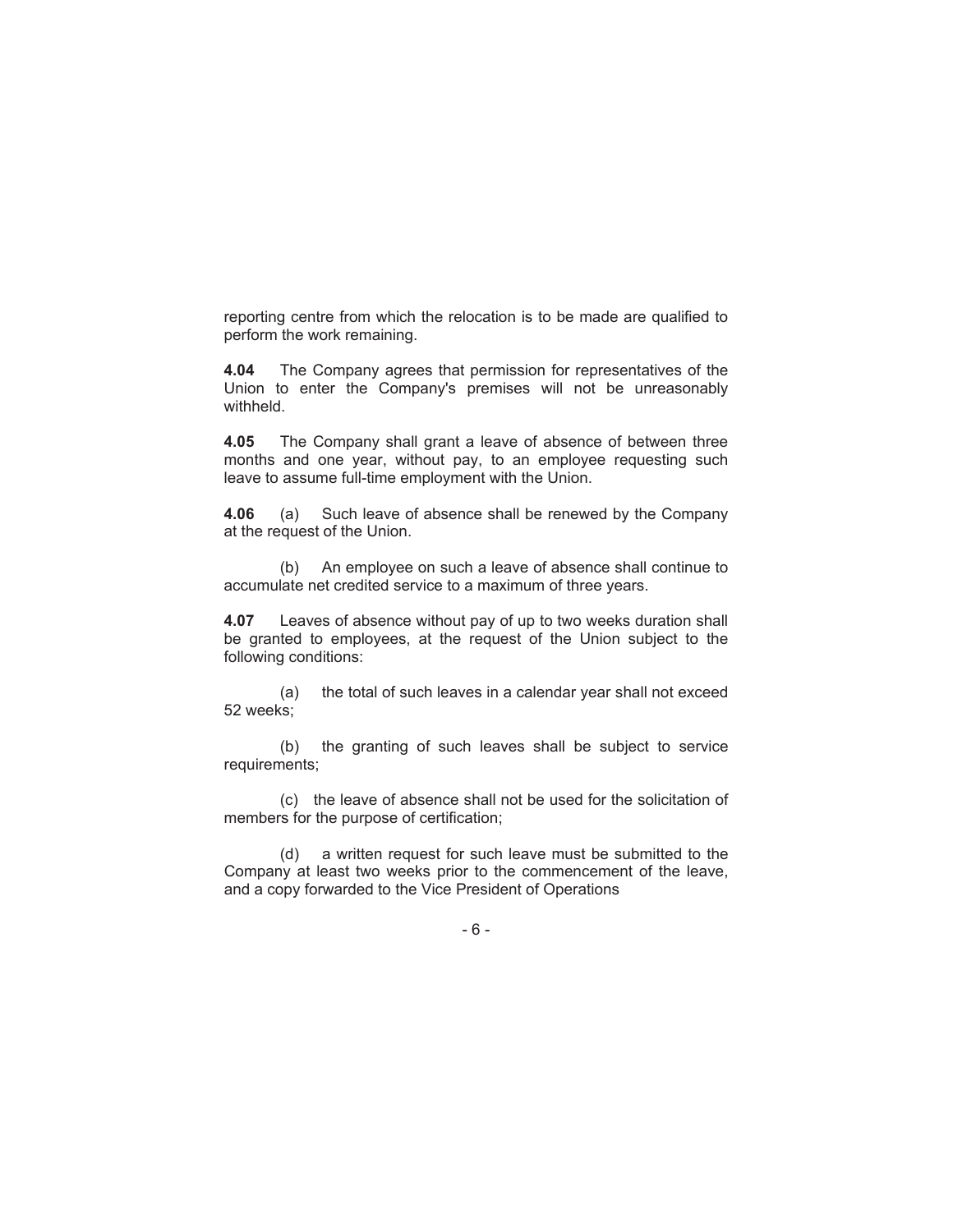reporting centre from which the relocation is to be made are qualified to perform the work remaining.

**4.04** The Company agrees that permission for representatives of the Union to enter the Company's premises will not be unreasonably withheld.

**4.05** The Company shall grant a leave of absence of between three months and one year, without pay, to an employee requesting such leave to assume full-time employment with the Union.

**4.06** (a) Such leave of absence shall be renewed by the Company at the request of the Union.

(b) An employee on such a leave of absence shall continue to accumulate net credited service to a maximum of three years.

**4.07** Leaves of absence without pay of up to two weeks duration shall be granted to employees, at the request of the Union subject to the following conditions:

(a) the total of such leaves in a calendar year shall not exceed 52 weeks;

(b) the granting of such leaves shall be subject to service requirements;

(c) the leave of absence shall not be used for the solicitation of members for the purpose of certification;

(d) a written request for such leave must be submitted to the Company at least two weeks prior to the commencement of the leave, and a copy forwarded to the Vice President of Operations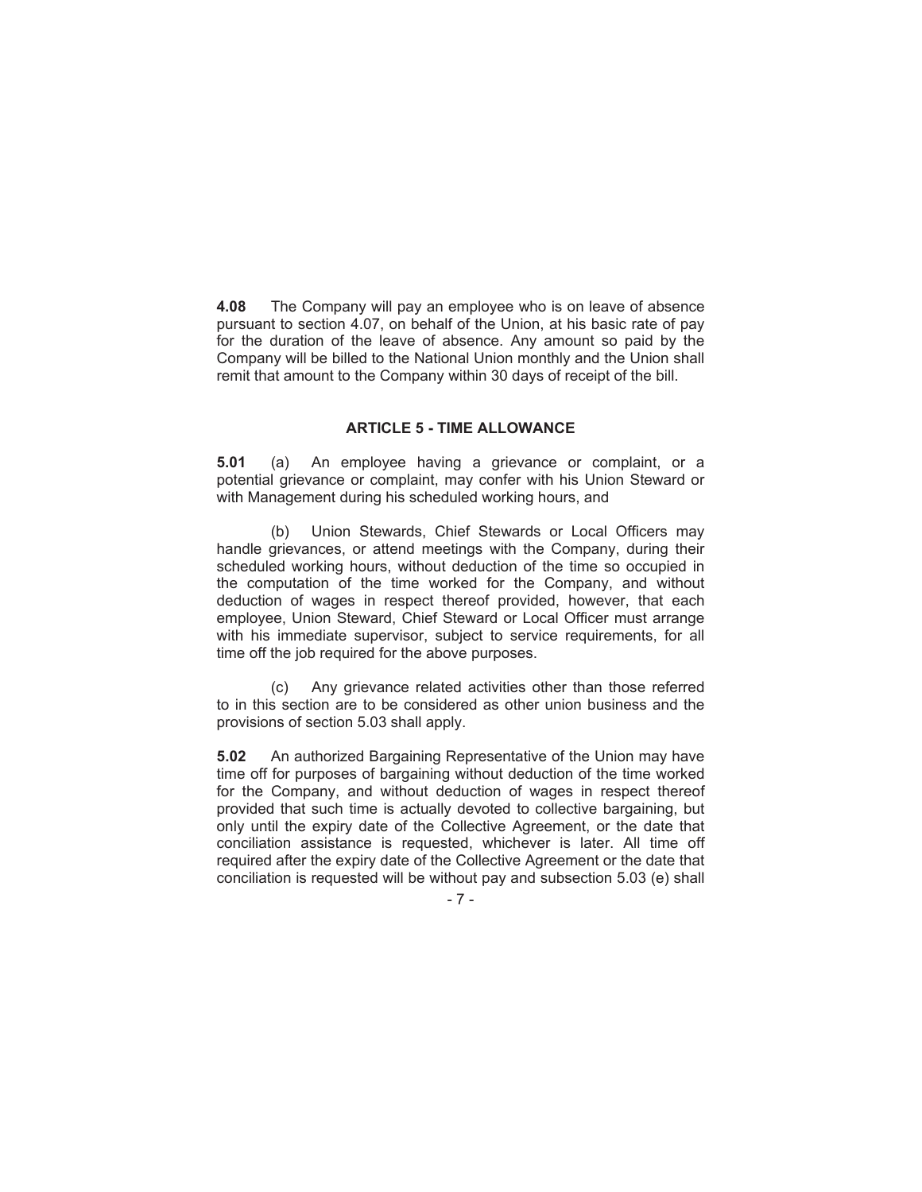**4.08** The Company will pay an employee who is on leave of absence pursuant to section 4.07, on behalf of the Union, at his basic rate of pay for the duration of the leave of absence. Any amount so paid by the Company will be billed to the National Union monthly and the Union shall remit that amount to the Company within 30 days of receipt of the bill.

## ARTICLE 5 - TIME ALLOWANCE

**5.01** (a) An employee having a grievance or complaint, or a potential grievance or complaint, may confer with his Union Steward or with Management during his scheduled working hours, and

(b) Union Stewards, Chief Stewards or Local Officers may handle grievances, or attend meetings with the Company, during their scheduled working hours, without deduction of the time so occupied in the computation of the time worked for the Company, and without deduction of wages in respect thereof provided, however, that each employee, Union Steward, Chief Steward or Local Officer must arrange with his immediate supervisor, subject to service requirements, for all time off the job required for the above purposes.

(c) Any grievance related activities other than those referred to in this section are to be considered as other union business and the provisions of section 5.03 shall apply.

**5.02** An authorized Bargaining Representative of the Union may have time off for purposes of bargaining without deduction of the time worked for the Company, and without deduction of wages in respect thereof provided that such time is actually devoted to collective bargaining, but only until the expiry date of the Collective Agreement, or the date that conciliation assistance is requested, whichever is later. All time off required after the expiry date of the Collective Agreement or the date that conciliation is requested will be without pay and subsection 5.03 (e) shall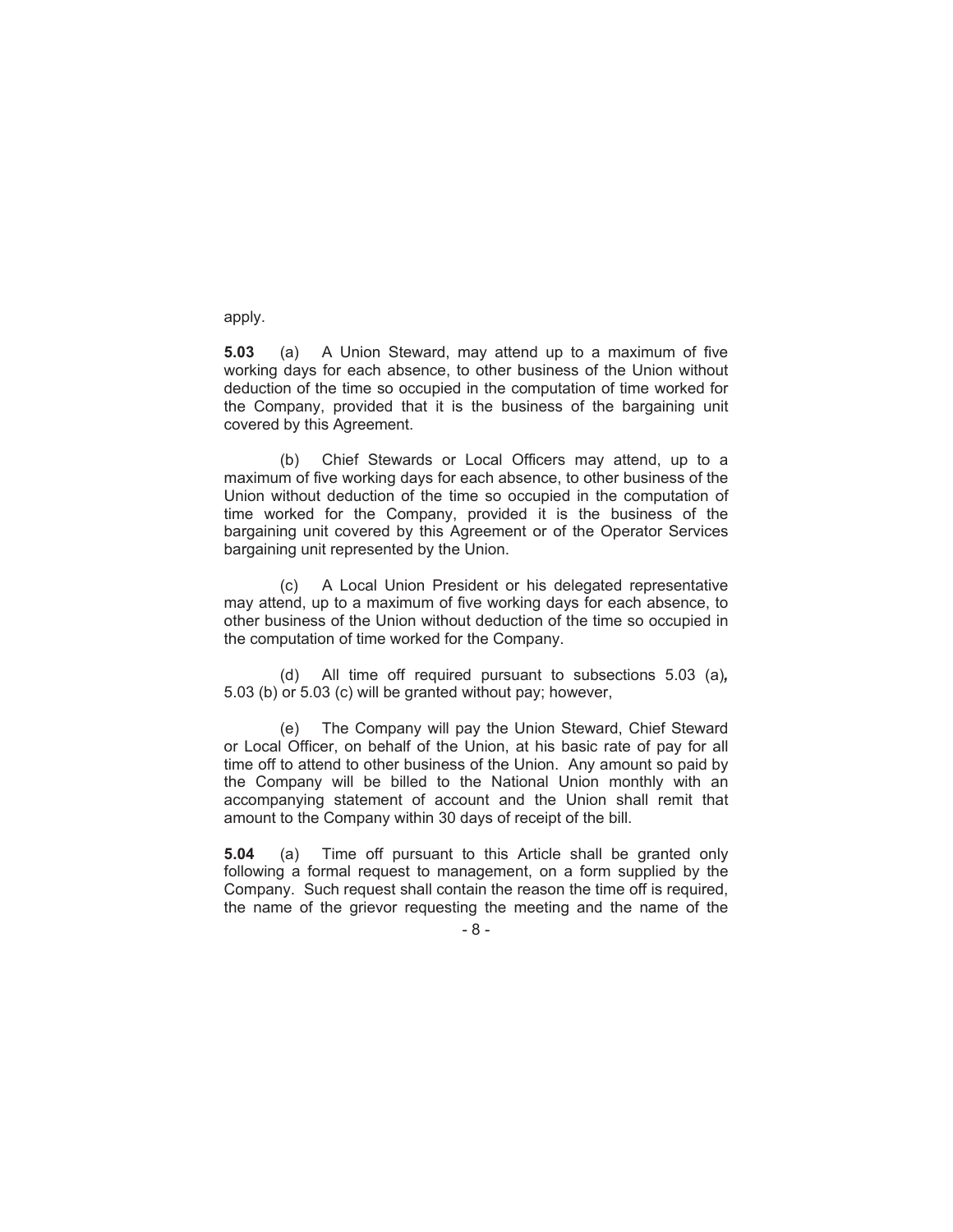apply.

**5.03** (a) A Union Steward, may attend up to a maximum of five working days for each absence, to other business of the Union without deduction of the time so occupied in the computation of time worked for the Company, provided that it is the business of the bargaining unit covered by this Agreement.

(b) Chief Stewards or Local Officers may attend, up to a maximum of five working days for each absence, to other business of the Union without deduction of the time so occupied in the computation of time worked for the Company, provided it is the business of the bargaining unit covered by this Agreement or of the Operator Services bargaining unit represented by the Union.

(c) A Local Union President or his delegated representative may attend, up to a maximum of five working days for each absence, to other business of the Union without deduction of the time so occupied in the computation of time worked for the Company.

(d) All time off required pursuant to subsections 5.03 (a), 5.03 (b) or 5.03 (c) will be granted without pay; however,

(e) The Company will pay the Union Steward, Chief Steward or Local Officer, on behalf of the Union, at his basic rate of pay for all time off to attend to other business of the Union. Any amount so paid by the Company will be billed to the National Union monthly with an accompanying statement of account and the Union shall remit that amount to the Company within 30 days of receipt of the bill.

**5.04** (a) Time off pursuant to this Article shall be granted only following a formal request to management, on a form supplied by the Company. Such request shall contain the reason the time off is required, the name of the grievor requesting the meeting and the name of the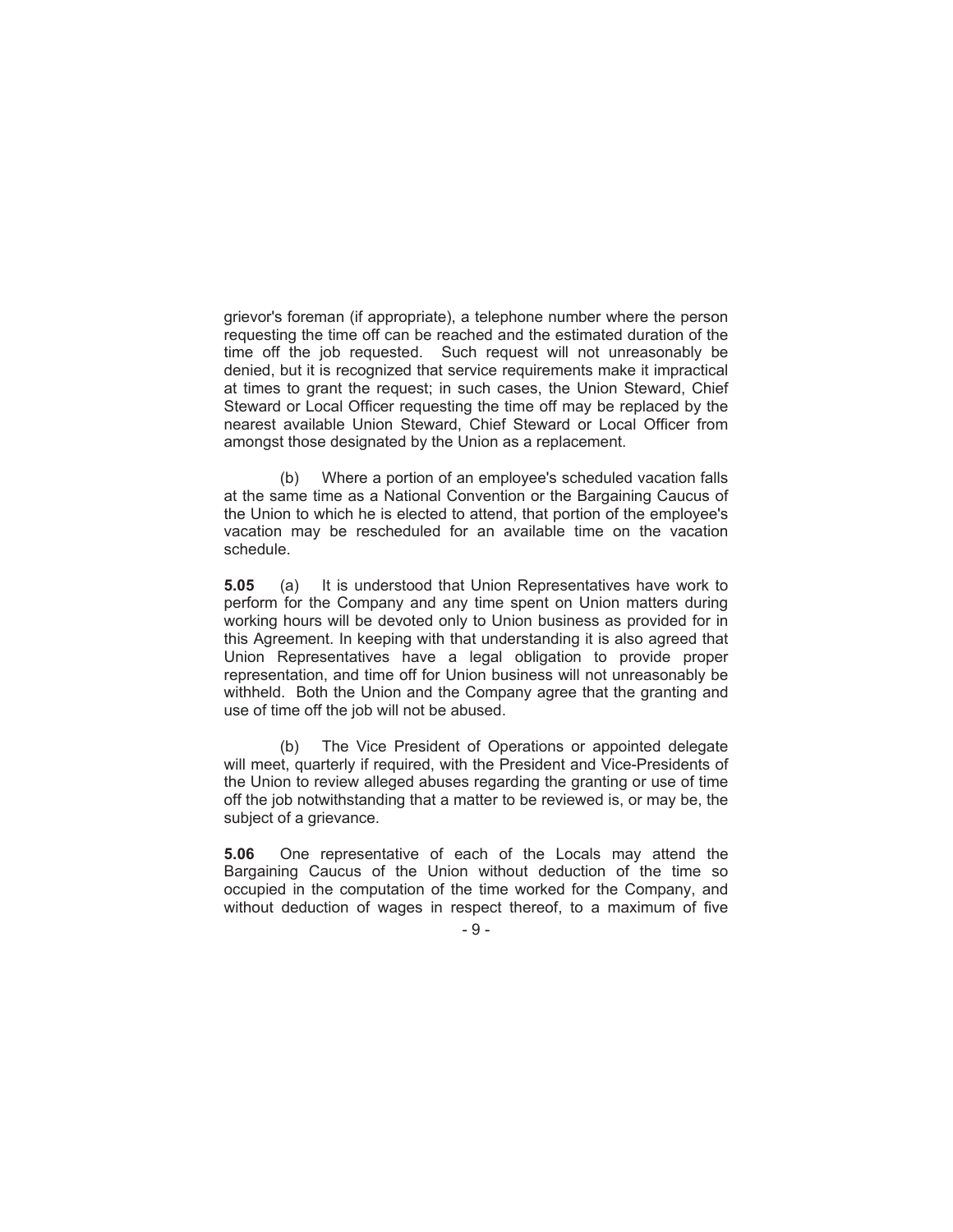griever's foreman (if appropriate), a telephone number where the person requesting the time off can be reached and the estimated duration of the time off the job requested. Such request will not unreasonably be denied, but it is recognized that service requirements make it impractical at times to grant the request; in such cases, the Union Steward, Chief Steward or Local Officer requesting the time off may be replaced by the nearest available Union Steward, Chief Steward or Local Officer from amongst those designated by the Union as a replacement.

(b) Where a portion of an employee's scheduled vacation falls at the same time as a National Convention or the Bargaining Caucus of the Union to which he is elected to attend, that portion of the employee's vacation may be rescheduled for an available time on the vacation schedule.

**5.05** (a) It is understood that Union Representatives have work to perform for the Company and any time spent on Union matters during working hours will be devoted only to Union business as provided for in this Agreement. In keeping with that understanding it is also agreed that Union Representatives have a legal obligation to provide proper representation, and time off for Union business will not unreasonably be withheld. Both the Union and the Company agree that the granting and use of time off the job will not be abused.

(b) The Vice President of Operations or appointed delegate will meet, quarterly if required, with the President and Vice-Presidents of the Union to review alleged abuses regarding the granting or use of time off the job notwithstanding that a matter to be reviewed is, or may be, the subject of a grievance.

**5.06** One representative of each of the Locals may attend the Bargaining Caucus of the Union without deduction of the time so occupied in the computation of the time worked for the Company, and without deduction of wages in respect thereof, to a maximum of five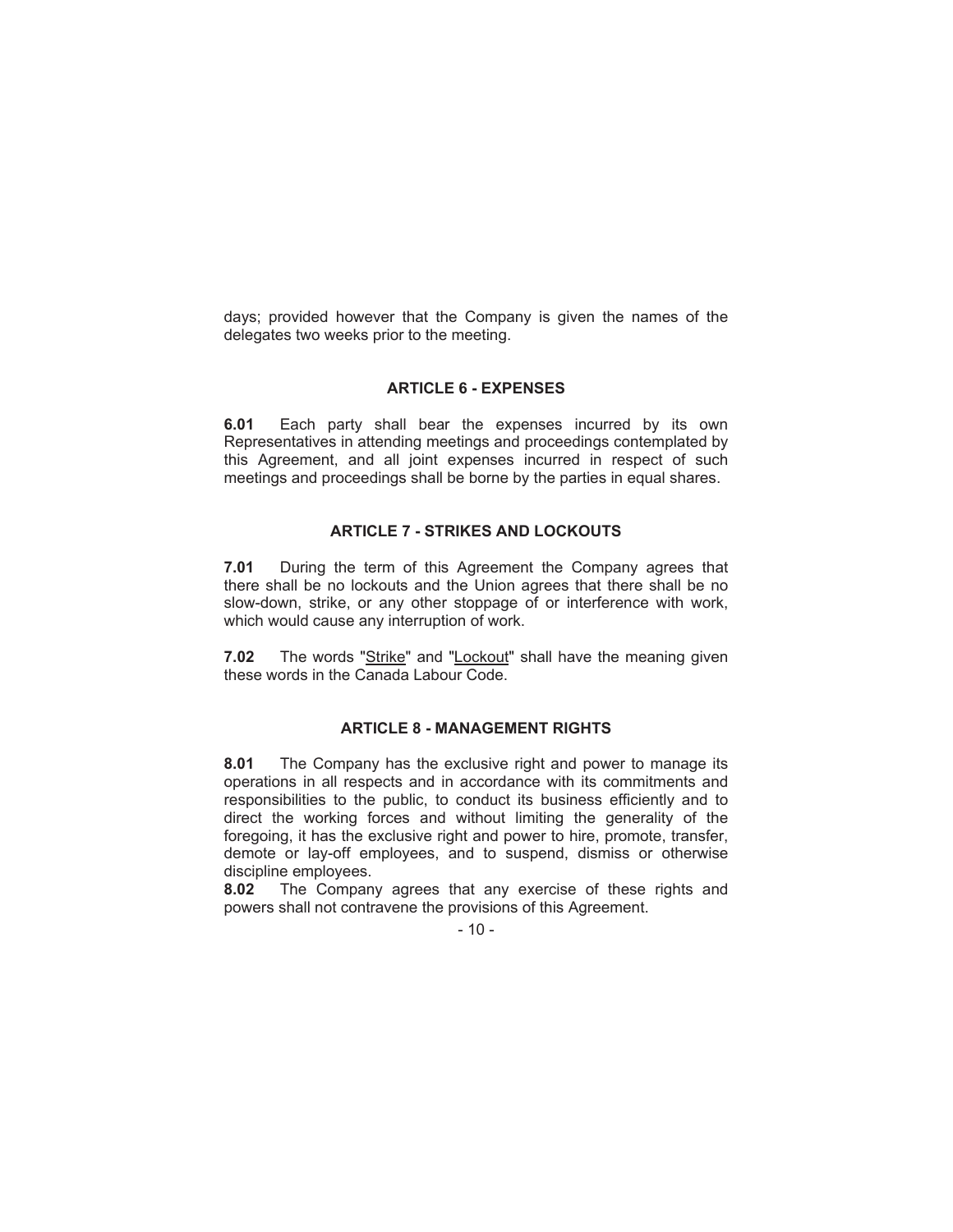days; provided however that the Company is given the names of the delegates two weeks prior to the meeting.

## ARTICLE 6 - EXPENSES

**6.01** Each party shall bear the expenses incurred by its own Representatives in attending meetings and proceedings contemplated by this Agreement, and all joint expenses incurred in respect of such meetings and proceedings shall be borne by the parties in equal shares.

## ARTICLE 7 - STRIKES AND LOCKOUTS

**7.01** During the term of this Agreement the Company agrees that there shall be no lockouts and the Union agrees that there shall be no slow-down, strike, or any other stoppage of or interference with work, which would cause any interruption of work.

**7.02** The words "Strike" and "Lockout" shall have the meaning given these words in the Canada Labour Code.

## ARTICLE 8 - MANAGEMENT RIGHTS

**8.01** The Company has the exclusive right and power to manage its operations in all respects and in accordance with its commitments and responsibilities to the public, to conduct its business efficiently and to direct the working forces and without limiting the generality of the foregoing, it has the exclusive right and power to hire, promote, transfer, demote or lay-off employees, and to suspend, dismiss or otherwise discipline employees.

**8.02** The Company agrees that any exercise of these rights and powers shall not contravene the provisions of this Agreement.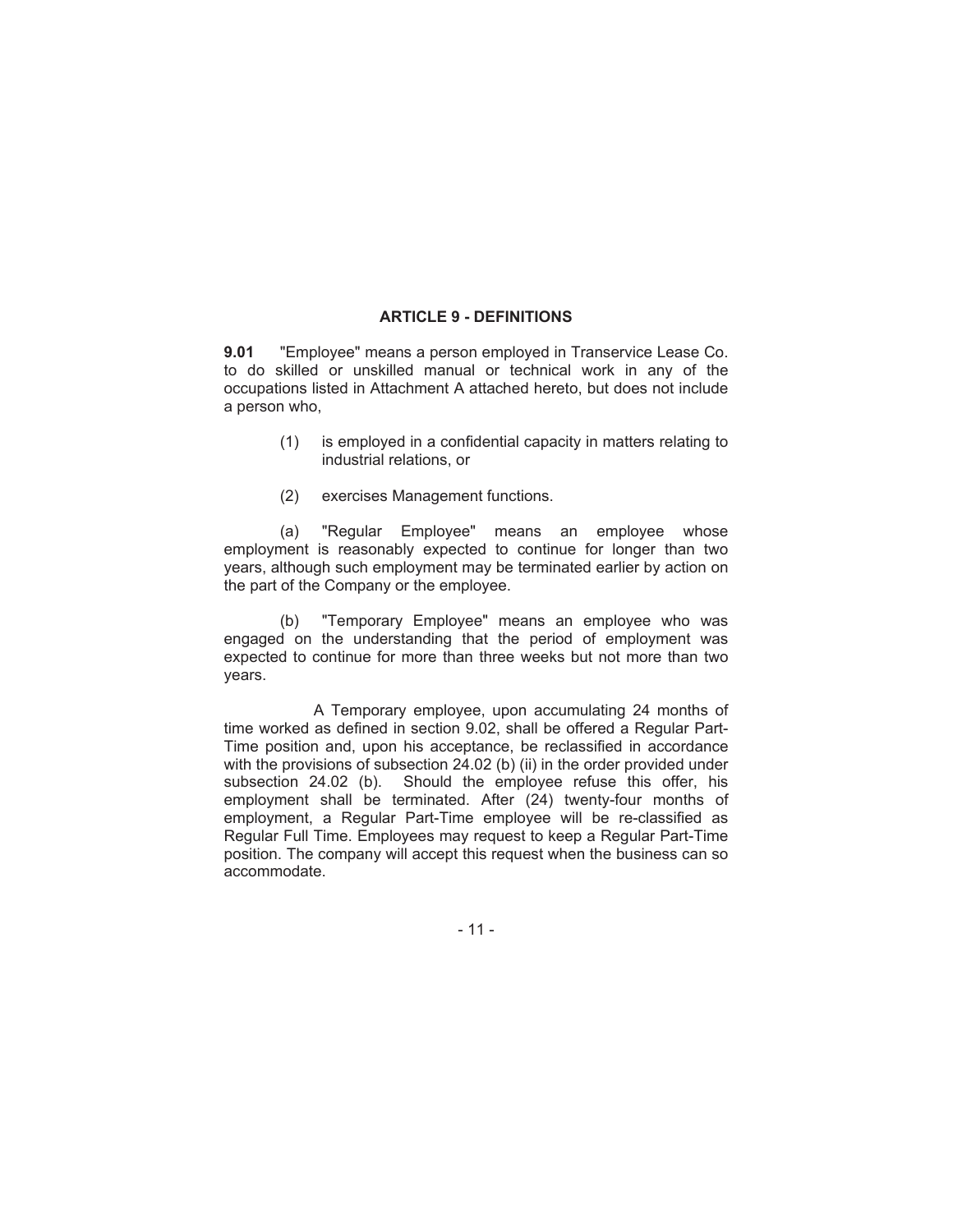## ARTICLE 9 - DEFINITIONS

**9.01** "Employee" means a person employed in Transervice Lease Co. to do skilled or unskilled manual or technical work in any of the occupations listed in Attachment A attached hereto, but does not include a person who,

(1) is employed in a confidential capacity in matters relating to industrial relations, or

(2) exercises Management functions.

(a) "Regular Employee" means an employee whose employment is reasonably expected to continue for longer than two years, although such employment may be terminated earlier by action on the part of the Company or the employee.

(b) "Temporary Employee" means an employee who was engaged on the understanding that the period of employment was expected to continue for more than three weeks but not more than two years.

A Temporary employee, upon accumulating 24 months of time worked as defined in section 9.02, shall be offered a Regular Part-Time position and, upon his acceptance, be reclassified in accordance with the provisions of subsection 24.02 (b) (ii) in the order provided under subsection 24.02 (b). Should the employee refuse this offer, his employment shall be terminated. After (24) twenty-four months of employment, a Regular Part-Time employee will be re-classified as Regular Full Time. Employees may request to keep a Regular Part-Time position. The company will accept this request when the business can so accommodate.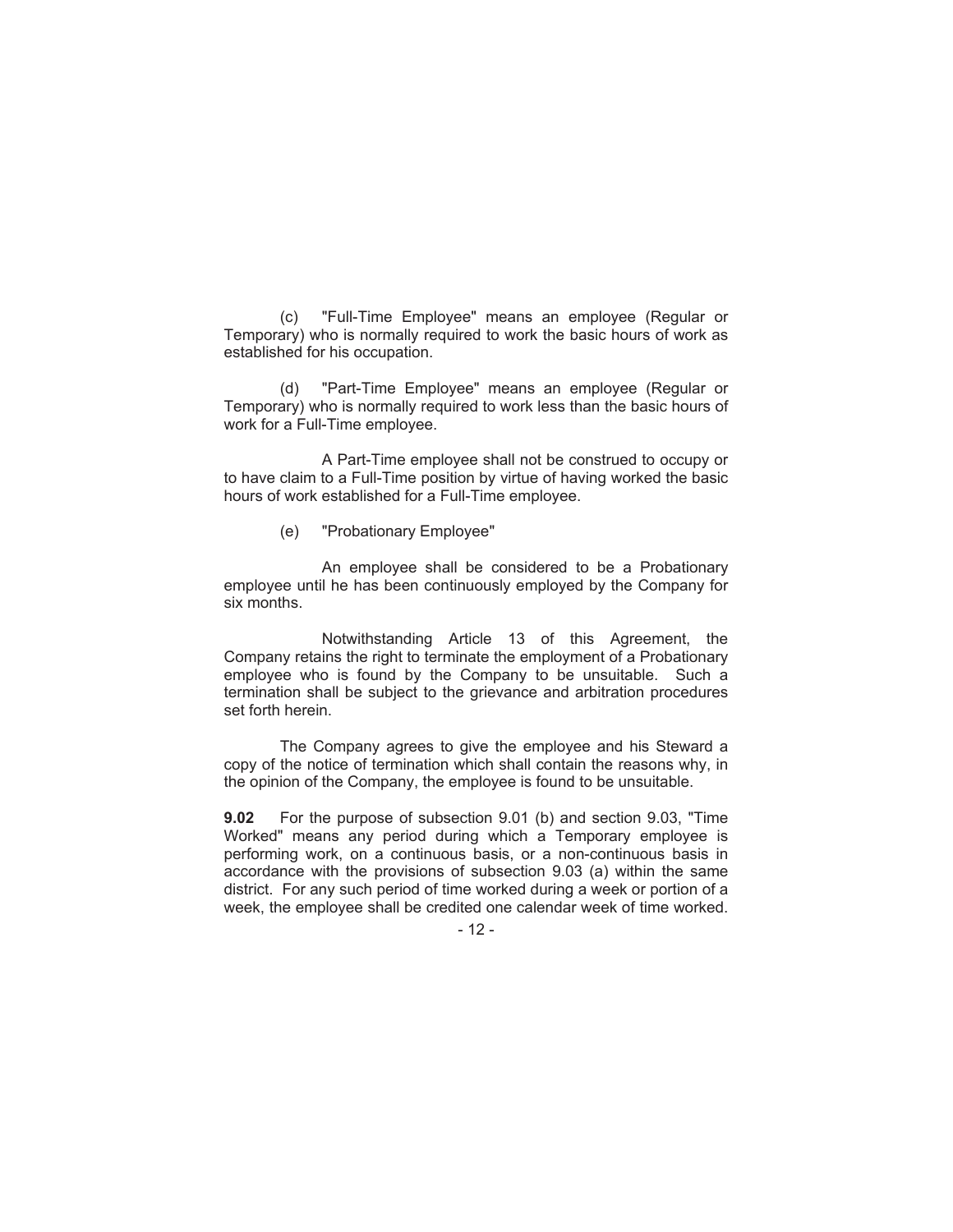(c) "Full-Time Employee" means an employee (Regular or Temporary) who is normally required to work the basic hours of work as established for his occupation.

(d) "Part-Time Employee" means an employee (Regular or Temporary) who is normally required to work less than the basic hours of work for a Full-Time employee.

A Part-Time employee shall not be construed to occupy or to have claim to a Full-Time position by virtue of having worked the basic hours of work established for a Full-Time employee.

(e) "Probationary Employee"

An employee shall be considered to be a Probationary employee until he has been continuously employed by the Company for six months.

Notwithstanding Article 13 of this Agreement, the Company retains the right to terminate the employment of a Probationary employee who is found by the Company to be unsuitable. Such a termination shall be subject to the grievance and arbitration procedures set forth herein.

The Company agrees to give the employee and his Steward a copy of the notice of termination which shall contain the reasons why, in the opinion of the Company, the employee is found to be unsuitable.

**9.02** For the purpose of subsection 9.01 (b) and section 9.03, "Time Worked" means any period during which a Temporary employee is performing work, on a continuous basis, or a non-continuous basis in accordance with the provisions of subsection 9.03 (a) within the same district. For any such period of time worked during a week or portion of a week, the employee shall be credited one calendar week of time worked.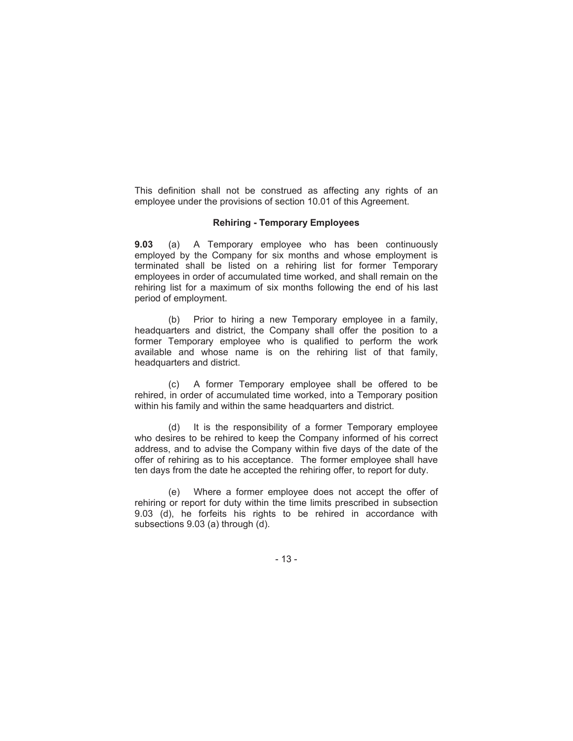This definition shall not be construed as affecting any rights of an employee under the provisions of section 10.01 of this Agreement.

### Rehiring - Temporary Employees

**9.03** (a) A Temporary employee who has been continuously employed by the Company for six months and whose employment is terminated shall be listed on a rehiring list for former Temporary employees in order of accumulated time worked, and shall remain on the rehiring list for a maximum of six months following the end of his last period of employment.

(b) Prior to hiring a new Temporary employee in a family, headquarters and district, the Company shall offer the position to a former Temporary employee who is qualified to perform the work available and whose name is on the rehiring list of that family, headquarters and district.

(c) A former Temporary employee shall be offered to be rehired, in order of accumulated time worked, into a Temporary position within his family and within the same headquarters and district.

(d) It is the responsibility of a former Temporary employee who desires to be rehired to keep the Company informed of his correct address, and to advise the Company within five days of the date of the offer of rehiring as to his acceptance. The former employee shall have ten days from the date he accepted the rehiring offer, to report for duty.

(e) Where a former employee does not accept the offer of rehiring or report for duty within the time limits prescribed in subsection 9.03 (d), he forfeits his rights to be rehired in accordance with subsections 9.03 (a) through (d).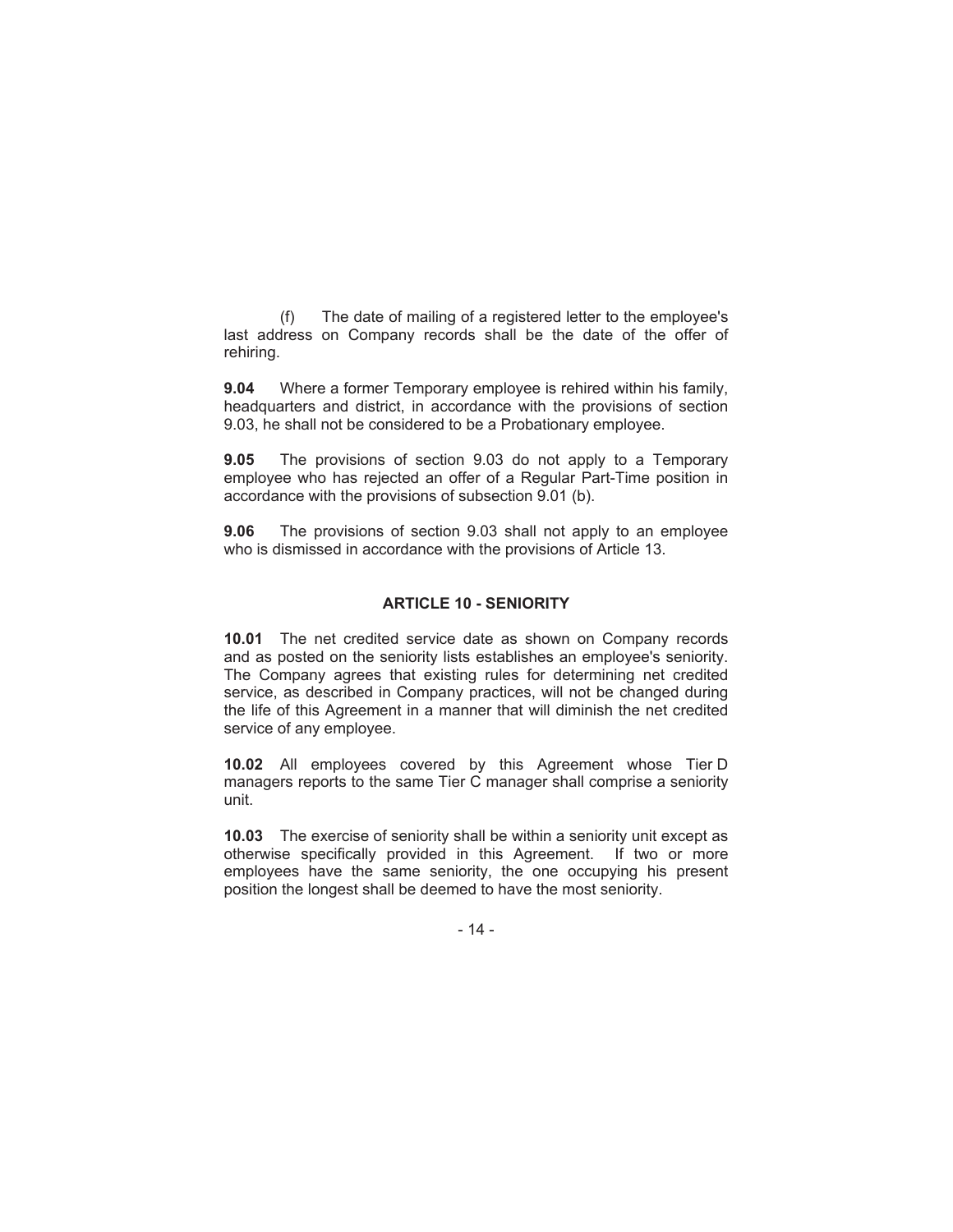(f) The date of mailing of a registered letter to the employee's last address on Company records shall be the date of the offer of rehiring.

**9.04** Where a former Temporary employee is rehired within his family, headquarters and district, in accordance with the provisions of section 9.03, he shall not be considered to be a Probationary employee.

**9.05** The provisions of section 9.03 do not apply to a Temporary employee who has rejected an offer of a Regular Part-Time position in accordance with the provisions of subsection 9.01 (b).

**9.06** The provisions of section 9.03 shall not apply to an employee who is dismissed in accordance with the provisions of Article 13.

## ARTICLE 10 - SENIORITY

**10.01** The net credited service date as shown on Company records and as posted on the seniority lists establishes an employee's seniority. The Company agrees that existing rules for determining net credited service, as described in Company practices, will not be changed during the life of this Agreement in a manner that will diminish the net credited service of any employee.

**10.02** All employees covered by this Agreement whose Tier D managers reports to the same Tier C manager shall comprise a seniority unit.

**10.03** The exercise of seniority shall be within a seniority unit except as otherwise specifically provided in this Agreement. If two or more employees have the same seniority, the one occupying his present position the longest shall be deemed to have the most seniority.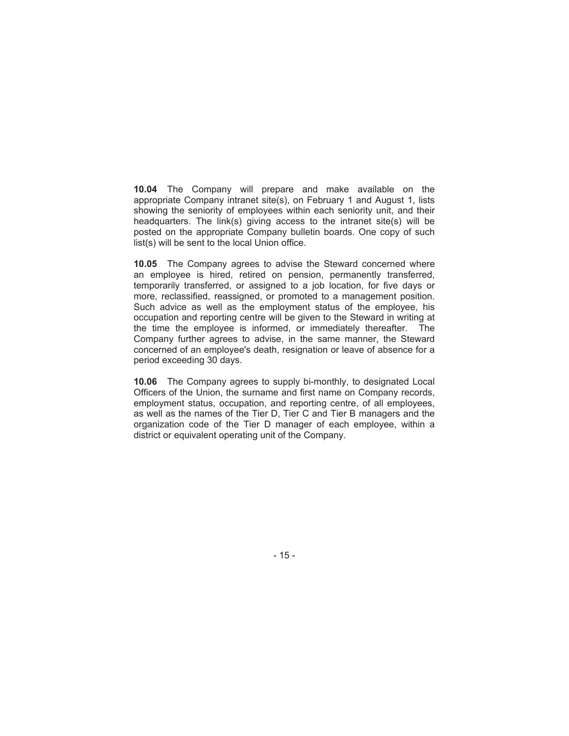**10.04** The Company will prepare and make available on the appropriate Company intranet site(s), on February 1 and August 1, lists showing the seniority of employees within each seniority unit, and their headquarters. The link(s) giving access to the intranet site(s) will be posted on the appropriate Company bulletin boards. One copy of such list(s) will be sent to the local Union office.

**10.05** The Company agrees to advise the Steward concerned where an employee is hired, retired on pension, permanently transferred, temporarily transferred, or assigned to a job location, for five days or more, reclassified, reassigned, or promoted to a management position. Such advice as well as the employment status of the employee, his occupation and reporting centre will be given to the Steward in writing at the time the employee is informed, or immediately thereafter. The Company further agrees to advise, in the same manner, the Steward concerned of an employee's death, resignation or leave of absence for a period exceeding 30 days.

**10.06** The Company agrees to supply bi-monthly, to designated Local Officers of the Union, the surname and first name on Company records, employment status, occupation, and reporting centre, of all employees, as well as the names of the Tier D, Tier C and Tier B managers and the organization code of the Tier D manager of each employee, within a district or equivalent operating unit of the Company.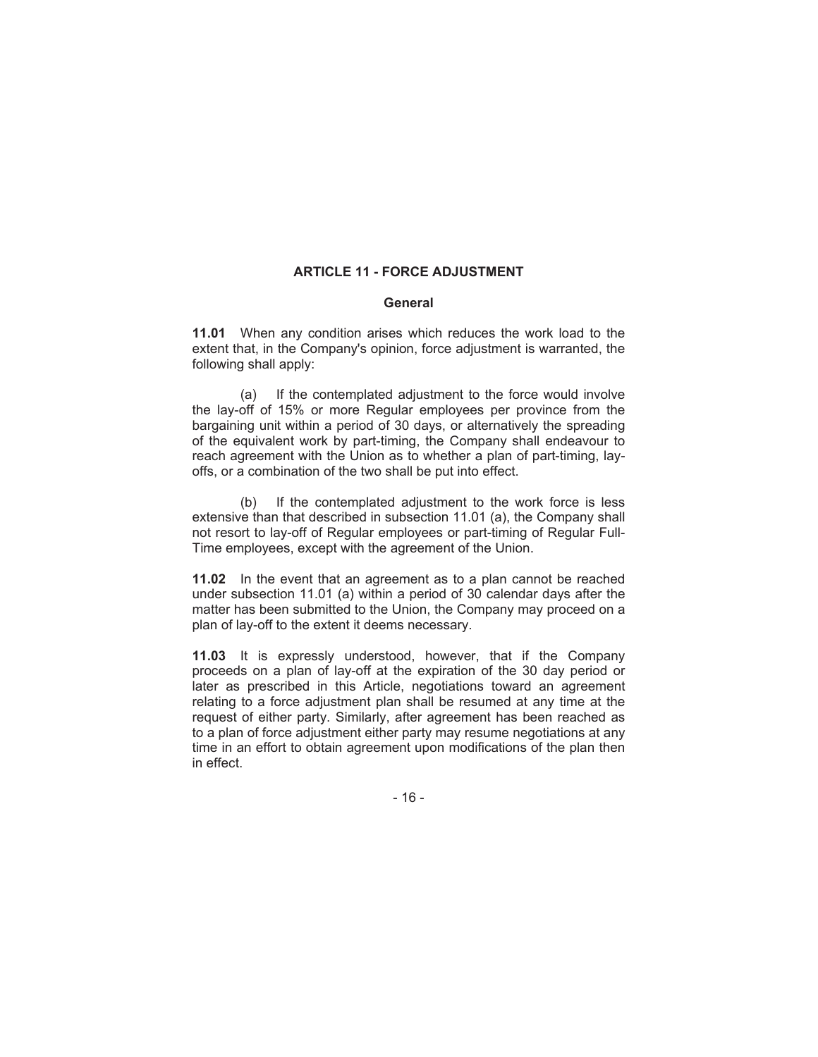## ARTICLE 11 - FORCE ADJUSTMENT

### General

**11.01** When any condition arises which reduces the work load to the extent that, in the Company's opinion, force adjustment is warranted, the following shall apply:

(a) If the contemplated adjustment to the force would involve the lay-off of 15% or more Regular employees per province from the bargaining unit within a period of 30 days, or alternatively the spreading of the equivalent work by part-timing, the Company shall endeavour to reach agreement with the Union as to whether a plan of part-timing, lay-offs, or a combination of the two shall be put into effect.

(b) If the contemplated adjustment to the work force is less extensive than that described in subsection 11.01 (a), the Company shall not resort to lay-off of Regular employees or part-timing of Regular Full-Time employees, except with the agreement of the Union.

**11.02** In the event that an agreement as to a plan cannot be reached under subsection 11.01 (a) within a period of 30 calendar days after the matter has been submitted to the Union, the Company may proceed on a plan of lay-off to the extent it deems necessary.

**11.03** It is expressly understood, however, that if the Company proceeds on a plan of lay-off at the expiration of the 30 day period or later as prescribed in this Article, negotiations toward an agreement relating to a force adjustment plan shall be resumed at any time at the request of either party. Similarly, after agreement has been reached as to a plan of force adjustment either party may resume negotiations at any time in an effort to obtain agreement upon modifications of the plan then in effect.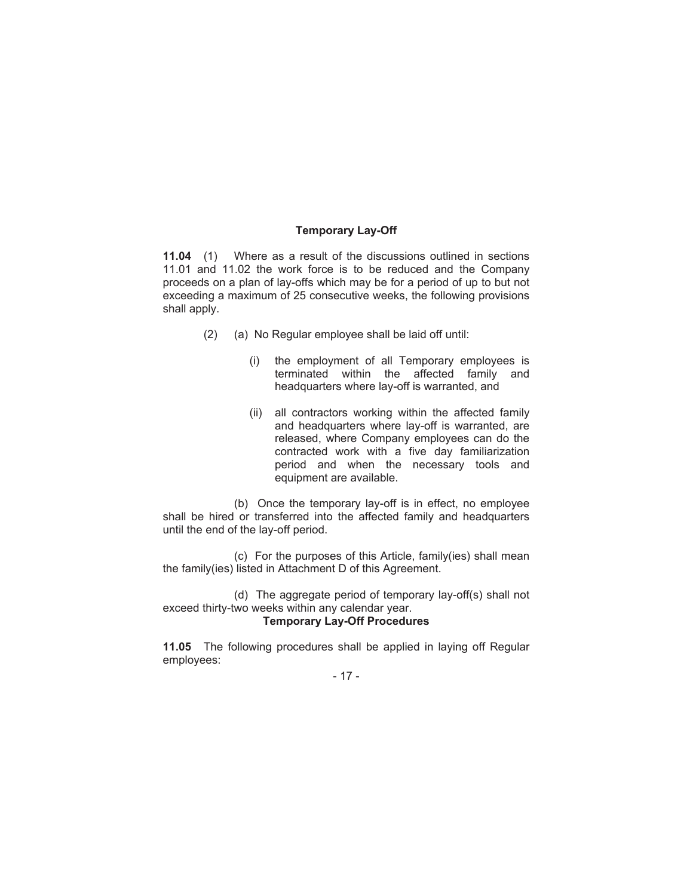### Temporary Lay-Off

**11.04** (1) Where as a result of the discussions outlined in sections 11.01 and 11.02 the work force is to be reduced and the Company proceeds on a plan of lay-offs which may be for a period of up to but not exceeding a maximum of 25 consecutive weeks, the following provisions shall apply.

(2) (a) No Regular employee shall be laid off until:

(i) the employment of all Temporary employees is terminated within the affected family and headquarters where lay-off is warranted, and

(ii) all contractors working within the affected family and headquarters where lay-off is warranted, are released, where Company employees can do the contracted work with a five day familiarization period and when the necessary tools and equipment are available.

(b) Once the temporary lay-off is in effect, no employee shall be hired or transferred into the affected family and headquarters until the end of the lay-off period.

(c) For the purposes of this Article, family(ies) shall mean the family(ies) listed in Attachment D of this Agreement.

(d) The aggregate period of temporary lay-off(s) shall not exceed thirty-two weeks within any calendar year.

### Temporary Lay-Off Procedures

**11.05** The following procedures shall be applied in laying off Regular employees: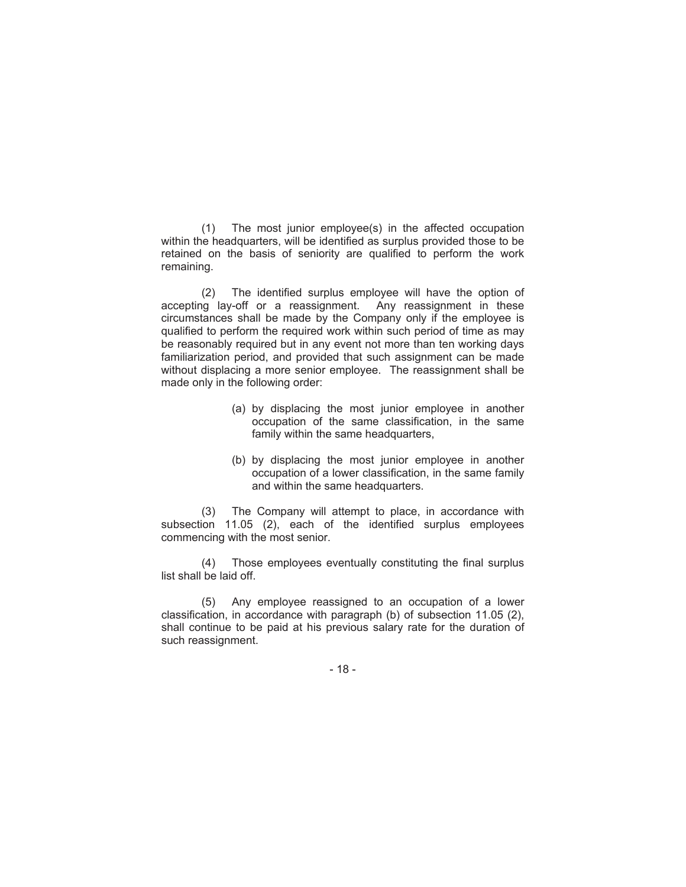(1) The most junior employee(s) in the affected occupation within the headquarters, will be identified as surplus provided those to be retained on the basis of seniority are qualified to perform the work remaining.

(2) The identified surplus employee will have the option of accepting lay-off or a reassignment. Any reassignment in these circumstances shall be made by the Company only if the employee is qualified to perform the required work within such period of time as may be reasonably required but in any event not more than ten working days familiarization period, and provided that such assignment can be made without displacing a more senior employee. The reassignment shall be made only in the following order:

> (a) by displacing the most junior employee in another occupation of the same classification, in the same family within the same headquarters,
>
> (b) by displacing the most junior employee in another occupation of a lower classification, in the same family and within the same headquarters.

(3) The Company will attempt to place, in accordance with subsection 11.05 (2), each of the identified surplus employees commencing with the most senior.

(4) Those employees eventually constituting the final surplus list shall be laid off.

(5) Any employee reassigned to an occupation of a lower classification, in accordance with paragraph (b) of subsection 11.05 (2), shall continue to be paid at his previous salary rate for the duration of such reassignment.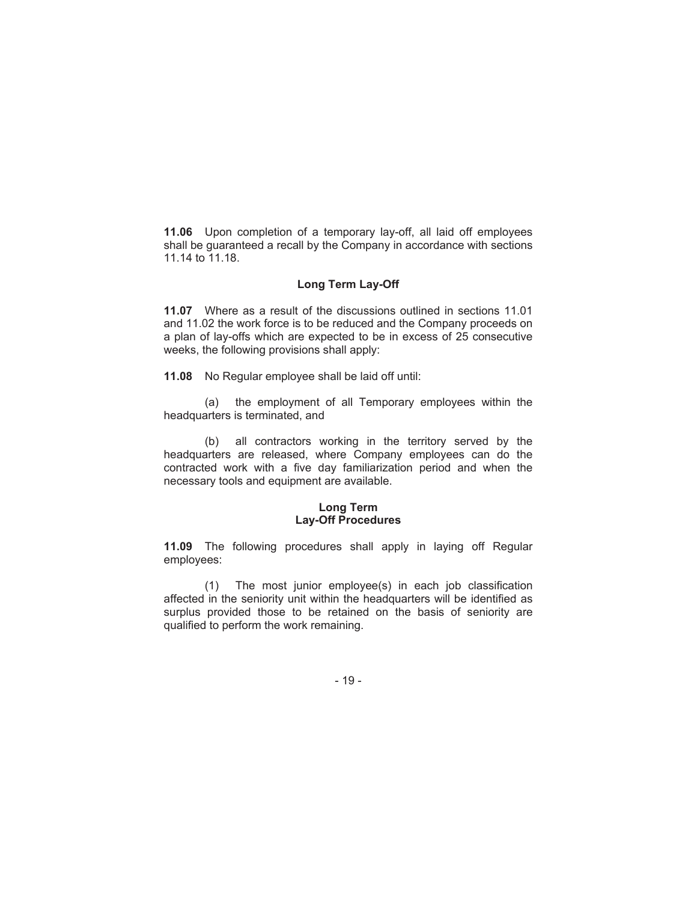**11.06** Upon completion of a temporary lay-off, all laid off employees shall be guaranteed a recall by the Company in accordance with sections 11.14 to 11.18.

### Long Term Lay-Off

**11.07** Where as a result of the discussions outlined in sections 11.01 and 11.02 the work force is to be reduced and the Company proceeds on a plan of lay-offs which are expected to be in excess of 25 consecutive weeks, the following provisions shall apply:

**11.08** No Regular employee shall be laid off until:

(a) the employment of all Temporary employees within the headquarters is terminated, and

(b) all contractors working in the territory served by the headquarters are released, where Company employees can do the contracted work with a five day familiarization period and when the necessary tools and equipment are available.

### Long Term Lay-Off Procedures

**11.09** The following procedures shall apply in laying off Regular employees:

(1) The most junior employee(s) in each job classification affected in the seniority unit within the headquarters will be identified as surplus provided those to be retained on the basis of seniority are qualified to perform the work remaining.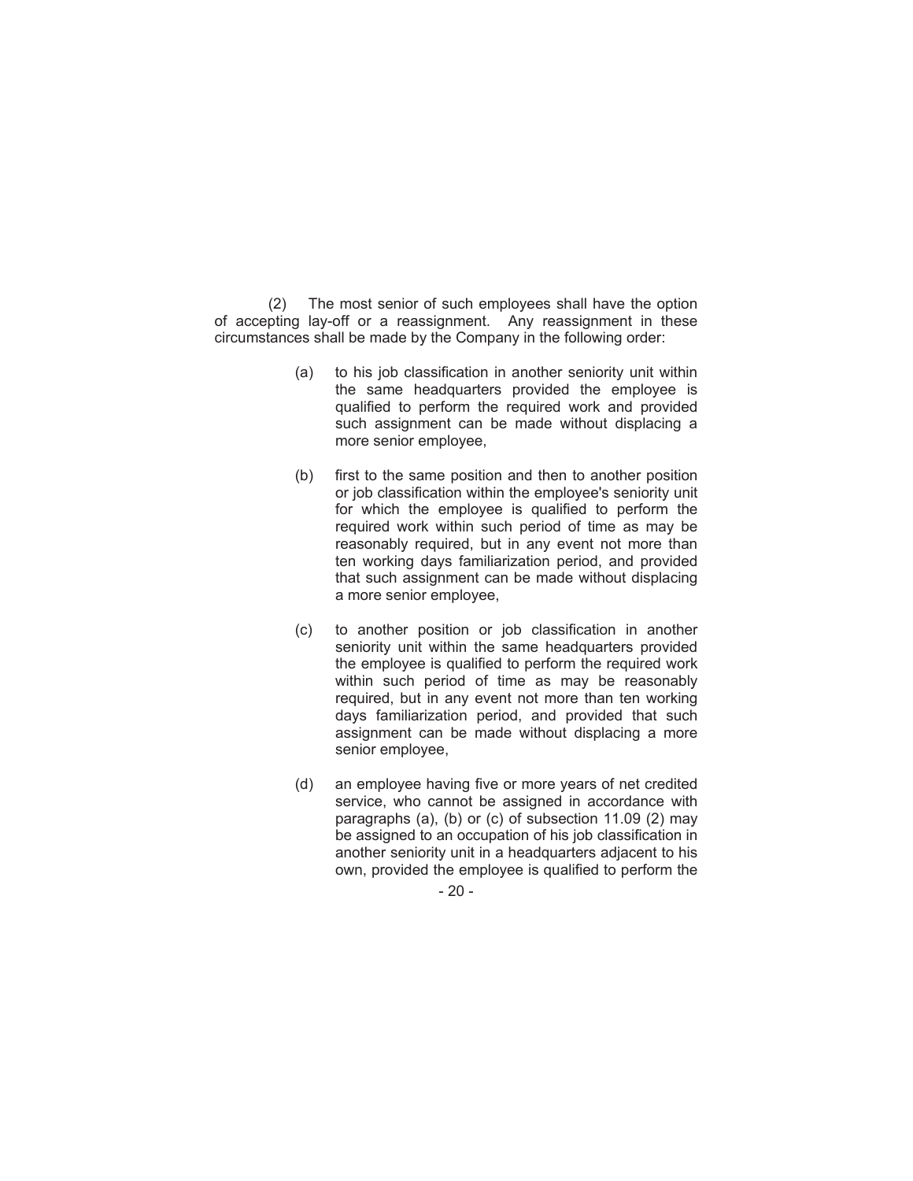(2) The most senior of such employees shall have the option of accepting lay-off or a reassignment. Any reassignment in these circumstances shall be made by the Company in the following order:

(a) to his job classification in another seniority unit within the same headquarters provided the employee is qualified to perform the required work and provided such assignment can be made without displacing a more senior employee,

(b) first to the same position and then to another position or job classification within the employee's seniority unit for which the employee is qualified to perform the required work within such period of time as may be reasonably required, but in any event not more than ten working days familiarization period, and provided that such assignment can be made without displacing a more senior employee,

(c) to another position or job classification in another seniority unit within the same headquarters provided the employee is qualified to perform the required work within such period of time as may be reasonably required, but in any event not more than ten working days familiarization period, and provided that such assignment can be made without displacing a more senior employee,

(d) an employee having five or more years of net credited service, who cannot be assigned in accordance with paragraphs (a), (b) or (c) of subsection 11.09 (2) may be assigned to an occupation of his job classification in another seniority unit in a headquarters adjacent to his own, provided the employee is qualified to perform the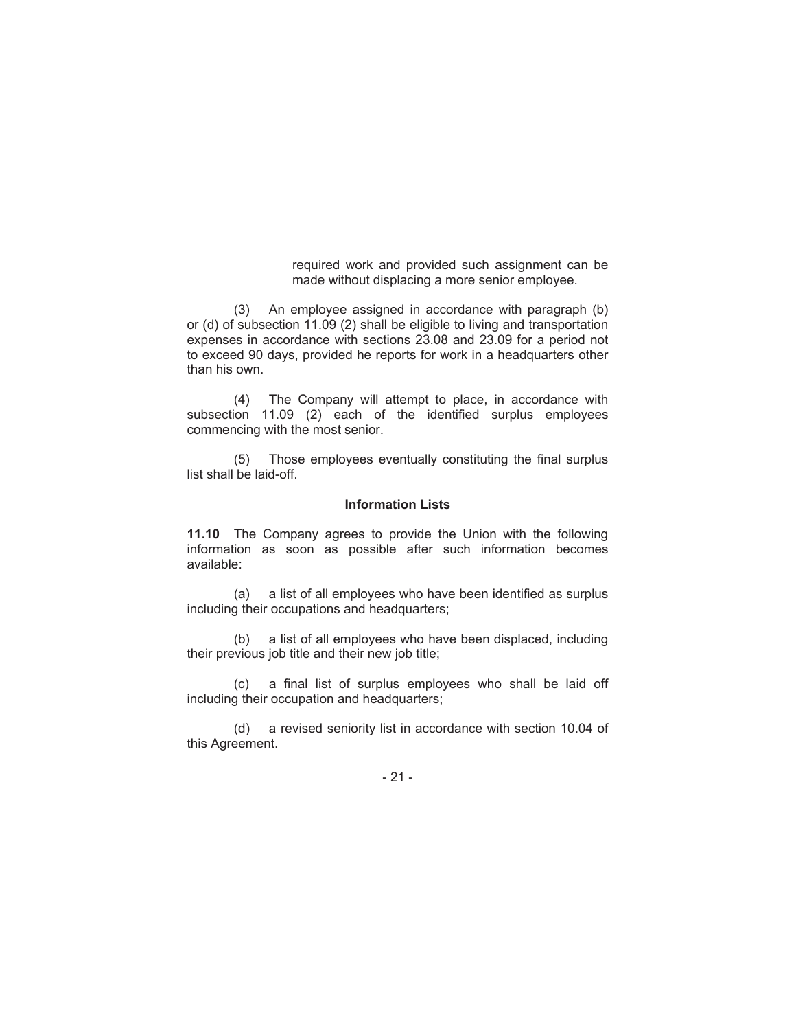required work and provided such assignment can be made without displacing a more senior employee.

(3) An employee assigned in accordance with paragraph (b) or (d) of subsection 11.09 (2) shall be eligible to living and transportation expenses in accordance with sections 23.08 and 23.09 for a period not to exceed 90 days, provided he reports for work in a headquarters other than his own.

(4) The Company will attempt to place, in accordance with subsection 11.09 (2) each of the identified surplus employees commencing with the most senior.

(5) Those employees eventually constituting the final surplus list shall be laid-off.

### Information Lists

**11.10** The Company agrees to provide the Union with the following information as soon as possible after such information becomes available:

(a) a list of all employees who have been identified as surplus including their occupations and headquarters;

(b) a list of all employees who have been displaced, including their previous job title and their new job title;

(c) a final list of surplus employees who shall be laid off including their occupation and headquarters;

(d) a revised seniority list in accordance with section 10.04 of this Agreement.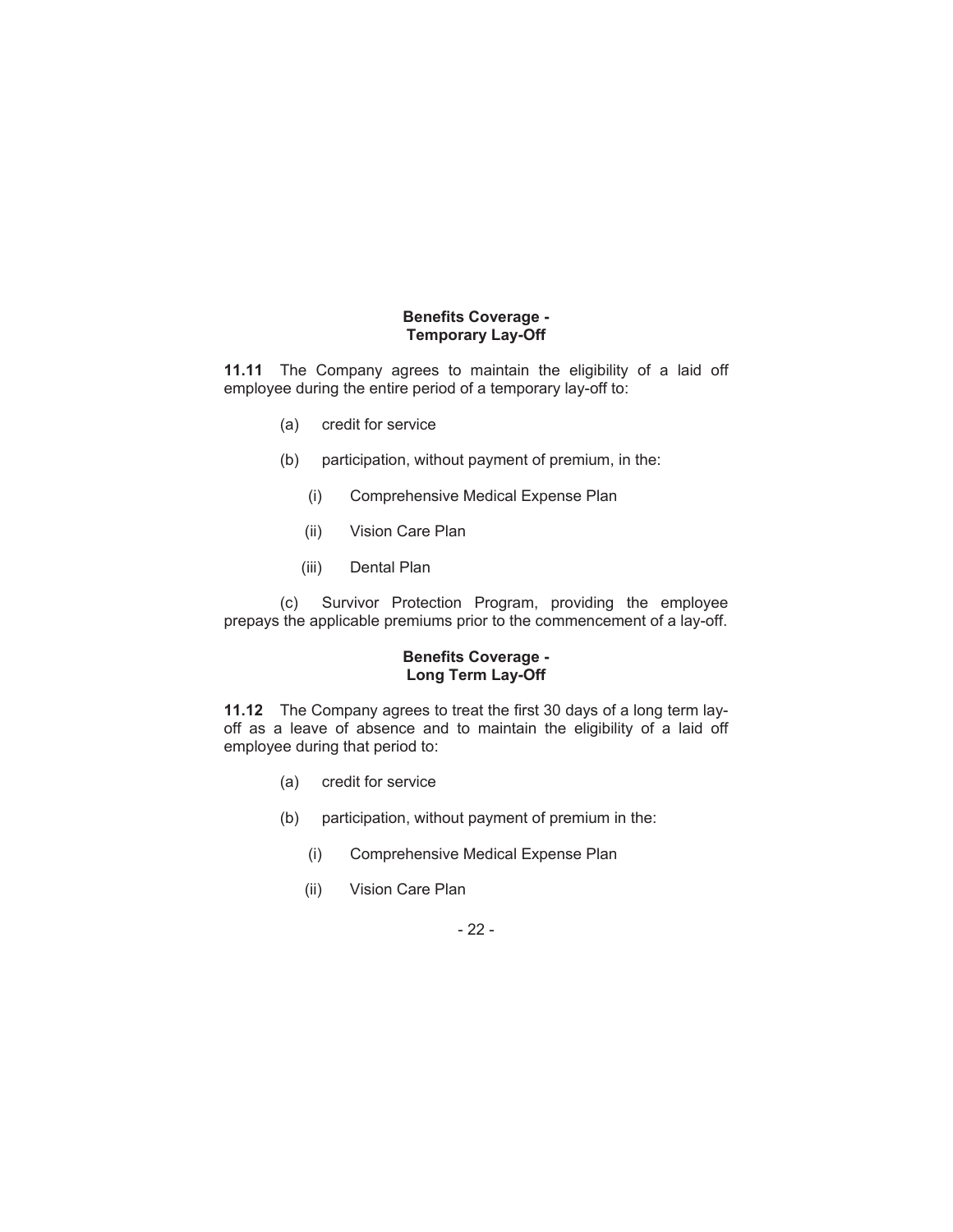**Benefits Coverage - Temporary Lay-Off**

**11.11** The Company agrees to maintain the eligibility of a laid off employee during the entire period of a temporary lay-off to:

(a) credit for service

(b) participation, without payment of premium, in the:

(i) Comprehensive Medical Expense Plan

(ii) Vision Care Plan

(iii) Dental Plan

(c) Survivor Protection Program, providing the employee prepays the applicable premiums prior to the commencement of a lay-off.

**Benefits Coverage - Long Term Lay-Off**

**11.12** The Company agrees to treat the first 30 days of a long term lay-off as a leave of absence and to maintain the eligibility of a laid off employee during that period to:

(a) credit for service

(b) participation, without payment of premium in the:

(i) Comprehensive Medical Expense Plan

(ii) Vision Care Plan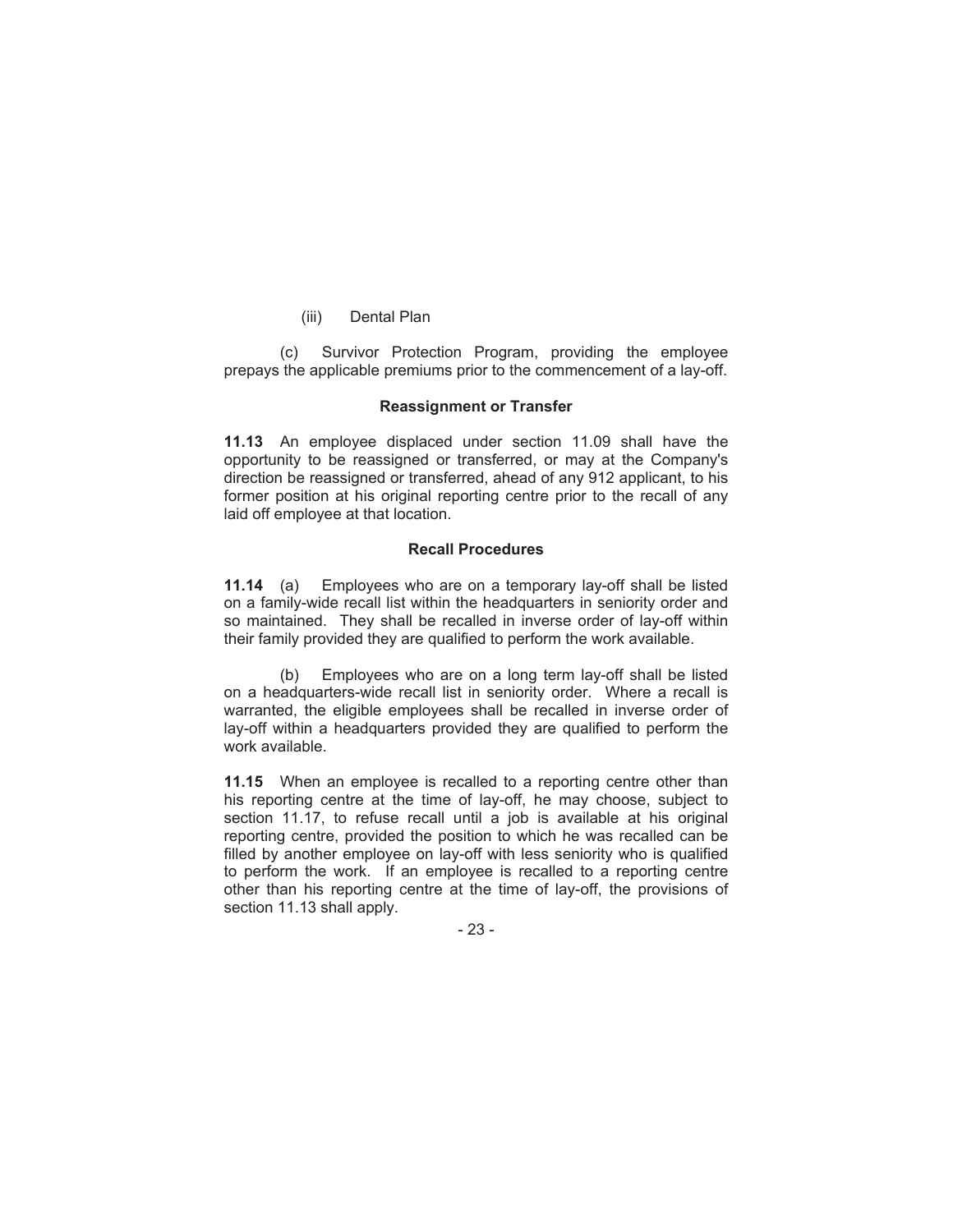(iii) Dental Plan

(c) Survivor Protection Program, providing the employee prepays the applicable premiums prior to the commencement of a lay-off.

### Reassignment or Transfer

**11.13** An employee displaced under section 11.09 shall have the opportunity to be reassigned or transferred, or may at the Company's direction be reassigned or transferred, ahead of any 912 applicant, to his former position at his original reporting centre prior to the recall of any laid off employee at that location.

### Recall Procedures

**11.14** (a) Employees who are on a temporary lay-off shall be listed on a family-wide recall list within the headquarters in seniority order and so maintained. They shall be recalled in inverse order of lay-off within their family provided they are qualified to perform the work available.

(b) Employees who are on a long term lay-off shall be listed on a headquarters-wide recall list in seniority order. Where a recall is warranted, the eligible employees shall be recalled in inverse order of lay-off within a headquarters provided they are qualified to perform the work available.

**11.15** When an employee is recalled to a reporting centre other than his reporting centre at the time of lay-off, he may choose, subject to section 11.17, to refuse recall until a job is available at his original reporting centre, provided the position to which he was recalled can be filled by another employee on lay-off with less seniority who is qualified to perform the work. If an employee is recalled to a reporting centre other than his reporting centre at the time of lay-off, the provisions of section 11.13 shall apply.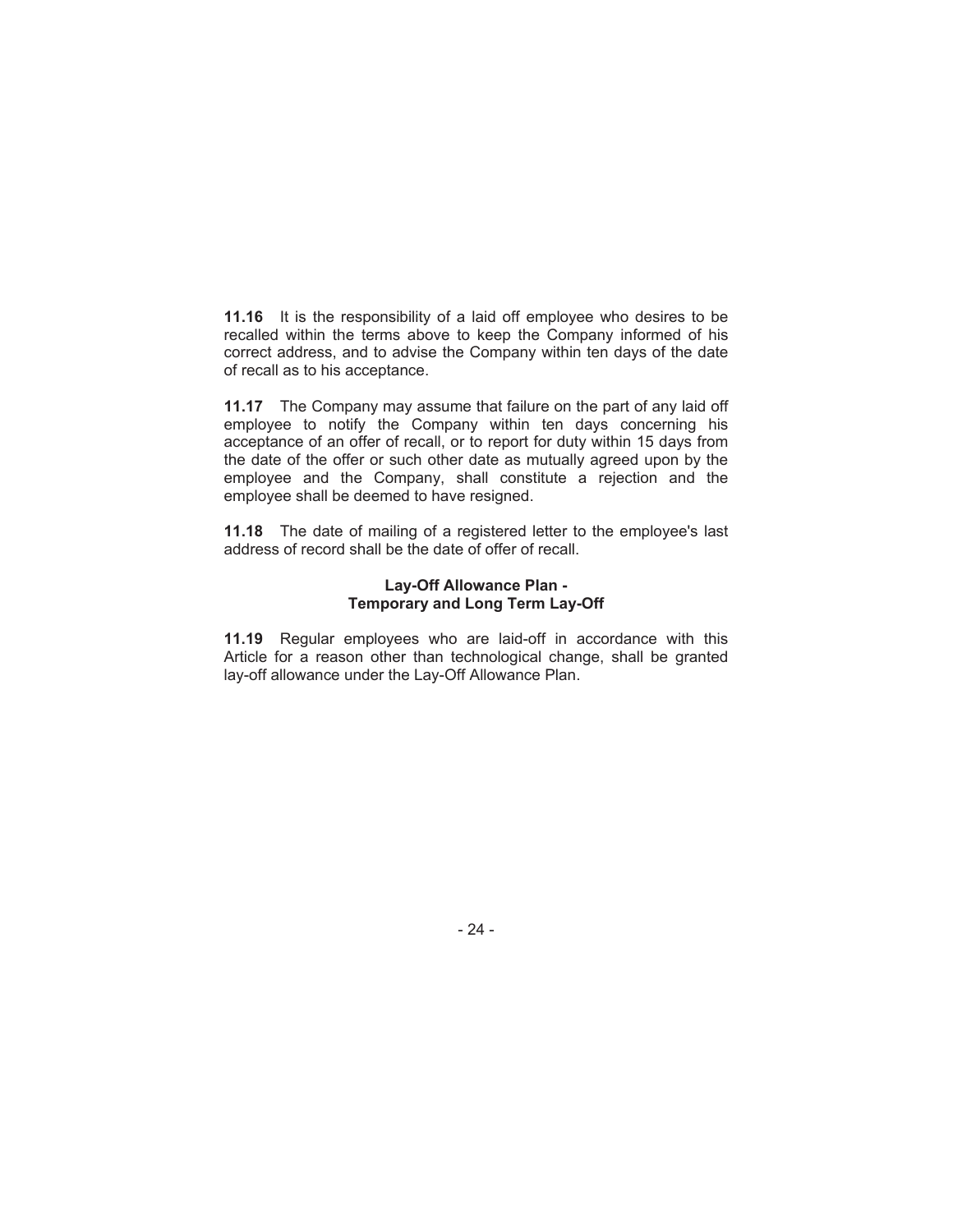**11.16** It is the responsibility of a laid off employee who desires to be recalled within the terms above to keep the Company informed of his correct address, and to advise the Company within ten days of the date of recall as to his acceptance.

**11.17** The Company may assume that failure on the part of any laid off employee to notify the Company within ten days concerning his acceptance of an offer of recall, or to report for duty within 15 days from the date of the offer or such other date as mutually agreed upon by the employee and the Company, shall constitute a rejection and the employee shall be deemed to have resigned.

**11.18** The date of mailing of a registered letter to the employee's last address of record shall be the date of offer of recall.

### Lay-Off Allowance Plan - Temporary and Long Term Lay-Off

**11.19** Regular employees who are laid-off in accordance with this Article for a reason other than technological change, shall be granted lay-off allowance under the Lay-Off Allowance Plan.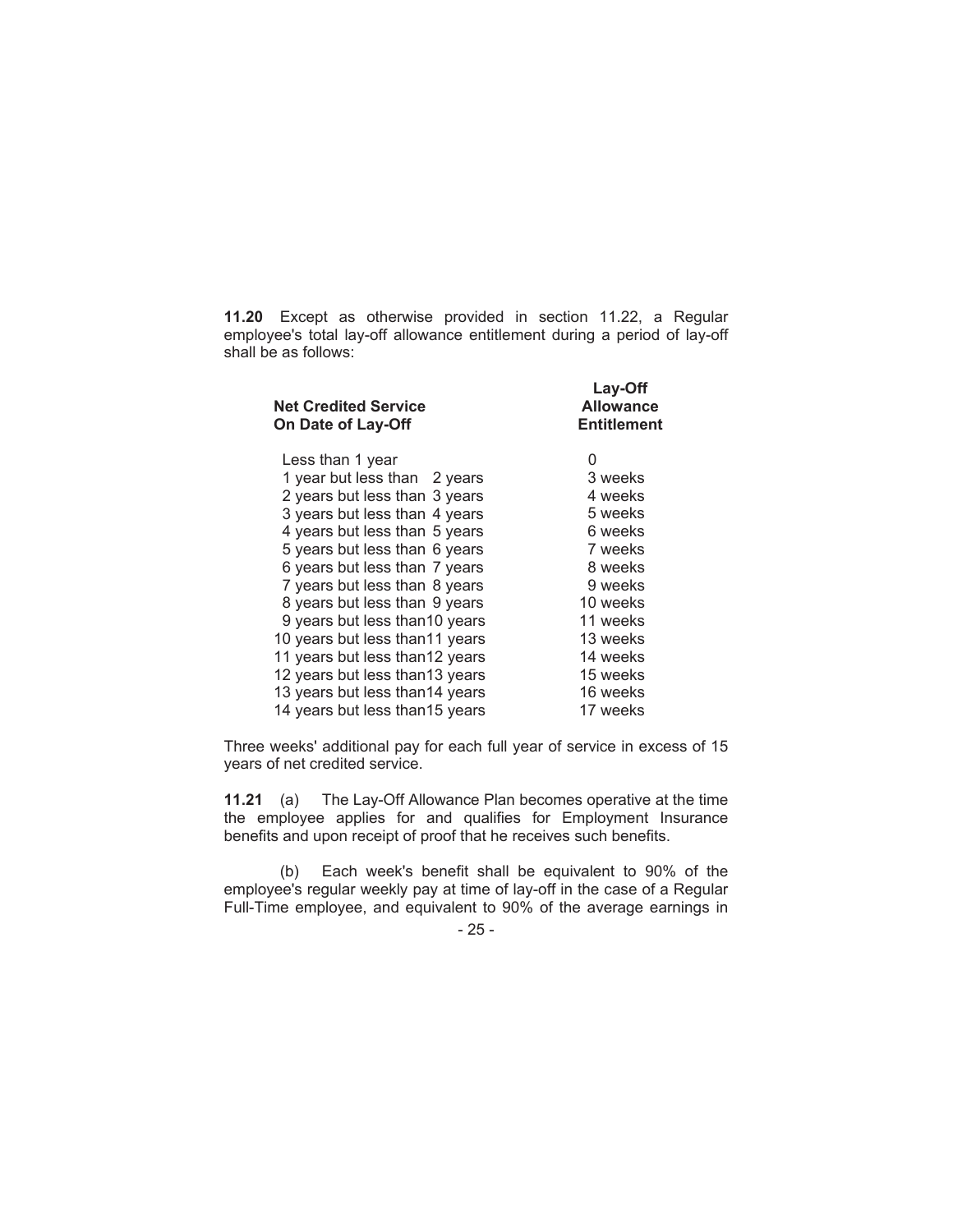**11.20** Except as otherwise provided in section 11.22, a Regular employee's total lay-off allowance entitlement during a period of lay-off shall be as follows:

| Net Credited Service On Date of Lay-Off | Lay-Off Allowance Entitlement |
|---|---|
| Less than 1 year | 0 |
| 1 year but less than 2 years | 3 weeks |
| 2 years but less than 3 years | 4 weeks |
| 3 years but less than 4 years | 5 weeks |
| 4 years but less than 5 years | 6 weeks |
| 5 years but less than 6 years | 7 weeks |
| 6 years but less than 7 years | 8 weeks |
| 7 years but less than 8 years | 9 weeks |
| 8 years but less than 9 years | 10 weeks |
| 9 years but less than 10 years | 11 weeks |
| 10 years but less than 11 years | 13 weeks |
| 11 years but less than 12 years | 14 weeks |
| 12 years but less than 13 years | 15 weeks |
| 13 years but less than 14 years | 16 weeks |
| 14 years but less than 15 years | 17 weeks |

Three weeks' additional pay for each full year of service in excess of 15 years of net credited service.

**11.21** (a) The Lay-Off Allowance Plan becomes operative at the time the employee applies for and qualifies for Employment Insurance benefits and upon receipt of proof that he receives such benefits.

(b) Each week's benefit shall be equivalent to 90% of the employee's regular weekly pay at time of lay-off in the case of a Regular Full-Time employee, and equivalent to 90% of the average earnings in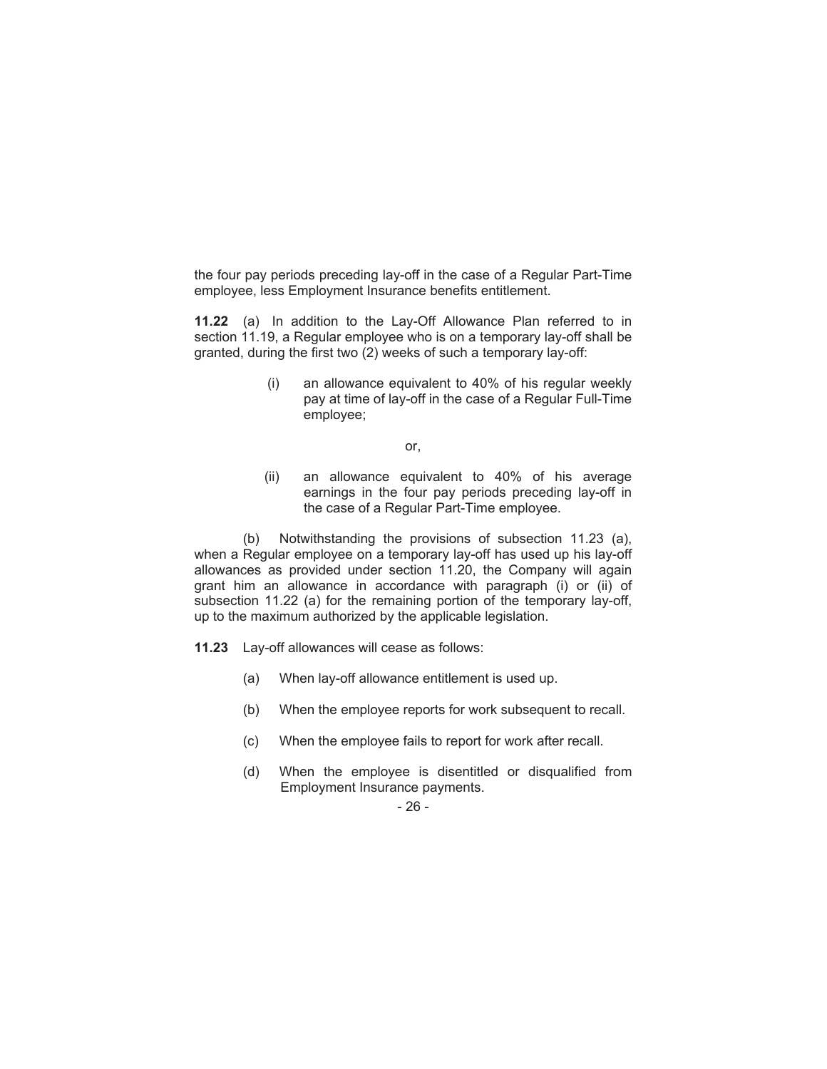the four pay periods preceding lay-off in the case of a Regular Part-Time employee, less Employment Insurance benefits entitlement.

**11.22** (a) In addition to the Lay-Off Allowance Plan referred to in section 11.19, a Regular employee who is on a temporary lay-off shall be granted, during the first two (2) weeks of such a temporary lay-off:

(i) an allowance equivalent to 40% of his regular weekly pay at time of lay-off in the case of a Regular Full-Time employee;

or,

(ii) an allowance equivalent to 40% of his average earnings in the four pay periods preceding lay-off in the case of a Regular Part-Time employee.

(b) Notwithstanding the provisions of subsection 11.23 (a), when a Regular employee on a temporary lay-off has used up his lay-off allowances as provided under section 11.20, the Company will again grant him an allowance in accordance with paragraph (i) or (ii) of subsection 11.22 (a) for the remaining portion of the temporary lay-off, up to the maximum authorized by the applicable legislation.

**11.23** Lay-off allowances will cease as follows:

(a) When lay-off allowance entitlement is used up.

(b) When the employee reports for work subsequent to recall.

(c) When the employee fails to report for work after recall.

(d) When the employee is disentitled or disqualified from Employment Insurance payments.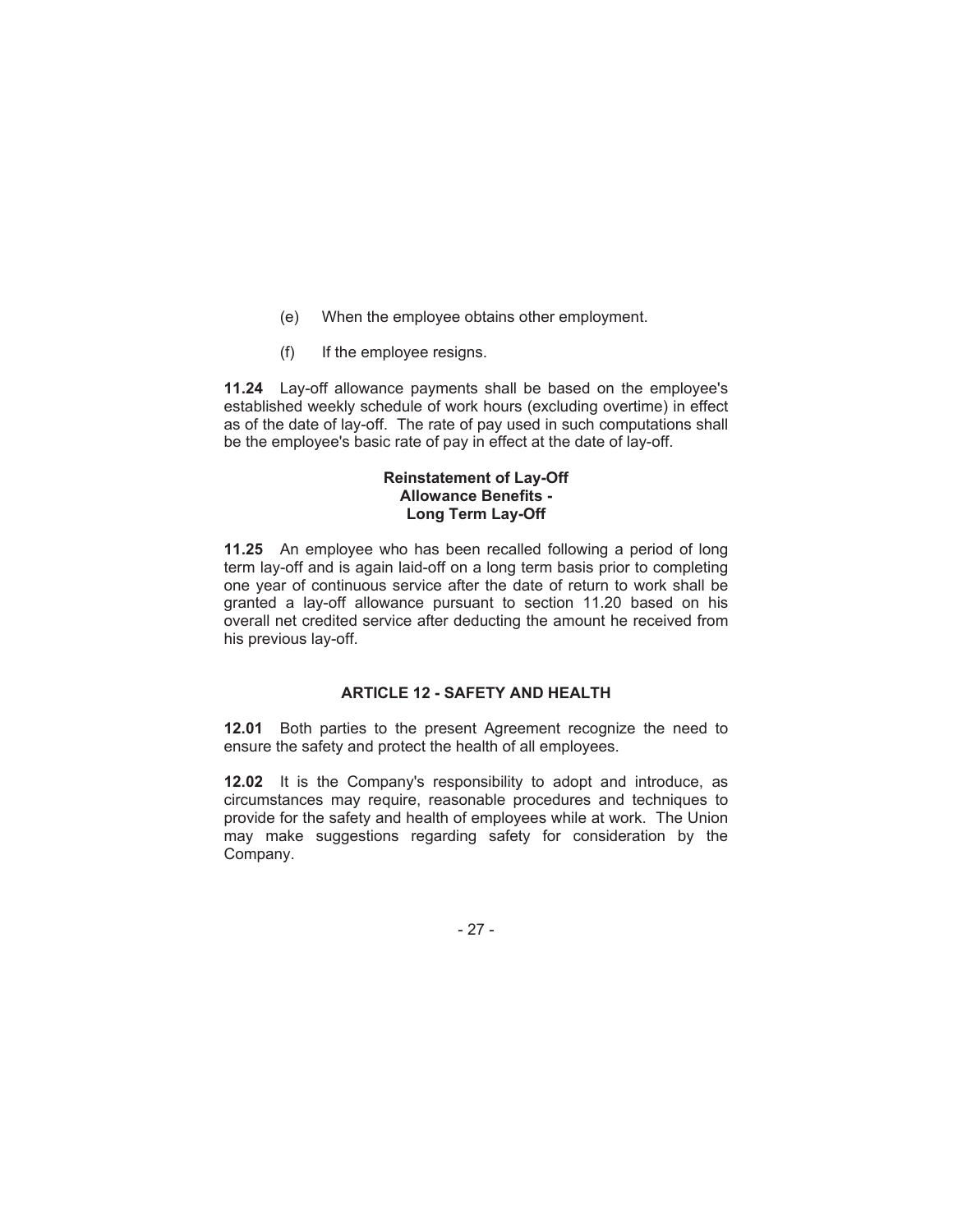(e) When the employee obtains other employment.

(f) If the employee resigns.

**11.24** Lay-off allowance payments shall be based on the employee's established weekly schedule of work hours (excluding overtime) in effect as of the date of lay-off. The rate of pay used in such computations shall be the employee's basic rate of pay in effect at the date of lay-off.

### Reinstatement of Lay-Off Allowance Benefits - Long Term Lay-Off

**11.25** An employee who has been recalled following a period of long term lay-off and is again laid-off on a long term basis prior to completing one year of continuous service after the date of return to work shall be granted a lay-off allowance pursuant to section 11.20 based on his overall net credited service after deducting the amount he received from his previous lay-off.

## ARTICLE 12 - SAFETY AND HEALTH

**12.01** Both parties to the present Agreement recognize the need to ensure the safety and protect the health of all employees.

**12.02** It is the Company's responsibility to adopt and introduce, as circumstances may require, reasonable procedures and techniques to provide for the safety and health of employees while at work. The Union may make suggestions regarding safety for consideration by the Company.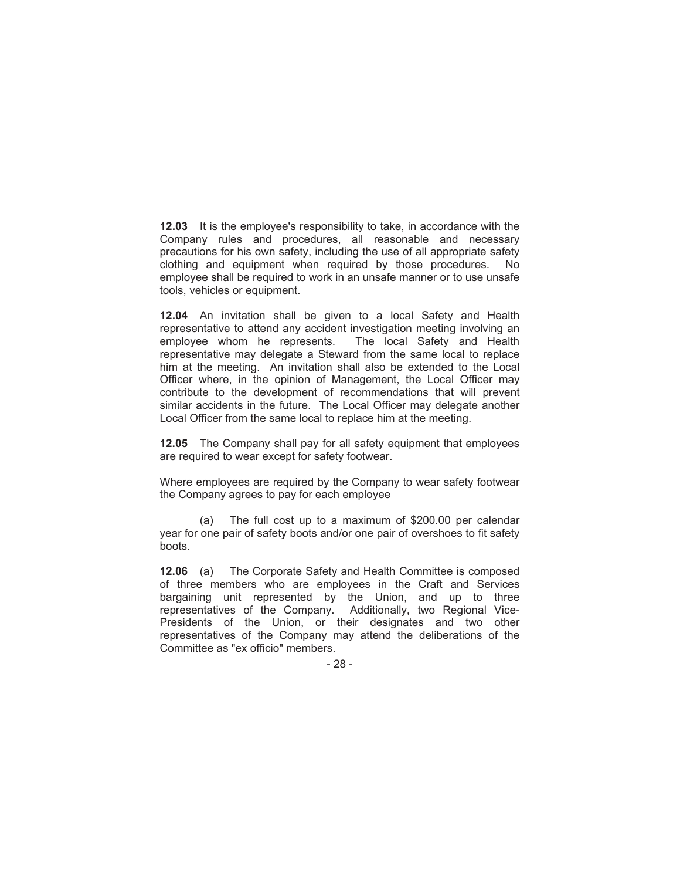**12.03** It is the employee's responsibility to take, in accordance with the Company rules and procedures, all reasonable and necessary precautions for his own safety, including the use of all appropriate safety clothing and equipment when required by those procedures. No employee shall be required to work in an unsafe manner or to use unsafe tools, vehicles or equipment.

**12.04** An invitation shall be given to a local Safety and Health representative to attend any accident investigation meeting involving an employee whom he represents. The local Safety and Health representative may delegate a Steward from the same local to replace him at the meeting. An invitation shall also be extended to the Local Officer where, in the opinion of Management, the Local Officer may contribute to the development of recommendations that will prevent similar accidents in the future. The Local Officer may delegate another Local Officer from the same local to replace him at the meeting.

**12.05** The Company shall pay for all safety equipment that employees are required to wear except for safety footwear.

Where employees are required by the Company to wear safety footwear the Company agrees to pay for each employee

(a) The full cost up to a maximum of $200.00 per calendar year for one pair of safety boots and/or one pair of overshoes to fit safety boots.

**12.06** (a) The Corporate Safety and Health Committee is composed of three members who are employees in the Craft and Services bargaining unit represented by the Union, and up to three representatives of the Company. Additionally, two Regional Vice-Presidents of the Union, or their designates and two other representatives of the Company may attend the deliberations of the Committee as "ex officio" members.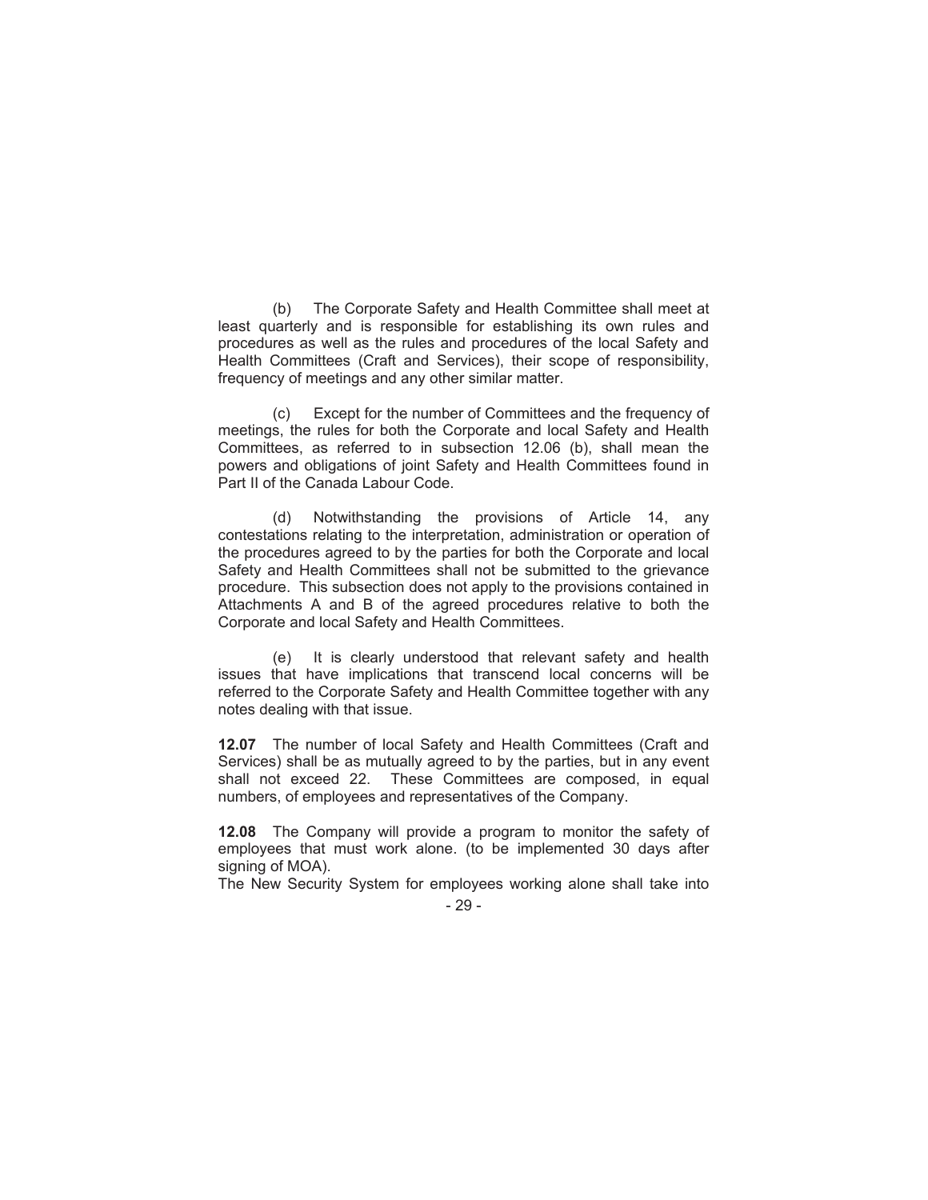(b) The Corporate Safety and Health Committee shall meet at least quarterly and is responsible for establishing its own rules and procedures as well as the rules and procedures of the local Safety and Health Committees (Craft and Services), their scope of responsibility, frequency of meetings and any other similar matter.

(c) Except for the number of Committees and the frequency of meetings, the rules for both the Corporate and local Safety and Health Committees, as referred to in subsection 12.06 (b), shall mean the powers and obligations of joint Safety and Health Committees found in Part II of the Canada Labour Code.

(d) Notwithstanding the provisions of Article 14, any contestations relating to the interpretation, administration or operation of the procedures agreed to by the parties for both the Corporate and local Safety and Health Committees shall not be submitted to the grievance procedure. This subsection does not apply to the provisions contained in Attachments A and B of the agreed procedures relative to both the Corporate and local Safety and Health Committees.

(e) It is clearly understood that relevant safety and health issues that have implications that transcend local concerns will be referred to the Corporate Safety and Health Committee together with any notes dealing with that issue.

**12.07** The number of local Safety and Health Committees (Craft and Services) shall be as mutually agreed to by the parties, but in any event shall not exceed 22. These Committees are composed, in equal numbers, of employees and representatives of the Company.

**12.08** The Company will provide a program to monitor the safety of employees that must work alone. (to be implemented 30 days after signing of MOA).

The New Security System for employees working alone shall take into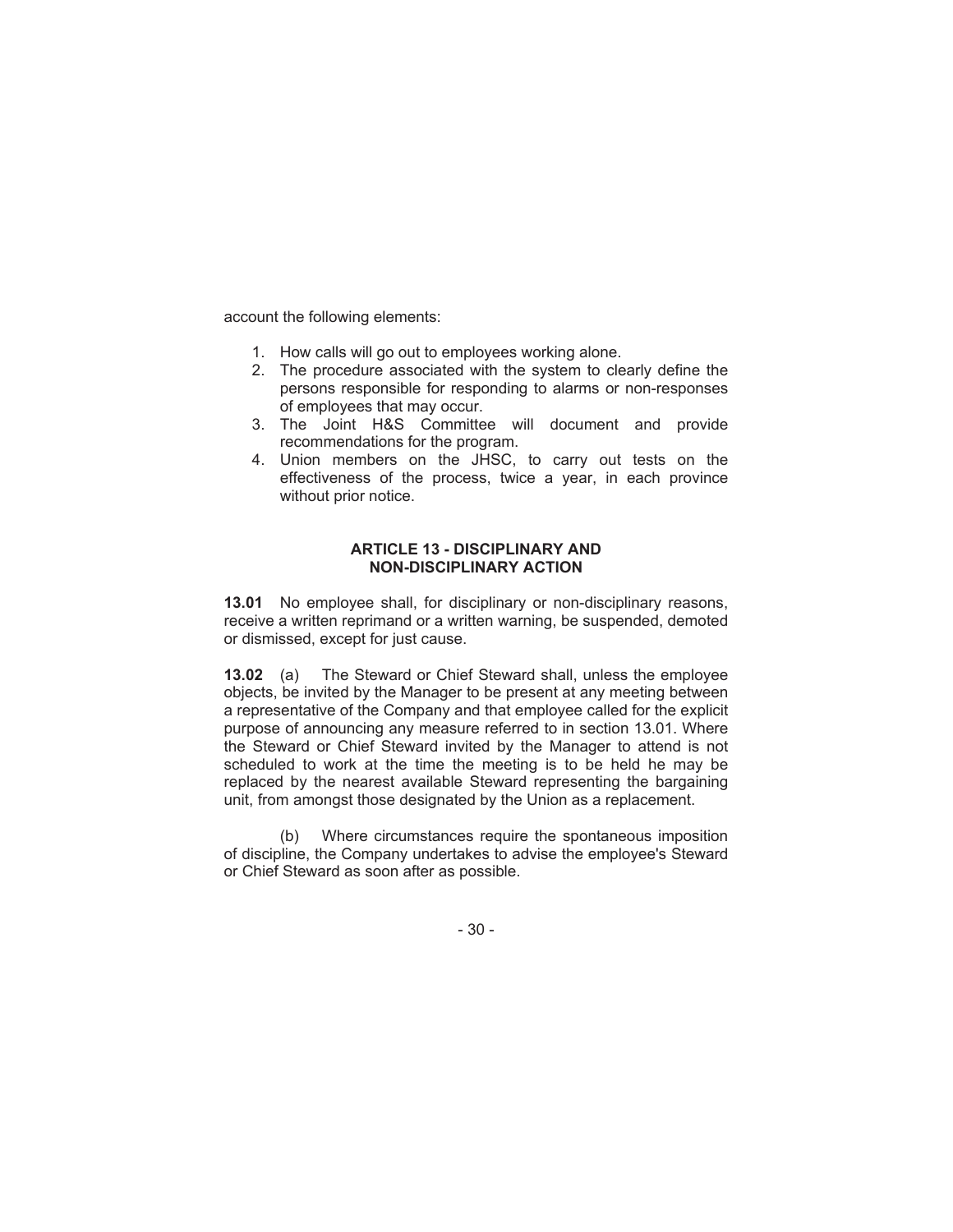account the following elements:

1. How calls will go out to employees working alone.
2. The procedure associated with the system to clearly define the persons responsible for responding to alarms or non-responses of employees that may occur.
3. The Joint H&S Committee will document and provide recommendations for the program.
4. Union members on the JHSC, to carry out tests on the effectiveness of the process, twice a year, in each province without prior notice.

## ARTICLE 13 - DISCIPLINARY AND NON-DISCIPLINARY ACTION

**13.01** No employee shall, for disciplinary or non-disciplinary reasons, receive a written reprimand or a written warning, be suspended, demoted or dismissed, except for just cause.

**13.02** (a) The Steward or Chief Steward shall, unless the employee objects, be invited by the Manager to be present at any meeting between a representative of the Company and that employee called for the explicit purpose of announcing any measure referred to in section 13.01. Where the Steward or Chief Steward invited by the Manager to attend is not scheduled to work at the time the meeting is to be held he may be replaced by the nearest available Steward representing the bargaining unit, from amongst those designated by the Union as a replacement.

(b) Where circumstances require the spontaneous imposition of discipline, the Company undertakes to advise the employee's Steward or Chief Steward as soon after as possible.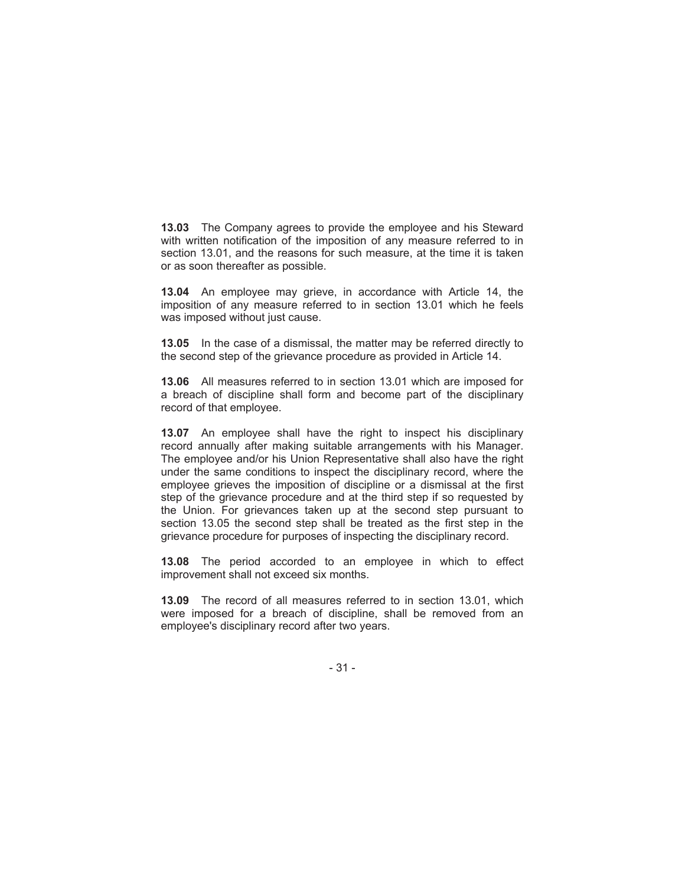**13.03** The Company agrees to provide the employee and his Steward with written notification of the imposition of any measure referred to in section 13.01, and the reasons for such measure, at the time it is taken or as soon thereafter as possible.

**13.04** An employee may grieve, in accordance with Article 14, the imposition of any measure referred to in section 13.01 which he feels was imposed without just cause.

**13.05** In the case of a dismissal, the matter may be referred directly to the second step of the grievance procedure as provided in Article 14.

**13.06** All measures referred to in section 13.01 which are imposed for a breach of discipline shall form and become part of the disciplinary record of that employee.

**13.07** An employee shall have the right to inspect his disciplinary record annually after making suitable arrangements with his Manager. The employee and/or his Union Representative shall also have the right under the same conditions to inspect the disciplinary record, where the employee grieves the imposition of discipline or a dismissal at the first step of the grievance procedure and at the third step if so requested by the Union. For grievances taken up at the second step pursuant to section 13.05 the second step shall be treated as the first step in the grievance procedure for purposes of inspecting the disciplinary record.

**13.08** The period accorded to an employee in which to effect improvement shall not exceed six months.

**13.09** The record of all measures referred to in section 13.01, which were imposed for a breach of discipline, shall be removed from an employee's disciplinary record after two years.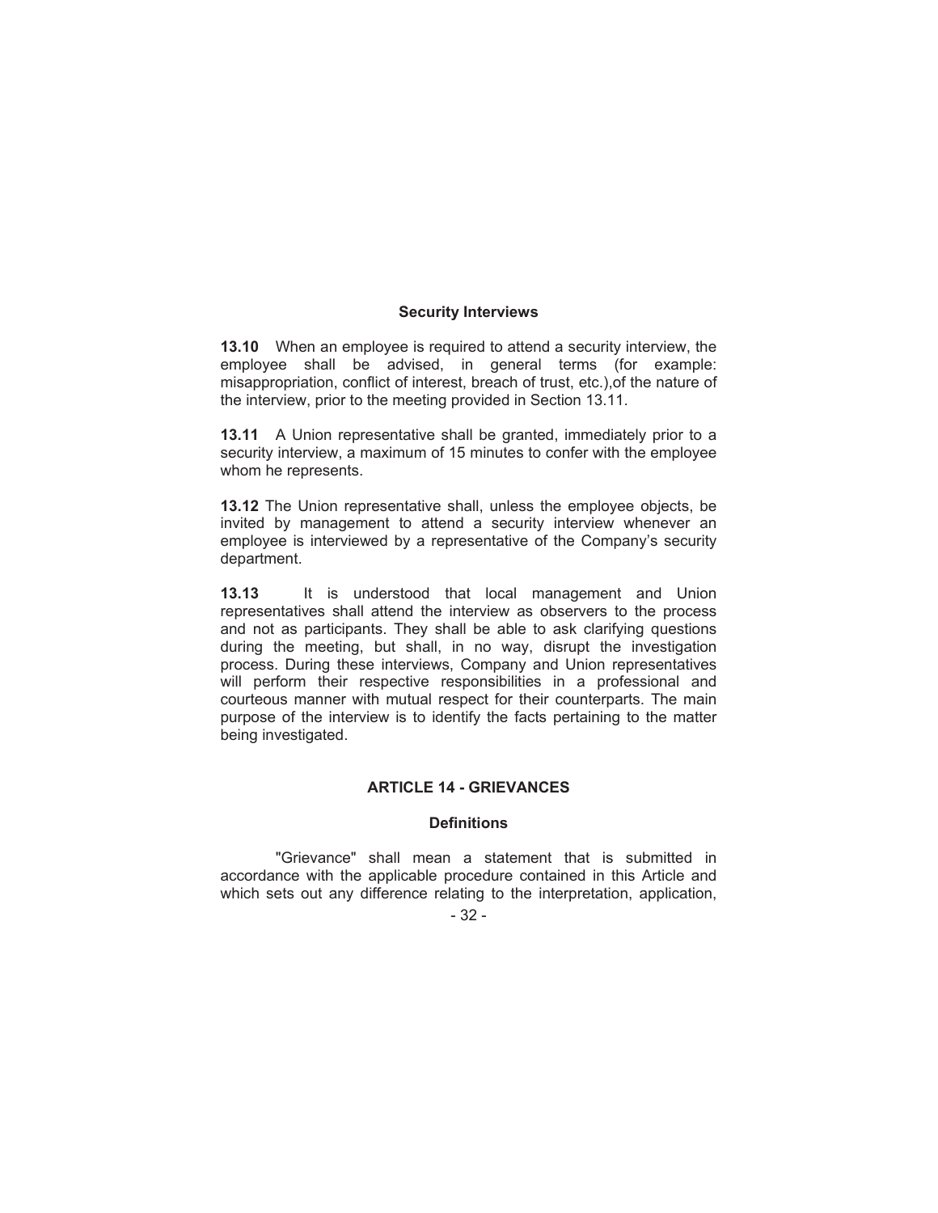### Security Interviews

**13.10** When an employee is required to attend a security interview, the employee shall be advised, in general terms (for example: misappropriation, conflict of interest, breach of trust, etc.),of the nature of the interview, prior to the meeting provided in Section 13.11.

**13.11** A Union representative shall be granted, immediately prior to a security interview, a maximum of 15 minutes to confer with the employee whom he represents.

**13.12** The Union representative shall, unless the employee objects, be invited by management to attend a security interview whenever an employee is interviewed by a representative of the Company's security department.

**13.13** It is understood that local management and Union representatives shall attend the interview as observers to the process and not as participants. They shall be able to ask clarifying questions during the meeting, but shall, in no way, disrupt the investigation process. During these interviews, Company and Union representatives will perform their respective responsibilities in a professional and courteous manner with mutual respect for their counterparts. The main purpose of the interview is to identify the facts pertaining to the matter being investigated.

## ARTICLE 14 - GRIEVANCES

### Definitions

"Grievance" shall mean a statement that is submitted in accordance with the applicable procedure contained in this Article and which sets out any difference relating to the interpretation, application,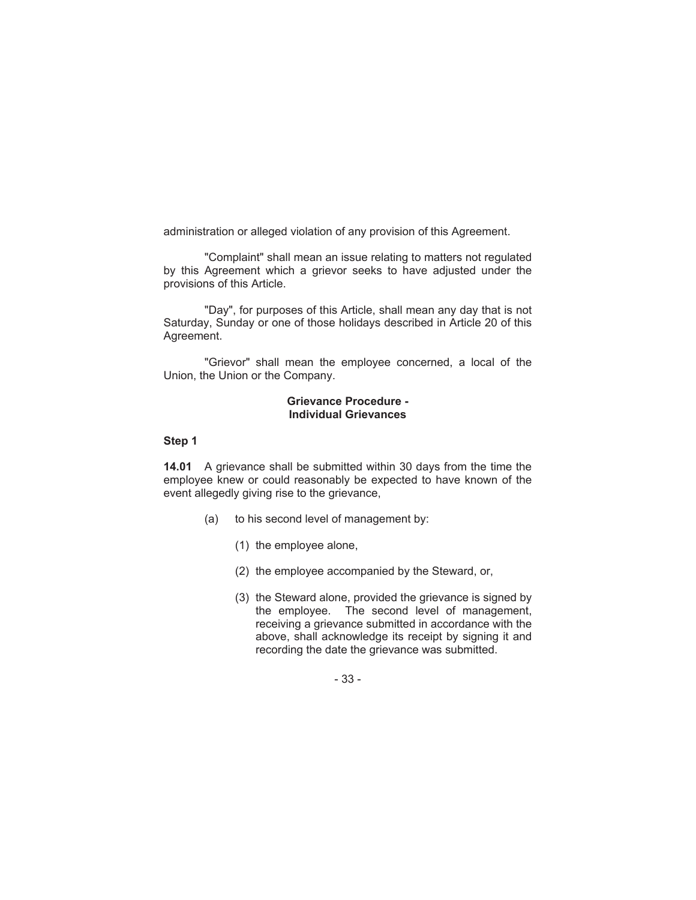administration or alleged violation of any provision of this Agreement.

"Complaint" shall mean an issue relating to matters not regulated by this Agreement which a grievor seeks to have adjusted under the provisions of this Article.

"Day", for purposes of this Article, shall mean any day that is not Saturday, Sunday or one of those holidays described in Article 20 of this Agreement.

"Grievor" shall mean the employee concerned, a local of the Union, the Union or the Company.

**Grievance Procedure - Individual Grievances**

**Step 1**

**14.01** A grievance shall be submitted within 30 days from the time the employee knew or could reasonably be expected to have known of the event allegedly giving rise to the grievance,

(a) to his second level of management by:

(1) the employee alone,

(2) the employee accompanied by the Steward, or,

(3) the Steward alone, provided the grievance is signed by the employee. The second level of management, receiving a grievance submitted in accordance with the above, shall acknowledge its receipt by signing it and recording the date the grievance was submitted.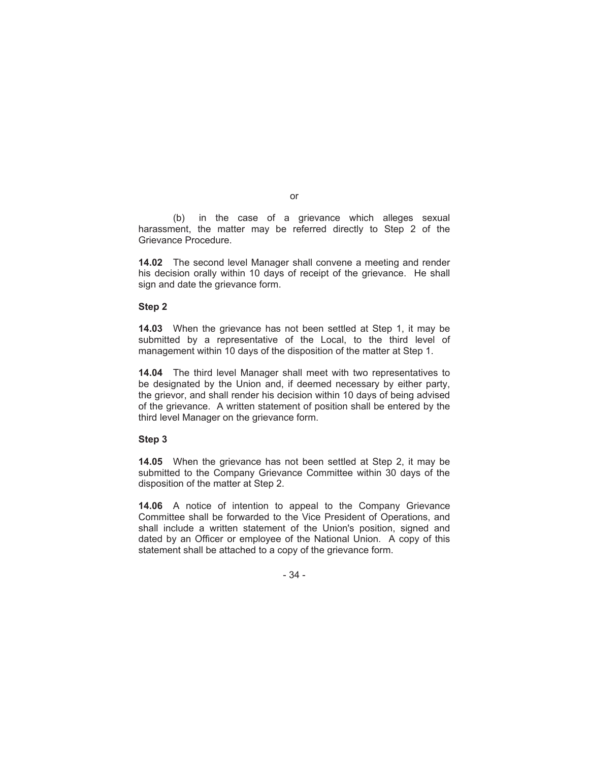or

(b) in the case of a grievance which alleges sexual harassment, the matter may be referred directly to Step 2 of the Grievance Procedure.

**14.02** The second level Manager shall convene a meeting and render his decision orally within 10 days of receipt of the grievance. He shall sign and date the grievance form.

**Step 2**

**14.03** When the grievance has not been settled at Step 1, it may be submitted by a representative of the Local, to the third level of management within 10 days of the disposition of the matter at Step 1.

**14.04** The third level Manager shall meet with two representatives to be designated by the Union and, if deemed necessary by either party, the grievor, and shall render his decision within 10 days of being advised of the grievance. A written statement of position shall be entered by the third level Manager on the grievance form.

**Step 3**

**14.05** When the grievance has not been settled at Step 2, it may be submitted to the Company Grievance Committee within 30 days of the disposition of the matter at Step 2.

**14.06** A notice of intention to appeal to the Company Grievance Committee shall be forwarded to the Vice President of Operations, and shall include a written statement of the Union's position, signed and dated by an Officer or employee of the National Union. A copy of this statement shall be attached to a copy of the grievance form.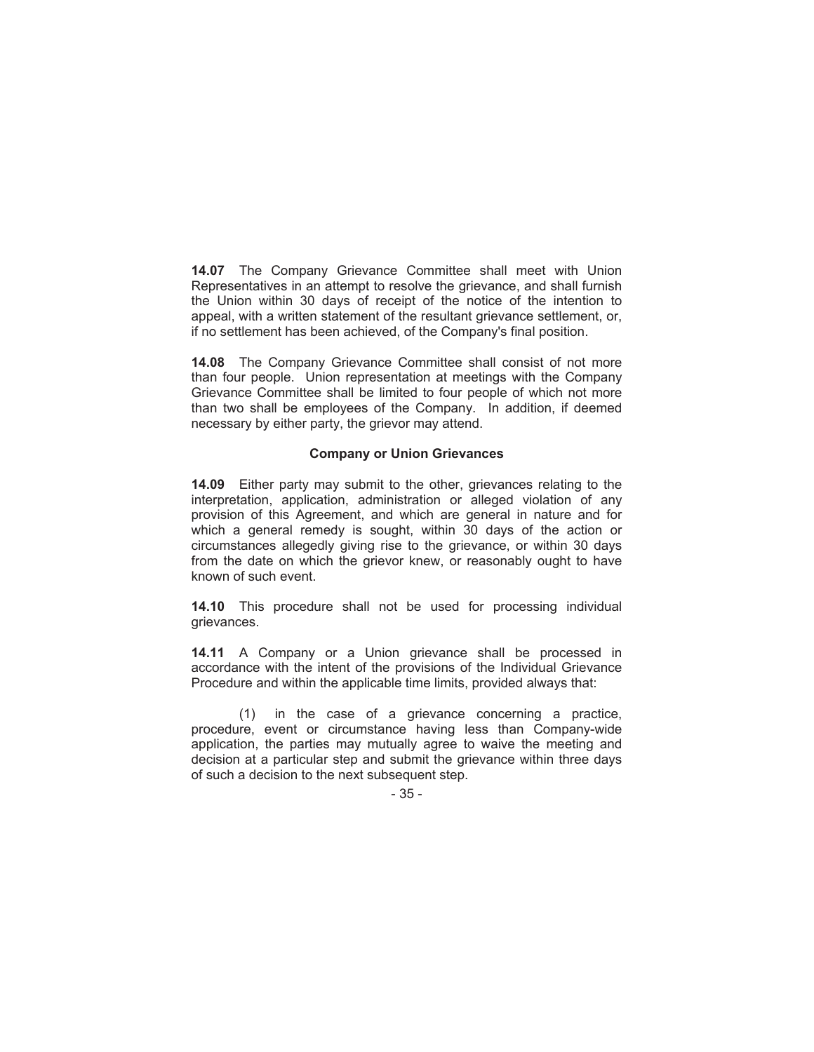**14.07** The Company Grievance Committee shall meet with Union Representatives in an attempt to resolve the grievance, and shall furnish the Union within 30 days of receipt of the notice of the intention to appeal, with a written statement of the resultant grievance settlement, or, if no settlement has been achieved, of the Company's final position.

**14.08** The Company Grievance Committee shall consist of not more than four people. Union representation at meetings with the Company Grievance Committee shall be limited to four people of which not more than two shall be employees of the Company. In addition, if deemed necessary by either party, the grievor may attend.

### Company or Union Grievances

**14.09** Either party may submit to the other, grievances relating to the interpretation, application, administration or alleged violation of any provision of this Agreement, and which are general in nature and for which a general remedy is sought, within 30 days of the action or circumstances allegedly giving rise to the grievance, or within 30 days from the date on which the grievor knew, or reasonably ought to have known of such event.

**14.10** This procedure shall not be used for processing individual grievances.

**14.11** A Company or a Union grievance shall be processed in accordance with the intent of the provisions of the Individual Grievance Procedure and within the applicable time limits, provided always that:

(1) in the case of a grievance concerning a practice, procedure, event or circumstance having less than Company-wide application, the parties may mutually agree to waive the meeting and decision at a particular step and submit the grievance within three days of such a decision to the next subsequent step.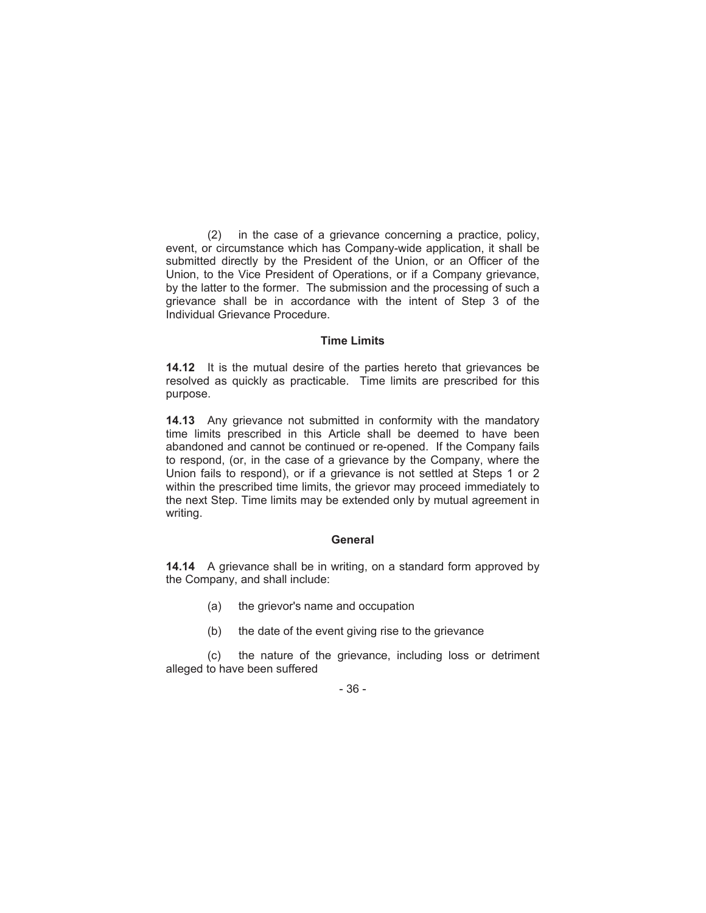(2) in the case of a grievance concerning a practice, policy, event, or circumstance which has Company-wide application, it shall be submitted directly by the President of the Union, or an Officer of the Union, to the Vice President of Operations, or if a Company grievance, by the latter to the former. The submission and the processing of such a grievance shall be in accordance with the intent of Step 3 of the Individual Grievance Procedure.

### Time Limits

**14.12** It is the mutual desire of the parties hereto that grievances be resolved as quickly as practicable. Time limits are prescribed for this purpose.

**14.13** Any grievance not submitted in conformity with the mandatory time limits prescribed in this Article shall be deemed to have been abandoned and cannot be continued or re-opened. If the Company fails to respond, (or, in the case of a grievance by the Company, where the Union fails to respond), or if a grievance is not settled at Steps 1 or 2 within the prescribed time limits, the grievor may proceed immediately to the next Step. Time limits may be extended only by mutual agreement in writing.

### General

**14.14** A grievance shall be in writing, on a standard form approved by the Company, and shall include:

(a) the grievor's name and occupation

(b) the date of the event giving rise to the grievance

(c) the nature of the grievance, including loss or detriment alleged to have been suffered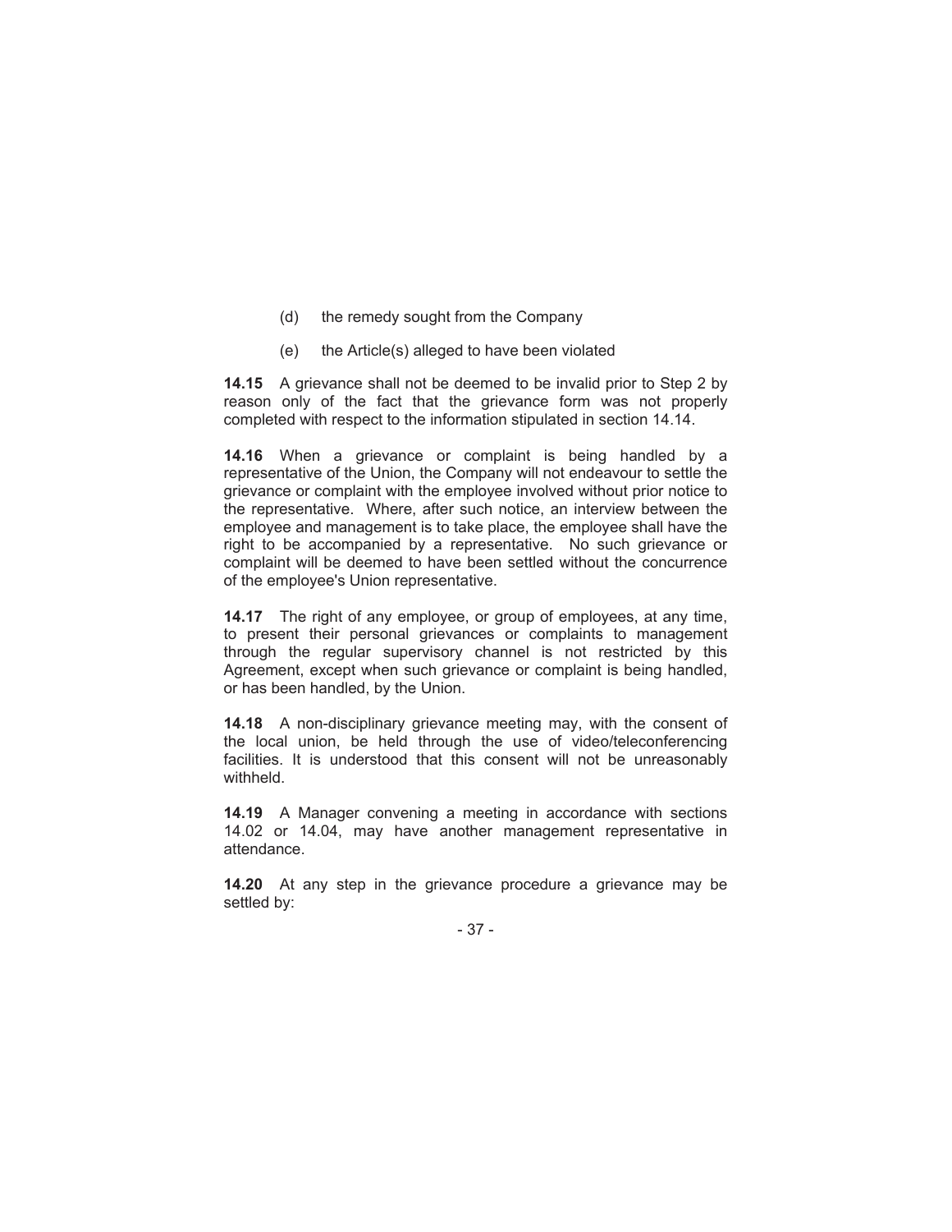(d) the remedy sought from the Company

(e) the Article(s) alleged to have been violated

**14.15** A grievance shall not be deemed to be invalid prior to Step 2 by reason only of the fact that the grievance form was not properly completed with respect to the information stipulated in section 14.14.

**14.16** When a grievance or complaint is being handled by a representative of the Union, the Company will not endeavour to settle the grievance or complaint with the employee involved without prior notice to the representative. Where, after such notice, an interview between the employee and management is to take place, the employee shall have the right to be accompanied by a representative. No such grievance or complaint will be deemed to have been settled without the concurrence of the employee's Union representative.

**14.17** The right of any employee, or group of employees, at any time, to present their personal grievances or complaints to management through the regular supervisory channel is not restricted by this Agreement, except when such grievance or complaint is being handled, or has been handled, by the Union.

**14.18** A non-disciplinary grievance meeting may, with the consent of the local union, be held through the use of video/teleconferencing facilities. It is understood that this consent will not be unreasonably withheld.

**14.19** A Manager convening a meeting in accordance with sections 14.02 or 14.04, may have another management representative in attendance.

**14.20** At any step in the grievance procedure a grievance may be settled by: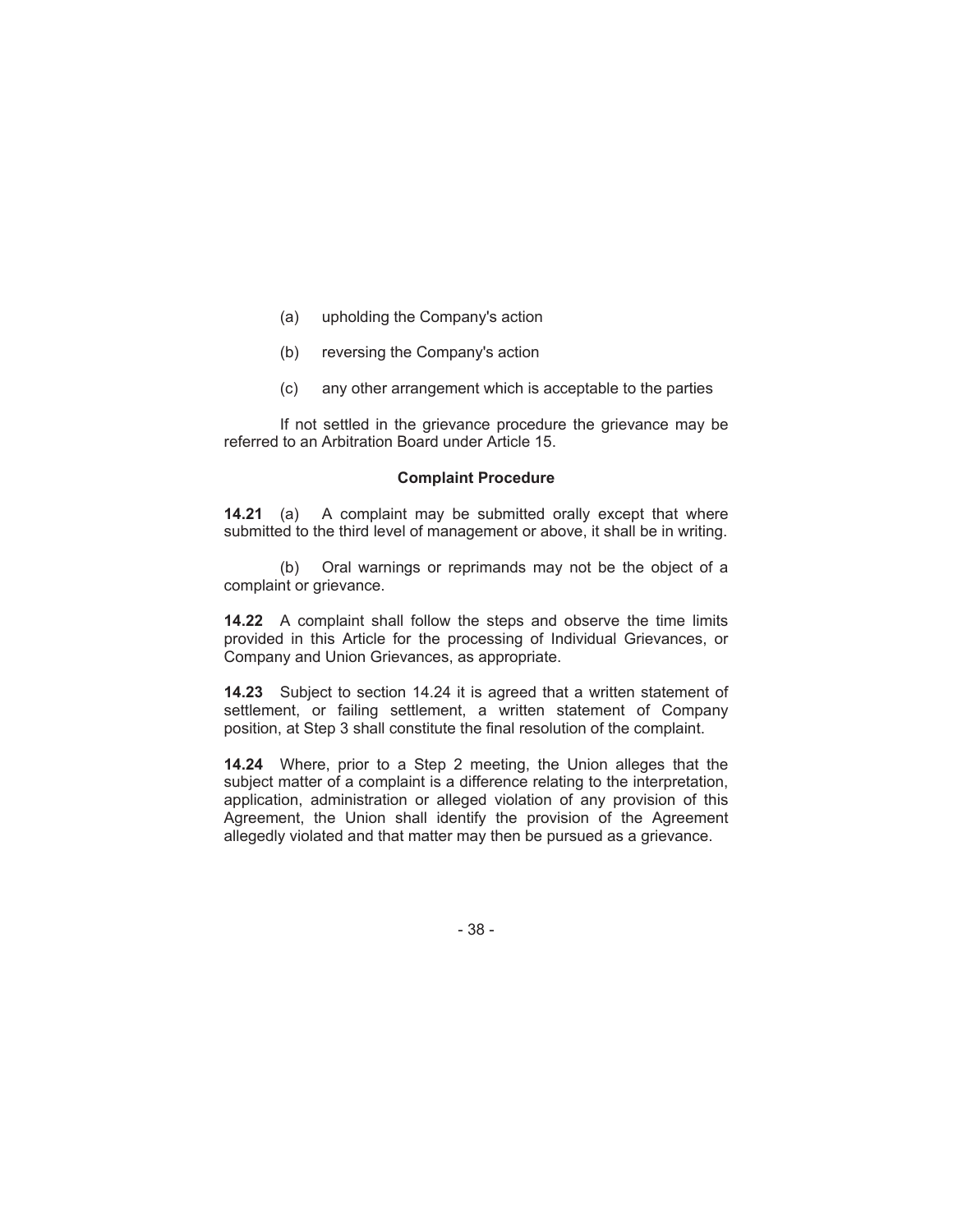(a) upholding the Company's action

(b) reversing the Company's action

(c) any other arrangement which is acceptable to the parties

If not settled in the grievance procedure the grievance may be referred to an Arbitration Board under Article 15.

### Complaint Procedure

**14.21** (a) A complaint may be submitted orally except that where submitted to the third level of management or above, it shall be in writing.

(b) Oral warnings or reprimands may not be the object of a complaint or grievance.

**14.22** A complaint shall follow the steps and observe the time limits provided in this Article for the processing of Individual Grievances, or Company and Union Grievances, as appropriate.

**14.23** Subject to section 14.24 it is agreed that a written statement of settlement, or failing settlement, a written statement of Company position, at Step 3 shall constitute the final resolution of the complaint.

**14.24** Where, prior to a Step 2 meeting, the Union alleges that the subject matter of a complaint is a difference relating to the interpretation, application, administration or alleged violation of any provision of this Agreement, the Union shall identify the provision of the Agreement allegedly violated and that matter may then be pursued as a grievance.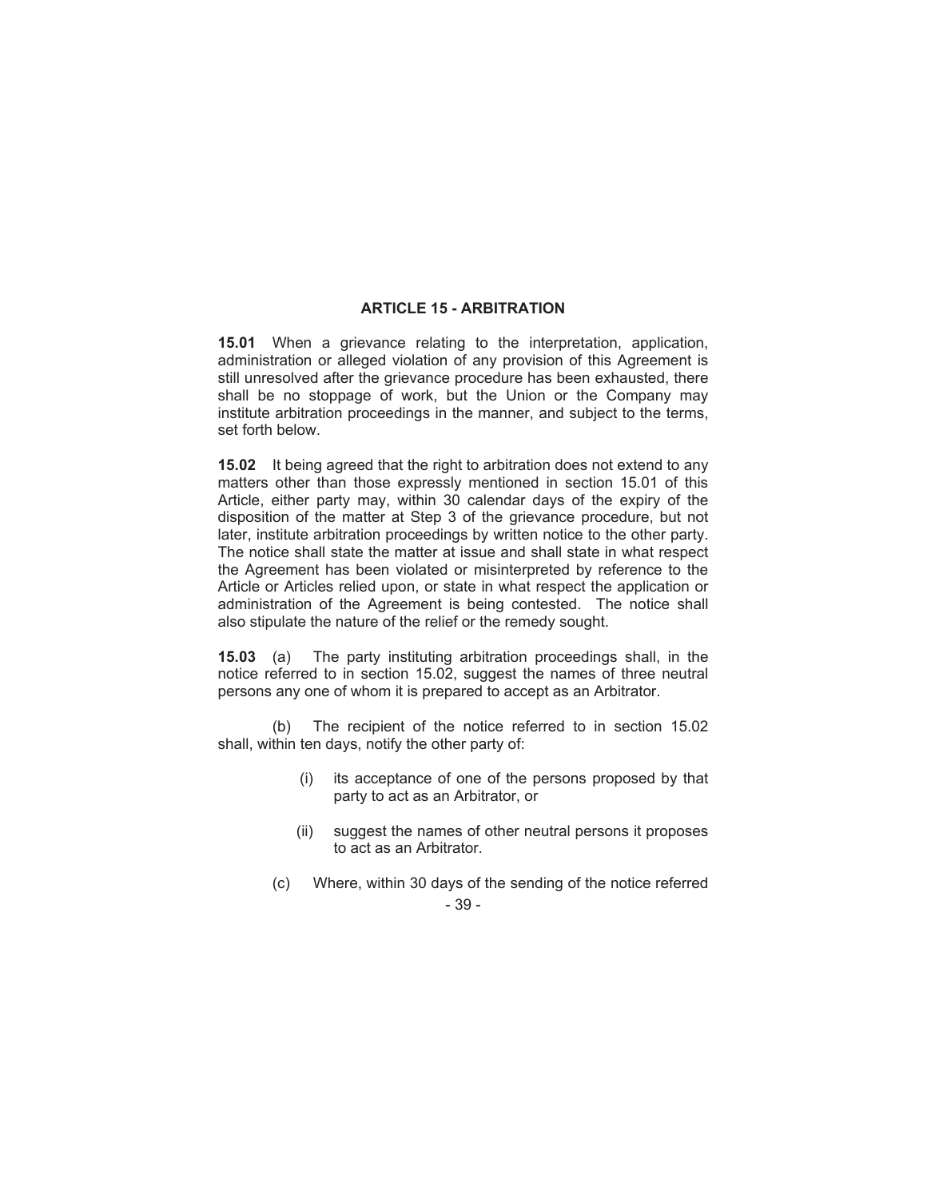## ARTICLE 15 - ARBITRATION

**15.01** When a grievance relating to the interpretation, application, administration or alleged violation of any provision of this Agreement is still unresolved after the grievance procedure has been exhausted, there shall be no stoppage of work, but the Union or the Company may institute arbitration proceedings in the manner, and subject to the terms, set forth below.

**15.02** It being agreed that the right to arbitration does not extend to any matters other than those expressly mentioned in section 15.01 of this Article, either party may, within 30 calendar days of the expiry of the disposition of the matter at Step 3 of the grievance procedure, but not later, institute arbitration proceedings by written notice to the other party. The notice shall state the matter at issue and shall state in what respect the Agreement has been violated or misinterpreted by reference to the Article or Articles relied upon, or state in what respect the application or administration of the Agreement is being contested. The notice shall also stipulate the nature of the relief or the remedy sought.

**15.03** (a) The party instituting arbitration proceedings shall, in the notice referred to in section 15.02, suggest the names of three neutral persons any one of whom it is prepared to accept as an Arbitrator.

(b) The recipient of the notice referred to in section 15.02 shall, within ten days, notify the other party of:

- (i) its acceptance of one of the persons proposed by that party to act as an Arbitrator, or
- (ii) suggest the names of other neutral persons it proposes to act as an Arbitrator.

(c) Where, within 30 days of the sending of the notice referred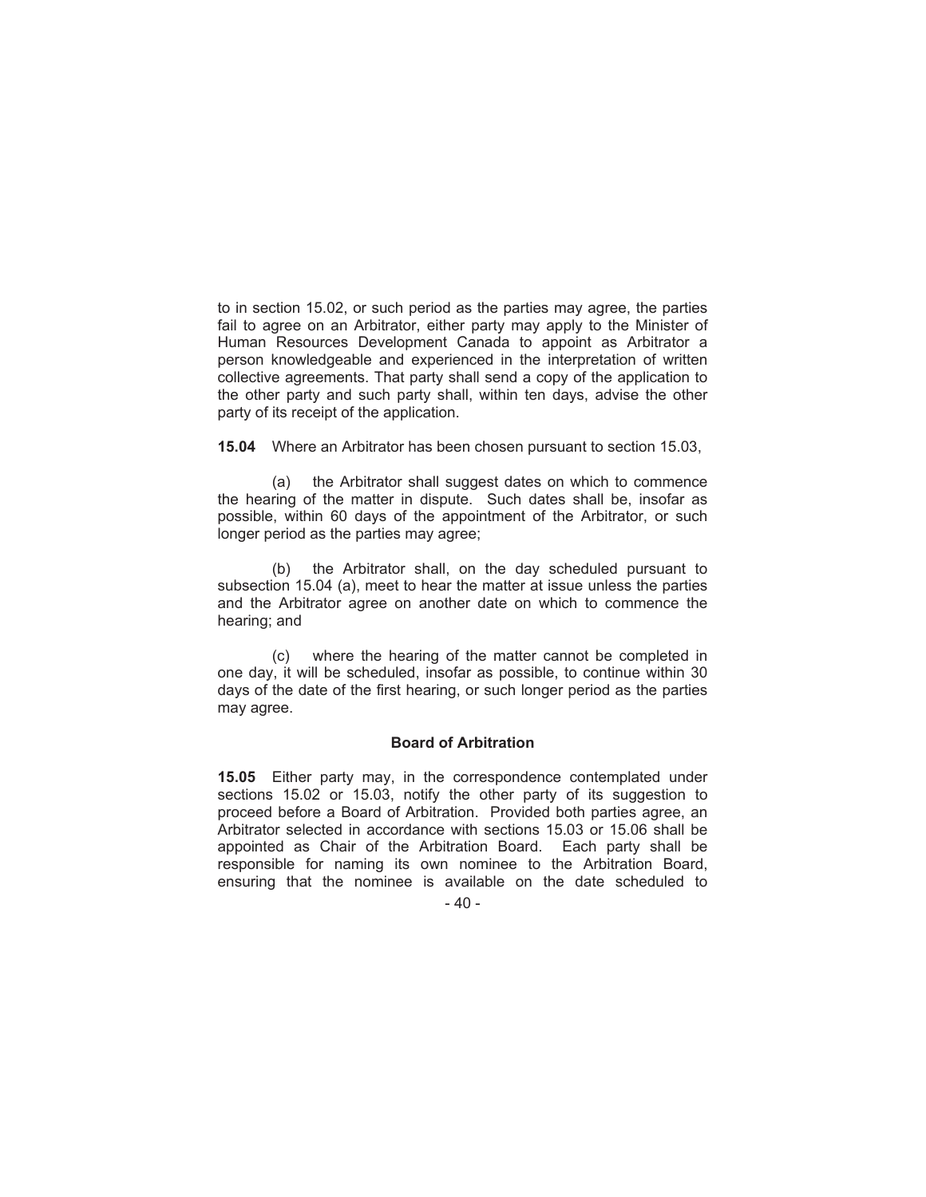to in section 15.02, or such period as the parties may agree, the parties fail to agree on an Arbitrator, either party may apply to the Minister of Human Resources Development Canada to appoint as Arbitrator a person knowledgeable and experienced in the interpretation of written collective agreements. That party shall send a copy of the application to the other party and such party shall, within ten days, advise the other party of its receipt of the application.

**15.04** Where an Arbitrator has been chosen pursuant to section 15.03,

(a) the Arbitrator shall suggest dates on which to commence the hearing of the matter in dispute. Such dates shall be, insofar as possible, within 60 days of the appointment of the Arbitrator, or such longer period as the parties may agree;

(b) the Arbitrator shall, on the day scheduled pursuant to subsection 15.04 (a), meet to hear the matter at issue unless the parties and the Arbitrator agree on another date on which to commence the hearing; and

(c) where the hearing of the matter cannot be completed in one day, it will be scheduled, insofar as possible, to continue within 30 days of the date of the first hearing, or such longer period as the parties may agree.

### Board of Arbitration

**15.05** Either party may, in the correspondence contemplated under sections 15.02 or 15.03, notify the other party of its suggestion to proceed before a Board of Arbitration. Provided both parties agree, an Arbitrator selected in accordance with sections 15.03 or 15.06 shall be appointed as Chair of the Arbitration Board. Each party shall be responsible for naming its own nominee to the Arbitration Board, ensuring that the nominee is available on the date scheduled to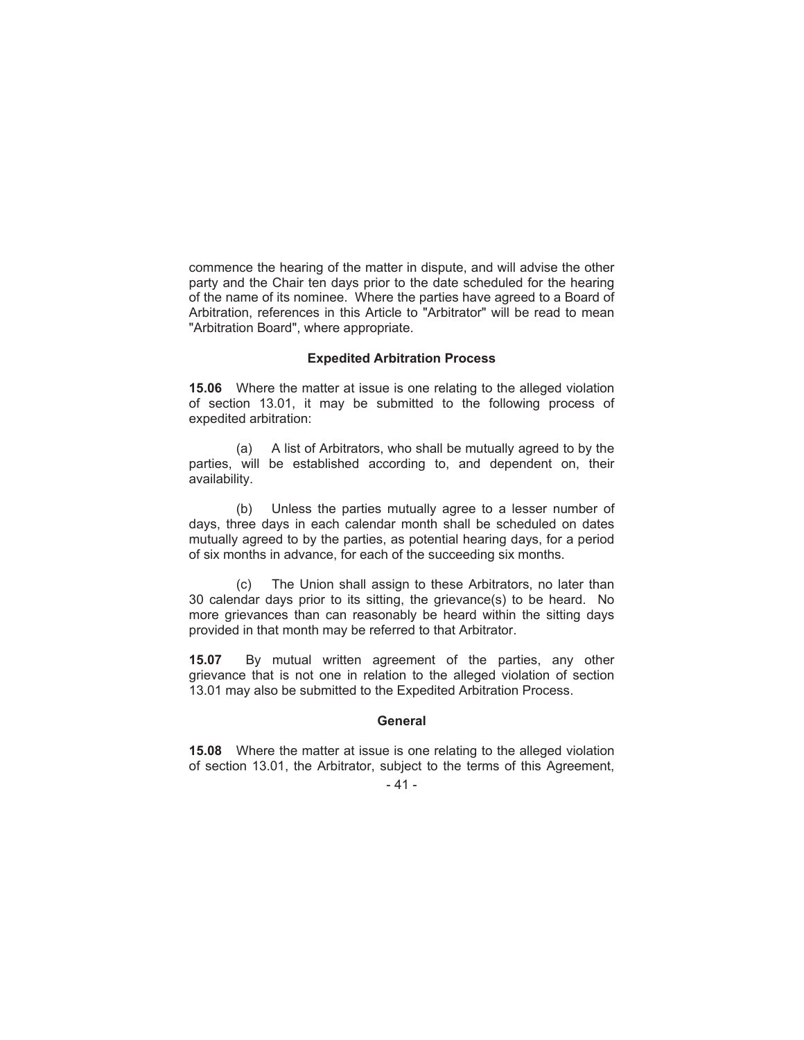commence the hearing of the matter in dispute, and will advise the other party and the Chair ten days prior to the date scheduled for the hearing of the name of its nominee. Where the parties have agreed to a Board of Arbitration, references in this Article to "Arbitrator" will be read to mean "Arbitration Board", where appropriate.

### Expedited Arbitration Process

**15.06** Where the matter at issue is one relating to the alleged violation of section 13.01, it may be submitted to the following process of expedited arbitration:

(a) A list of Arbitrators, who shall be mutually agreed to by the parties, will be established according to, and dependent on, their availability.

(b) Unless the parties mutually agree to a lesser number of days, three days in each calendar month shall be scheduled on dates mutually agreed to by the parties, as potential hearing days, for a period of six months in advance, for each of the succeeding six months.

(c) The Union shall assign to these Arbitrators, no later than 30 calendar days prior to its sitting, the grievance(s) to be heard. No more grievances than can reasonably be heard within the sitting days provided in that month may be referred to that Arbitrator.

**15.07** By mutual written agreement of the parties, any other grievance that is not one in relation to the alleged violation of section 13.01 may also be submitted to the Expedited Arbitration Process.

### General

**15.08** Where the matter at issue is one relating to the alleged violation of section 13.01, the Arbitrator, subject to the terms of this Agreement,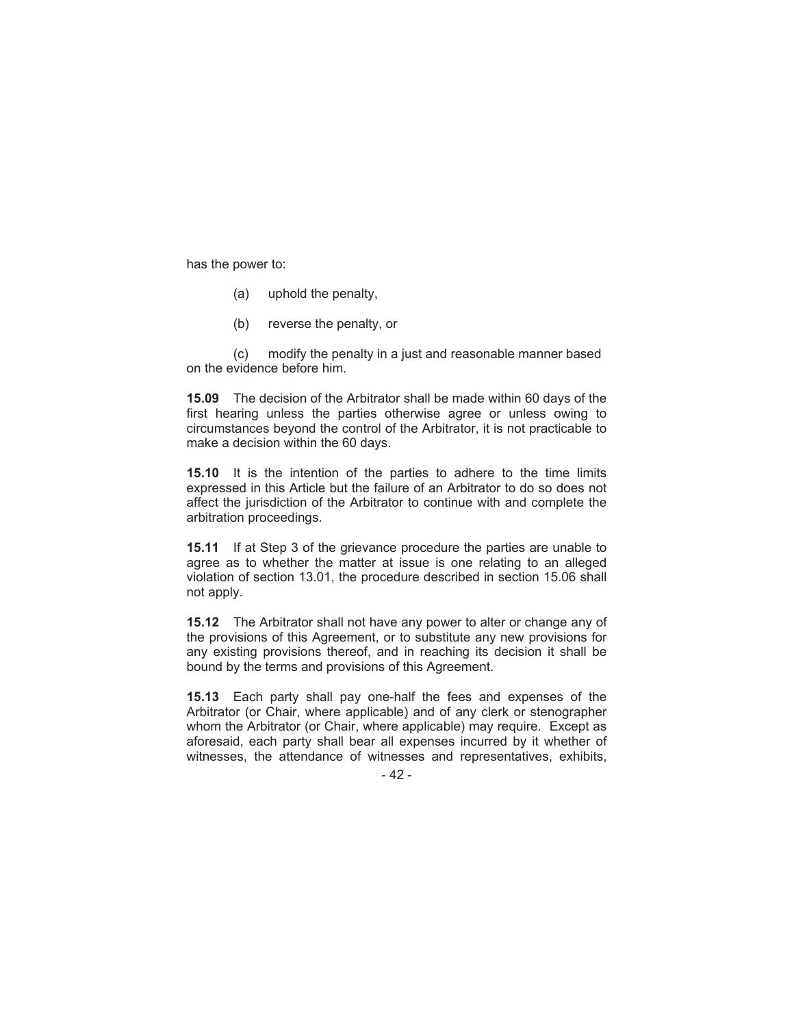has the power to:

(a) uphold the penalty,

(b) reverse the penalty, or

(c) modify the penalty in a just and reasonable manner based on the evidence before him.

**15.09** The decision of the Arbitrator shall be made within 60 days of the first hearing unless the parties otherwise agree or unless owing to circumstances beyond the control of the Arbitrator, it is not practicable to make a decision within the 60 days.

**15.10** It is the intention of the parties to adhere to the time limits expressed in this Article but the failure of an Arbitrator to do so does not affect the jurisdiction of the Arbitrator to continue with and complete the arbitration proceedings.

**15.11** If at Step 3 of the grievance procedure the parties are unable to agree as to whether the matter at issue is one relating to an alleged violation of section 13.01, the procedure described in section 15.06 shall not apply.

**15.12** The Arbitrator shall not have any power to alter or change any of the provisions of this Agreement, or to substitute any new provisions for any existing provisions thereof, and in reaching its decision it shall be bound by the terms and provisions of this Agreement.

**15.13** Each party shall pay one-half the fees and expenses of the Arbitrator (or Chair, where applicable) and of any clerk or stenographer whom the Arbitrator (or Chair, where applicable) may require. Except as aforesaid, each party shall bear all expenses incurred by it whether of witnesses, the attendance of witnesses and representatives, exhibits,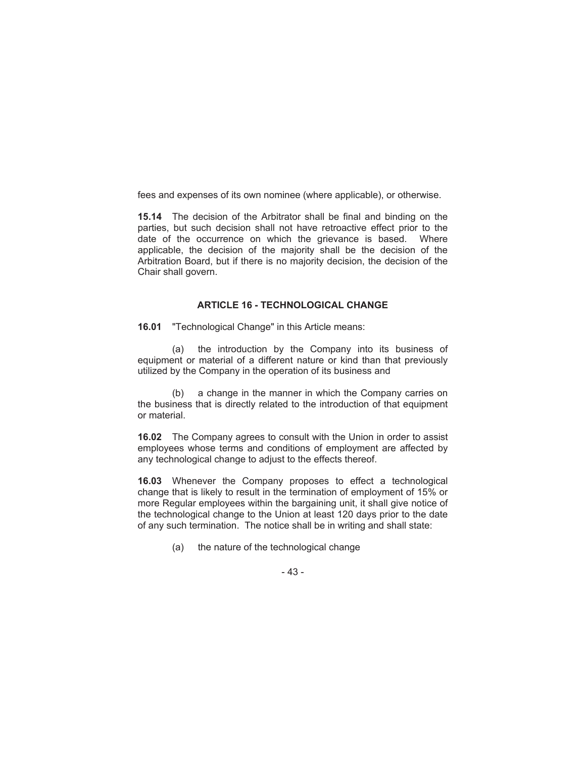fees and expenses of its own nominee (where applicable), or otherwise.

**15.14** The decision of the Arbitrator shall be final and binding on the parties, but such decision shall not have retroactive effect prior to the date of the occurrence on which the grievance is based. Where applicable, the decision of the majority shall be the decision of the Arbitration Board, but if there is no majority decision, the decision of the Chair shall govern.

## ARTICLE 16 - TECHNOLOGICAL CHANGE

**16.01** "Technological Change" in this Article means:

(a) the introduction by the Company into its business of equipment or material of a different nature or kind than that previously utilized by the Company in the operation of its business and

(b) a change in the manner in which the Company carries on the business that is directly related to the introduction of that equipment or material.

**16.02** The Company agrees to consult with the Union in order to assist employees whose terms and conditions of employment are affected by any technological change to adjust to the effects thereof.

**16.03** Whenever the Company proposes to effect a technological change that is likely to result in the termination of employment of 15% or more Regular employees within the bargaining unit, it shall give notice of the technological change to the Union at least 120 days prior to the date of any such termination. The notice shall be in writing and shall state:

(a) the nature of the technological change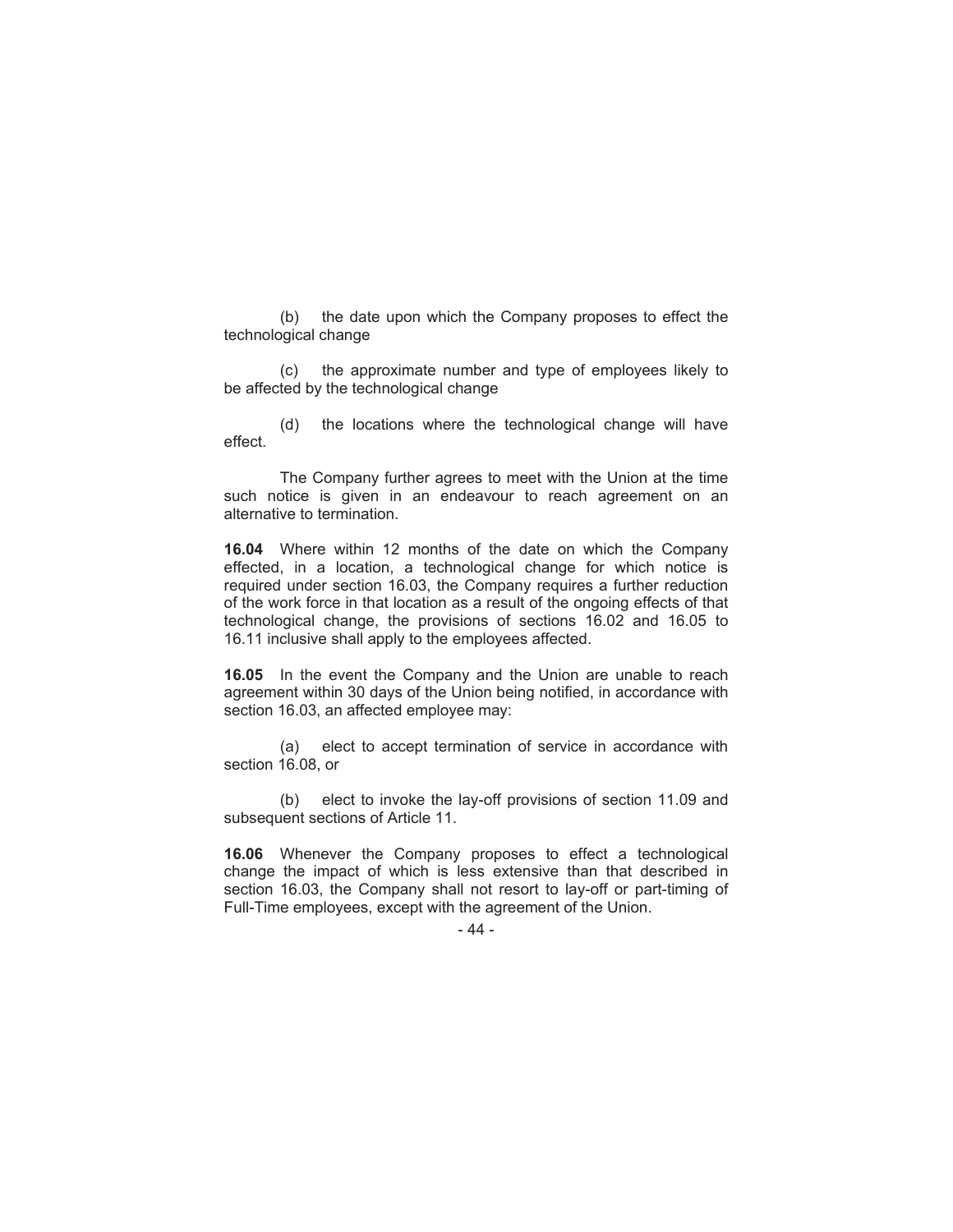(b) the date upon which the Company proposes to effect the technological change

(c) the approximate number and type of employees likely to be affected by the technological change

(d) the locations where the technological change will have effect.

The Company further agrees to meet with the Union at the time such notice is given in an endeavour to reach agreement on an alternative to termination.

**16.04** Where within 12 months of the date on which the Company effected, in a location, a technological change for which notice is required under section 16.03, the Company requires a further reduction of the work force in that location as a result of the ongoing effects of that technological change, the provisions of sections 16.02 and 16.05 to 16.11 inclusive shall apply to the employees affected.

**16.05** In the event the Company and the Union are unable to reach agreement within 30 days of the Union being notified, in accordance with section 16.03, an affected employee may:

(a) elect to accept termination of service in accordance with section 16.08, or

(b) elect to invoke the lay-off provisions of section 11.09 and subsequent sections of Article 11.

**16.06** Whenever the Company proposes to effect a technological change the impact of which is less extensive than that described in section 16.03, the Company shall not resort to lay-off or part-timing of Full-Time employees, except with the agreement of the Union.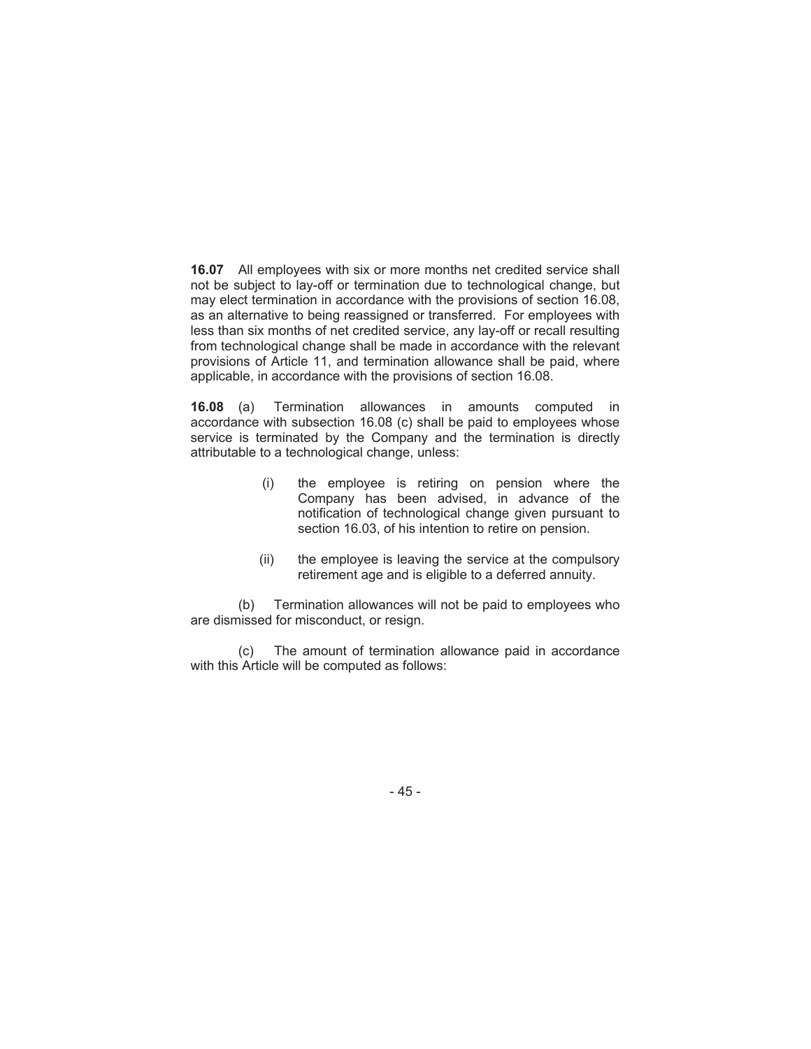**16.07** All employees with six or more months net credited service shall not be subject to lay-off or termination due to technological change, but may elect termination in accordance with the provisions of section 16.08, as an alternative to being reassigned or transferred. For employees with less than six months of net credited service, any lay-off or recall resulting from technological change shall be made in accordance with the relevant provisions of Article 11, and termination allowance shall be paid, where applicable, in accordance with the provisions of section 16.08.

**16.08** (a) Termination allowances in amounts computed in accordance with subsection 16.08 (c) shall be paid to employees whose service is terminated by the Company and the termination is directly attributable to a technological change, unless:

> (i) the employee is retiring on pension where the Company has been advised, in advance of the notification of technological change given pursuant to section 16.03, of his intention to retire on pension.
>
> (ii) the employee is leaving the service at the compulsory retirement age and is eligible to a deferred annuity.

(b) Termination allowances will not be paid to employees who are dismissed for misconduct, or resign.

(c) The amount of termination allowance paid in accordance with this Article will be computed as follows: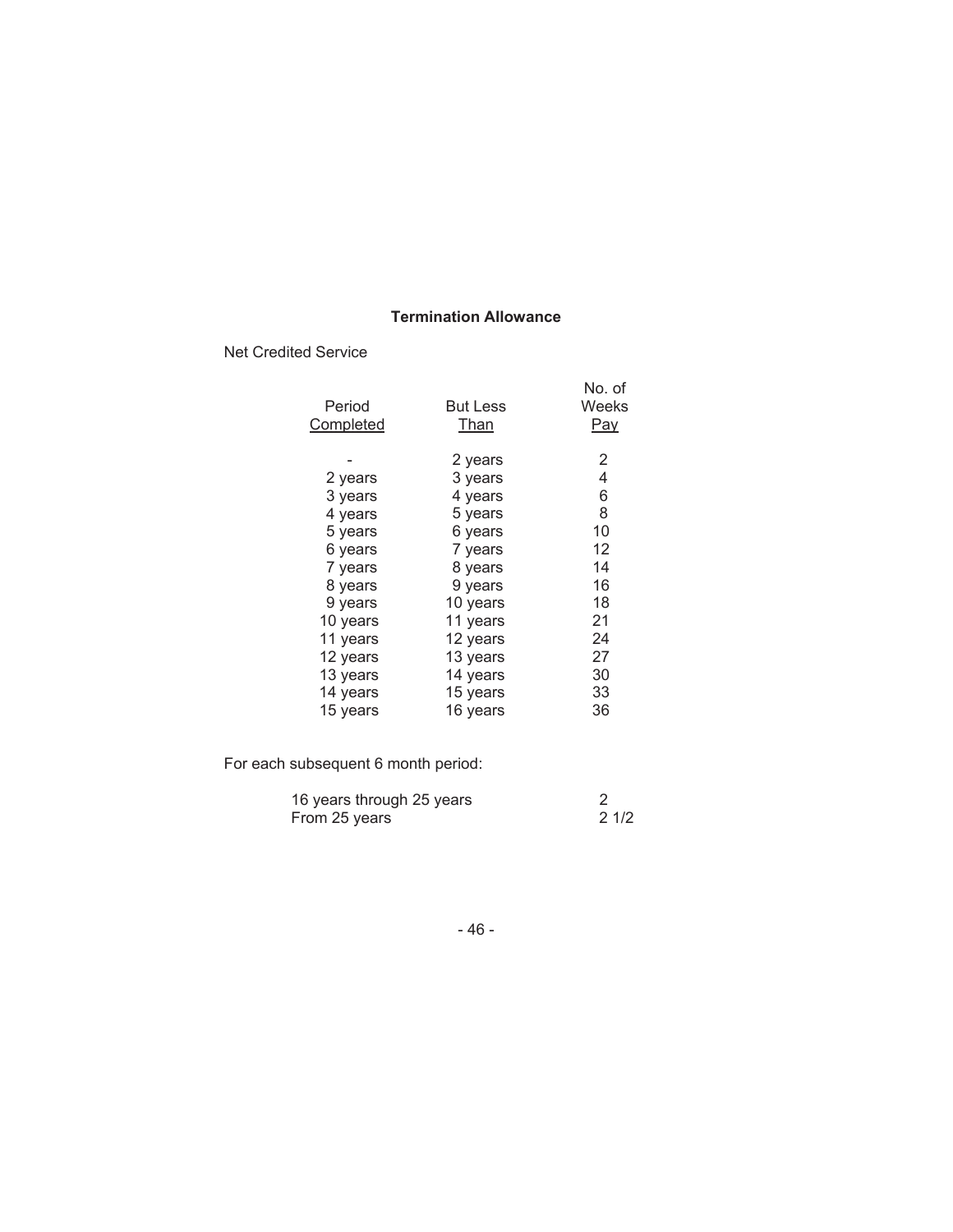### Termination Allowance

Net Credited Service

| Period Completed | But Less Than | No. of Weeks Pay |
|---|---|---|
| - | 2 years | 2 |
| 2 years | 3 years | 4 |
| 3 years | 4 years | 6 |
| 4 years | 5 years | 8 |
| 5 years | 6 years | 10 |
| 6 years | 7 years | 12 |
| 7 years | 8 years | 14 |
| 8 years | 9 years | 16 |
| 9 years | 10 years | 18 |
| 10 years | 11 years | 21 |
| 11 years | 12 years | 24 |
| 12 years | 13 years | 27 |
| 13 years | 14 years | 30 |
| 14 years | 15 years | 33 |
| 15 years | 16 years | 36 |

For each subsequent 6 month period:

| | |
|---|---|
| 16 years through 25 years | 2 |
| From 25 years | 2 1/2 |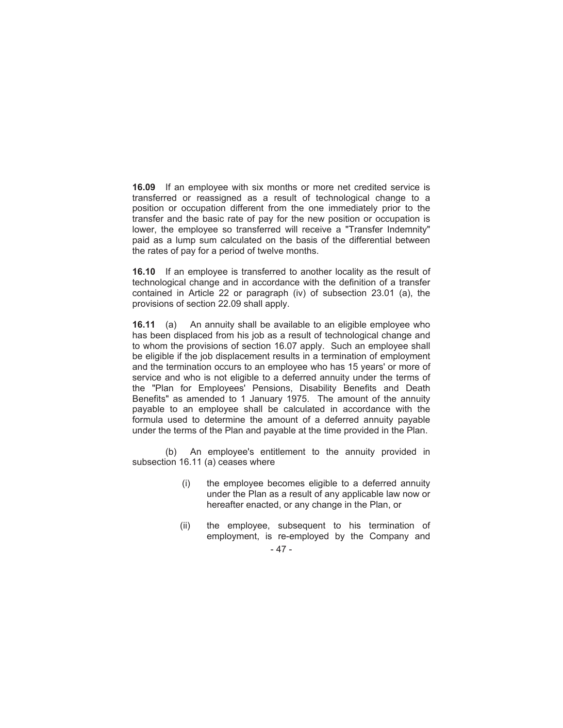**16.09** If an employee with six months or more net credited service is transferred or reassigned as a result of technological change to a position or occupation different from the one immediately prior to the transfer and the basic rate of pay for the new position or occupation is lower, the employee so transferred will receive a "Transfer Indemnity" paid as a lump sum calculated on the basis of the differential between the rates of pay for a period of twelve months.

**16.10** If an employee is transferred to another locality as the result of technological change and in accordance with the definition of a transfer contained in Article 22 or paragraph (iv) of subsection 23.01 (a), the provisions of section 22.09 shall apply.

**16.11** (a) An annuity shall be available to an eligible employee who has been displaced from his job as a result of technological change and to whom the provisions of section 16.07 apply. Such an employee shall be eligible if the job displacement results in a termination of employment and the termination occurs to an employee who has 15 years' or more of service and who is not eligible to a deferred annuity under the terms of the "Plan for Employees' Pensions, Disability Benefits and Death Benefits" as amended to 1 January 1975. The amount of the annuity payable to an employee shall be calculated in accordance with the formula used to determine the amount of a deferred annuity payable under the terms of the Plan and payable at the time provided in the Plan.

(b) An employee's entitlement to the annuity provided in subsection 16.11 (a) ceases where

(i) the employee becomes eligible to a deferred annuity under the Plan as a result of any applicable law now or hereafter enacted, or any change in the Plan, or

(ii) the employee, subsequent to his termination of employment, is re-employed by the Company and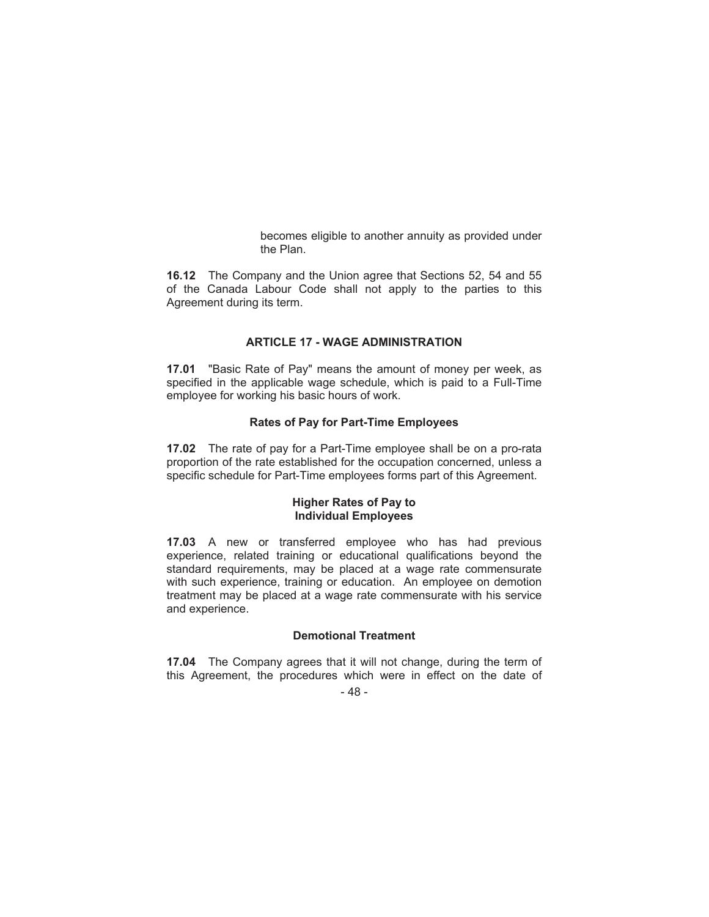becomes eligible to another annuity as provided under the Plan.

**16.12** The Company and the Union agree that Sections 52, 54 and 55 of the Canada Labour Code shall not apply to the parties to this Agreement during its term.

## ARTICLE 17 - WAGE ADMINISTRATION

**17.01** "Basic Rate of Pay" means the amount of money per week, as specified in the applicable wage schedule, which is paid to a Full-Time employee for working his basic hours of work.

### Rates of Pay for Part-Time Employees

**17.02** The rate of pay for a Part-Time employee shall be on a pro-rata proportion of the rate established for the occupation concerned, unless a specific schedule for Part-Time employees forms part of this Agreement.

### Higher Rates of Pay to Individual Employees

**17.03** A new or transferred employee who has had previous experience, related training or educational qualifications beyond the standard requirements, may be placed at a wage rate commensurate with such experience, training or education. An employee on demotion treatment may be placed at a wage rate commensurate with his service and experience.

### Demotional Treatment

**17.04** The Company agrees that it will not change, during the term of this Agreement, the procedures which were in effect on the date of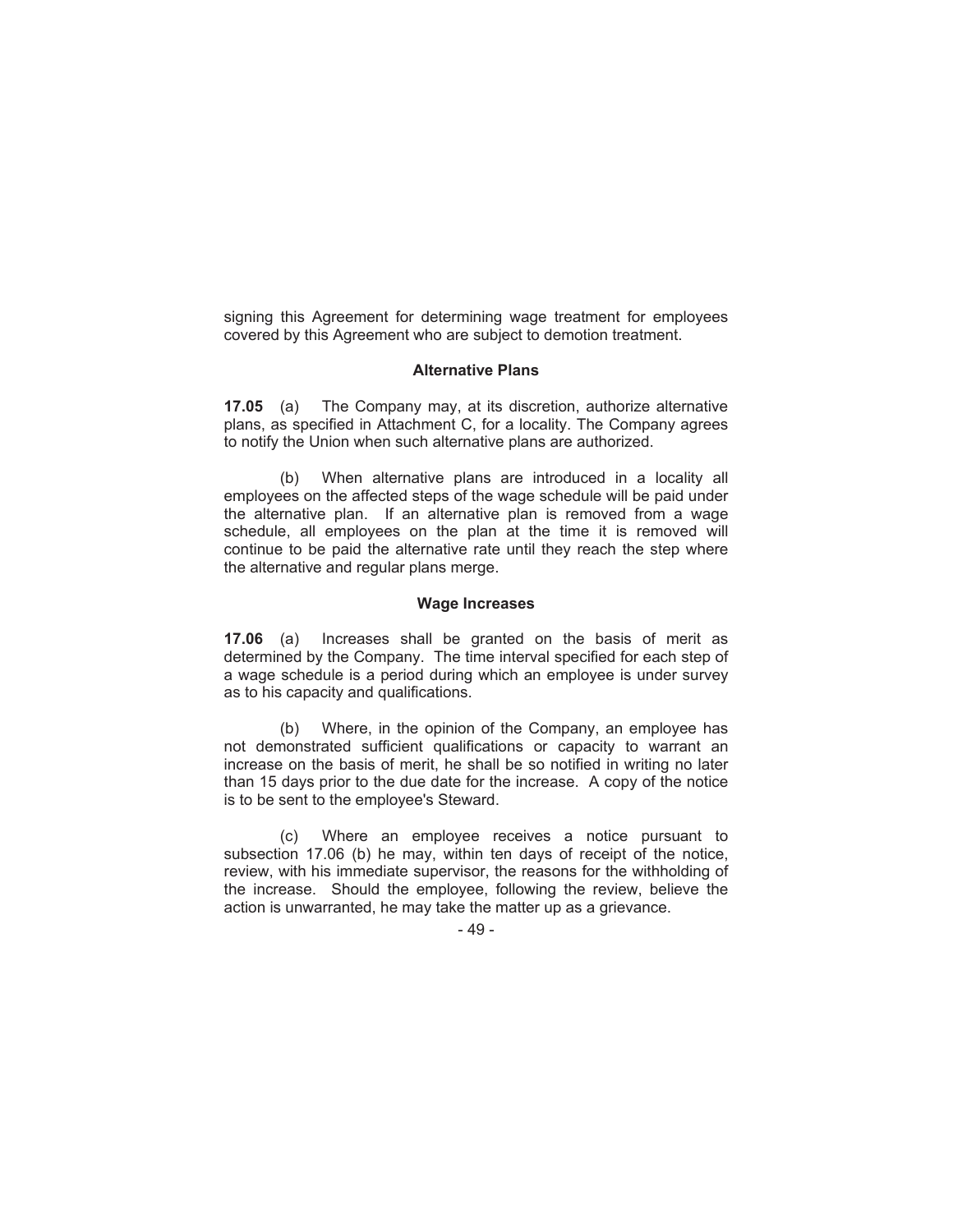signing this Agreement for determining wage treatment for employees covered by this Agreement who are subject to demotion treatment.

### Alternative Plans

**17.05** (a) The Company may, at its discretion, authorize alternative plans, as specified in Attachment C, for a locality. The Company agrees to notify the Union when such alternative plans are authorized.

(b) When alternative plans are introduced in a locality all employees on the affected steps of the wage schedule will be paid under the alternative plan. If an alternative plan is removed from a wage schedule, all employees on the plan at the time it is removed will continue to be paid the alternative rate until they reach the step where the alternative and regular plans merge.

### Wage Increases

**17.06** (a) Increases shall be granted on the basis of merit as determined by the Company. The time interval specified for each step of a wage schedule is a period during which an employee is under survey as to his capacity and qualifications.

(b) Where, in the opinion of the Company, an employee has not demonstrated sufficient qualifications or capacity to warrant an increase on the basis of merit, he shall be so notified in writing no later than 15 days prior to the due date for the increase. A copy of the notice is to be sent to the employee's Steward.

(c) Where an employee receives a notice pursuant to subsection 17.06 (b) he may, within ten days of receipt of the notice, review, with his immediate supervisor, the reasons for the withholding of the increase. Should the employee, following the review, believe the action is unwarranted, he may take the matter up as a grievance.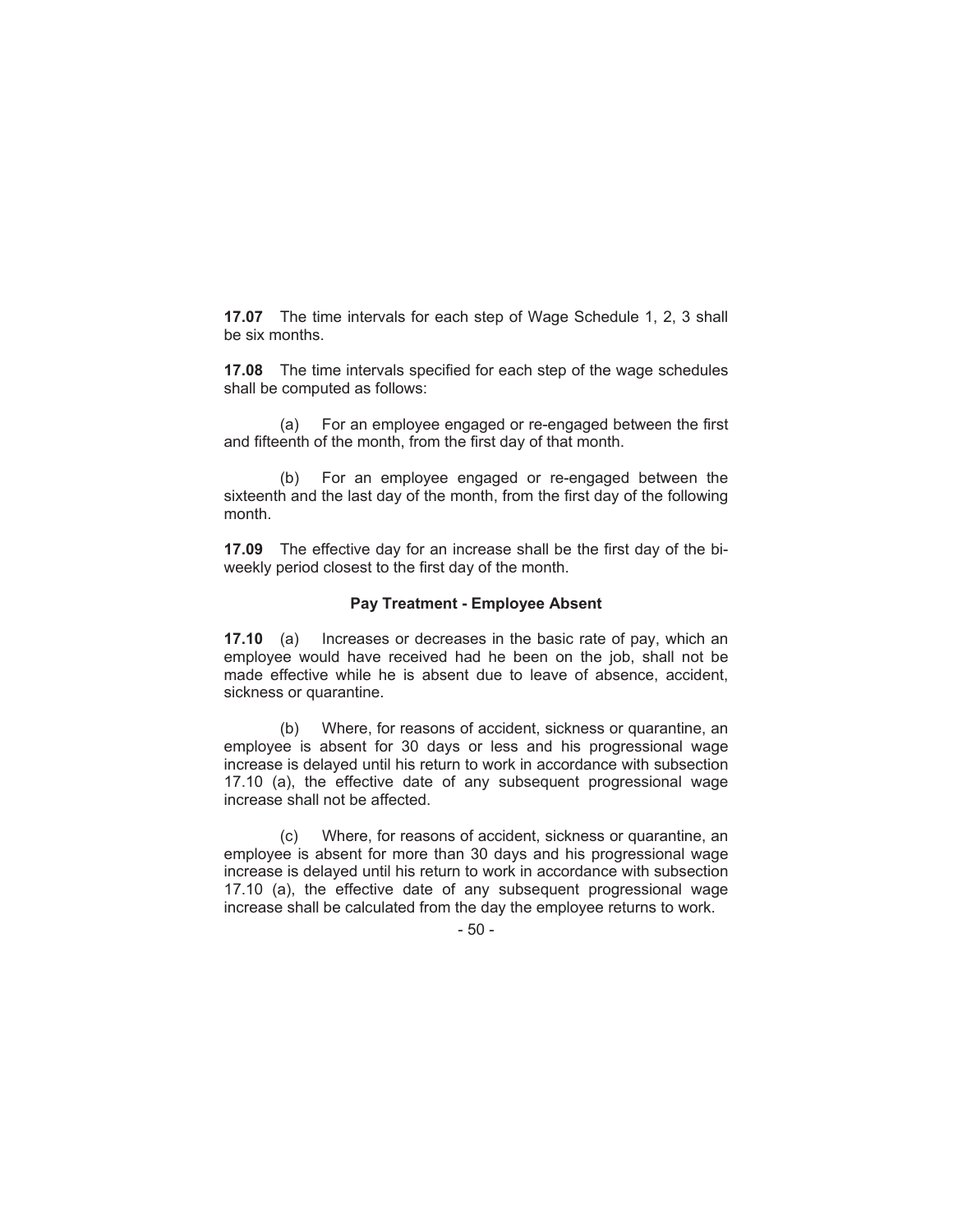**17.07** The time intervals for each step of Wage Schedule 1, 2, 3 shall be six months.

**17.08** The time intervals specified for each step of the wage schedules shall be computed as follows:

(a) For an employee engaged or re-engaged between the first and fifteenth of the month, from the first day of that month.

(b) For an employee engaged or re-engaged between the sixteenth and the last day of the month, from the first day of the following month.

**17.09** The effective day for an increase shall be the first day of the bi-weekly period closest to the first day of the month.

### Pay Treatment - Employee Absent

**17.10** (a) Increases or decreases in the basic rate of pay, which an employee would have received had he been on the job, shall not be made effective while he is absent due to leave of absence, accident, sickness or quarantine.

(b) Where, for reasons of accident, sickness or quarantine, an employee is absent for 30 days or less and his progressional wage increase is delayed until his return to work in accordance with subsection 17.10 (a), the effective date of any subsequent progressional wage increase shall not be affected.

(c) Where, for reasons of accident, sickness or quarantine, an employee is absent for more than 30 days and his progressional wage increase is delayed until his return to work in accordance with subsection 17.10 (a), the effective date of any subsequent progressional wage increase shall be calculated from the day the employee returns to work.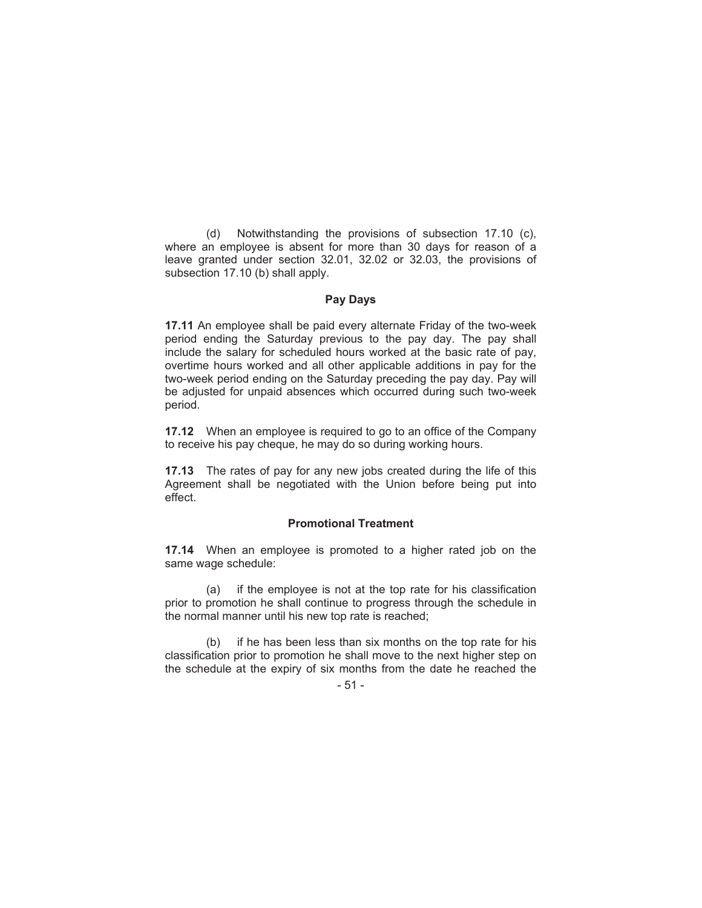(d) Notwithstanding the provisions of subsection 17.10 (c), where an employee is absent for more than 30 days for reason of a leave granted under section 32.01, 32.02 or 32.03, the provisions of subsection 17.10 (b) shall apply.

### Pay Days

**17.11** An employee shall be paid every alternate Friday of the two-week period ending the Saturday previous to the pay day. The pay shall include the salary for scheduled hours worked at the basic rate of pay, overtime hours worked and all other applicable additions in pay for the two-week period ending on the Saturday preceding the pay day. Pay will be adjusted for unpaid absences which occurred during such two-week period.

**17.12** When an employee is required to go to an office of the Company to receive his pay cheque, he may do so during working hours.

**17.13** The rates of pay for any new jobs created during the life of this Agreement shall be negotiated with the Union before being put into effect.

### Promotional Treatment

**17.14** When an employee is promoted to a higher rated job on the same wage schedule:

(a) if the employee is not at the top rate for his classification prior to promotion he shall continue to progress through the schedule in the normal manner until his new top rate is reached;

(b) if he has been less than six months on the top rate for his classification prior to promotion he shall move to the next higher step on the schedule at the expiry of six months from the date he reached the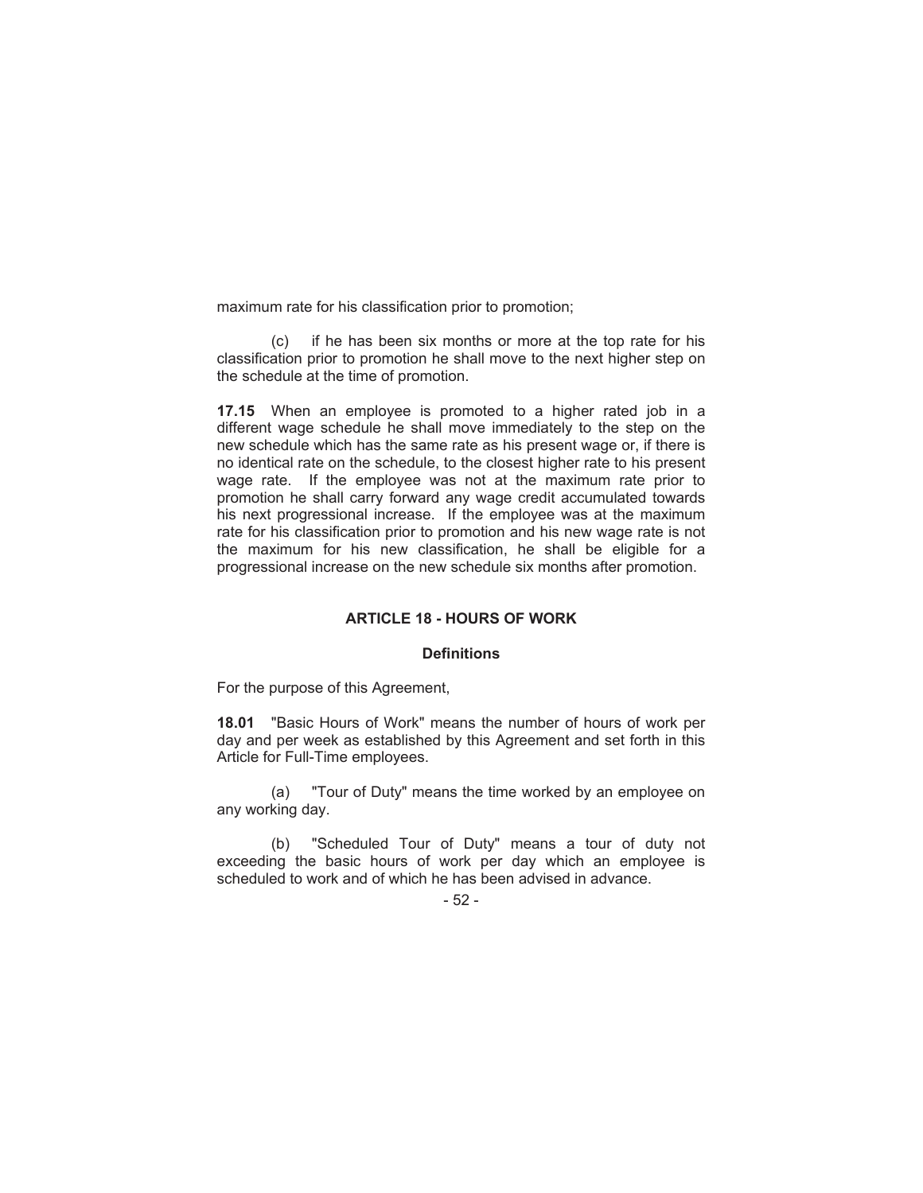maximum rate for his classification prior to promotion;

(c) if he has been six months or more at the top rate for his classification prior to promotion he shall move to the next higher step on the schedule at the time of promotion.

**17.15** When an employee is promoted to a higher rated job in a different wage schedule he shall move immediately to the step on the new schedule which has the same rate as his present wage or, if there is no identical rate on the schedule, to the closest higher rate to his present wage rate. If the employee was not at the maximum rate prior to promotion he shall carry forward any wage credit accumulated towards his next progressional increase. If the employee was at the maximum rate for his classification prior to promotion and his new wage rate is not the maximum for his new classification, he shall be eligible for a progressional increase on the new schedule six months after promotion.

## ARTICLE 18 - HOURS OF WORK

### Definitions

For the purpose of this Agreement,

**18.01** "Basic Hours of Work" means the number of hours of work per day and per week as established by this Agreement and set forth in this Article for Full-Time employees.

(a) "Tour of Duty" means the time worked by an employee on any working day.

(b) "Scheduled Tour of Duty" means a tour of duty not exceeding the basic hours of work per day which an employee is scheduled to work and of which he has been advised in advance.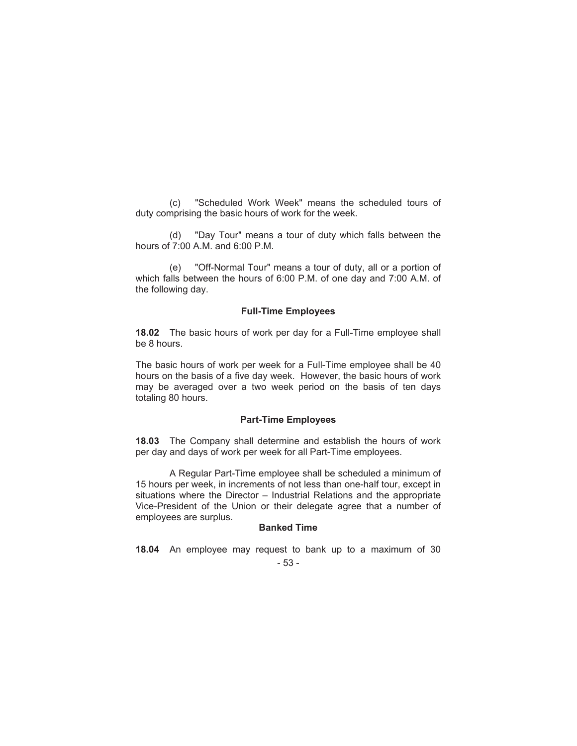(c) "Scheduled Work Week" means the scheduled tours of duty comprising the basic hours of work for the week.

(d) "Day Tour" means a tour of duty which falls between the hours of 7:00 A.M. and 6:00 P.M.

(e) "Off-Normal Tour" means a tour of duty, all or a portion of which falls between the hours of 6:00 P.M. of one day and 7:00 A.M. of the following day.

### Full-Time Employees

**18.02** The basic hours of work per day for a Full-Time employee shall be 8 hours.

The basic hours of work per week for a Full-Time employee shall be 40 hours on the basis of a five day week. However, the basic hours of work may be averaged over a two week period on the basis of ten days totaling 80 hours.

### Part-Time Employees

**18.03** The Company shall determine and establish the hours of work per day and days of work per week for all Part-Time employees.

A Regular Part-Time employee shall be scheduled a minimum of 15 hours per week, in increments of not less than one-half tour, except in situations where the Director – Industrial Relations and the appropriate Vice-President of the Union or their delegate agree that a number of employees are surplus.

### Banked Time

**18.04** An employee may request to bank up to a maximum of 30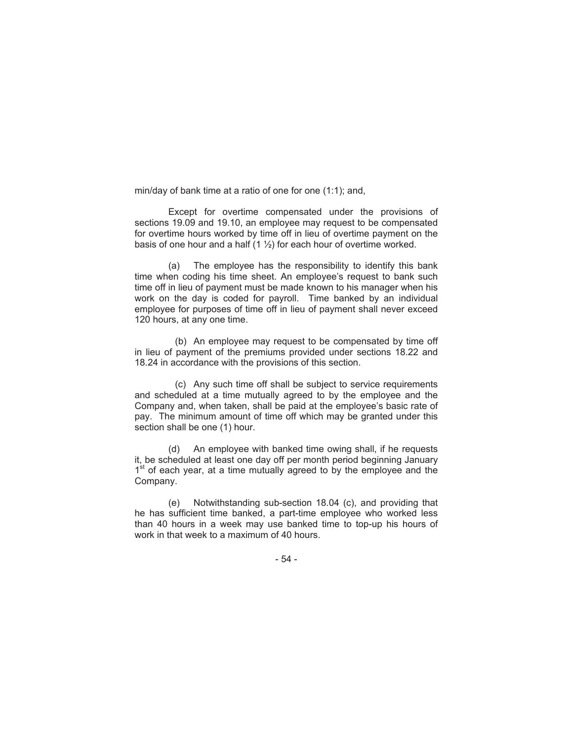min/day of bank time at a ratio of one for one (1:1); and,

Except for overtime compensated under the provisions of sections 19.09 and 19.10, an employee may request to be compensated for overtime hours worked by time off in lieu of overtime payment on the basis of one hour and a half (1 ½) for each hour of overtime worked.

(a) The employee has the responsibility to identify this bank time when coding his time sheet. An employee's request to bank such time off in lieu of payment must be made known to his manager when his work on the day is coded for payroll. Time banked by an individual employee for purposes of time off in lieu of payment shall never exceed 120 hours, at any one time.

(b) An employee may request to be compensated by time off in lieu of payment of the premiums provided under sections 18.22 and 18.24 in accordance with the provisions of this section.

(c) Any such time off shall be subject to service requirements and scheduled at a time mutually agreed to by the employee and the Company and, when taken, shall be paid at the employee's basic rate of pay. The minimum amount of time off which may be granted under this section shall be one (1) hour.

(d) An employee with banked time owing shall, if he requests it, be scheduled at least one day off per month period beginning January 1st of each year, at a time mutually agreed to by the employee and the Company.

(e) Notwithstanding sub-section 18.04 (c), and providing that he has sufficient time banked, a part-time employee who worked less than 40 hours in a week may use banked time to top-up his hours of work in that week to a maximum of 40 hours.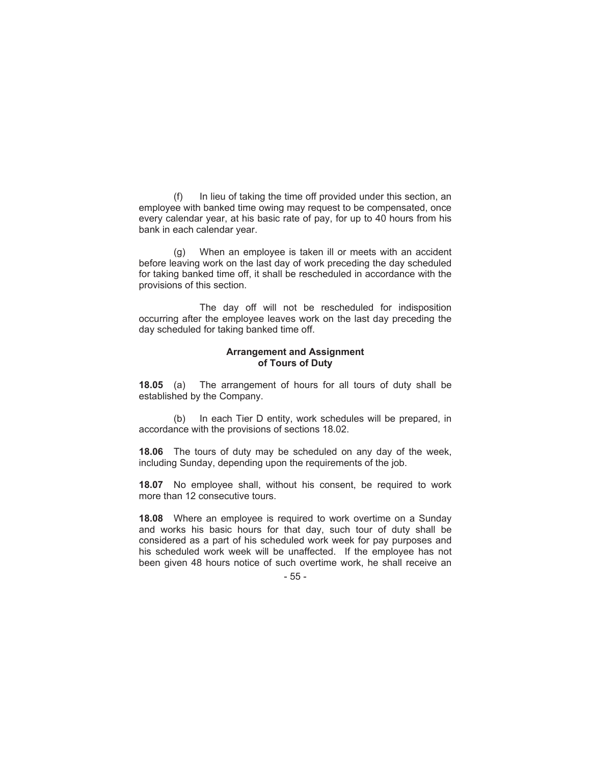(f) In lieu of taking the time off provided under this section, an employee with banked time owing may request to be compensated, once every calendar year, at his basic rate of pay, for up to 40 hours from his bank in each calendar year.

(g) When an employee is taken ill or meets with an accident before leaving work on the last day of work preceding the day scheduled for taking banked time off, it shall be rescheduled in accordance with the provisions of this section.

The day off will not be rescheduled for indisposition occurring after the employee leaves work on the last day preceding the day scheduled for taking banked time off.

### Arrangement and Assignment of Tours of Duty

**18.05** (a) The arrangement of hours for all tours of duty shall be established by the Company.

(b) In each Tier D entity, work schedules will be prepared, in accordance with the provisions of sections 18.02.

**18.06** The tours of duty may be scheduled on any day of the week, including Sunday, depending upon the requirements of the job.

**18.07** No employee shall, without his consent, be required to work more than 12 consecutive tours.

**18.08** Where an employee is required to work overtime on a Sunday and works his basic hours for that day, such tour of duty shall be considered as a part of his scheduled work week for pay purposes and his scheduled work week will be unaffected. If the employee has not been given 48 hours notice of such overtime work, he shall receive an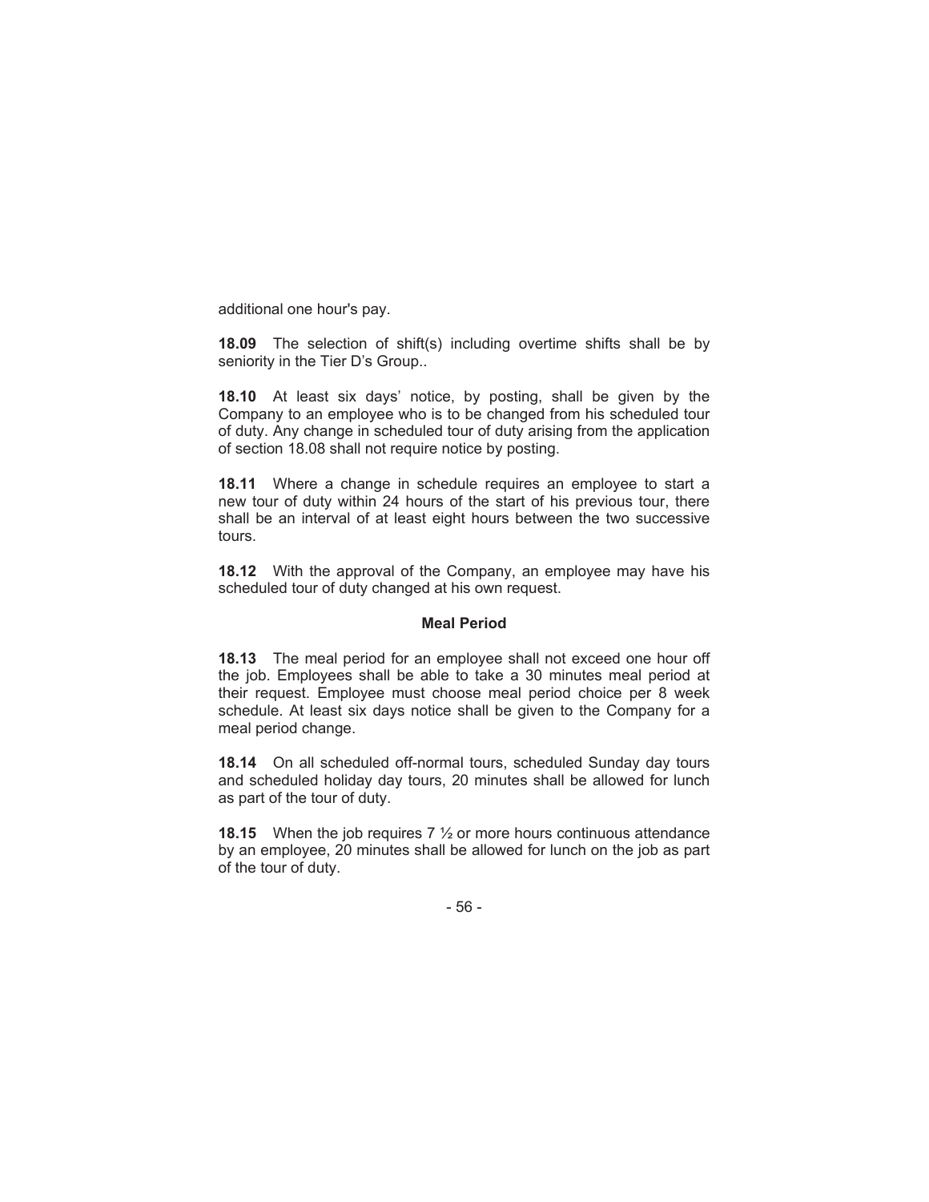additional one hour's pay.

**18.09** The selection of shift(s) including overtime shifts shall be by seniority in the Tier D's Group..

**18.10** At least six days' notice, by posting, shall be given by the Company to an employee who is to be changed from his scheduled tour of duty. Any change in scheduled tour of duty arising from the application of section 18.08 shall not require notice by posting.

**18.11** Where a change in schedule requires an employee to start a new tour of duty within 24 hours of the start of his previous tour, there shall be an interval of at least eight hours between the two successive tours.

**18.12** With the approval of the Company, an employee may have his scheduled tour of duty changed at his own request.

### Meal Period

**18.13** The meal period for an employee shall not exceed one hour off the job. Employees shall be able to take a 30 minutes meal period at their request. Employee must choose meal period choice per 8 week schedule. At least six days notice shall be given to the Company for a meal period change.

**18.14** On all scheduled off-normal tours, scheduled Sunday day tours and scheduled holiday day tours, 20 minutes shall be allowed for lunch as part of the tour of duty.

**18.15** When the job requires 7 ½ or more hours continuous attendance by an employee, 20 minutes shall be allowed for lunch on the job as part of the tour of duty.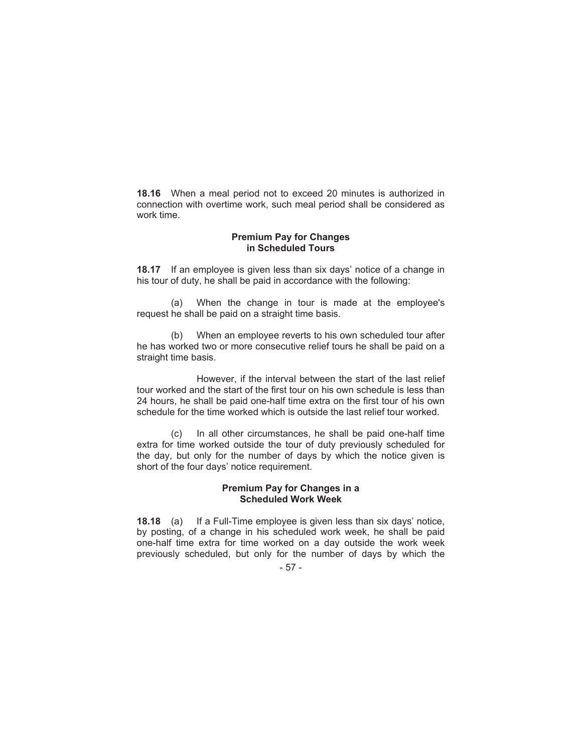**18.16** When a meal period not to exceed 20 minutes is authorized in connection with overtime work, such meal period shall be considered as work time.

### Premium Pay for Changes in Scheduled Tours

**18.17** If an employee is given less than six days' notice of a change in his tour of duty, he shall be paid in accordance with the following:

(a) When the change in tour is made at the employee's request he shall be paid on a straight time basis.

(b) When an employee reverts to his own scheduled tour after he has worked two or more consecutive relief tours he shall be paid on a straight time basis.

However, if the interval between the start of the last relief tour worked and the start of the first tour on his own schedule is less than 24 hours, he shall be paid one-half time extra on the first tour of his own schedule for the time worked which is outside the last relief tour worked.

(c) In all other circumstances, he shall be paid one-half time extra for time worked outside the tour of duty previously scheduled for the day, but only for the number of days by which the notice given is short of the four days' notice requirement.

### Premium Pay for Changes in a Scheduled Work Week

**18.18** (a) If a Full-Time employee is given less than six days' notice, by posting, of a change in his scheduled work week, he shall be paid one-half time extra for time worked on a day outside the work week previously scheduled, but only for the number of days by which the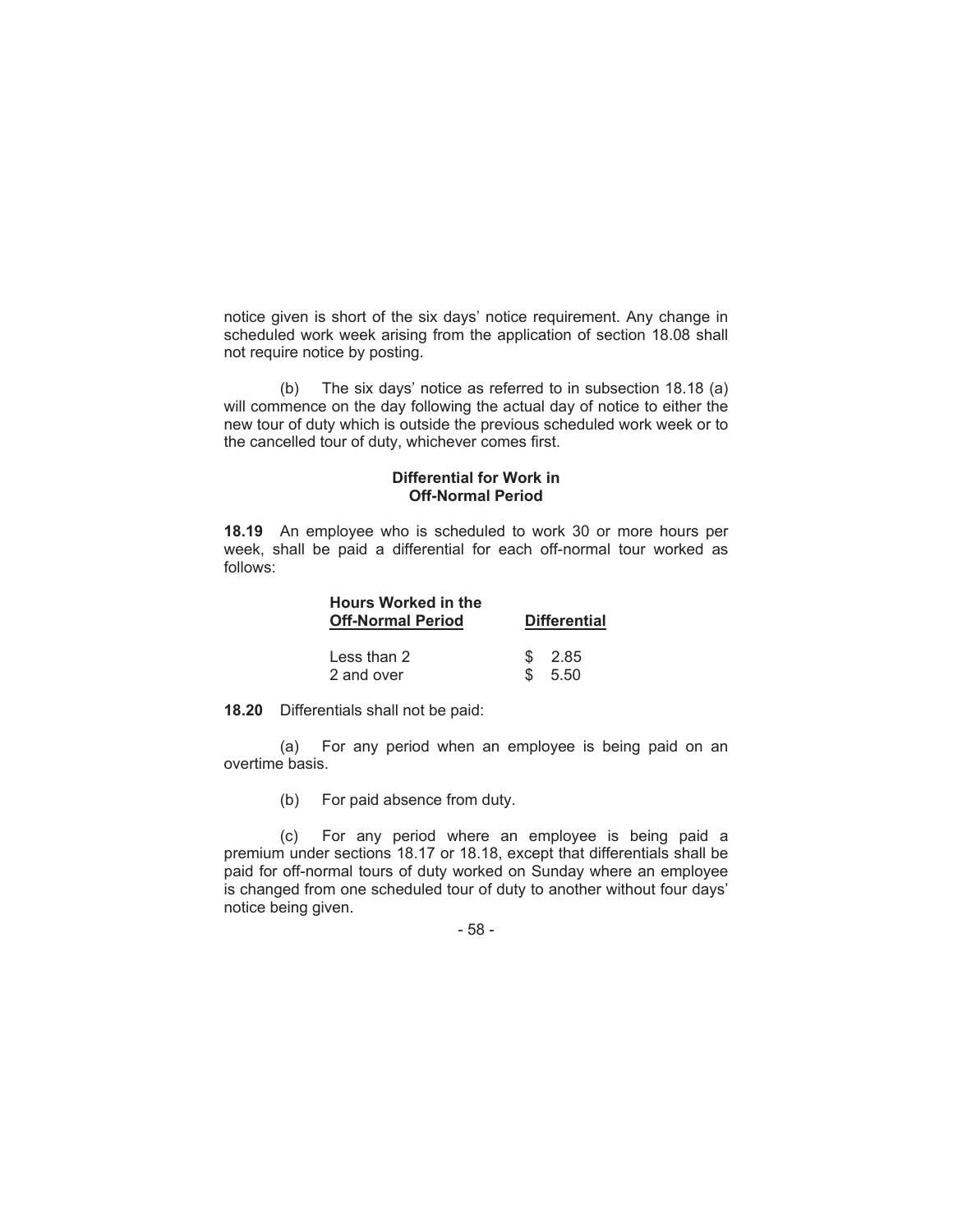notice given is short of the six days' notice requirement. Any change in scheduled work week arising from the application of section 18.08 shall not require notice by posting.

(b) The six days' notice as referred to in subsection 18.18 (a) will commence on the day following the actual day of notice to either the new tour of duty which is outside the previous scheduled work week or to the cancelled tour of duty, whichever comes first.

### Differential for Work in Off-Normal Period

**18.19** An employee who is scheduled to work 30 or more hours per week, shall be paid a differential for each off-normal tour worked as follows:

| Hours Worked in the Off-Normal Period | Differential |
|---|---|
| Less than 2 | $ 2.85 |
| 2 and over | $ 5.50 |

**18.20** Differentials shall not be paid:

(a) For any period when an employee is being paid on an overtime basis.

(b) For paid absence from duty.

(c) For any period where an employee is being paid a premium under sections 18.17 or 18.18, except that differentials shall be paid for off-normal tours of duty worked on Sunday where an employee is changed from one scheduled tour of duty to another without four days' notice being given.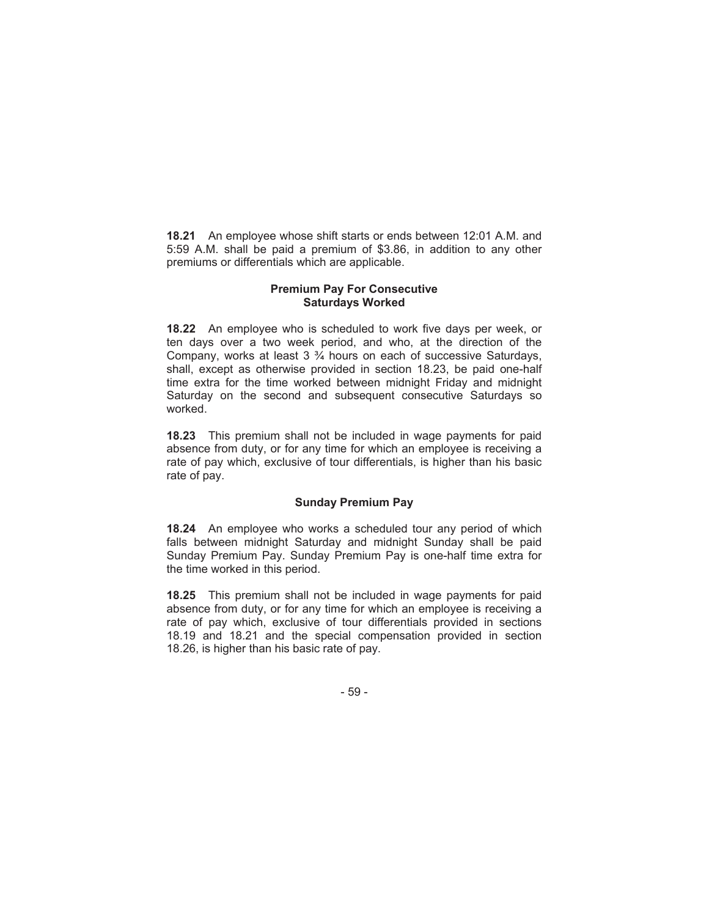**18.21** An employee whose shift starts or ends between 12:01 A.M. and 5:59 A.M. shall be paid a premium of $3.86, in addition to any other premiums or differentials which are applicable.

### Premium Pay For Consecutive Saturdays Worked

**18.22** An employee who is scheduled to work five days per week, or ten days over a two week period, and who, at the direction of the Company, works at least 3 ¾ hours on each of successive Saturdays, shall, except as otherwise provided in section 18.23, be paid one-half time extra for the time worked between midnight Friday and midnight Saturday on the second and subsequent consecutive Saturdays so worked.

**18.23** This premium shall not be included in wage payments for paid absence from duty, or for any time for which an employee is receiving a rate of pay which, exclusive of tour differentials, is higher than his basic rate of pay.

### Sunday Premium Pay

**18.24** An employee who works a scheduled tour any period of which falls between midnight Saturday and midnight Sunday shall be paid Sunday Premium Pay. Sunday Premium Pay is one-half time extra for the time worked in this period.

**18.25** This premium shall not be included in wage payments for paid absence from duty, or for any time for which an employee is receiving a rate of pay which, exclusive of tour differentials provided in sections 18.19 and 18.21 and the special compensation provided in section 18.26, is higher than his basic rate of pay.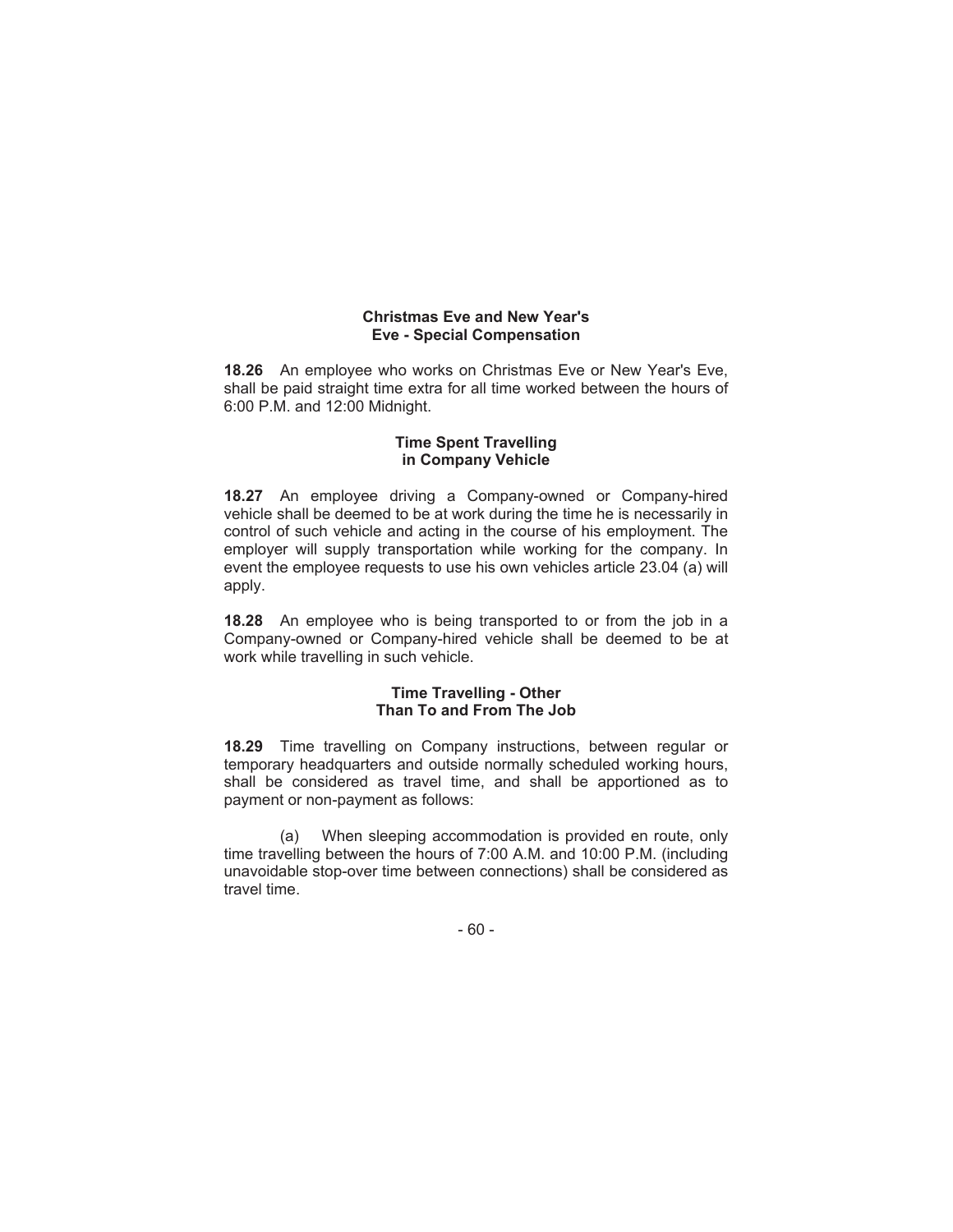### Christmas Eve and New Year's Eve - Special Compensation

**18.26** An employee who works on Christmas Eve or New Year's Eve, shall be paid straight time extra for all time worked between the hours of 6:00 P.M. and 12:00 Midnight.

### Time Spent Travelling in Company Vehicle

**18.27** An employee driving a Company-owned or Company-hired vehicle shall be deemed to be at work during the time he is necessarily in control of such vehicle and acting in the course of his employment. The employer will supply transportation while working for the company. In event the employee requests to use his own vehicles article 23.04 (a) will apply.

**18.28** An employee who is being transported to or from the job in a Company-owned or Company-hired vehicle shall be deemed to be at work while travelling in such vehicle.

### Time Travelling - Other Than To and From The Job

**18.29** Time travelling on Company instructions, between regular or temporary headquarters and outside normally scheduled working hours, shall be considered as travel time, and shall be apportioned as to payment or non-payment as follows:

(a) When sleeping accommodation is provided en route, only time travelling between the hours of 7:00 A.M. and 10:00 P.M. (including unavoidable stop-over time between connections) shall be considered as travel time.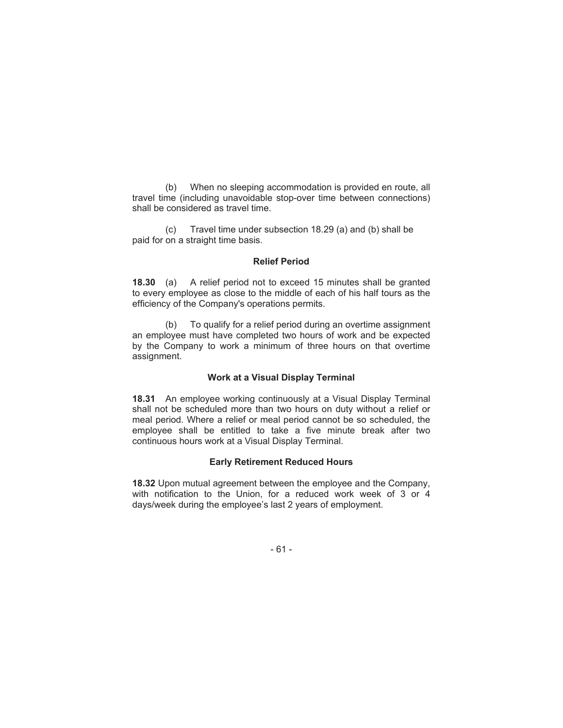(b) When no sleeping accommodation is provided en route, all travel time (including unavoidable stop-over time between connections) shall be considered as travel time.

(c) Travel time under subsection 18.29 (a) and (b) shall be paid for on a straight time basis.

### Relief Period

**18.30** (a) A relief period not to exceed 15 minutes shall be granted to every employee as close to the middle of each of his half tours as the efficiency of the Company's operations permits.

(b) To qualify for a relief period during an overtime assignment an employee must have completed two hours of work and be expected by the Company to work a minimum of three hours on that overtime assignment.

### Work at a Visual Display Terminal

**18.31** An employee working continuously at a Visual Display Terminal shall not be scheduled more than two hours on duty without a relief or meal period. Where a relief or meal period cannot be so scheduled, the employee shall be entitled to take a five minute break after two continuous hours work at a Visual Display Terminal.

### Early Retirement Reduced Hours

**18.32** Upon mutual agreement between the employee and the Company, with notification to the Union, for a reduced work week of 3 or 4 days/week during the employee's last 2 years of employment.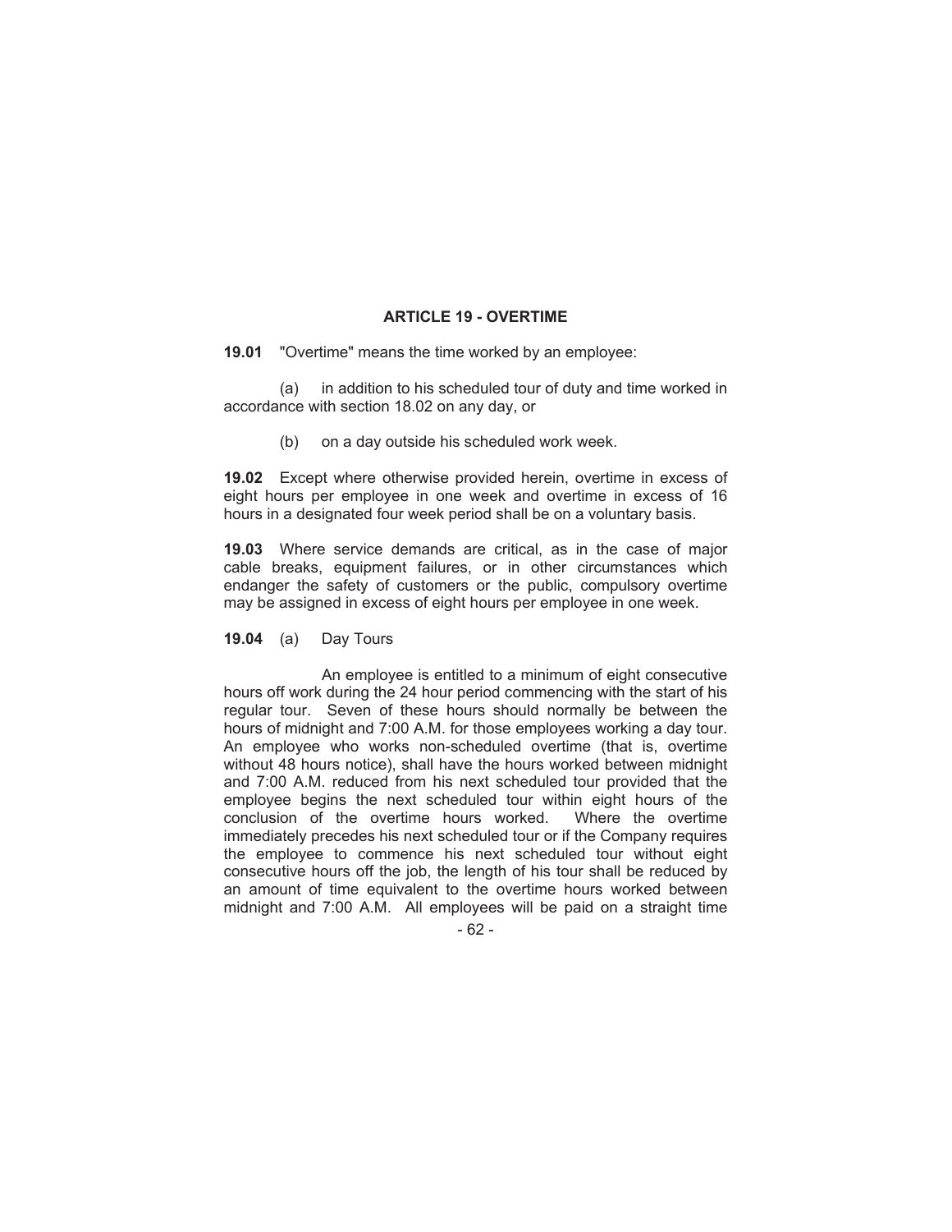## ARTICLE 19 - OVERTIME

**19.01** "Overtime" means the time worked by an employee:

(a) in addition to his scheduled tour of duty and time worked in accordance with section 18.02 on any day, or

(b) on a day outside his scheduled work week.

**19.02** Except where otherwise provided herein, overtime in excess of eight hours per employee in one week and overtime in excess of 16 hours in a designated four week period shall be on a voluntary basis.

**19.03** Where service demands are critical, as in the case of major cable breaks, equipment failures, or in other circumstances which endanger the safety of customers or the public, compulsory overtime may be assigned in excess of eight hours per employee in one week.

**19.04** (a) Day Tours

An employee is entitled to a minimum of eight consecutive hours off work during the 24 hour period commencing with the start of his regular tour. Seven of these hours should normally be between the hours of midnight and 7:00 A.M. for those employees working a day tour. An employee who works non-scheduled overtime (that is, overtime without 48 hours notice), shall have the hours worked between midnight and 7:00 A.M. reduced from his next scheduled tour provided that the employee begins the next scheduled tour within eight hours of the conclusion of the overtime hours worked. Where the overtime immediately precedes his next scheduled tour or if the Company requires the employee to commence his next scheduled tour without eight consecutive hours off the job, the length of his tour shall be reduced by an amount of time equivalent to the overtime hours worked between midnight and 7:00 A.M. All employees will be paid on a straight time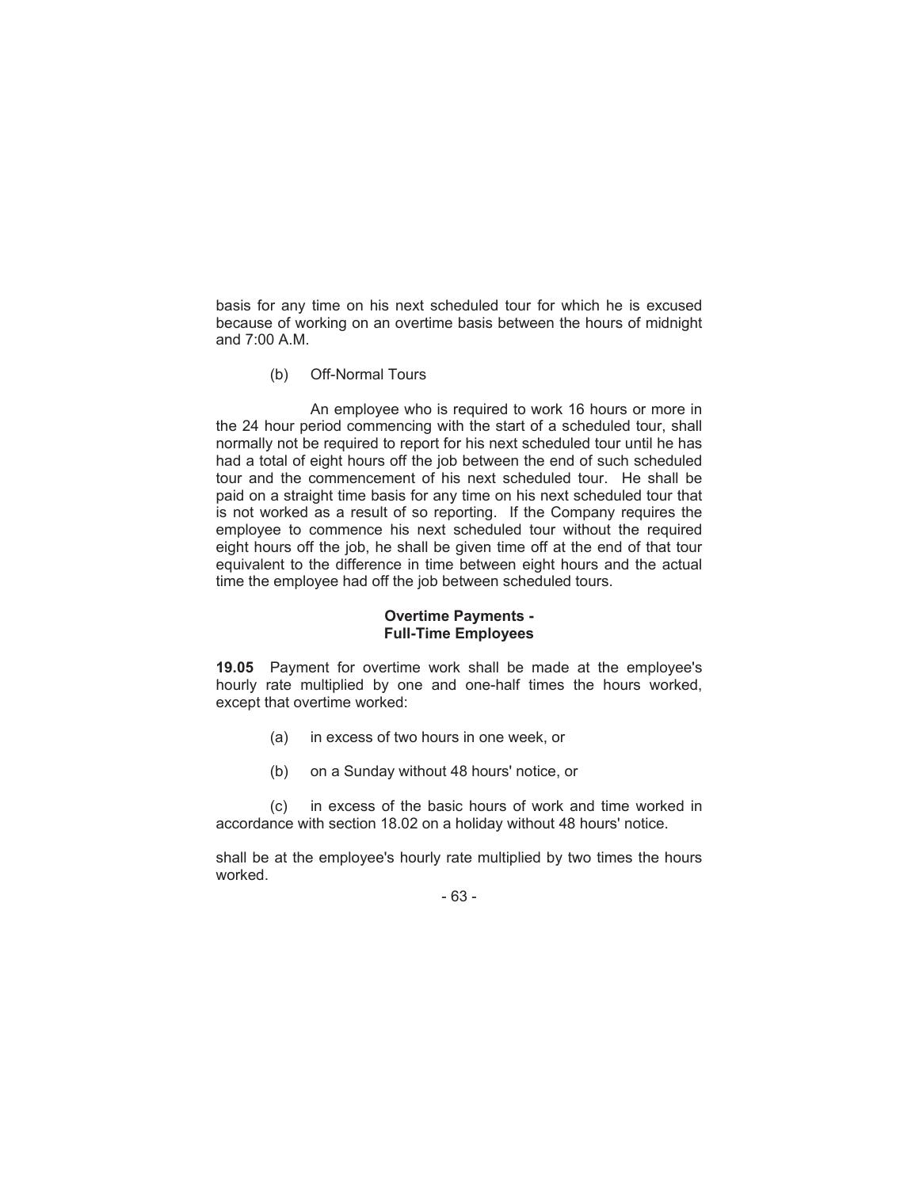basis for any time on his next scheduled tour for which he is excused because of working on an overtime basis between the hours of midnight and 7:00 A.M.

(b) Off-Normal Tours

An employee who is required to work 16 hours or more in the 24 hour period commencing with the start of a scheduled tour, shall normally not be required to report for his next scheduled tour until he has had a total of eight hours off the job between the end of such scheduled tour and the commencement of his next scheduled tour. He shall be paid on a straight time basis for any time on his next scheduled tour that is not worked as a result of so reporting. If the Company requires the employee to commence his next scheduled tour without the required eight hours off the job, he shall be given time off at the end of that tour equivalent to the difference in time between eight hours and the actual time the employee had off the job between scheduled tours.

**Overtime Payments -**
**Full-Time Employees**

**19.05** Payment for overtime work shall be made at the employee's hourly rate multiplied by one and one-half times the hours worked, except that overtime worked:

(a) in excess of two hours in one week, or

(b) on a Sunday without 48 hours' notice, or

(c) in excess of the basic hours of work and time worked in accordance with section 18.02 on a holiday without 48 hours' notice.

shall be at the employee's hourly rate multiplied by two times the hours worked.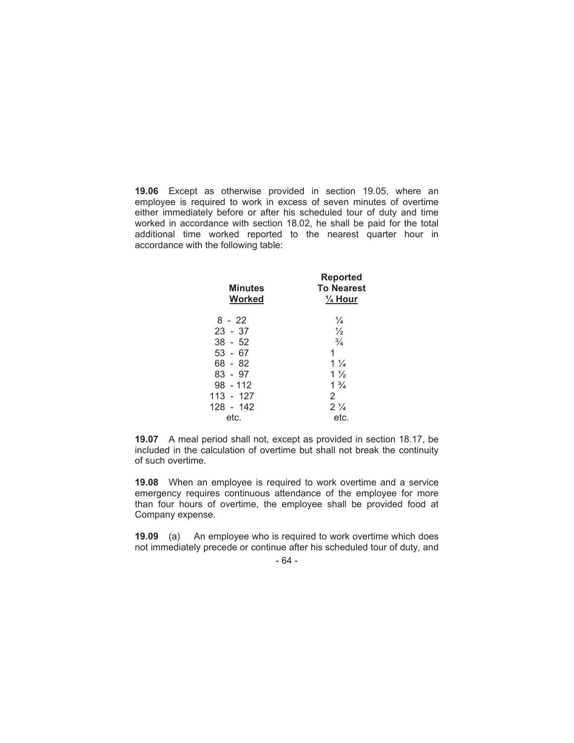**19.06** Except as otherwise provided in section 19.05, where an employee is required to work in excess of seven minutes of overtime either immediately before or after his scheduled tour of duty and time worked in accordance with section 18.02, he shall be paid for the total additional time worked reported to the nearest quarter hour in accordance with the following table:

| Minutes Worked | Reported To Nearest ¼ Hour |
|---|---|
| 8 - 22 | ¼ |
| 23 - 37 | ½ |
| 38 - 52 | ¾ |
| 53 - 67 | 1 |
| 68 - 82 | 1 ¼ |
| 83 - 97 | 1 ½ |
| 98 - 112 | 1 ¾ |
| 113 - 127 | 2 |
| 128 - 142 | 2 ¼ |
| etc. | etc. |

**19.07** A meal period shall not, except as provided in section 18.17, be included in the calculation of overtime but shall not break the continuity of such overtime.

**19.08** When an employee is required to work overtime and a service emergency requires continuous attendance of the employee for more than four hours of overtime, the employee shall be provided food at Company expense.

**19.09** (a) An employee who is required to work overtime which does not immediately precede or continue after his scheduled tour of duty, and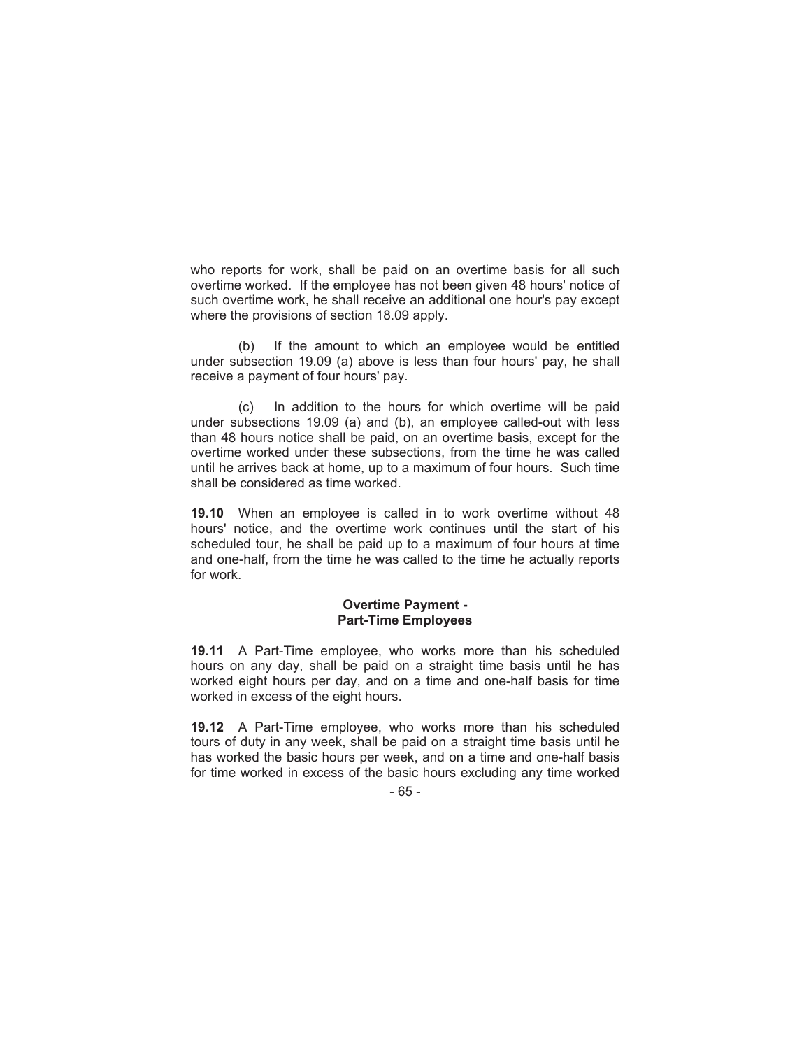who reports for work, shall be paid on an overtime basis for all such overtime worked. If the employee has not been given 48 hours' notice of such overtime work, he shall receive an additional one hour's pay except where the provisions of section 18.09 apply.

(b) If the amount to which an employee would be entitled under subsection 19.09 (a) above is less than four hours' pay, he shall receive a payment of four hours' pay.

(c) In addition to the hours for which overtime will be paid under subsections 19.09 (a) and (b), an employee called-out with less than 48 hours notice shall be paid, on an overtime basis, except for the overtime worked under these subsections, from the time he was called until he arrives back at home, up to a maximum of four hours. Such time shall be considered as time worked.

**19.10** When an employee is called in to work overtime without 48 hours' notice, and the overtime work continues until the start of his scheduled tour, he shall be paid up to a maximum of four hours at time and one-half, from the time he was called to the time he actually reports for work.

**Overtime Payment -**
**Part-Time Employees**

**19.11** A Part-Time employee, who works more than his scheduled hours on any day, shall be paid on a straight time basis until he has worked eight hours per day, and on a time and one-half basis for time worked in excess of the eight hours.

**19.12** A Part-Time employee, who works more than his scheduled tours of duty in any week, shall be paid on a straight time basis until he has worked the basic hours per week, and on a time and one-half basis for time worked in excess of the basic hours excluding any time worked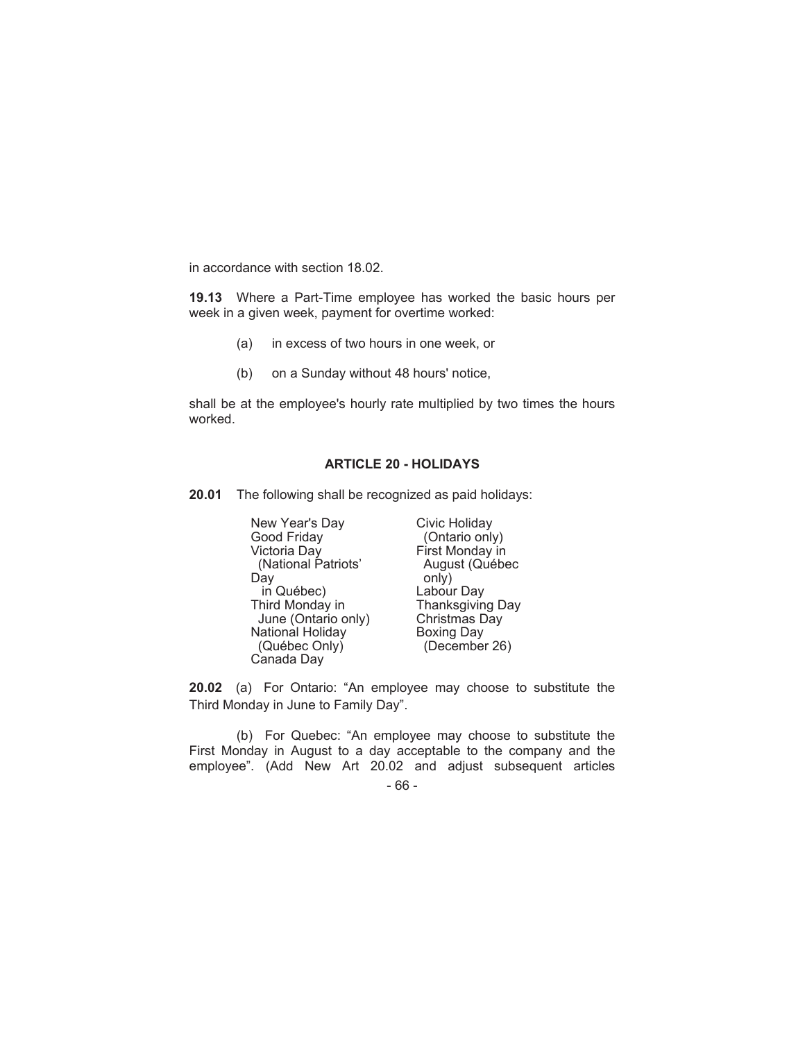in accordance with section 18.02.

**19.13** Where a Part-Time employee has worked the basic hours per week in a given week, payment for overtime worked:

(a) in excess of two hours in one week, or

(b) on a Sunday without 48 hours' notice,

shall be at the employee's hourly rate multiplied by two times the hours worked.

## ARTICLE 20 - HOLIDAYS

**20.01** The following shall be recognized as paid holidays:

- New Year's Day
- Good Friday
- Victoria Day (National Patriots' Day in Québec)
- Third Monday in June (Ontario only)
- National Holiday (Québec Only)
- Canada Day
- Civic Holiday (Ontario only)
- First Monday in August (Québec only)
- Labour Day
- Thanksgiving Day
- Christmas Day
- Boxing Day (December 26)

**20.02** (a) For Ontario: "An employee may choose to substitute the Third Monday in June to Family Day".

(b) For Quebec: "An employee may choose to substitute the First Monday in August to a day acceptable to the company and the employee". (Add New Art 20.02 and adjust subsequent articles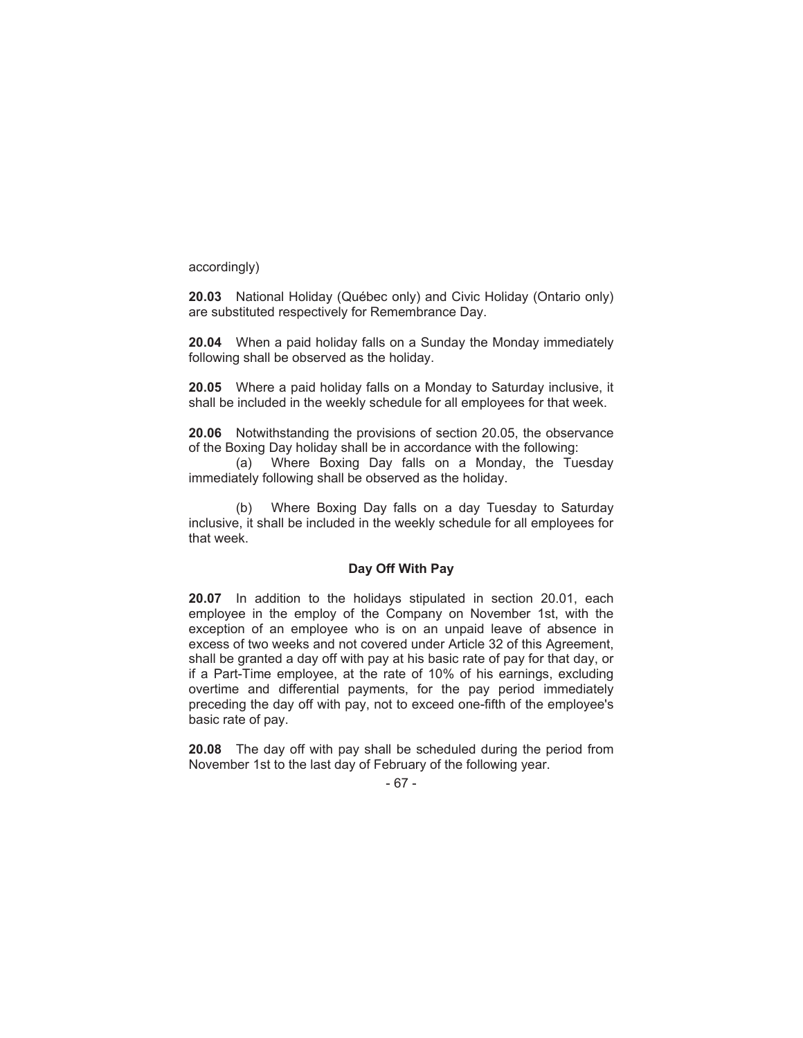accordingly)

**20.03** National Holiday (Québec only) and Civic Holiday (Ontario only) are substituted respectively for Remembrance Day.

**20.04** When a paid holiday falls on a Sunday the Monday immediately following shall be observed as the holiday.

**20.05** Where a paid holiday falls on a Monday to Saturday inclusive, it shall be included in the weekly schedule for all employees for that week.

**20.06** Notwithstanding the provisions of section 20.05, the observance of the Boxing Day holiday shall be in accordance with the following:

(a) Where Boxing Day falls on a Monday, the Tuesday immediately following shall be observed as the holiday.

(b) Where Boxing Day falls on a day Tuesday to Saturday inclusive, it shall be included in the weekly schedule for all employees for that week.

### Day Off With Pay

**20.07** In addition to the holidays stipulated in section 20.01, each employee in the employ of the Company on November 1st, with the exception of an employee who is on an unpaid leave of absence in excess of two weeks and not covered under Article 32 of this Agreement, shall be granted a day off with pay at his basic rate of pay for that day, or if a Part-Time employee, at the rate of 10% of his earnings, excluding overtime and differential payments, for the pay period immediately preceding the day off with pay, not to exceed one-fifth of the employee's basic rate of pay.

**20.08** The day off with pay shall be scheduled during the period from November 1st to the last day of February of the following year.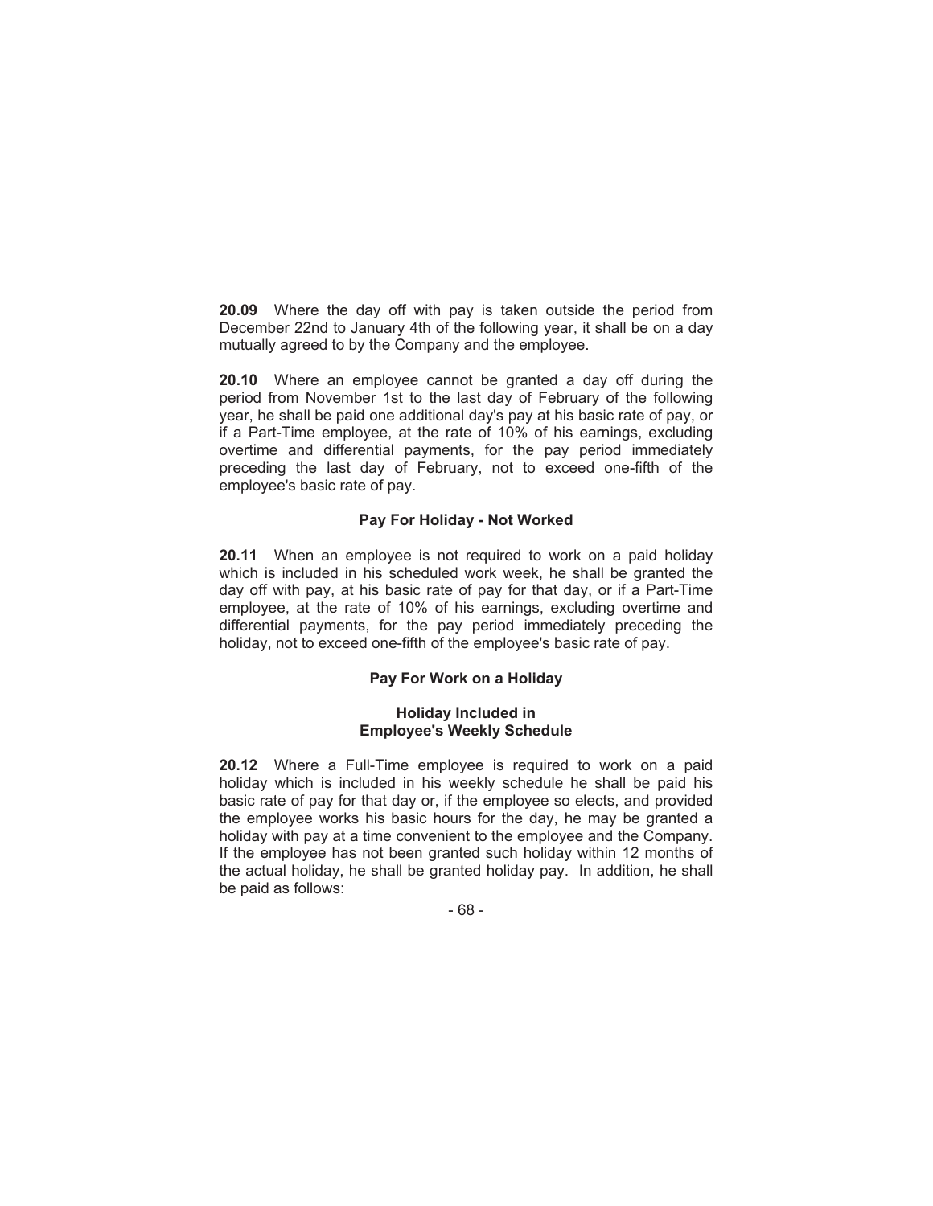**20.09** Where the day off with pay is taken outside the period from December 22nd to January 4th of the following year, it shall be on a day mutually agreed to by the Company and the employee.

**20.10** Where an employee cannot be granted a day off during the period from November 1st to the last day of February of the following year, he shall be paid one additional day's pay at his basic rate of pay, or if a Part-Time employee, at the rate of 10% of his earnings, excluding overtime and differential payments, for the pay period immediately preceding the last day of February, not to exceed one-fifth of the employee's basic rate of pay.

**Pay For Holiday - Not Worked**

**20.11** When an employee is not required to work on a paid holiday which is included in his scheduled work week, he shall be granted the day off with pay, at his basic rate of pay for that day, or if a Part-Time employee, at the rate of 10% of his earnings, excluding overtime and differential payments, for the pay period immediately preceding the holiday, not to exceed one-fifth of the employee's basic rate of pay.

**Pay For Work on a Holiday**

**Holiday Included in Employee's Weekly Schedule**

**20.12** Where a Full-Time employee is required to work on a paid holiday which is included in his weekly schedule he shall be paid his basic rate of pay for that day or, if the employee so elects, and provided the employee works his basic hours for the day, he may be granted a holiday with pay at a time convenient to the employee and the Company. If the employee has not been granted such holiday within 12 months of the actual holiday, he shall be granted holiday pay. In addition, he shall be paid as follows: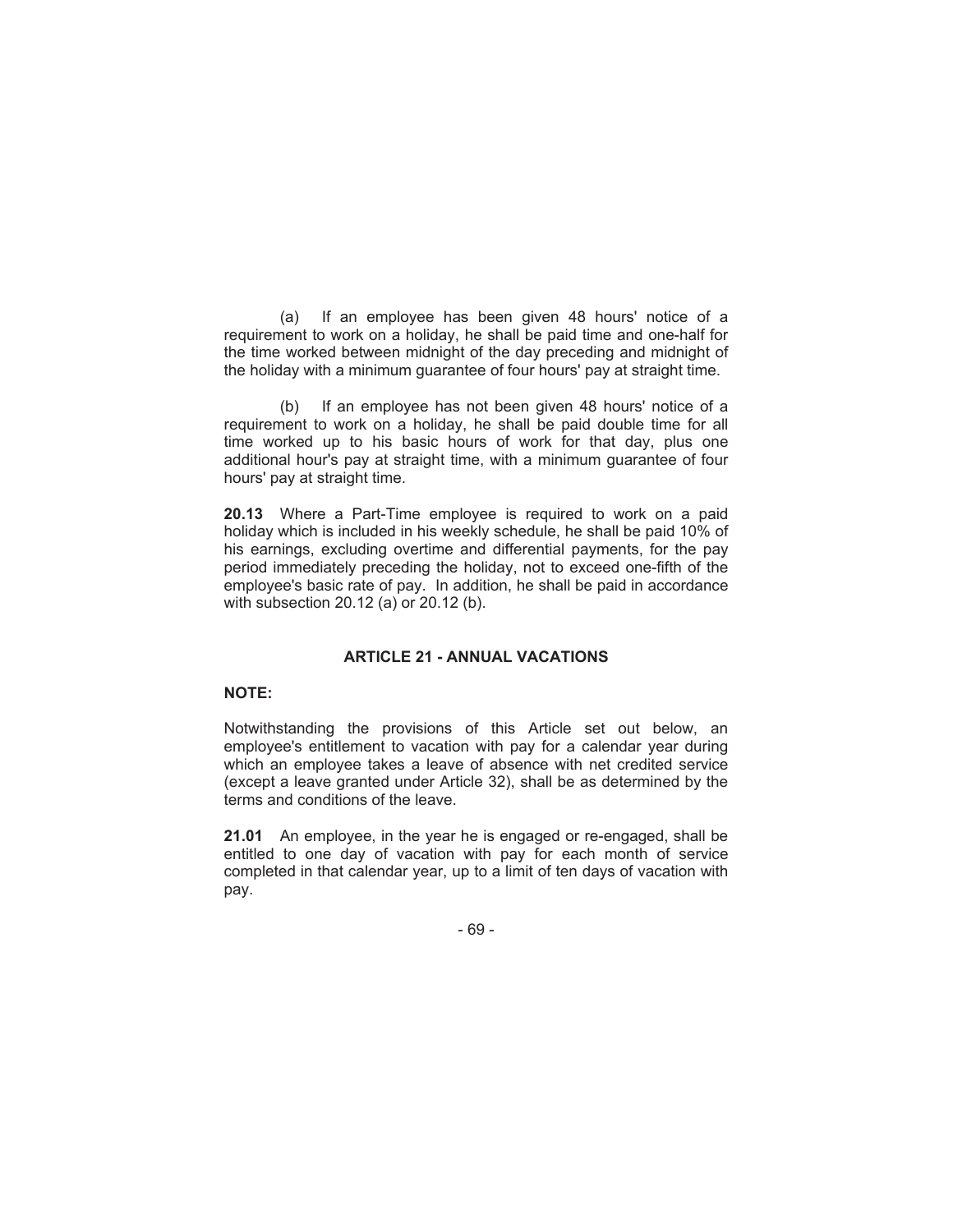(a) If an employee has been given 48 hours' notice of a requirement to work on a holiday, he shall be paid time and one-half for the time worked between midnight of the day preceding and midnight of the holiday with a minimum guarantee of four hours' pay at straight time.

(b) If an employee has not been given 48 hours' notice of a requirement to work on a holiday, he shall be paid double time for all time worked up to his basic hours of work for that day, plus one additional hour's pay at straight time, with a minimum guarantee of four hours' pay at straight time.

**20.13** Where a Part-Time employee is required to work on a paid holiday which is included in his weekly schedule, he shall be paid 10% of his earnings, excluding overtime and differential payments, for the pay period immediately preceding the holiday, not to exceed one-fifth of the employee's basic rate of pay. In addition, he shall be paid in accordance with subsection 20.12 (a) or 20.12 (b).

## ARTICLE 21 - ANNUAL VACATIONS

**NOTE:**

Notwithstanding the provisions of this Article set out below, an employee's entitlement to vacation with pay for a calendar year during which an employee takes a leave of absence with net credited service (except a leave granted under Article 32), shall be as determined by the terms and conditions of the leave.

**21.01** An employee, in the year he is engaged or re-engaged, shall be entitled to one day of vacation with pay for each month of service completed in that calendar year, up to a limit of ten days of vacation with pay.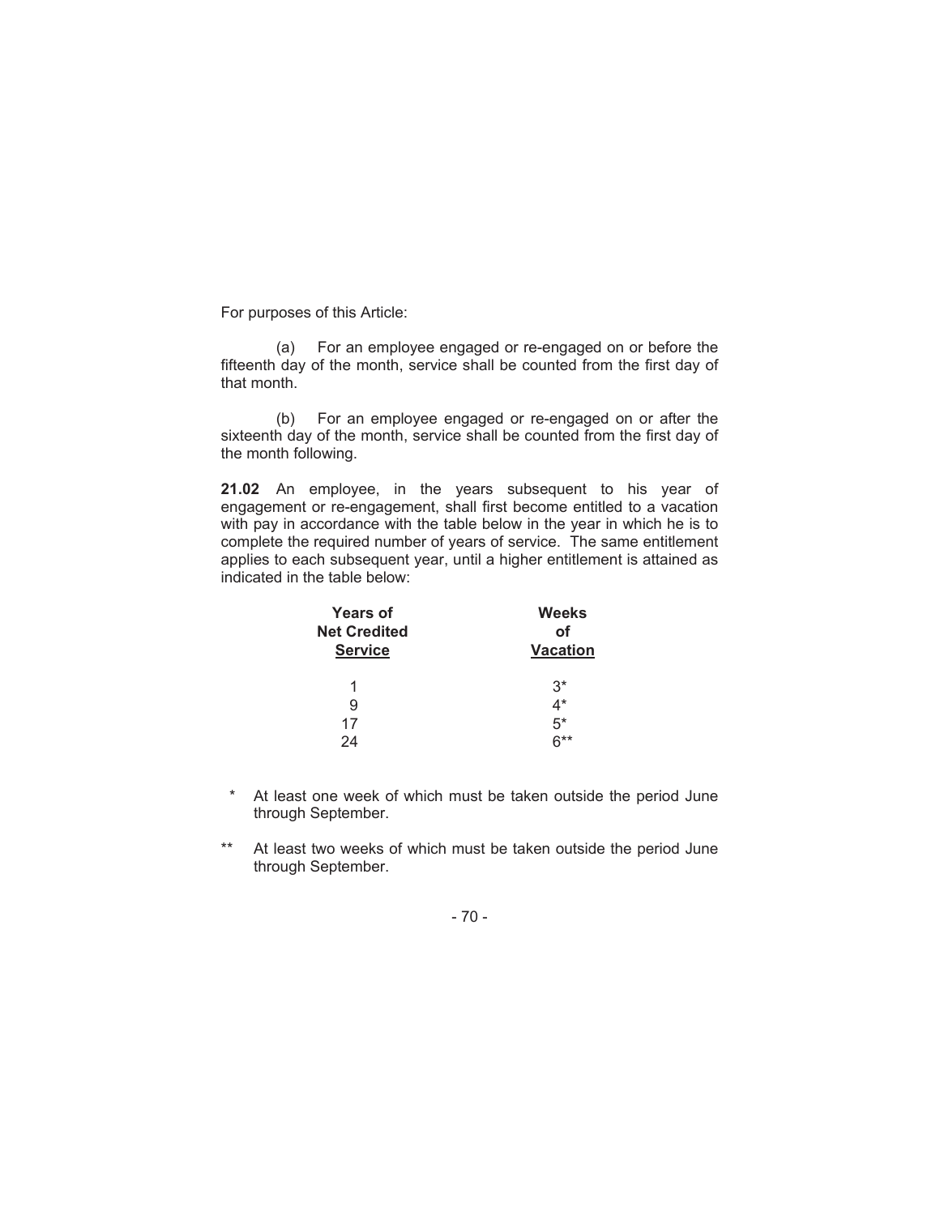For purposes of this Article:

(a) For an employee engaged or re-engaged on or before the fifteenth day of the month, service shall be counted from the first day of that month.

(b) For an employee engaged or re-engaged on or after the sixteenth day of the month, service shall be counted from the first day of the month following.

**21.02** An employee, in the years subsequent to his year of engagement or re-engagement, shall first become entitled to a vacation with pay in accordance with the table below in the year in which he is to complete the required number of years of service. The same entitlement applies to each subsequent year, until a higher entitlement is attained as indicated in the table below:

| Years of Net Credited Service | Weeks of Vacation |
|---|---|
| 1 | 3* |
| 9 | 4* |
| 17 | 5* |
| 24 | 6** |

\* At least one week of which must be taken outside the period June through September.

\*\* At least two weeks of which must be taken outside the period June through September.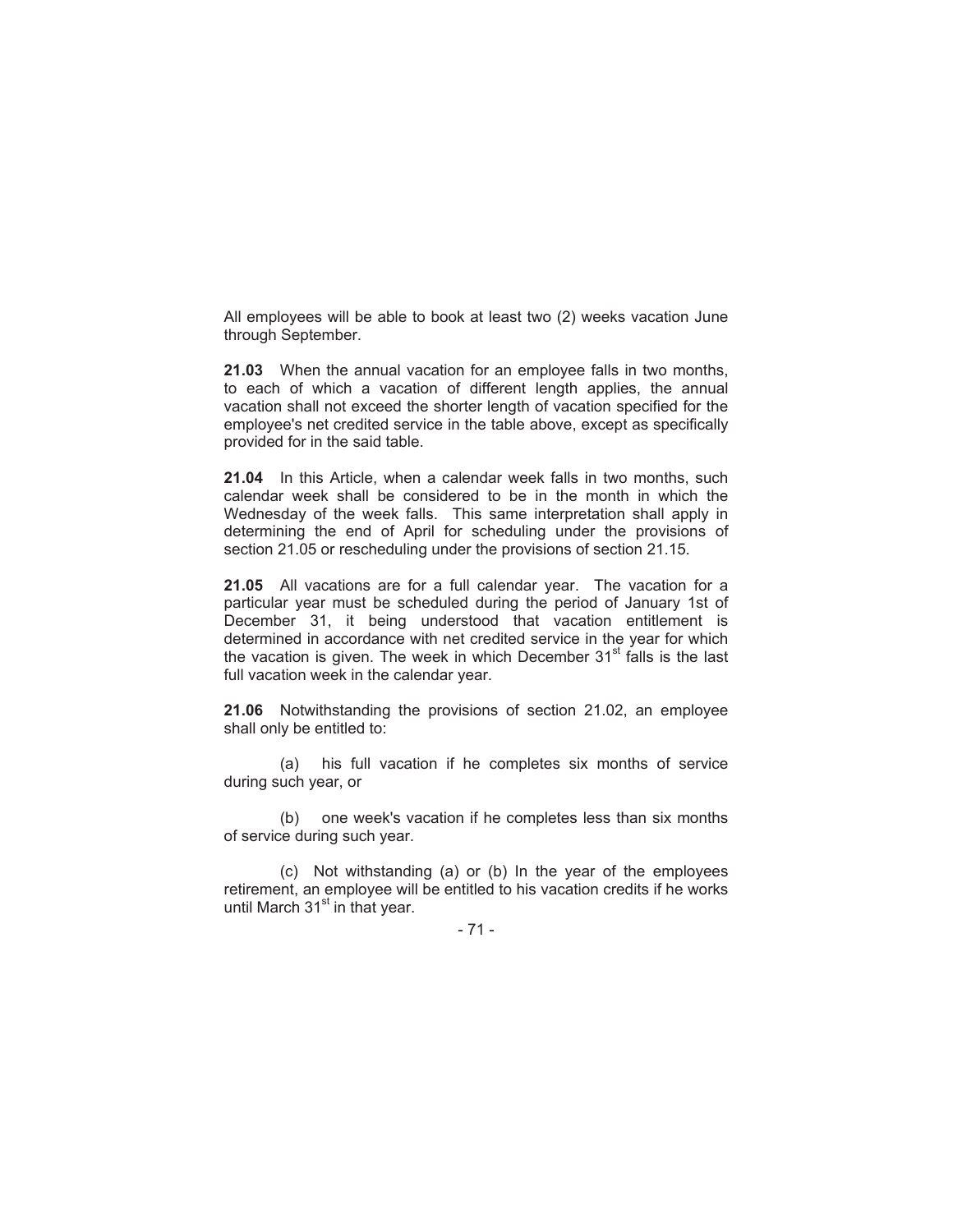All employees will be able to book at least two (2) weeks vacation June through September.

**21.03** When the annual vacation for an employee falls in two months, to each of which a vacation of different length applies, the annual vacation shall not exceed the shorter length of vacation specified for the employee's net credited service in the table above, except as specifically provided for in the said table.

**21.04** In this Article, when a calendar week falls in two months, such calendar week shall be considered to be in the month in which the Wednesday of the week falls. This same interpretation shall apply in determining the end of April for scheduling under the provisions of section 21.05 or rescheduling under the provisions of section 21.15.

**21.05** All vacations are for a full calendar year. The vacation for a particular year must be scheduled during the period of January 1st of December 31, it being understood that vacation entitlement is determined in accordance with net credited service in the year for which the vacation is given. The week in which December 31st falls is the last full vacation week in the calendar year.

**21.06** Notwithstanding the provisions of section 21.02, an employee shall only be entitled to:

(a) his full vacation if he completes six months of service during such year, or

(b) one week's vacation if he completes less than six months of service during such year.

(c) Not withstanding (a) or (b) In the year of the employees retirement, an employee will be entitled to his vacation credits if he works until March 31st in that year.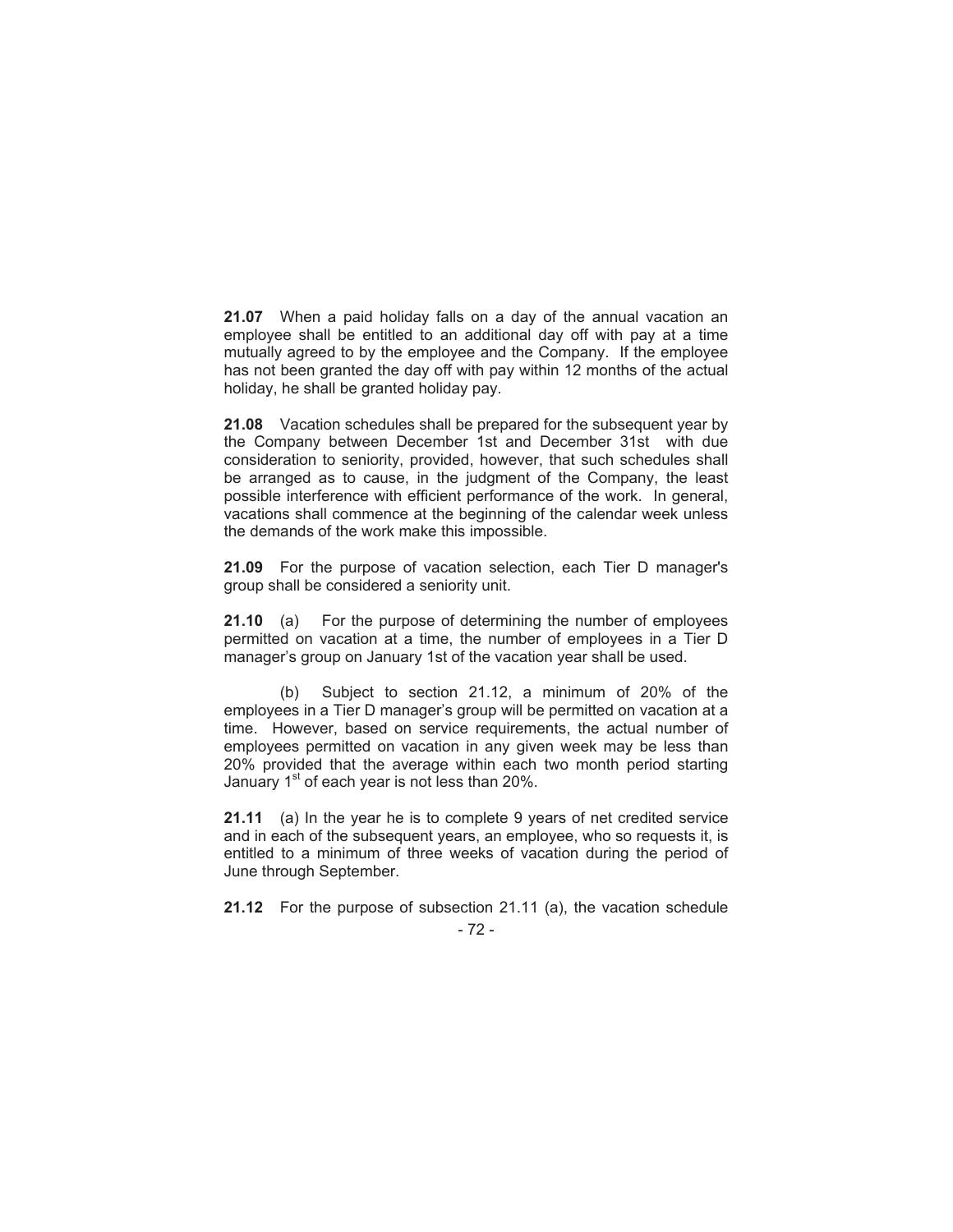**21.07** When a paid holiday falls on a day of the annual vacation an employee shall be entitled to an additional day off with pay at a time mutually agreed to by the employee and the Company. If the employee has not been granted the day off with pay within 12 months of the actual holiday, he shall be granted holiday pay.

**21.08** Vacation schedules shall be prepared for the subsequent year by the Company between December 1st and December 31st with due consideration to seniority, provided, however, that such schedules shall be arranged as to cause, in the judgment of the Company, the least possible interference with efficient performance of the work. In general, vacations shall commence at the beginning of the calendar week unless the demands of the work make this impossible.

**21.09** For the purpose of vacation selection, each Tier D manager's group shall be considered a seniority unit.

**21.10** (a) For the purpose of determining the number of employees permitted on vacation at a time, the number of employees in a Tier D manager's group on January 1st of the vacation year shall be used.

(b) Subject to section 21.12, a minimum of 20% of the employees in a Tier D manager's group will be permitted on vacation at a time. However, based on service requirements, the actual number of employees permitted on vacation in any given week may be less than 20% provided that the average within each two month period starting January 1st of each year is not less than 20%.

**21.11** (a) In the year he is to complete 9 years of net credited service and in each of the subsequent years, an employee, who so requests it, is entitled to a minimum of three weeks of vacation during the period of June through September.

**21.12** For the purpose of subsection 21.11 (a), the vacation schedule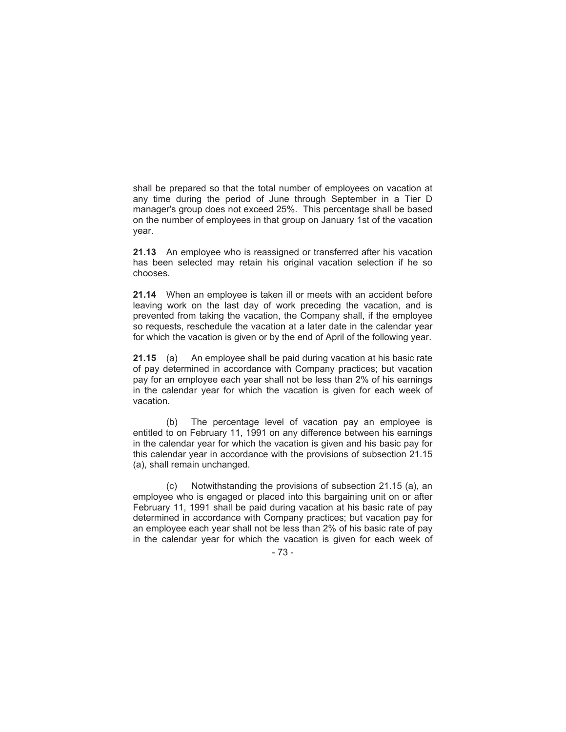shall be prepared so that the total number of employees on vacation at any time during the period of June through September in a Tier D manager's group does not exceed 25%. This percentage shall be based on the number of employees in that group on January 1st of the vacation year.

**21.13** An employee who is reassigned or transferred after his vacation has been selected may retain his original vacation selection if he so chooses.

**21.14** When an employee is taken ill or meets with an accident before leaving work on the last day of work preceding the vacation, and is prevented from taking the vacation, the Company shall, if the employee so requests, reschedule the vacation at a later date in the calendar year for which the vacation is given or by the end of April of the following year.

**21.15** (a) An employee shall be paid during vacation at his basic rate of pay determined in accordance with Company practices; but vacation pay for an employee each year shall not be less than 2% of his earnings in the calendar year for which the vacation is given for each week of vacation.

(b) The percentage level of vacation pay an employee is entitled to on February 11, 1991 on any difference between his earnings in the calendar year for which the vacation is given and his basic pay for this calendar year in accordance with the provisions of subsection 21.15 (a), shall remain unchanged.

(c) Notwithstanding the provisions of subsection 21.15 (a), an employee who is engaged or placed into this bargaining unit on or after February 11, 1991 shall be paid during vacation at his basic rate of pay determined in accordance with Company practices; but vacation pay for an employee each year shall not be less than 2% of his basic rate of pay in the calendar year for which the vacation is given for each week of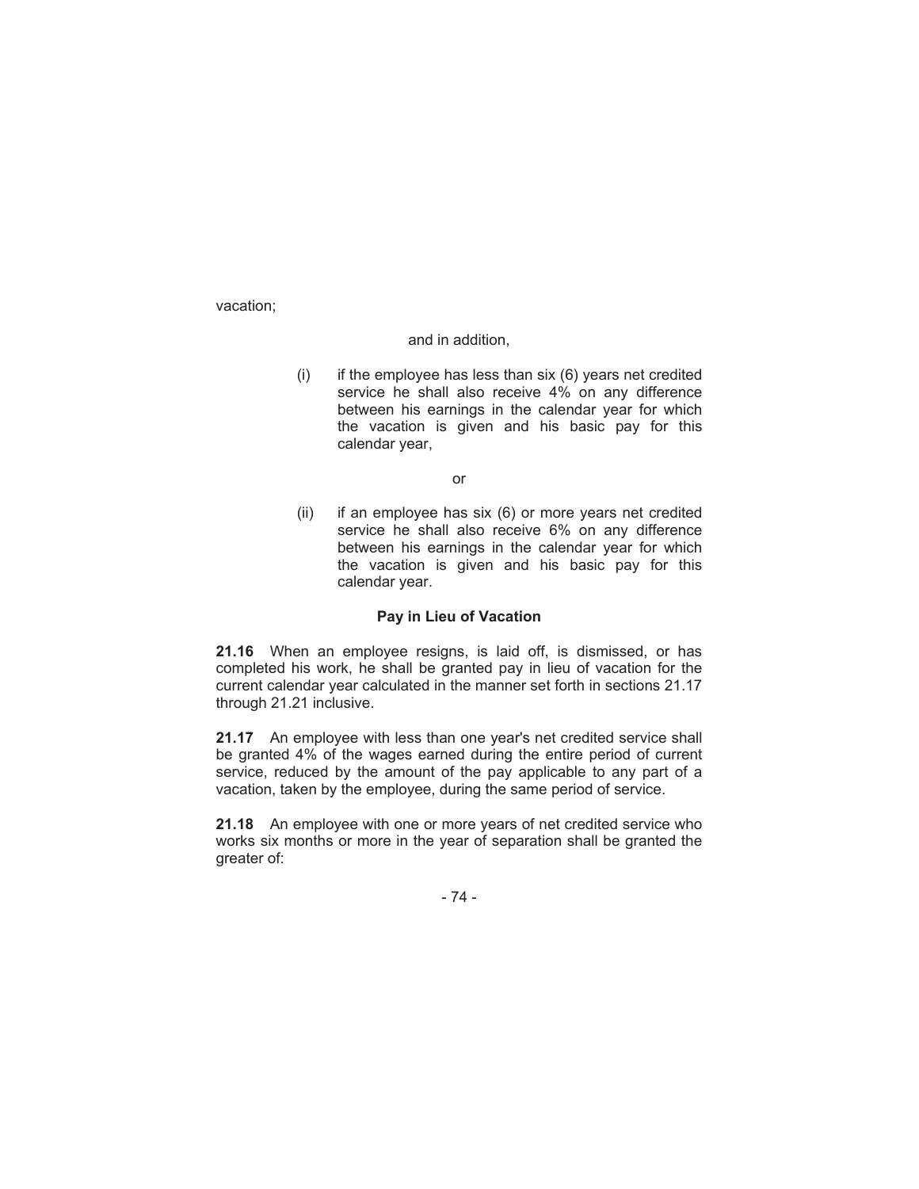vacation;

and in addition,

(i) if the employee has less than six (6) years net credited service he shall also receive 4% on any difference between his earnings in the calendar year for which the vacation is given and his basic pay for this calendar year,

or

(ii) if an employee has six (6) or more years net credited service he shall also receive 6% on any difference between his earnings in the calendar year for which the vacation is given and his basic pay for this calendar year.

### Pay in Lieu of Vacation

**21.16** When an employee resigns, is laid off, is dismissed, or has completed his work, he shall be granted pay in lieu of vacation for the current calendar year calculated in the manner set forth in sections 21.17 through 21.21 inclusive.

**21.17** An employee with less than one year's net credited service shall be granted 4% of the wages earned during the entire period of current service, reduced by the amount of the pay applicable to any part of a vacation, taken by the employee, during the same period of service.

**21.18** An employee with one or more years of net credited service who works six months or more in the year of separation shall be granted the greater of: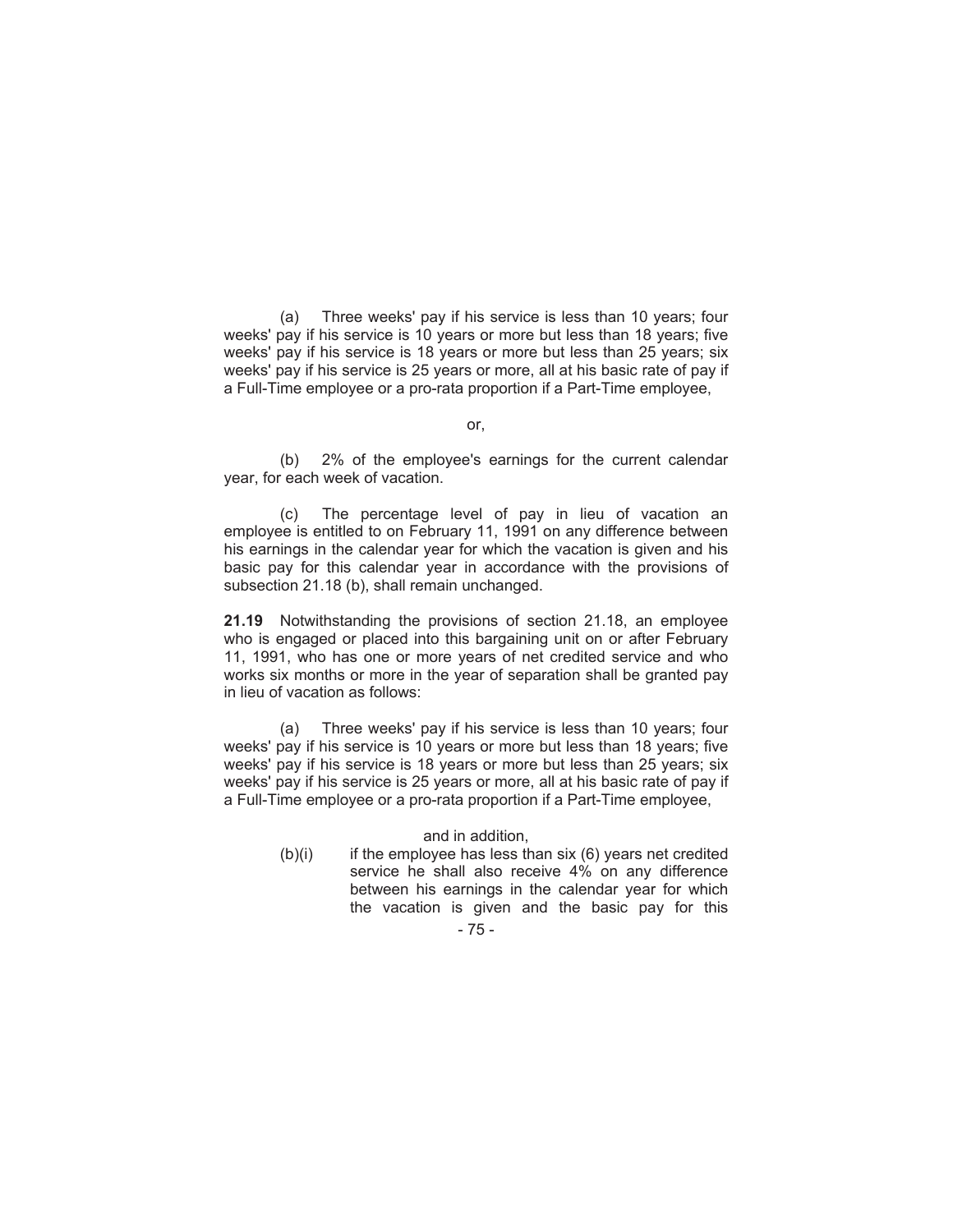(a) Three weeks' pay if his service is less than 10 years; four weeks' pay if his service is 10 years or more but less than 18 years; five weeks' pay if his service is 18 years or more but less than 25 years; six weeks' pay if his service is 25 years or more, all at his basic rate of pay if a Full-Time employee or a pro-rata proportion if a Part-Time employee,

or,

(b) 2% of the employee's earnings for the current calendar year, for each week of vacation.

(c) The percentage level of pay in lieu of vacation an employee is entitled to on February 11, 1991 on any difference between his earnings in the calendar year for which the vacation is given and his basic pay for this calendar year in accordance with the provisions of subsection 21.18 (b), shall remain unchanged.

**21.19** Notwithstanding the provisions of section 21.18, an employee who is engaged or placed into this bargaining unit on or after February 11, 1991, who has one or more years of net credited service and who works six months or more in the year of separation shall be granted pay in lieu of vacation as follows:

(a) Three weeks' pay if his service is less than 10 years; four weeks' pay if his service is 10 years or more but less than 18 years; five weeks' pay if his service is 18 years or more but less than 25 years; six weeks' pay if his service is 25 years or more, all at his basic rate of pay if a Full-Time employee or a pro-rata proportion if a Part-Time employee,

and in addition,

(b)(i) if the employee has less than six (6) years net credited service he shall also receive 4% on any difference between his earnings in the calendar year for which the vacation is given and the basic pay for this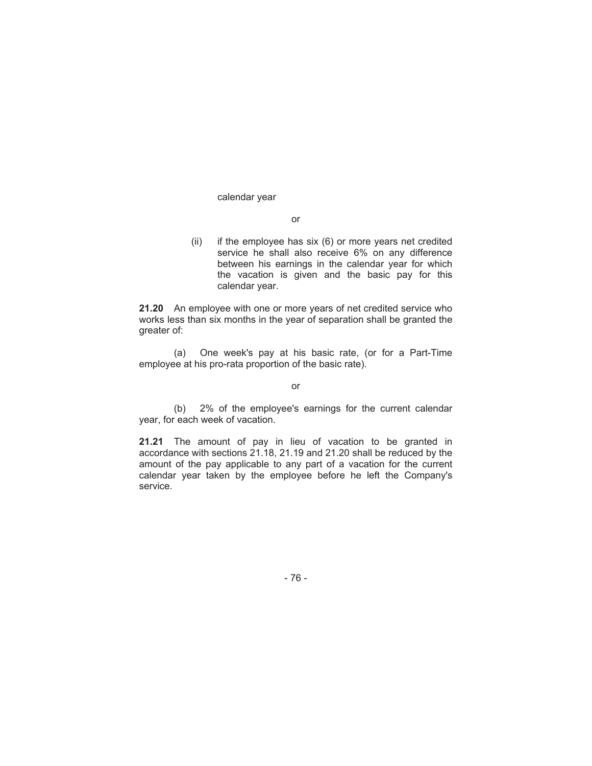calendar year

or

(ii) if the employee has six (6) or more years net credited service he shall also receive 6% on any difference between his earnings in the calendar year for which the vacation is given and the basic pay for this calendar year.

**21.20** An employee with one or more years of net credited service who works less than six months in the year of separation shall be granted the greater of:

(a) One week's pay at his basic rate, (or for a Part-Time employee at his pro-rata proportion of the basic rate).

or

(b) 2% of the employee's earnings for the current calendar year, for each week of vacation.

**21.21** The amount of pay in lieu of vacation to be granted in accordance with sections 21.18, 21.19 and 21.20 shall be reduced by the amount of the pay applicable to any part of a vacation for the current calendar year taken by the employee before he left the Company's service.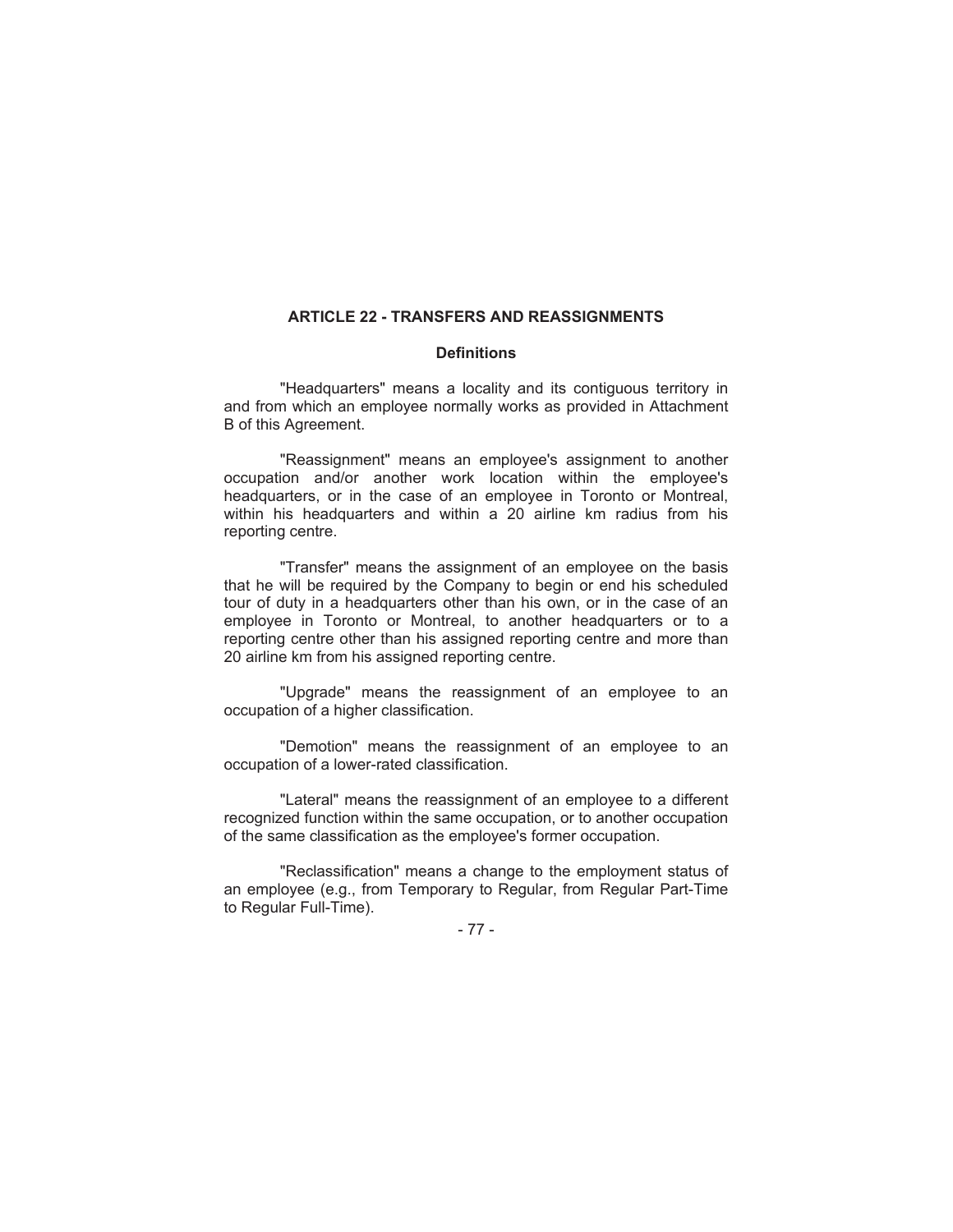## ARTICLE 22 - TRANSFERS AND REASSIGNMENTS

### Definitions

"Headquarters" means a locality and its contiguous territory in and from which an employee normally works as provided in Attachment B of this Agreement.

"Reassignment" means an employee's assignment to another occupation and/or another work location within the employee's headquarters, or in the case of an employee in Toronto or Montreal, within his headquarters and within a 20 airline km radius from his reporting centre.

"Transfer" means the assignment of an employee on the basis that he will be required by the Company to begin or end his scheduled tour of duty in a headquarters other than his own, or in the case of an employee in Toronto or Montreal, to another headquarters or to a reporting centre other than his assigned reporting centre and more than 20 airline km from his assigned reporting centre.

"Upgrade" means the reassignment of an employee to an occupation of a higher classification.

"Demotion" means the reassignment of an employee to an occupation of a lower-rated classification.

"Lateral" means the reassignment of an employee to a different recognized function within the same occupation, or to another occupation of the same classification as the employee's former occupation.

"Reclassification" means a change to the employment status of an employee (e.g., from Temporary to Regular, from Regular Part-Time to Regular Full-Time).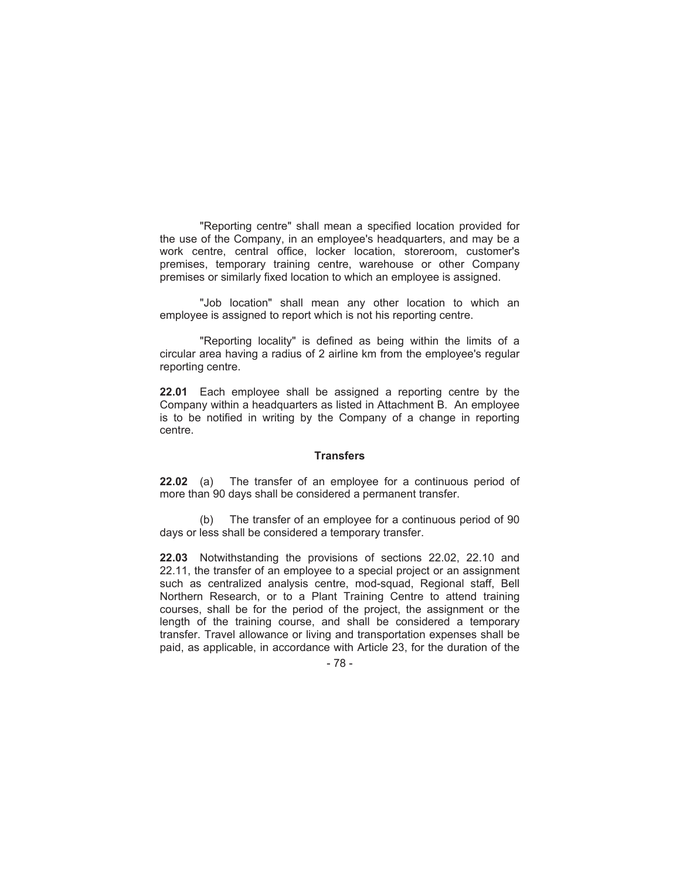"Reporting centre" shall mean a specified location provided for the use of the Company, in an employee's headquarters, and may be a work centre, central office, locker location, storeroom, customer's premises, temporary training centre, warehouse or other Company premises or similarly fixed location to which an employee is assigned.

"Job location" shall mean any other location to which an employee is assigned to report which is not his reporting centre.

"Reporting locality" is defined as being within the limits of a circular area having a radius of 2 airline km from the employee's regular reporting centre.

**22.01** Each employee shall be assigned a reporting centre by the Company within a headquarters as listed in Attachment B. An employee is to be notified in writing by the Company of a change in reporting centre.

### Transfers

**22.02** (a) The transfer of an employee for a continuous period of more than 90 days shall be considered a permanent transfer.

(b) The transfer of an employee for a continuous period of 90 days or less shall be considered a temporary transfer.

**22.03** Notwithstanding the provisions of sections 22.02, 22.10 and 22.11, the transfer of an employee to a special project or an assignment such as centralized analysis centre, mod-squad, Regional staff, Bell Northern Research, or to a Plant Training Centre to attend training courses, shall be for the period of the project, the assignment or the length of the training course, and shall be considered a temporary transfer. Travel allowance or living and transportation expenses shall be paid, as applicable, in accordance with Article 23, for the duration of the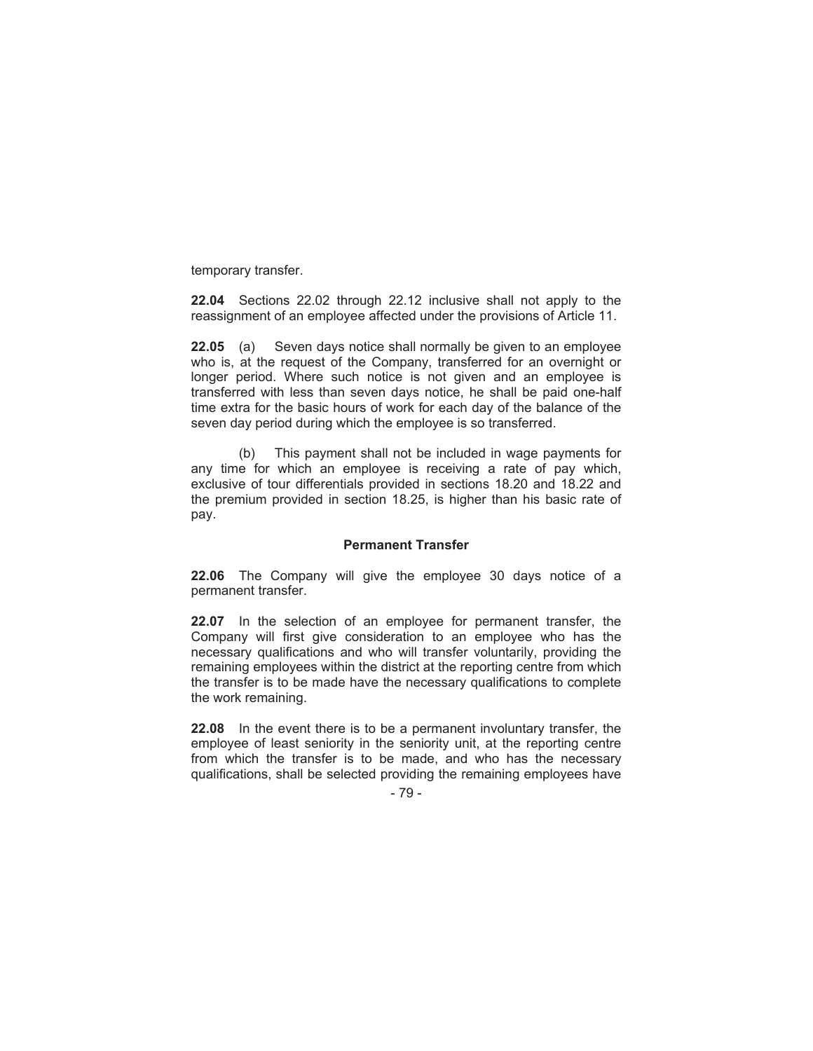temporary transfer.

**22.04** Sections 22.02 through 22.12 inclusive shall not apply to the reassignment of an employee affected under the provisions of Article 11.

**22.05** (a) Seven days notice shall normally be given to an employee who is, at the request of the Company, transferred for an overnight or longer period. Where such notice is not given and an employee is transferred with less than seven days notice, he shall be paid one-half time extra for the basic hours of work for each day of the balance of the seven day period during which the employee is so transferred.

(b) This payment shall not be included in wage payments for any time for which an employee is receiving a rate of pay which, exclusive of tour differentials provided in sections 18.20 and 18.22 and the premium provided in section 18.25, is higher than his basic rate of pay.

**Permanent Transfer**

**22.06** The Company will give the employee 30 days notice of a permanent transfer.

**22.07** In the selection of an employee for permanent transfer, the Company will first give consideration to an employee who has the necessary qualifications and who will transfer voluntarily, providing the remaining employees within the district at the reporting centre from which the transfer is to be made have the necessary qualifications to complete the work remaining.

**22.08** In the event there is to be a permanent involuntary transfer, the employee of least seniority in the seniority unit, at the reporting centre from which the transfer is to be made, and who has the necessary qualifications, shall be selected providing the remaining employees have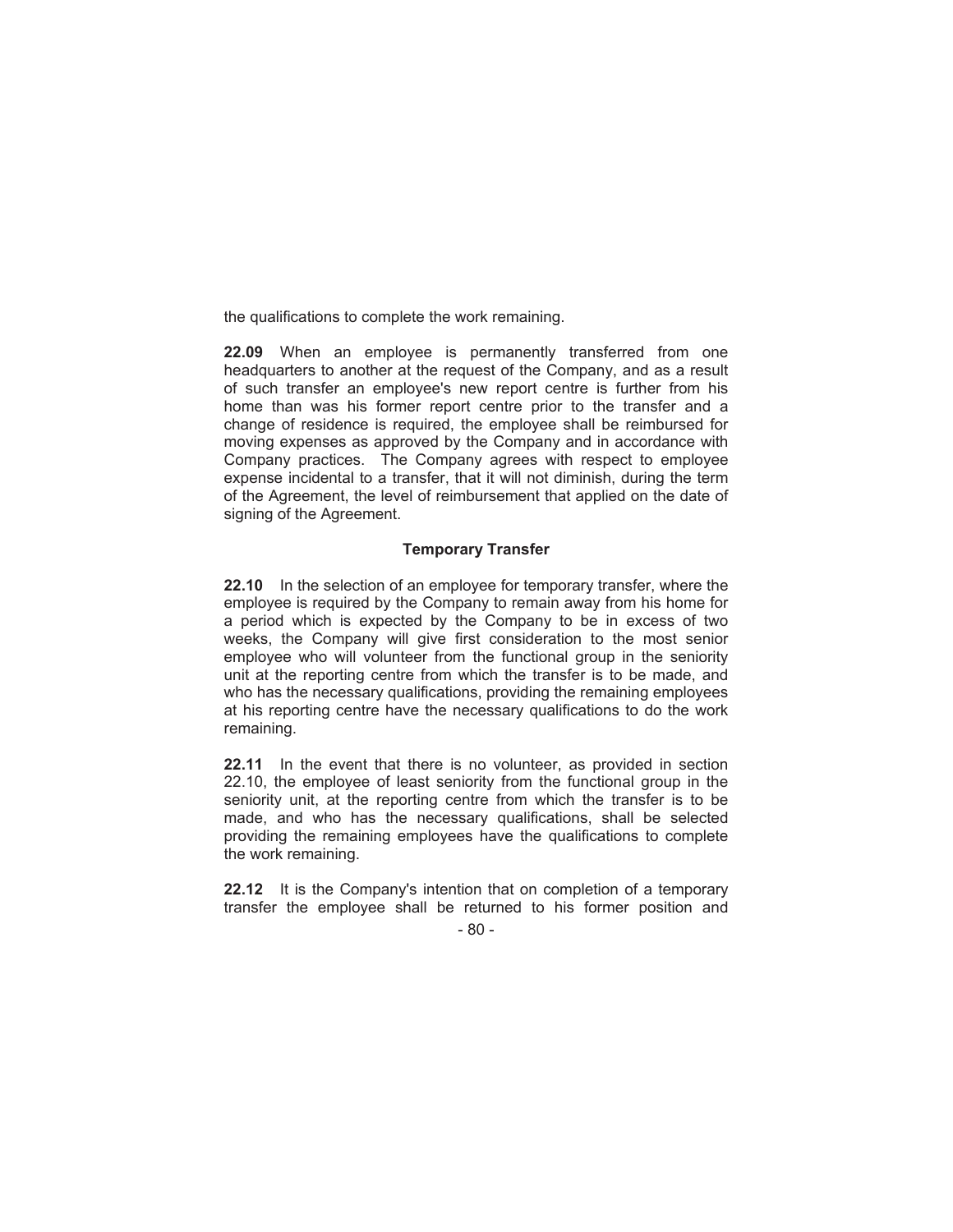the qualifications to complete the work remaining.

**22.09** When an employee is permanently transferred from one headquarters to another at the request of the Company, and as a result of such transfer an employee's new report centre is further from his home than was his former report centre prior to the transfer and a change of residence is required, the employee shall be reimbursed for moving expenses as approved by the Company and in accordance with Company practices. The Company agrees with respect to employee expense incidental to a transfer, that it will not diminish, during the term of the Agreement, the level of reimbursement that applied on the date of signing of the Agreement.

### Temporary Transfer

**22.10** In the selection of an employee for temporary transfer, where the employee is required by the Company to remain away from his home for a period which is expected by the Company to be in excess of two weeks, the Company will give first consideration to the most senior employee who will volunteer from the functional group in the seniority unit at the reporting centre from which the transfer is to be made, and who has the necessary qualifications, providing the remaining employees at his reporting centre have the necessary qualifications to do the work remaining.

**22.11** In the event that there is no volunteer, as provided in section 22.10, the employee of least seniority from the functional group in the seniority unit, at the reporting centre from which the transfer is to be made, and who has the necessary qualifications, shall be selected providing the remaining employees have the qualifications to complete the work remaining.

**22.12** It is the Company's intention that on completion of a temporary transfer the employee shall be returned to his former position and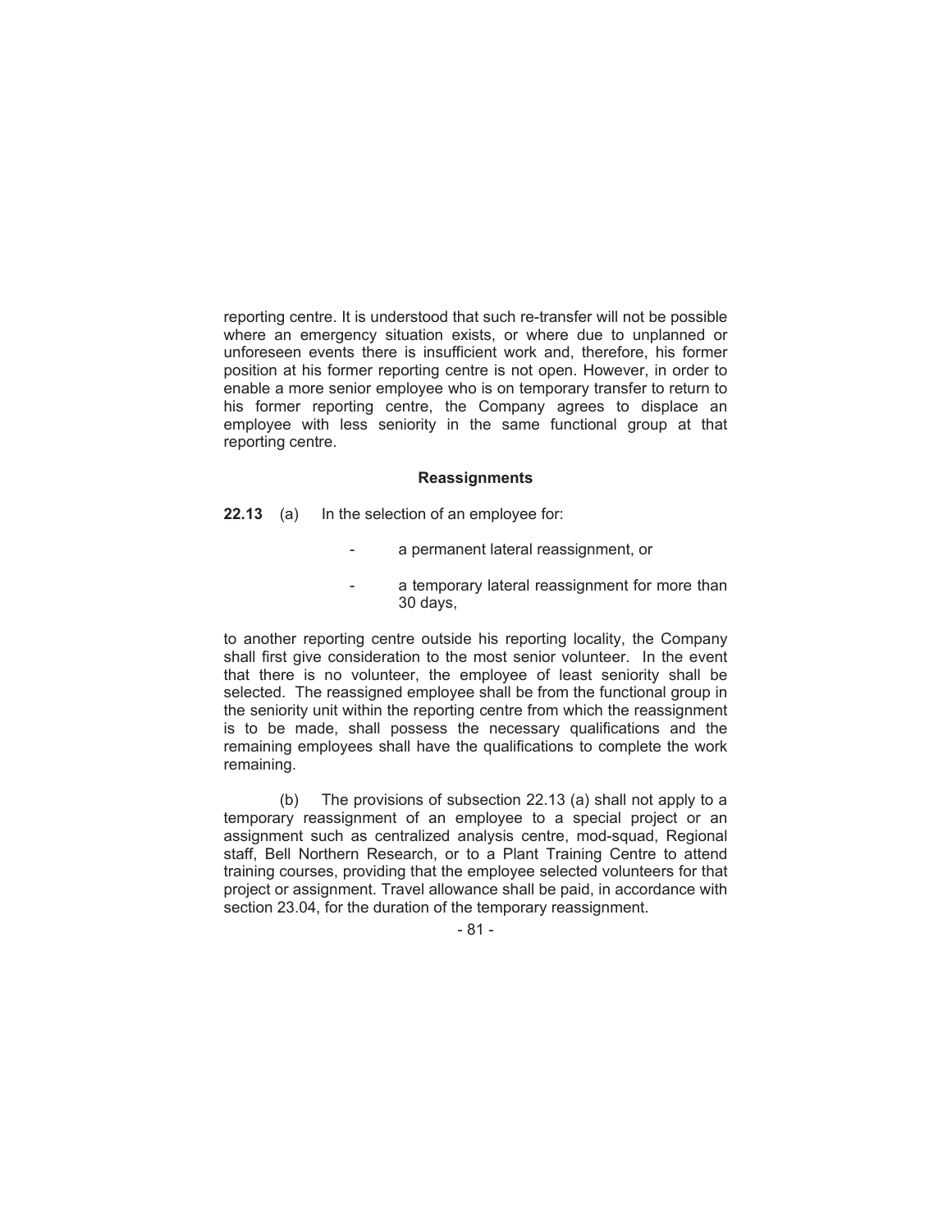reporting centre. It is understood that such re-transfer will not be possible where an emergency situation exists, or where due to unplanned or unforeseen events there is insufficient work and, therefore, his former position at his former reporting centre is not open. However, in order to enable a more senior employee who is on temporary transfer to return to his former reporting centre, the Company agrees to displace an employee with less seniority in the same functional group at that reporting centre.

### Reassignments

**22.13** (a) In the selection of an employee for:

- a permanent lateral reassignment, or
- a temporary lateral reassignment for more than 30 days,

to another reporting centre outside his reporting locality, the Company shall first give consideration to the most senior volunteer. In the event that there is no volunteer, the employee of least seniority shall be selected. The reassigned employee shall be from the functional group in the seniority unit within the reporting centre from which the reassignment is to be made, shall possess the necessary qualifications and the remaining employees shall have the qualifications to complete the work remaining.

(b) The provisions of subsection 22.13 (a) shall not apply to a temporary reassignment of an employee to a special project or an assignment such as centralized analysis centre, mod-squad, Regional staff, Bell Northern Research, or to a Plant Training Centre to attend training courses, providing that the employee selected volunteers for that project or assignment. Travel allowance shall be paid, in accordance with section 23.04, for the duration of the temporary reassignment.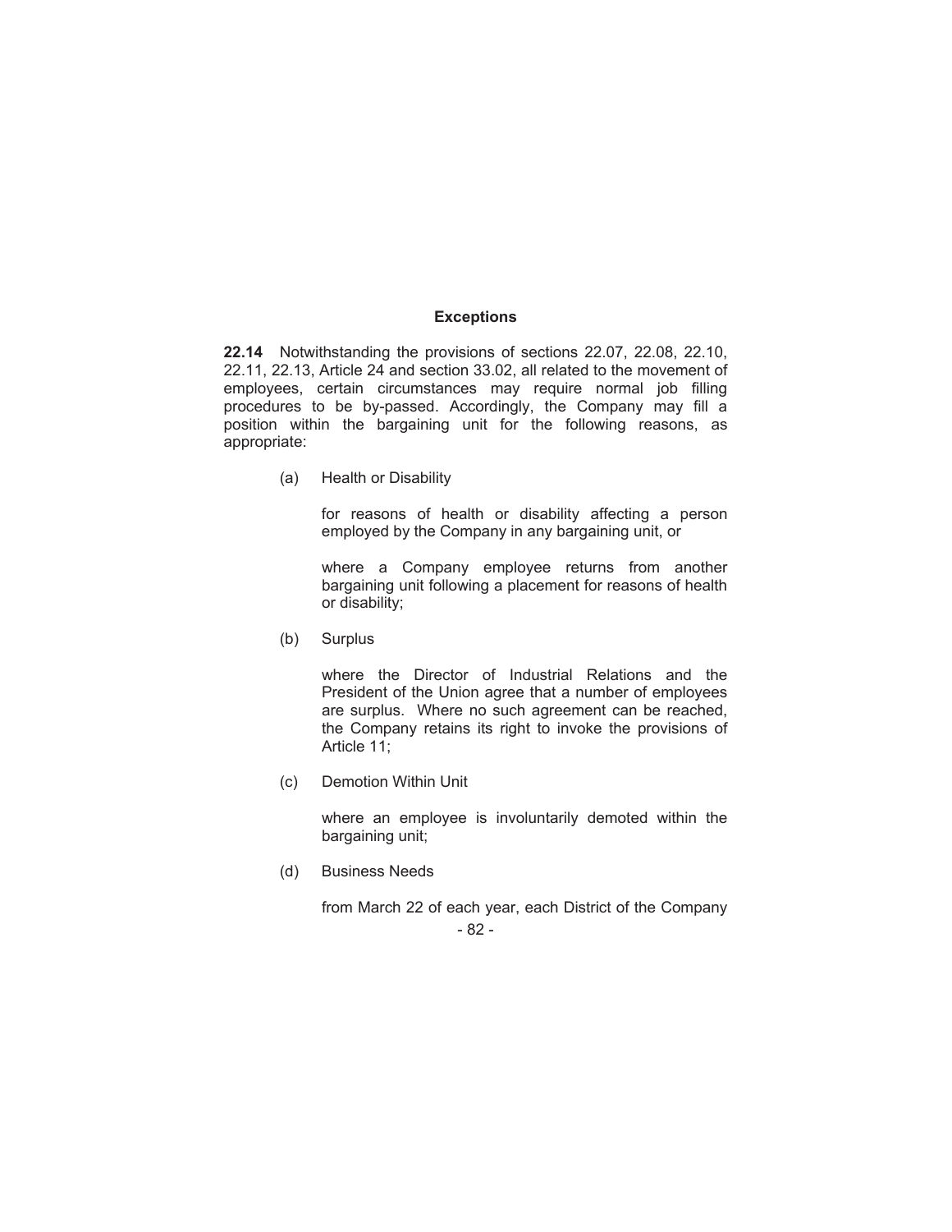### Exceptions

**22.14** Notwithstanding the provisions of sections 22.07, 22.08, 22.10, 22.11, 22.13, Article 24 and section 33.02, all related to the movement of employees, certain circumstances may require normal job filling procedures to be by-passed. Accordingly, the Company may fill a position within the bargaining unit for the following reasons, as appropriate:

(a) Health or Disability

for reasons of health or disability affecting a person employed by the Company in any bargaining unit, or

where a Company employee returns from another bargaining unit following a placement for reasons of health or disability;

(b) Surplus

where the Director of Industrial Relations and the President of the Union agree that a number of employees are surplus. Where no such agreement can be reached, the Company retains its right to invoke the provisions of Article 11;

(c) Demotion Within Unit

where an employee is involuntarily demoted within the bargaining unit;

(d) Business Needs

from March 22 of each year, each District of the Company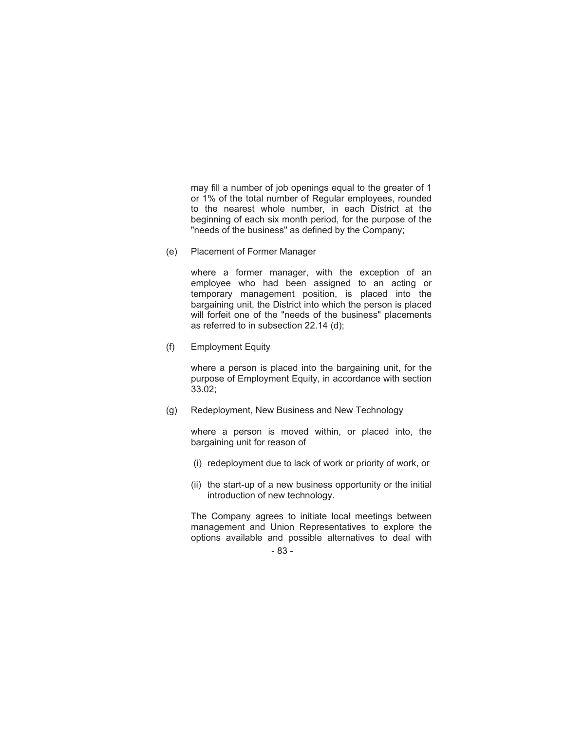may fill a number of job openings equal to the greater of 1 or 1% of the total number of Regular employees, rounded to the nearest whole number, in each District at the beginning of each six month period, for the purpose of the "needs of the business" as defined by the Company;

(e) Placement of Former Manager

where a former manager, with the exception of an employee who had been assigned to an acting or temporary management position, is placed into the bargaining unit, the District into which the person is placed will forfeit one of the "needs of the business" placements as referred to in subsection 22.14 (d);

(f) Employment Equity

where a person is placed into the bargaining unit, for the purpose of Employment Equity, in accordance with section 33.02;

(g) Redeployment, New Business and New Technology

where a person is moved within, or placed into, the bargaining unit for reason of

(i) redeployment due to lack of work or priority of work, or

(ii) the start-up of a new business opportunity or the initial introduction of new technology.

The Company agrees to initiate local meetings between management and Union Representatives to explore the options available and possible alternatives to deal with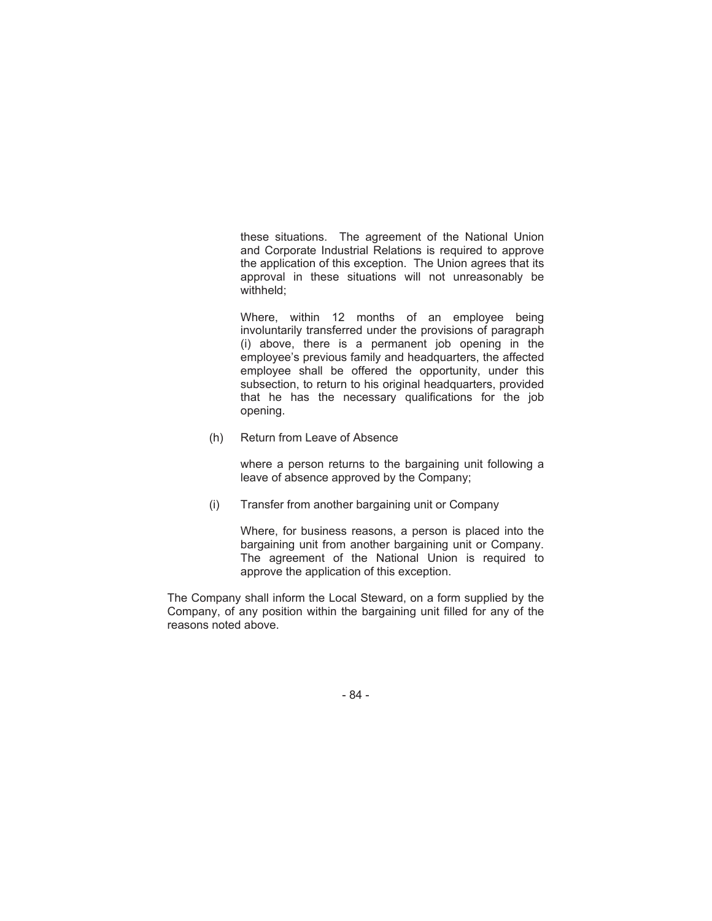these situations. The agreement of the National Union and Corporate Industrial Relations is required to approve the application of this exception. The Union agrees that its approval in these situations will not unreasonably be withheld;

Where, within 12 months of an employee being involuntarily transferred under the provisions of paragraph (i) above, there is a permanent job opening in the employee's previous family and headquarters, the affected employee shall be offered the opportunity, under this subsection, to return to his original headquarters, provided that he has the necessary qualifications for the job opening.

(h) Return from Leave of Absence

where a person returns to the bargaining unit following a leave of absence approved by the Company;

(i) Transfer from another bargaining unit or Company

Where, for business reasons, a person is placed into the bargaining unit from another bargaining unit or Company. The agreement of the National Union is required to approve the application of this exception.

The Company shall inform the Local Steward, on a form supplied by the Company, of any position within the bargaining unit filled for any of the reasons noted above.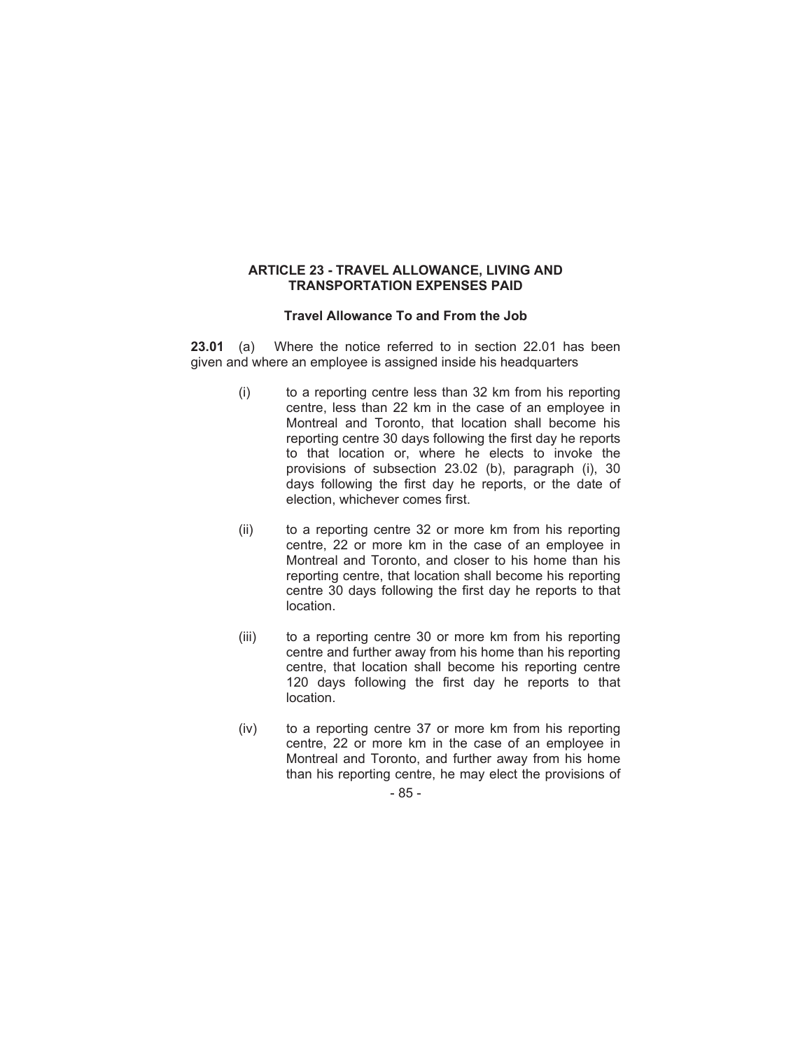## ARTICLE 23 - TRAVEL ALLOWANCE, LIVING AND TRANSPORTATION EXPENSES PAID

### Travel Allowance To and From the Job

**23.01** (a) Where the notice referred to in section 22.01 has been given and where an employee is assigned inside his headquarters

- (i) to a reporting centre less than 32 km from his reporting centre, less than 22 km in the case of an employee in Montreal and Toronto, that location shall become his reporting centre 30 days following the first day he reports to that location or, where he elects to invoke the provisions of subsection 23.02 (b), paragraph (i), 30 days following the first day he reports, or the date of election, whichever comes first.

- (ii) to a reporting centre 32 or more km from his reporting centre, 22 or more km in the case of an employee in Montreal and Toronto, and closer to his home than his reporting centre, that location shall become his reporting centre 30 days following the first day he reports to that location.

- (iii) to a reporting centre 30 or more km from his reporting centre and further away from his home than his reporting centre, that location shall become his reporting centre 120 days following the first day he reports to that location.

- (iv) to a reporting centre 37 or more km from his reporting centre, 22 or more km in the case of an employee in Montreal and Toronto, and further away from his home than his reporting centre, he may elect the provisions of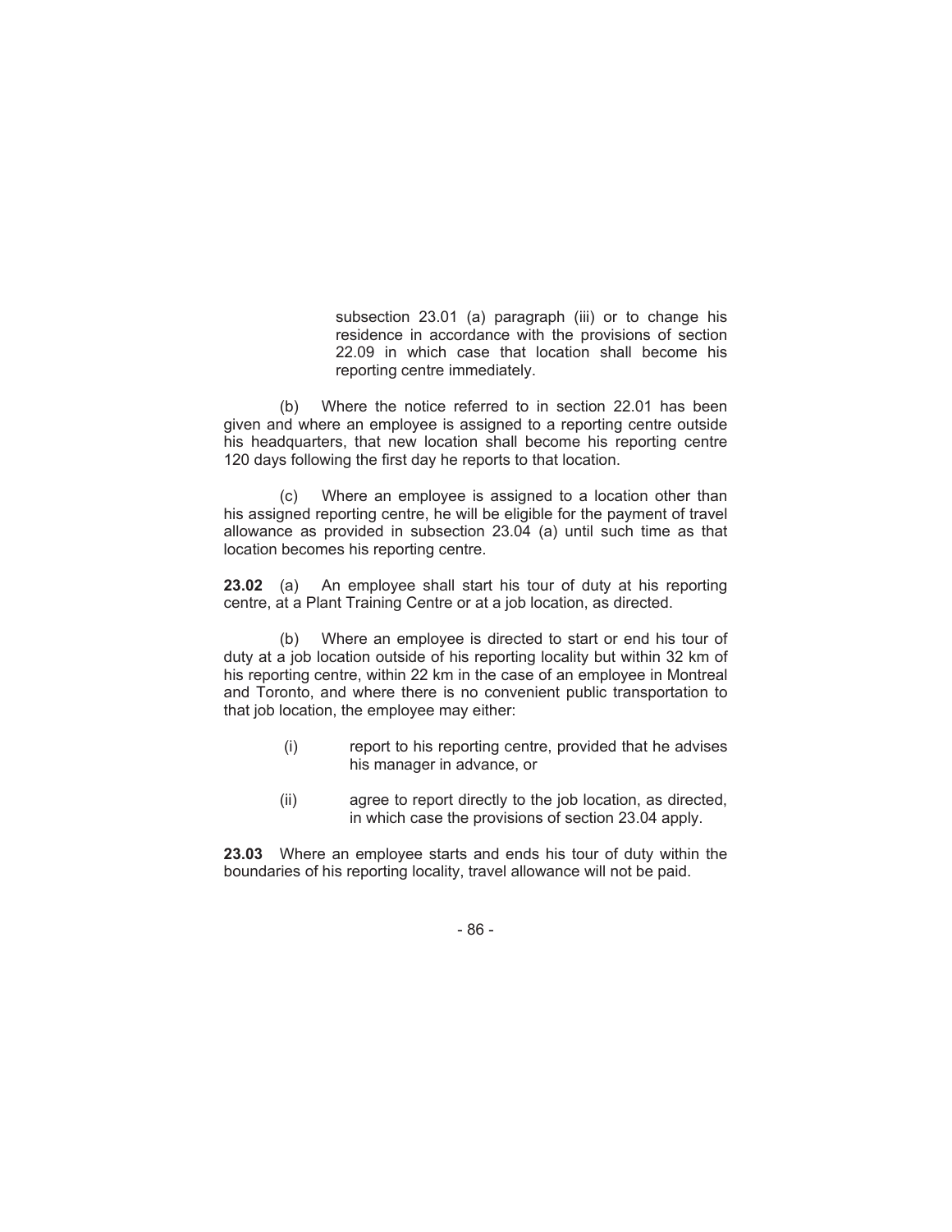subsection 23.01 (a) paragraph (iii) or to change his residence in accordance with the provisions of section 22.09 in which case that location shall become his reporting centre immediately.

(b) Where the notice referred to in section 22.01 has been given and where an employee is assigned to a reporting centre outside his headquarters, that new location shall become his reporting centre 120 days following the first day he reports to that location.

(c) Where an employee is assigned to a location other than his assigned reporting centre, he will be eligible for the payment of travel allowance as provided in subsection 23.04 (a) until such time as that location becomes his reporting centre.

**23.02** (a) An employee shall start his tour of duty at his reporting centre, at a Plant Training Centre or at a job location, as directed.

(b) Where an employee is directed to start or end his tour of duty at a job location outside of his reporting locality but within 32 km of his reporting centre, within 22 km in the case of an employee in Montreal and Toronto, and where there is no convenient public transportation to that job location, the employee may either:

(i) report to his reporting centre, provided that he advises his manager in advance, or

(ii) agree to report directly to the job location, as directed, in which case the provisions of section 23.04 apply.

**23.03** Where an employee starts and ends his tour of duty within the boundaries of his reporting locality, travel allowance will not be paid.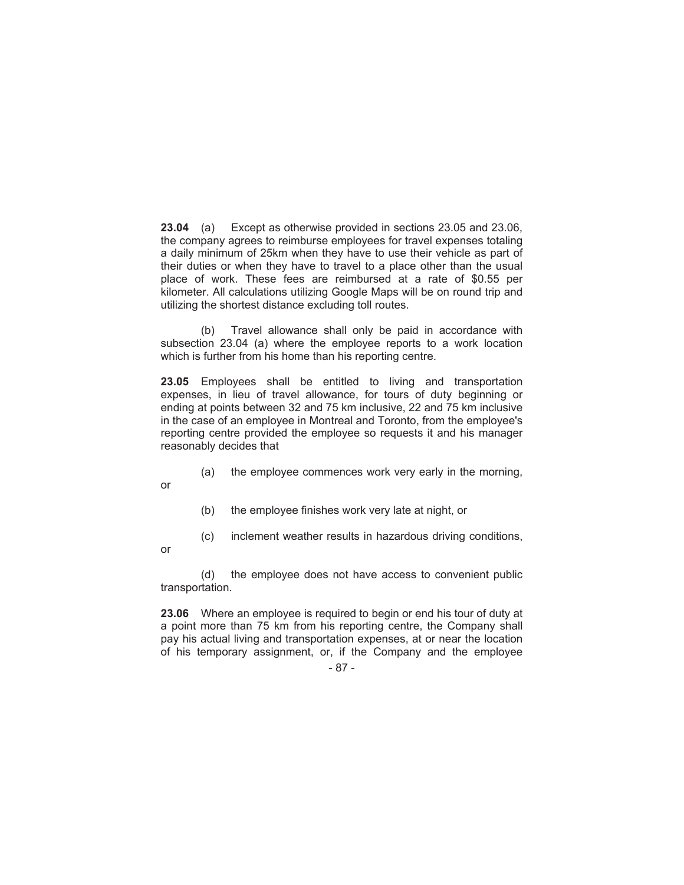**23.04** (a) Except as otherwise provided in sections 23.05 and 23.06, the company agrees to reimburse employees for travel expenses totaling a daily minimum of 25km when they have to use their vehicle as part of their duties or when they have to travel to a place other than the usual place of work. These fees are reimbursed at a rate of $0.55 per kilometer. All calculations utilizing Google Maps will be on round trip and utilizing the shortest distance excluding toll routes.

(b) Travel allowance shall only be paid in accordance with subsection 23.04 (a) where the employee reports to a work location which is further from his home than his reporting centre.

**23.05** Employees shall be entitled to living and transportation expenses, in lieu of travel allowance, for tours of duty beginning or ending at points between 32 and 75 km inclusive, 22 and 75 km inclusive in the case of an employee in Montreal and Toronto, from the employee's reporting centre provided the employee so requests it and his manager reasonably decides that

(a) the employee commences work very early in the morning, or

(b) the employee finishes work very late at night, or

(c) inclement weather results in hazardous driving conditions, or

(d) the employee does not have access to convenient public transportation.

**23.06** Where an employee is required to begin or end his tour of duty at a point more than 75 km from his reporting centre, the Company shall pay his actual living and transportation expenses, at or near the location of his temporary assignment, or, if the Company and the employee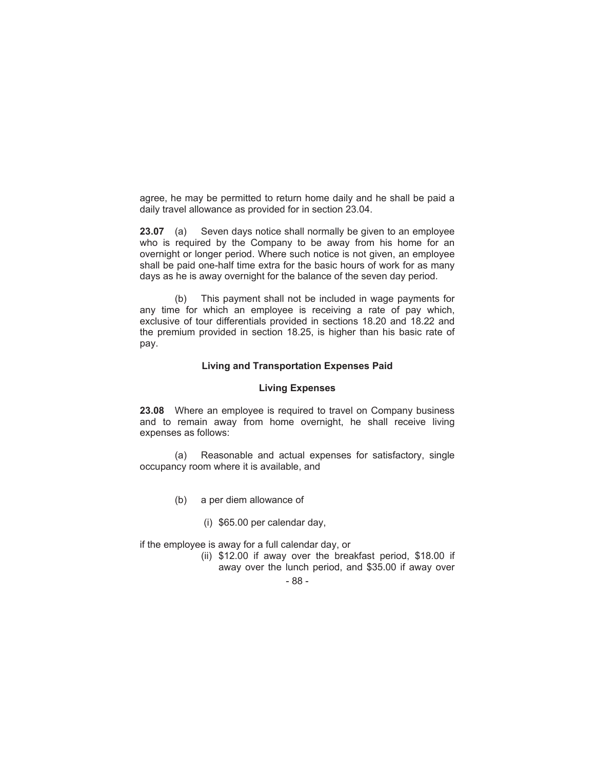agree, he may be permitted to return home daily and he shall be paid a daily travel allowance as provided for in section 23.04.

**23.07** (a) Seven days notice shall normally be given to an employee who is required by the Company to be away from his home for an overnight or longer period. Where such notice is not given, an employee shall be paid one-half time extra for the basic hours of work for as many days as he is away overnight for the balance of the seven day period.

(b) This payment shall not be included in wage payments for any time for which an employee is receiving a rate of pay which, exclusive of tour differentials provided in sections 18.20 and 18.22 and the premium provided in section 18.25, is higher than his basic rate of pay.

### Living and Transportation Expenses Paid

#### Living Expenses

**23.08** Where an employee is required to travel on Company business and to remain away from home overnight, he shall receive living expenses as follows:

(a) Reasonable and actual expenses for satisfactory, single occupancy room where it is available, and

(b) a per diem allowance of

(i) $65.00 per calendar day,

if the employee is away for a full calendar day, or

(ii) $12.00 if away over the breakfast period, $18.00 if away over the lunch period, and $35.00 if away over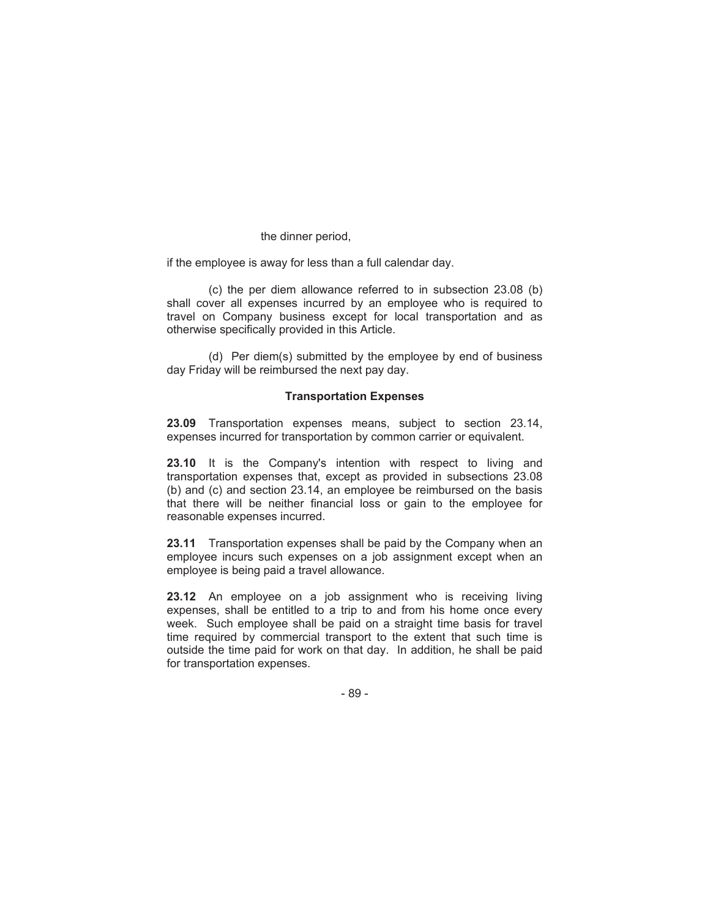the dinner period,

if the employee is away for less than a full calendar day.

(c) the per diem allowance referred to in subsection 23.08 (b) shall cover all expenses incurred by an employee who is required to travel on Company business except for local transportation and as otherwise specifically provided in this Article.

(d) Per diem(s) submitted by the employee by end of business day Friday will be reimbursed the next pay day.

### Transportation Expenses

**23.09** Transportation expenses means, subject to section 23.14, expenses incurred for transportation by common carrier or equivalent.

**23.10** It is the Company's intention with respect to living and transportation expenses that, except as provided in subsections 23.08 (b) and (c) and section 23.14, an employee be reimbursed on the basis that there will be neither financial loss or gain to the employee for reasonable expenses incurred.

**23.11** Transportation expenses shall be paid by the Company when an employee incurs such expenses on a job assignment except when an employee is being paid a travel allowance.

**23.12** An employee on a job assignment who is receiving living expenses, shall be entitled to a trip to and from his home once every week. Such employee shall be paid on a straight time basis for travel time required by commercial transport to the extent that such time is outside the time paid for work on that day. In addition, he shall be paid for transportation expenses.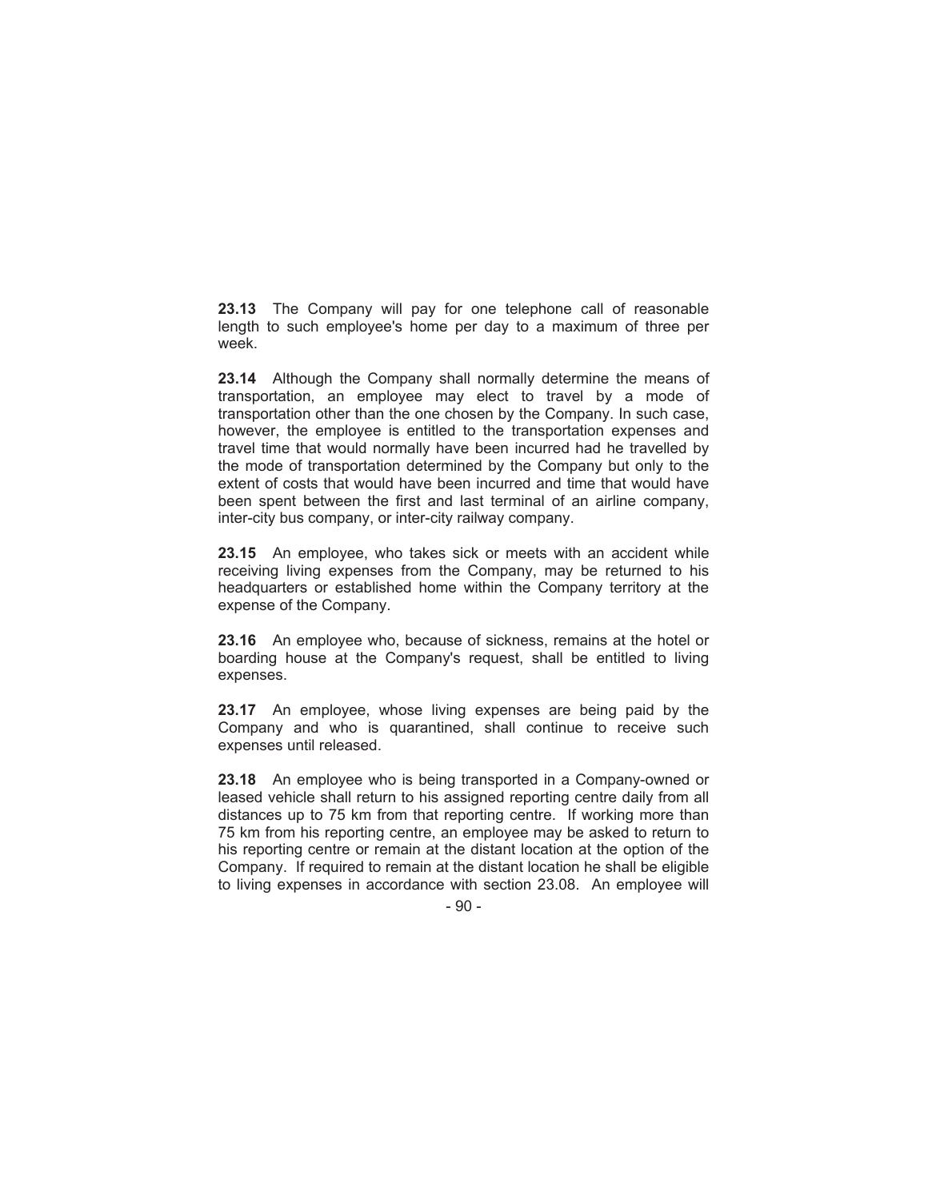**23.13** The Company will pay for one telephone call of reasonable length to such employee's home per day to a maximum of three per week.

**23.14** Although the Company shall normally determine the means of transportation, an employee may elect to travel by a mode of transportation other than the one chosen by the Company. In such case, however, the employee is entitled to the transportation expenses and travel time that would normally have been incurred had he travelled by the mode of transportation determined by the Company but only to the extent of costs that would have been incurred and time that would have been spent between the first and last terminal of an airline company, inter-city bus company, or inter-city railway company.

**23.15** An employee, who takes sick or meets with an accident while receiving living expenses from the Company, may be returned to his headquarters or established home within the Company territory at the expense of the Company.

**23.16** An employee who, because of sickness, remains at the hotel or boarding house at the Company's request, shall be entitled to living expenses.

**23.17** An employee, whose living expenses are being paid by the Company and who is quarantined, shall continue to receive such expenses until released.

**23.18** An employee who is being transported in a Company-owned or leased vehicle shall return to his assigned reporting centre daily from all distances up to 75 km from that reporting centre. If working more than 75 km from his reporting centre, an employee may be asked to return to his reporting centre or remain at the distant location at the option of the Company. If required to remain at the distant location he shall be eligible to living expenses in accordance with section 23.08. An employee will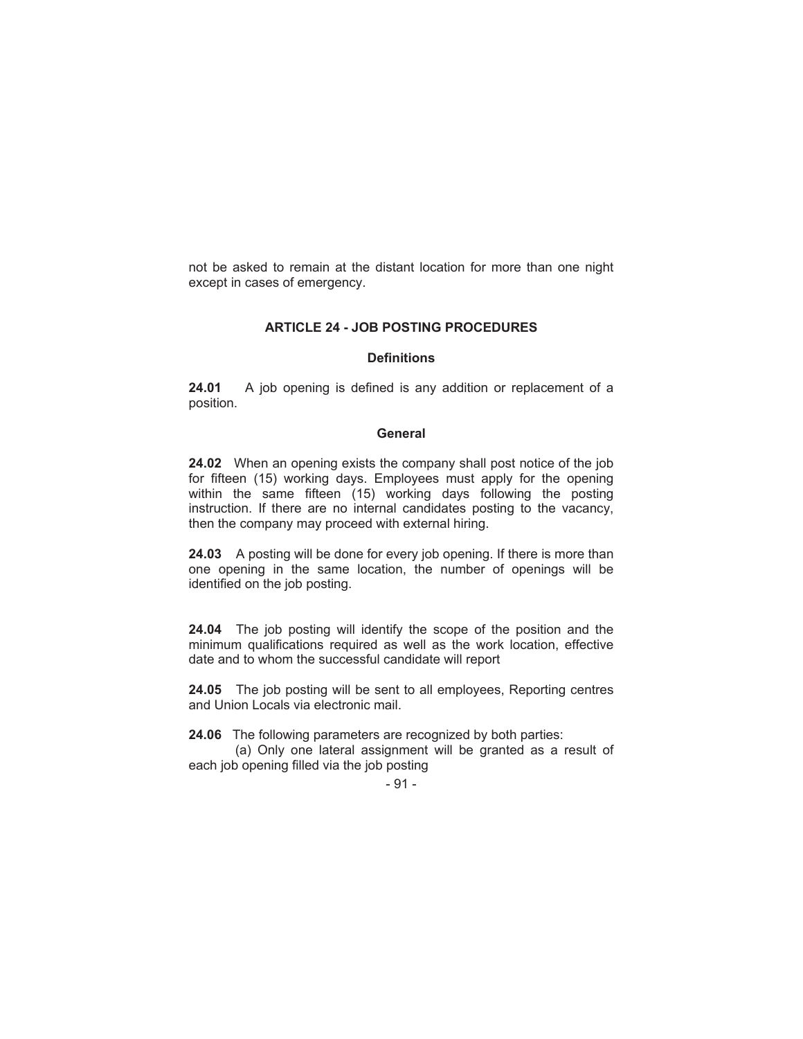not be asked to remain at the distant location for more than one night except in cases of emergency.

## ARTICLE 24 - JOB POSTING PROCEDURES

### Definitions

**24.01** A job opening is defined is any addition or replacement of a position.

### General

**24.02** When an opening exists the company shall post notice of the job for fifteen (15) working days. Employees must apply for the opening within the same fifteen (15) working days following the posting instruction. If there are no internal candidates posting to the vacancy, then the company may proceed with external hiring.

**24.03** A posting will be done for every job opening. If there is more than one opening in the same location, the number of openings will be identified on the job posting.

**24.04** The job posting will identify the scope of the position and the minimum qualifications required as well as the work location, effective date and to whom the successful candidate will report

**24.05** The job posting will be sent to all employees, Reporting centres and Union Locals via electronic mail.

**24.06** The following parameters are recognized by both parties:

(a) Only one lateral assignment will be granted as a result of each job opening filled via the job posting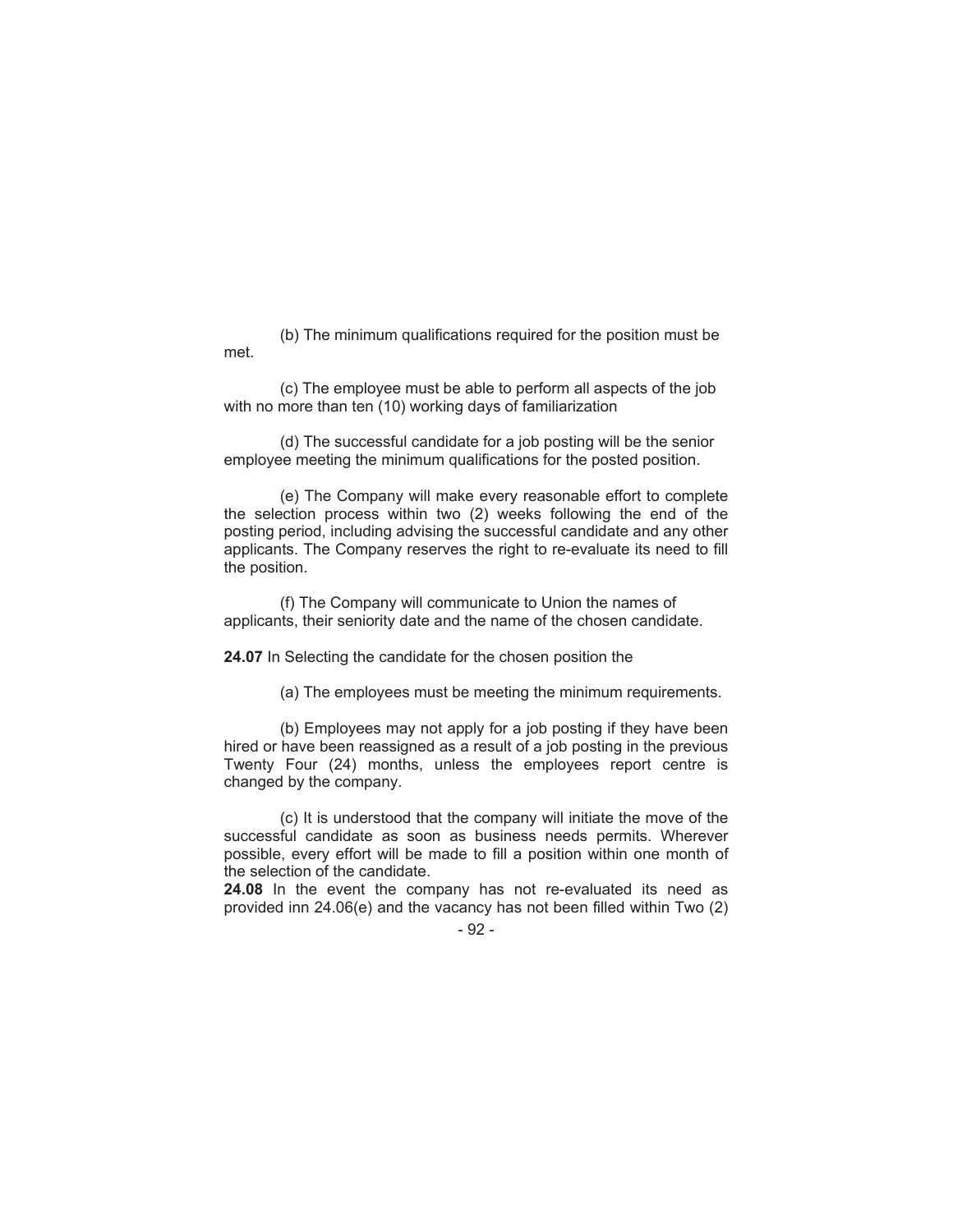(b) The minimum qualifications required for the position must be met.

(c) The employee must be able to perform all aspects of the job with no more than ten (10) working days of familiarization

(d) The successful candidate for a job posting will be the senior employee meeting the minimum qualifications for the posted position.

(e) The Company will make every reasonable effort to complete the selection process within two (2) weeks following the end of the posting period, including advising the successful candidate and any other applicants. The Company reserves the right to re-evaluate its need to fill the position.

(f) The Company will communicate to Union the names of applicants, their seniority date and the name of the chosen candidate.

**24.07** In Selecting the candidate for the chosen position the

(a) The employees must be meeting the minimum requirements.

(b) Employees may not apply for a job posting if they have been hired or have been reassigned as a result of a job posting in the previous Twenty Four (24) months, unless the employees report centre is changed by the company.

(c) It is understood that the company will initiate the move of the successful candidate as soon as business needs permits. Wherever possible, every effort will be made to fill a position within one month of the selection of the candidate.

**24.08** In the event the company has not re-evaluated its need as provided inn 24.06(e) and the vacancy has not been filled within Two (2)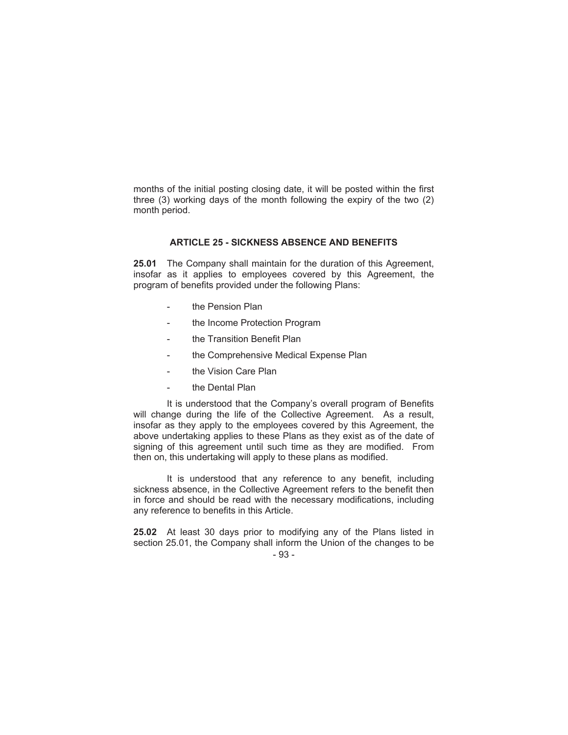months of the initial posting closing date, it will be posted within the first three (3) working days of the month following the expiry of the two (2) month period.

## ARTICLE 25 - SICKNESS ABSENCE AND BENEFITS

**25.01** The Company shall maintain for the duration of this Agreement, insofar as it applies to employees covered by this Agreement, the program of benefits provided under the following Plans:

- the Pension Plan
- the Income Protection Program
- the Transition Benefit Plan
- the Comprehensive Medical Expense Plan
- the Vision Care Plan
- the Dental Plan

It is understood that the Company's overall program of Benefits will change during the life of the Collective Agreement. As a result, insofar as they apply to the employees covered by this Agreement, the above undertaking applies to these Plans as they exist as of the date of signing of this agreement until such time as they are modified. From then on, this undertaking will apply to these plans as modified.

It is understood that any reference to any benefit, including sickness absence, in the Collective Agreement refers to the benefit then in force and should be read with the necessary modifications, including any reference to benefits in this Article.

**25.02** At least 30 days prior to modifying any of the Plans listed in section 25.01, the Company shall inform the Union of the changes to be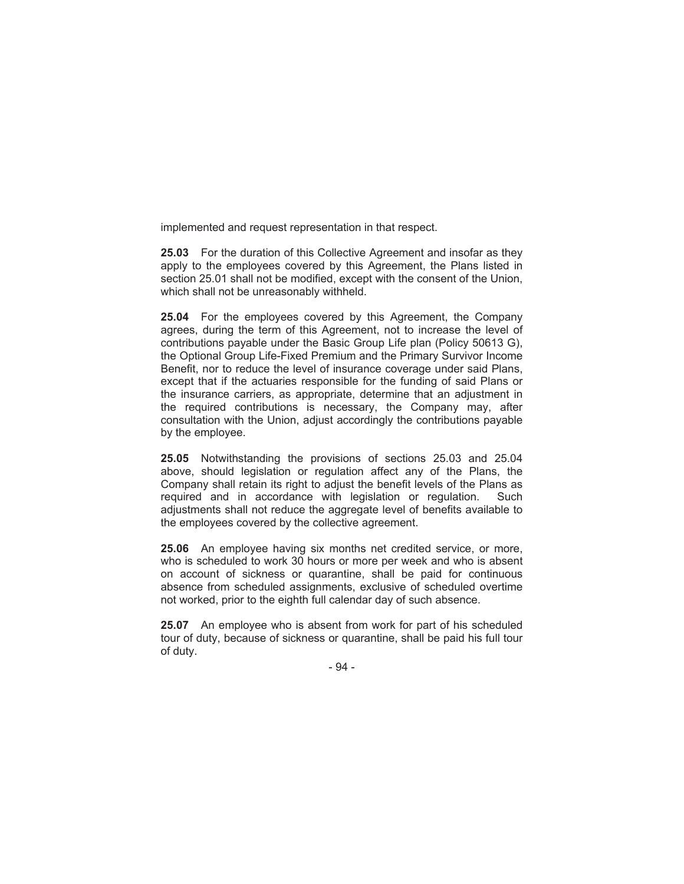implemented and request representation in that respect.

**25.03** For the duration of this Collective Agreement and insofar as they apply to the employees covered by this Agreement, the Plans listed in section 25.01 shall not be modified, except with the consent of the Union, which shall not be unreasonably withheld.

**25.04** For the employees covered by this Agreement, the Company agrees, during the term of this Agreement, not to increase the level of contributions payable under the Basic Group Life plan (Policy 50613 G), the Optional Group Life-Fixed Premium and the Primary Survivor Income Benefit, nor to reduce the level of insurance coverage under said Plans, except that if the actuaries responsible for the funding of said Plans or the insurance carriers, as appropriate, determine that an adjustment in the required contributions is necessary, the Company may, after consultation with the Union, adjust accordingly the contributions payable by the employee.

**25.05** Notwithstanding the provisions of sections 25.03 and 25.04 above, should legislation or regulation affect any of the Plans, the Company shall retain its right to adjust the benefit levels of the Plans as required and in accordance with legislation or regulation. Such adjustments shall not reduce the aggregate level of benefits available to the employees covered by the collective agreement.

**25.06** An employee having six months net credited service, or more, who is scheduled to work 30 hours or more per week and who is absent on account of sickness or quarantine, shall be paid for continuous absence from scheduled assignments, exclusive of scheduled overtime not worked, prior to the eighth full calendar day of such absence.

**25.07** An employee who is absent from work for part of his scheduled tour of duty, because of sickness or quarantine, shall be paid his full tour of duty.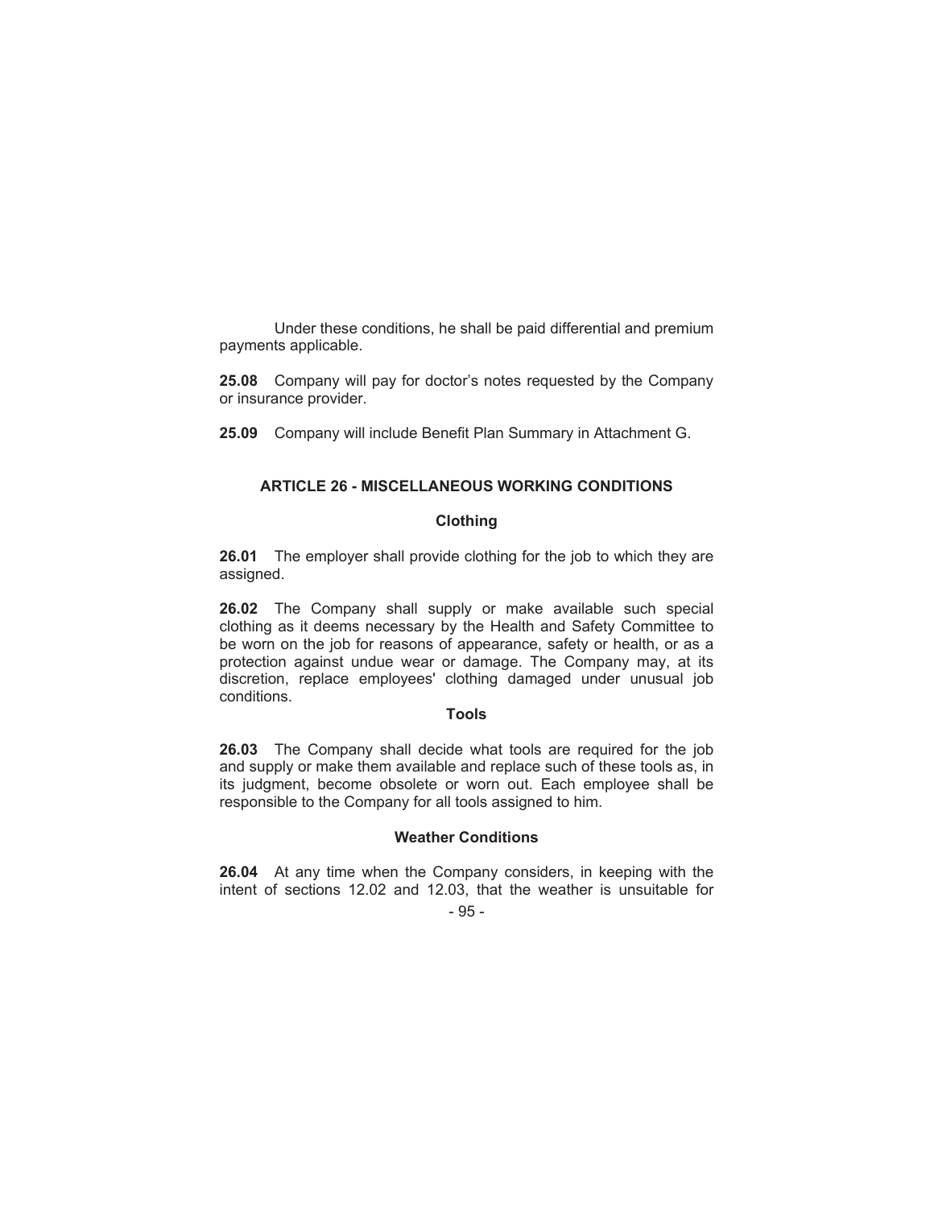Under these conditions, he shall be paid differential and premium payments applicable.

**25.08** Company will pay for doctor's notes requested by the Company or insurance provider.

**25.09** Company will include Benefit Plan Summary in Attachment G.

## ARTICLE 26 - MISCELLANEOUS WORKING CONDITIONS

### Clothing

**26.01** The employer shall provide clothing for the job to which they are assigned.

**26.02** The Company shall supply or make available such special clothing as it deems necessary by the Health and Safety Committee to be worn on the job for reasons of appearance, safety or health, or as a protection against undue wear or damage. The Company may, at its discretion, replace employees' clothing damaged under unusual job conditions.

### Tools

**26.03** The Company shall decide what tools are required for the job and supply or make them available and replace such of these tools as, in its judgment, become obsolete or worn out. Each employee shall be responsible to the Company for all tools assigned to him.

### Weather Conditions

**26.04** At any time when the Company considers, in keeping with the intent of sections 12.02 and 12.03, that the weather is unsuitable for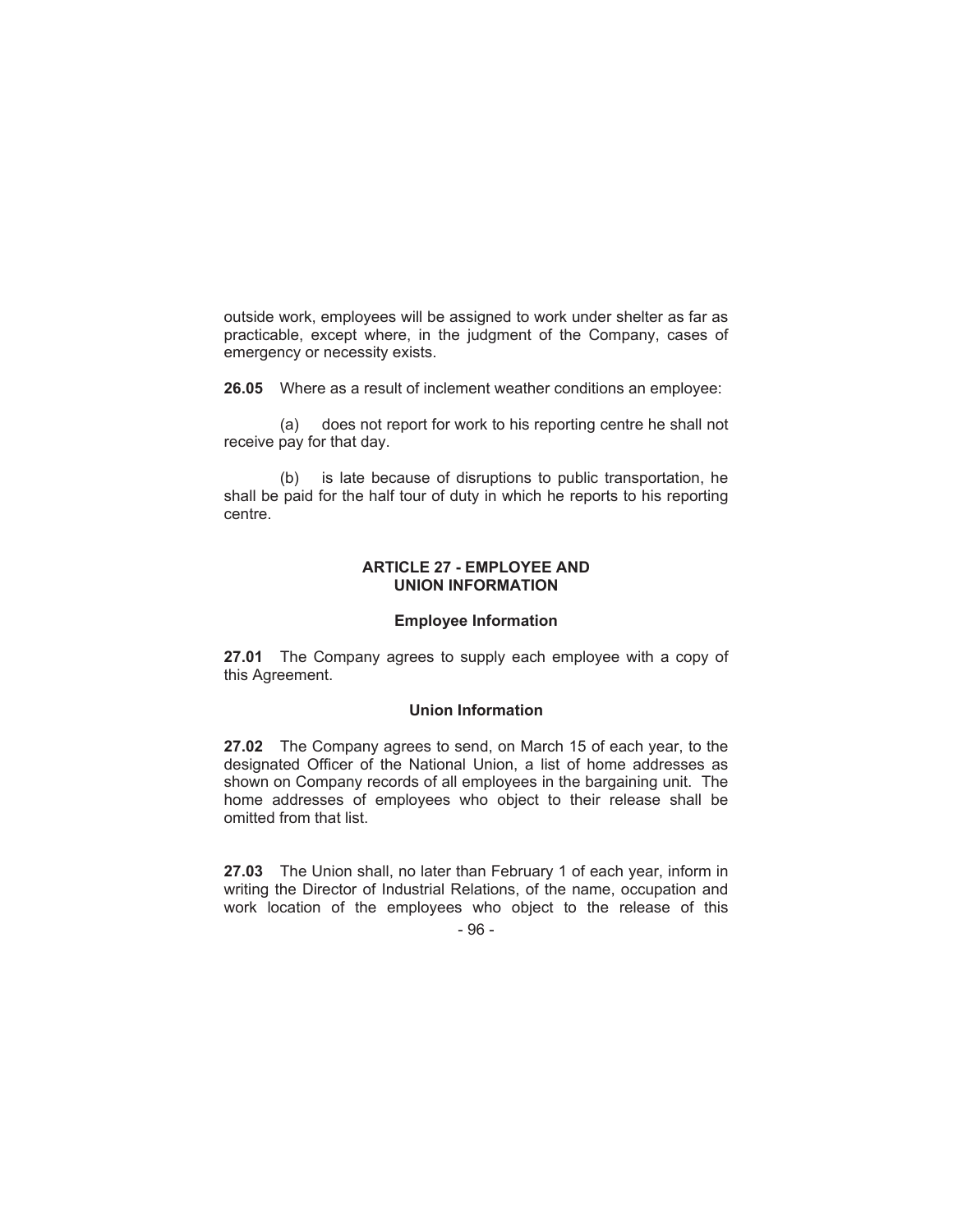outside work, employees will be assigned to work under shelter as far as practicable, except where, in the judgment of the Company, cases of emergency or necessity exists.

**26.05** Where as a result of inclement weather conditions an employee:

(a) does not report for work to his reporting centre he shall not receive pay for that day.

(b) is late because of disruptions to public transportation, he shall be paid for the half tour of duty in which he reports to his reporting centre.

## ARTICLE 27 - EMPLOYEE AND UNION INFORMATION

### Employee Information

**27.01** The Company agrees to supply each employee with a copy of this Agreement.

### Union Information

**27.02** The Company agrees to send, on March 15 of each year, to the designated Officer of the National Union, a list of home addresses as shown on Company records of all employees in the bargaining unit. The home addresses of employees who object to their release shall be omitted from that list.

**27.03** The Union shall, no later than February 1 of each year, inform in writing the Director of Industrial Relations, of the name, occupation and work location of the employees who object to the release of this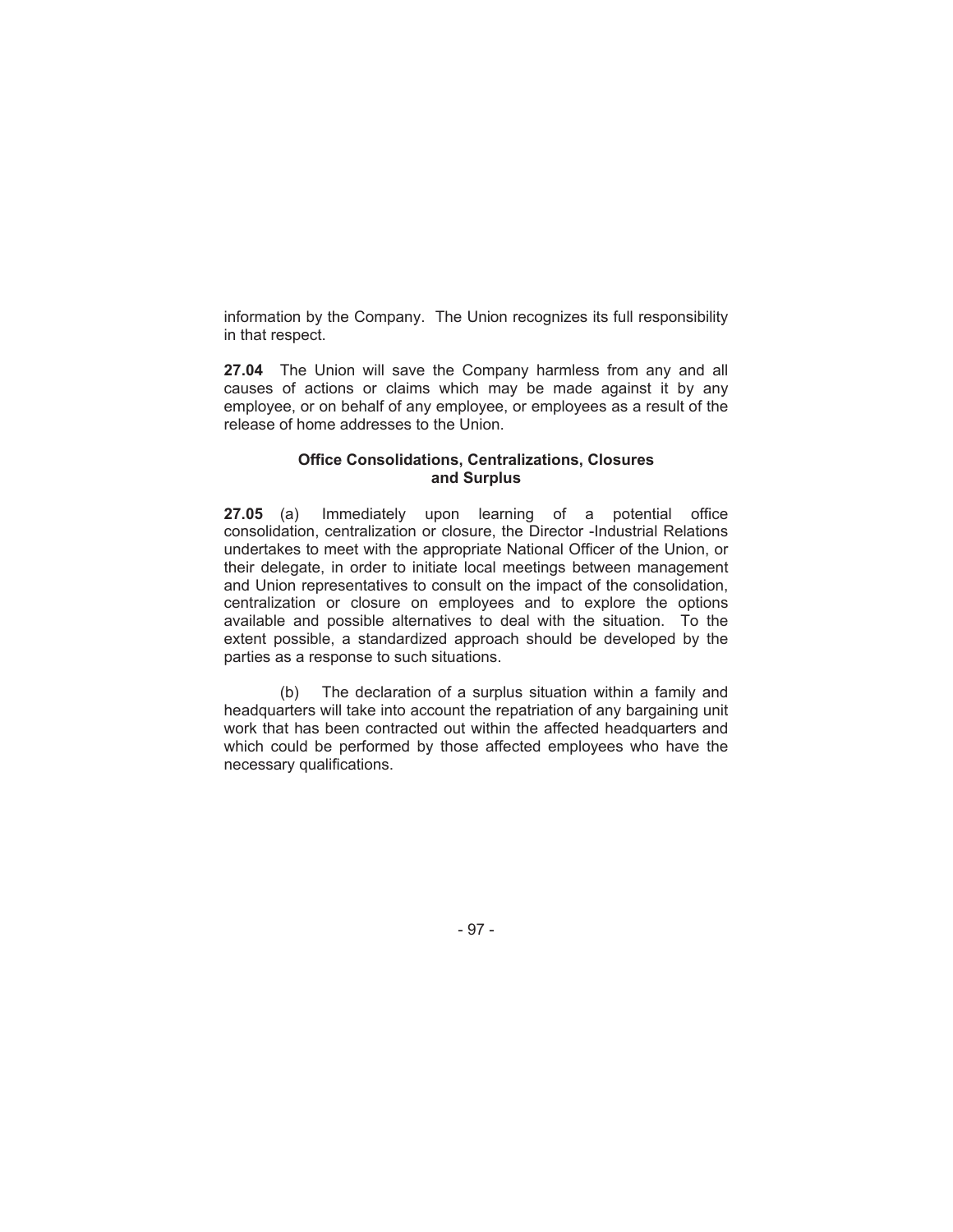information by the Company. The Union recognizes its full responsibility in that respect.

**27.04** The Union will save the Company harmless from any and all causes of actions or claims which may be made against it by any employee, or on behalf of any employee, or employees as a result of the release of home addresses to the Union.

### Office Consolidations, Centralizations, Closures and Surplus

**27.05** (a) Immediately upon learning of a potential office consolidation, centralization or closure, the Director -Industrial Relations undertakes to meet with the appropriate National Officer of the Union, or their delegate, in order to initiate local meetings between management and Union representatives to consult on the impact of the consolidation, centralization or closure on employees and to explore the options available and possible alternatives to deal with the situation. To the extent possible, a standardized approach should be developed by the parties as a response to such situations.

(b) The declaration of a surplus situation within a family and headquarters will take into account the repatriation of any bargaining unit work that has been contracted out within the affected headquarters and which could be performed by those affected employees who have the necessary qualifications.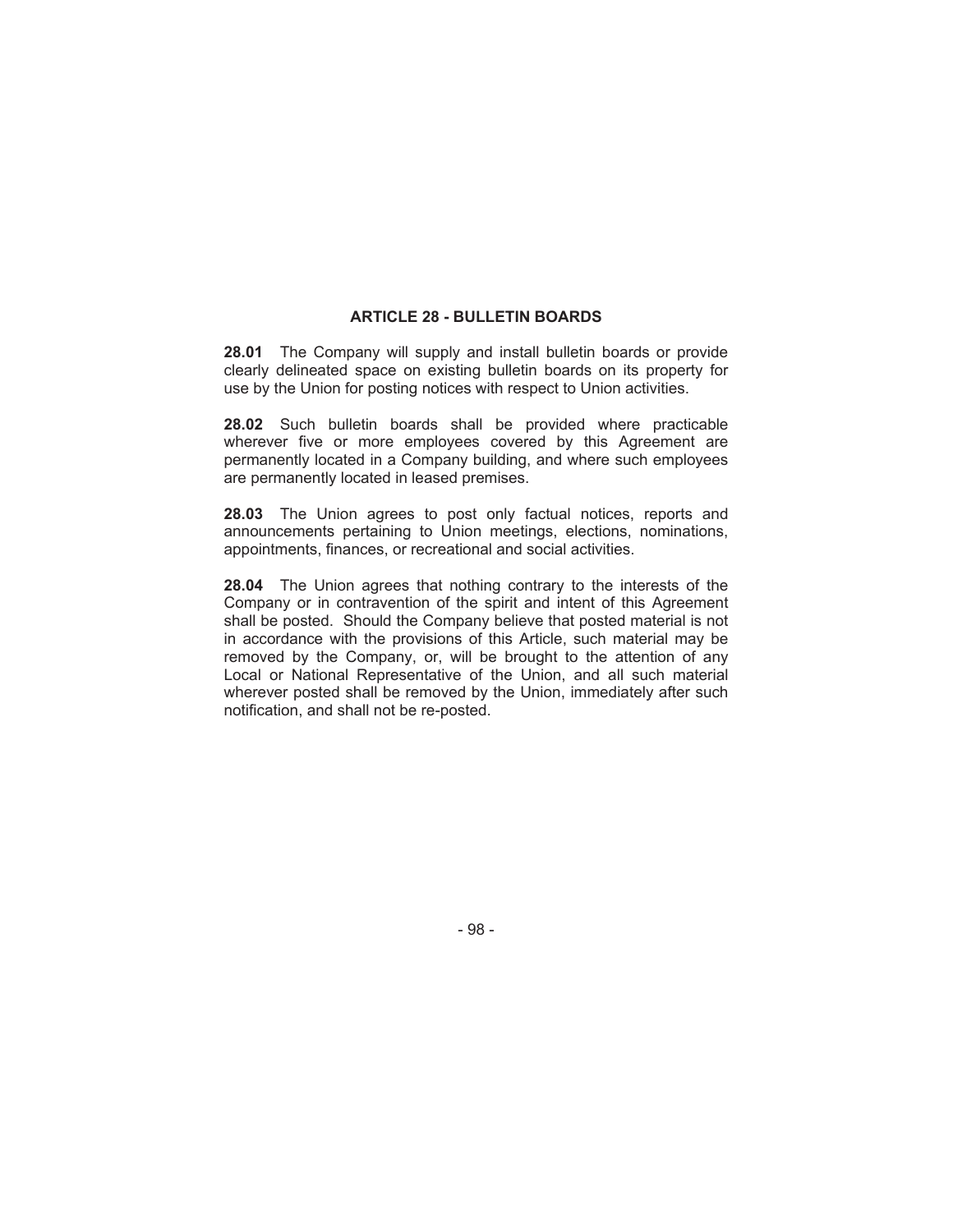## ARTICLE 28 - BULLETIN BOARDS

**28.01** The Company will supply and install bulletin boards or provide clearly delineated space on existing bulletin boards on its property for use by the Union for posting notices with respect to Union activities.

**28.02** Such bulletin boards shall be provided where practicable wherever five or more employees covered by this Agreement are permanently located in a Company building, and where such employees are permanently located in leased premises.

**28.03** The Union agrees to post only factual notices, reports and announcements pertaining to Union meetings, elections, nominations, appointments, finances, or recreational and social activities.

**28.04** The Union agrees that nothing contrary to the interests of the Company or in contravention of the spirit and intent of this Agreement shall be posted. Should the Company believe that posted material is not in accordance with the provisions of this Article, such material may be removed by the Company, or, will be brought to the attention of any Local or National Representative of the Union, and all such material wherever posted shall be removed by the Union, immediately after such notification, and shall not be re-posted.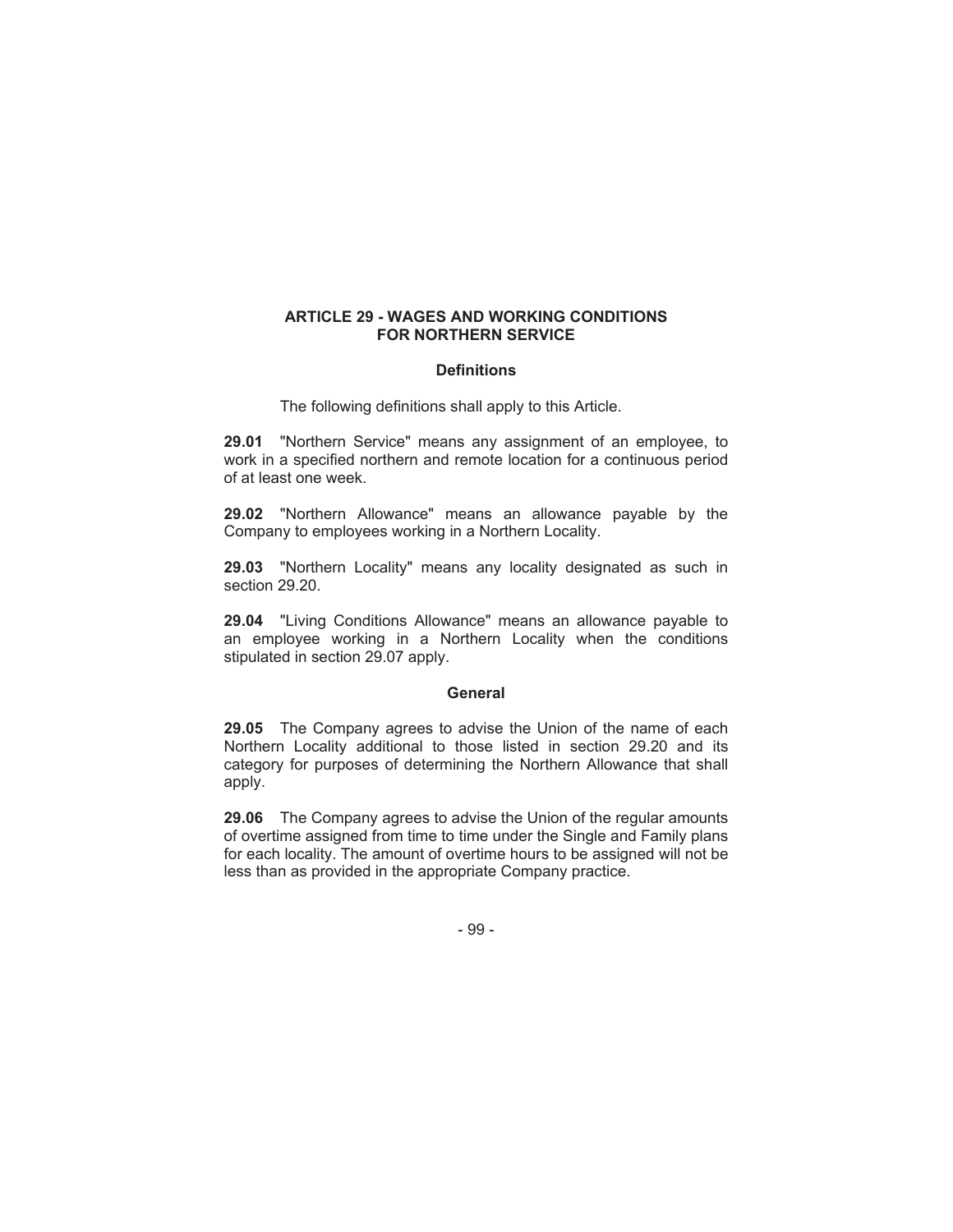## ARTICLE 29 - WAGES AND WORKING CONDITIONS FOR NORTHERN SERVICE

### Definitions

The following definitions shall apply to this Article.

**29.01** "Northern Service" means any assignment of an employee, to work in a specified northern and remote location for a continuous period of at least one week.

**29.02** "Northern Allowance" means an allowance payable by the Company to employees working in a Northern Locality.

**29.03** "Northern Locality" means any locality designated as such in section 29.20.

**29.04** "Living Conditions Allowance" means an allowance payable to an employee working in a Northern Locality when the conditions stipulated in section 29.07 apply.

### General

**29.05** The Company agrees to advise the Union of the name of each Northern Locality additional to those listed in section 29.20 and its category for purposes of determining the Northern Allowance that shall apply.

**29.06** The Company agrees to advise the Union of the regular amounts of overtime assigned from time to time under the Single and Family plans for each locality. The amount of overtime hours to be assigned will not be less than as provided in the appropriate Company practice.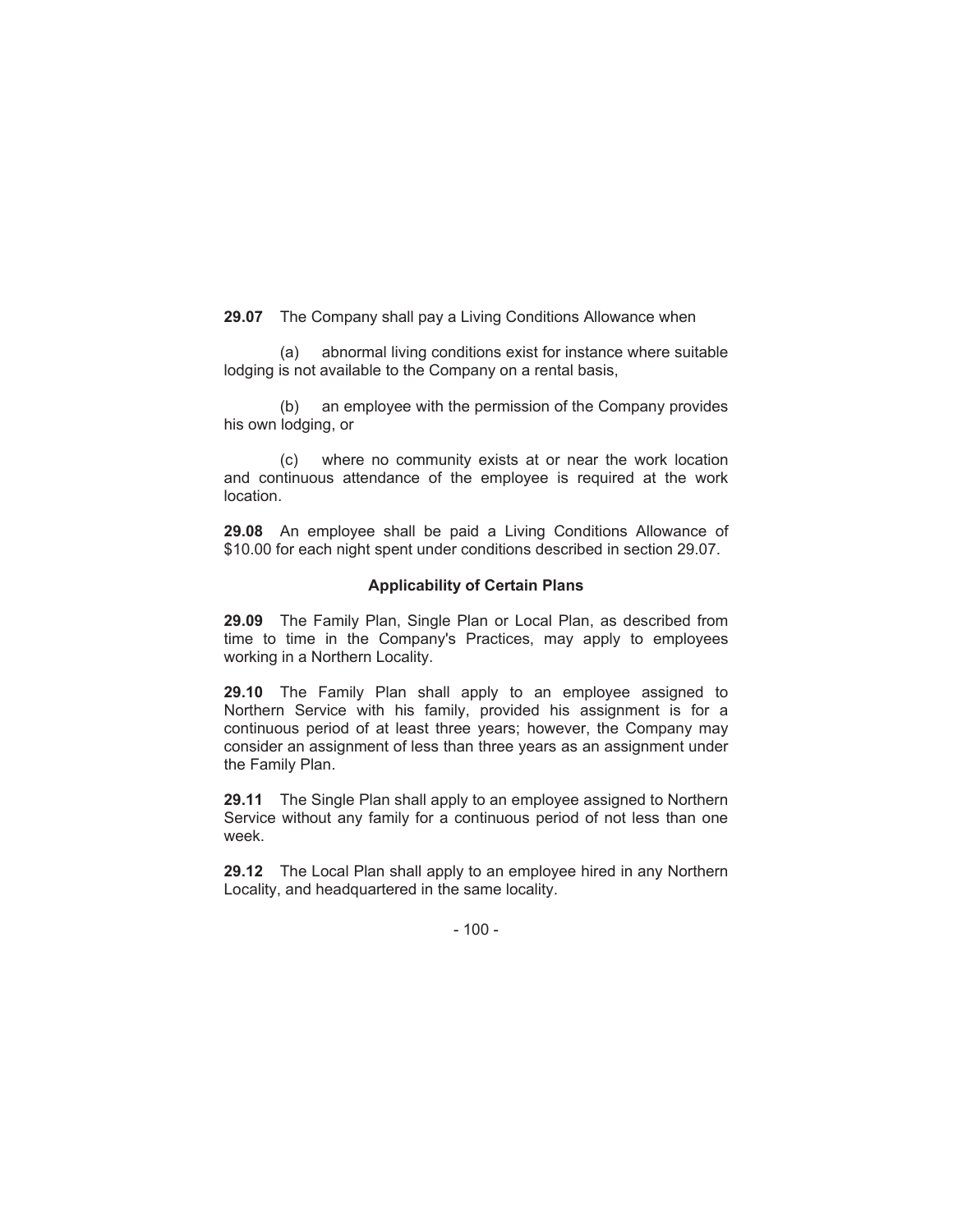**29.07** The Company shall pay a Living Conditions Allowance when

(a) abnormal living conditions exist for instance where suitable lodging is not available to the Company on a rental basis,

(b) an employee with the permission of the Company provides his own lodging, or

(c) where no community exists at or near the work location and continuous attendance of the employee is required at the work location.

**29.08** An employee shall be paid a Living Conditions Allowance of $10.00 for each night spent under conditions described in section 29.07.

### Applicability of Certain Plans

**29.09** The Family Plan, Single Plan or Local Plan, as described from time to time in the Company's Practices, may apply to employees working in a Northern Locality.

**29.10** The Family Plan shall apply to an employee assigned to Northern Service with his family, provided his assignment is for a continuous period of at least three years; however, the Company may consider an assignment of less than three years as an assignment under the Family Plan.

**29.11** The Single Plan shall apply to an employee assigned to Northern Service without any family for a continuous period of not less than one week.

**29.12** The Local Plan shall apply to an employee hired in any Northern Locality, and headquartered in the same locality.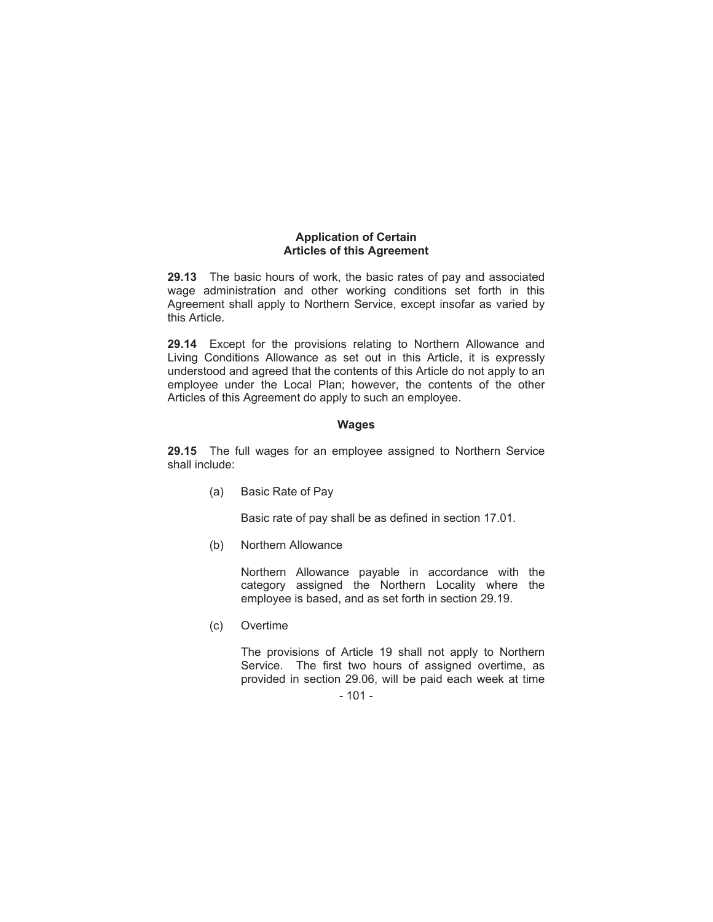## Application of Certain Articles of this Agreement

**29.13** The basic hours of work, the basic rates of pay and associated wage administration and other working conditions set forth in this Agreement shall apply to Northern Service, except insofar as varied by this Article.

**29.14** Except for the provisions relating to Northern Allowance and Living Conditions Allowance as set out in this Article, it is expressly understood and agreed that the contents of this Article do not apply to an employee under the Local Plan; however, the contents of the other Articles of this Agreement do apply to such an employee.

## Wages

**29.15** The full wages for an employee assigned to Northern Service shall include:

(a) Basic Rate of Pay

Basic rate of pay shall be as defined in section 17.01.

(b) Northern Allowance

Northern Allowance payable in accordance with the category assigned the Northern Locality where the employee is based, and as set forth in section 29.19.

(c) Overtime

The provisions of Article 19 shall not apply to Northern Service. The first two hours of assigned overtime, as provided in section 29.06, will be paid each week at time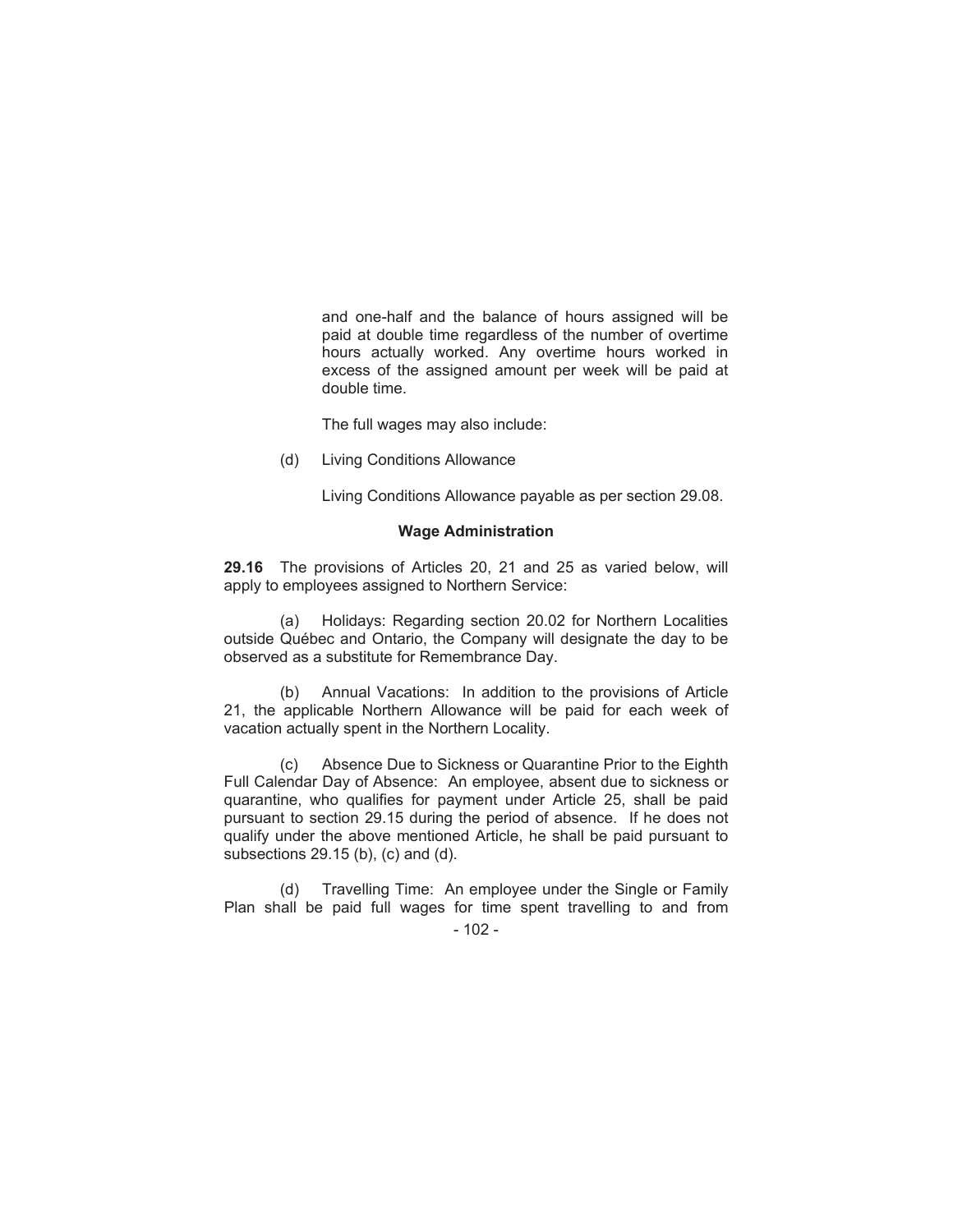and one-half and the balance of hours assigned will be paid at double time regardless of the number of overtime hours actually worked. Any overtime hours worked in excess of the assigned amount per week will be paid at double time.

The full wages may also include:

(d) Living Conditions Allowance

Living Conditions Allowance payable as per section 29.08.

**Wage Administration**

**29.16** The provisions of Articles 20, 21 and 25 as varied below, will apply to employees assigned to Northern Service:

(a) Holidays: Regarding section 20.02 for Northern Localities outside Québec and Ontario, the Company will designate the day to be observed as a substitute for Remembrance Day.

(b) Annual Vacations: In addition to the provisions of Article 21, the applicable Northern Allowance will be paid for each week of vacation actually spent in the Northern Locality.

(c) Absence Due to Sickness or Quarantine Prior to the Eighth Full Calendar Day of Absence: An employee, absent due to sickness or quarantine, who qualifies for payment under Article 25, shall be paid pursuant to section 29.15 during the period of absence. If he does not qualify under the above mentioned Article, he shall be paid pursuant to subsections 29.15 (b), (c) and (d).

(d) Travelling Time: An employee under the Single or Family Plan shall be paid full wages for time spent travelling to and from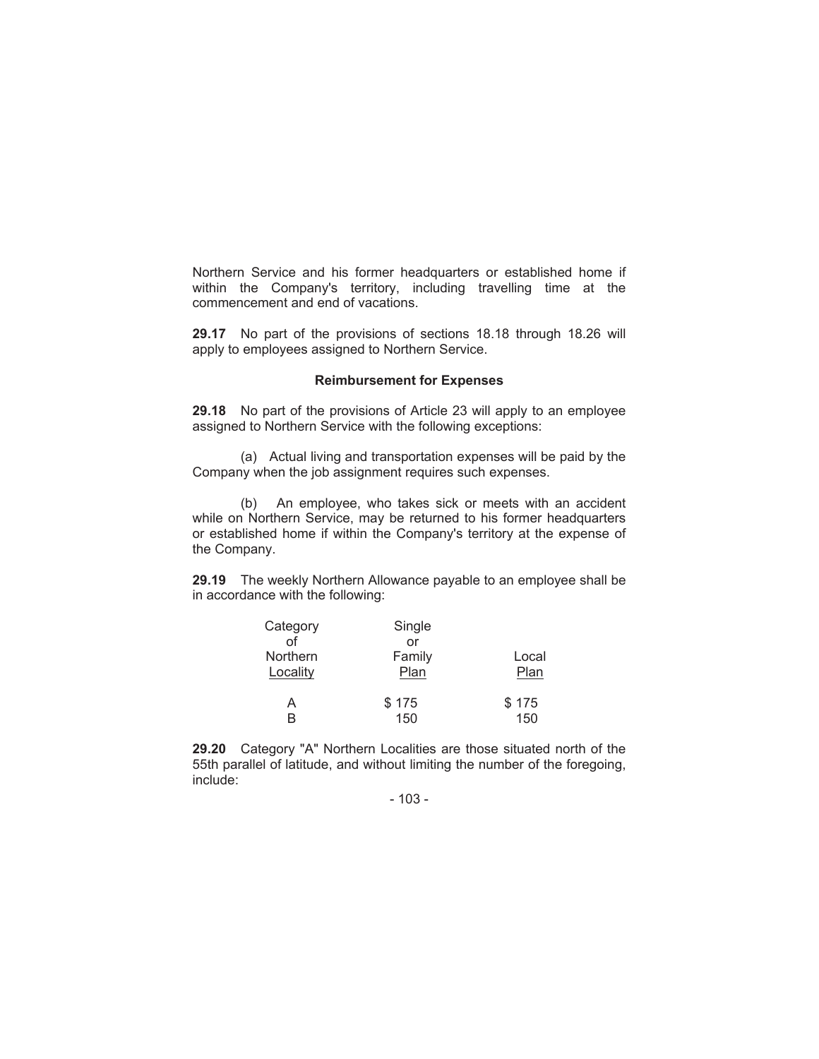Northern Service and his former headquarters or established home if within the Company's territory, including travelling time at the commencement and end of vacations.

**29.17** No part of the provisions of sections 18.18 through 18.26 will apply to employees assigned to Northern Service.

### Reimbursement for Expenses

**29.18** No part of the provisions of Article 23 will apply to an employee assigned to Northern Service with the following exceptions:

(a) Actual living and transportation expenses will be paid by the Company when the job assignment requires such expenses.

(b) An employee, who takes sick or meets with an accident while on Northern Service, may be returned to his former headquarters or established home if within the Company's territory at the expense of the Company.

**29.19** The weekly Northern Allowance payable to an employee shall be in accordance with the following:

| Category of Northern Locality | Single or Family Plan | Local Plan |
|---|---|---|
| A | $ 175 | $ 175 |
| B | 150 | 150 |

**29.20** Category "A" Northern Localities are those situated north of the 55th parallel of latitude, and without limiting the number of the foregoing, include: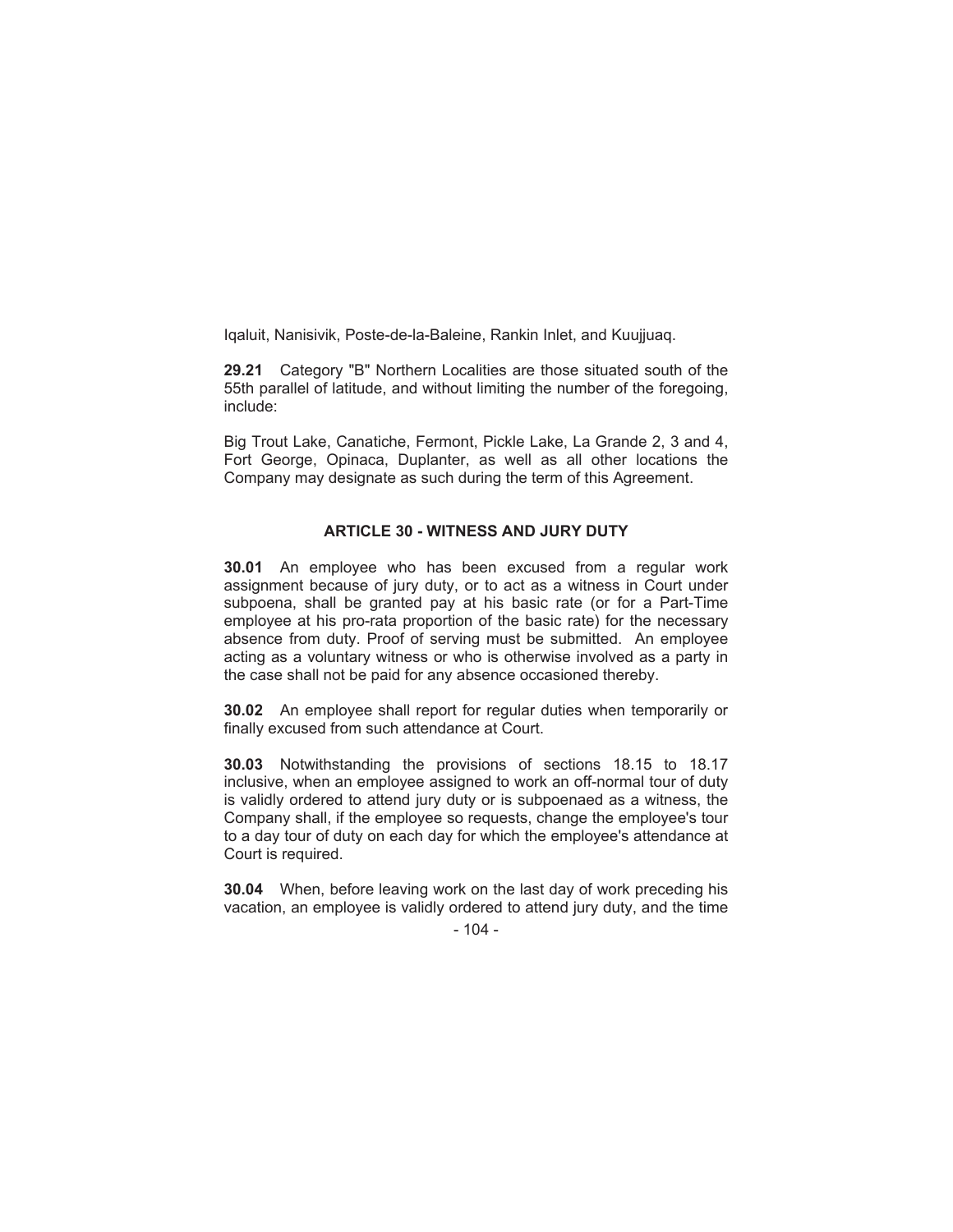Iqaluit, Nanisivik, Poste-de-la-Baleine, Rankin Inlet, and Kuujjuaq.

**29.21** Category "B" Northern Localities are those situated south of the 55th parallel of latitude, and without limiting the number of the foregoing, include:

Big Trout Lake, Canatiche, Fermont, Pickle Lake, La Grande 2, 3 and 4, Fort George, Opinaca, Duplanter, as well as all other locations the Company may designate as such during the term of this Agreement.

## ARTICLE 30 - WITNESS AND JURY DUTY

**30.01** An employee who has been excused from a regular work assignment because of jury duty, or to act as a witness in Court under subpoena, shall be granted pay at his basic rate (or for a Part-Time employee at his pro-rata proportion of the basic rate) for the necessary absence from duty. Proof of serving must be submitted. An employee acting as a voluntary witness or who is otherwise involved as a party in the case shall not be paid for any absence occasioned thereby.

**30.02** An employee shall report for regular duties when temporarily or finally excused from such attendance at Court.

**30.03** Notwithstanding the provisions of sections 18.15 to 18.17 inclusive, when an employee assigned to work an off-normal tour of duty is validly ordered to attend jury duty or is subpoenaed as a witness, the Company shall, if the employee so requests, change the employee's tour to a day tour of duty on each day for which the employee's attendance at Court is required.

**30.04** When, before leaving work on the last day of work preceding his vacation, an employee is validly ordered to attend jury duty, and the time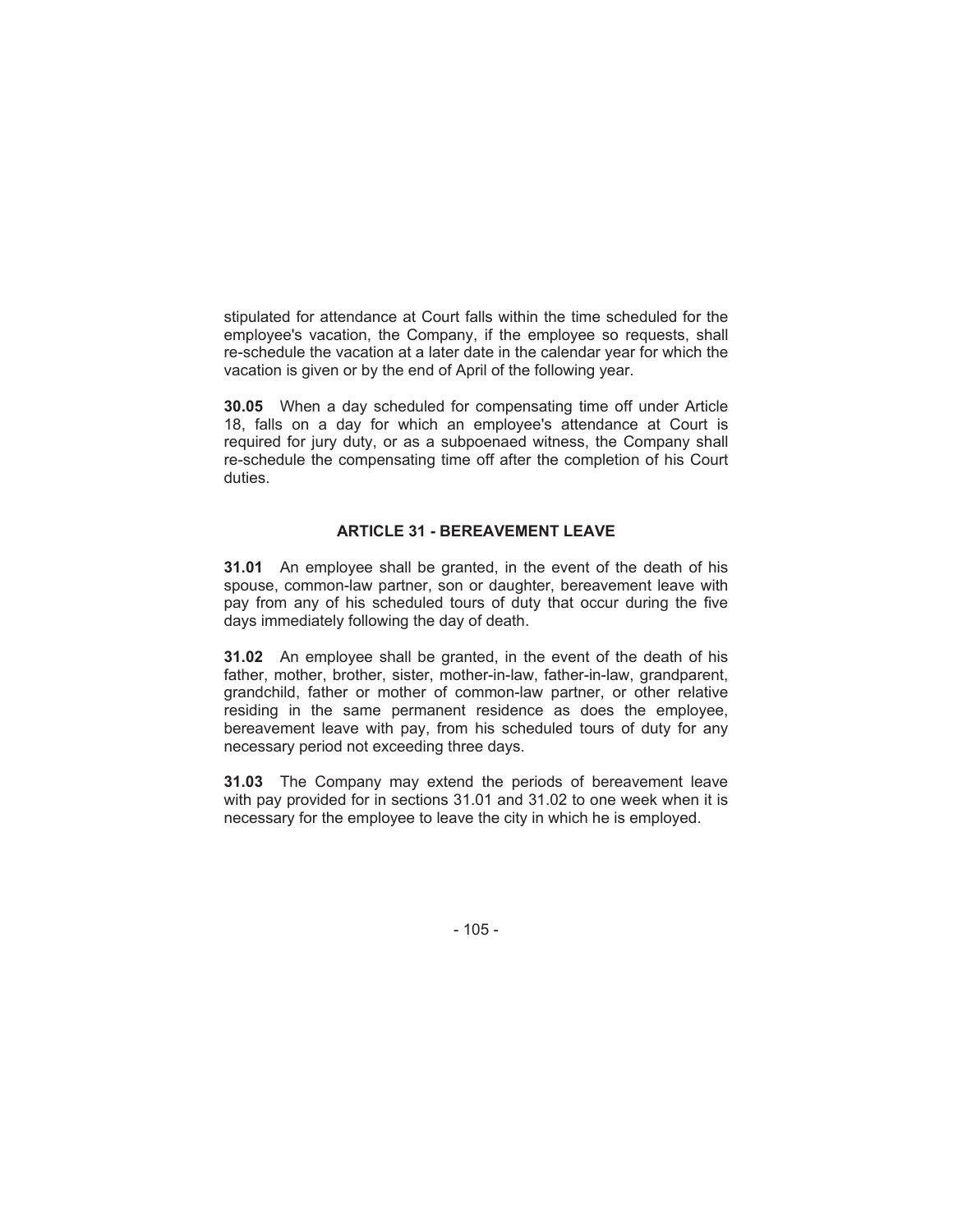stipulated for attendance at Court falls within the time scheduled for the employee's vacation, the Company, if the employee so requests, shall re-schedule the vacation at a later date in the calendar year for which the vacation is given or by the end of April of the following year.

**30.05** When a day scheduled for compensating time off under Article 18, falls on a day for which an employee's attendance at Court is required for jury duty, or as a subpoenaed witness, the Company shall re-schedule the compensating time off after the completion of his Court duties.

## ARTICLE 31 - BEREAVEMENT LEAVE

**31.01** An employee shall be granted, in the event of the death of his spouse, common-law partner, son or daughter, bereavement leave with pay from any of his scheduled tours of duty that occur during the five days immediately following the day of death.

**31.02** An employee shall be granted, in the event of the death of his father, mother, brother, sister, mother-in-law, father-in-law, grandparent, grandchild, father or mother of common-law partner, or other relative residing in the same permanent residence as does the employee, bereavement leave with pay, from his scheduled tours of duty for any necessary period not exceeding three days.

**31.03** The Company may extend the periods of bereavement leave with pay provided for in sections 31.01 and 31.02 to one week when it is necessary for the employee to leave the city in which he is employed.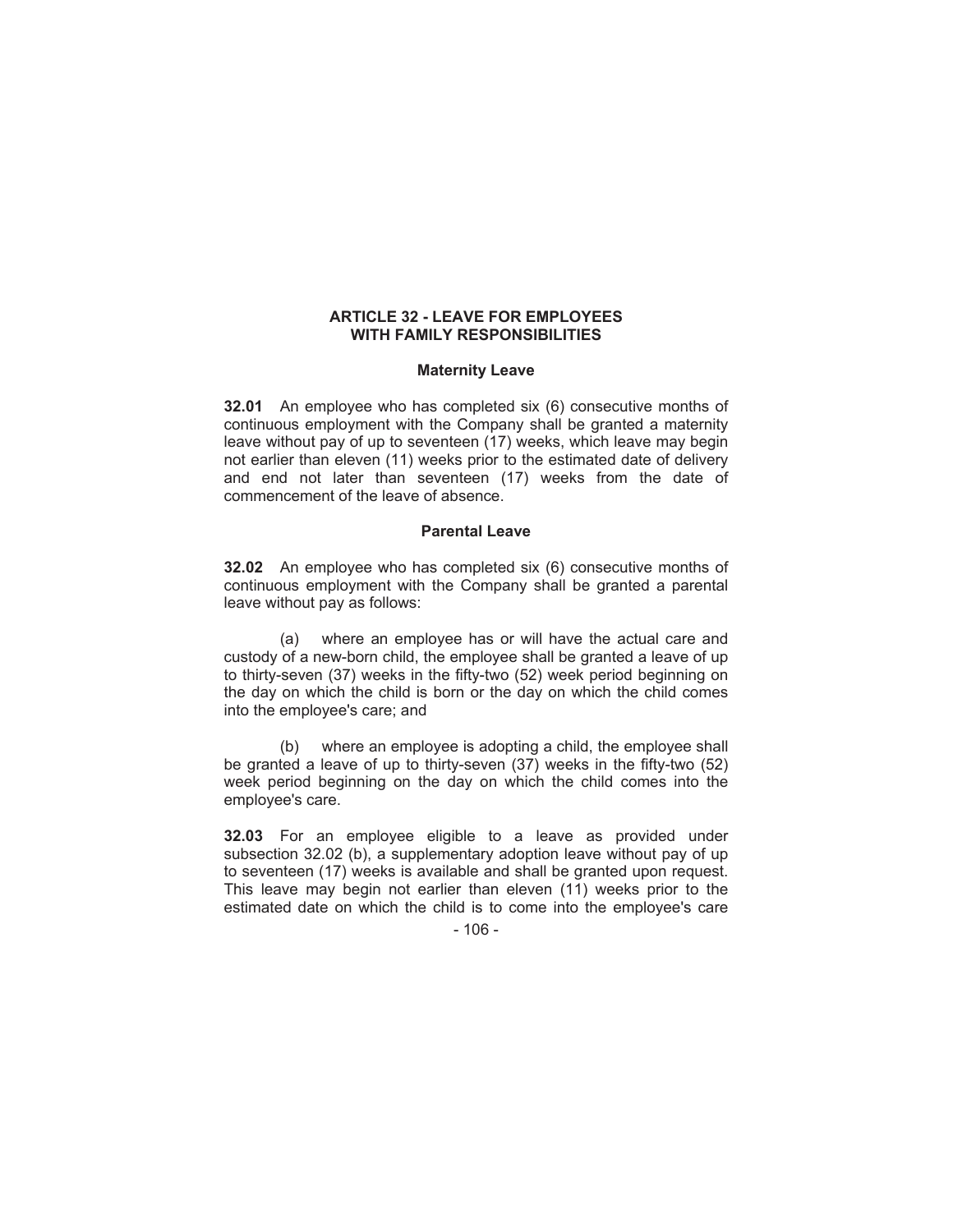## ARTICLE 32 - LEAVE FOR EMPLOYEES WITH FAMILY RESPONSIBILITIES

### Maternity Leave

**32.01** An employee who has completed six (6) consecutive months of continuous employment with the Company shall be granted a maternity leave without pay of up to seventeen (17) weeks, which leave may begin not earlier than eleven (11) weeks prior to the estimated date of delivery and end not later than seventeen (17) weeks from the date of commencement of the leave of absence.

### Parental Leave

**32.02** An employee who has completed six (6) consecutive months of continuous employment with the Company shall be granted a parental leave without pay as follows:

(a) where an employee has or will have the actual care and custody of a new-born child, the employee shall be granted a leave of up to thirty-seven (37) weeks in the fifty-two (52) week period beginning on the day on which the child is born or the day on which the child comes into the employee's care; and

(b) where an employee is adopting a child, the employee shall be granted a leave of up to thirty-seven (37) weeks in the fifty-two (52) week period beginning on the day on which the child comes into the employee's care.

**32.03** For an employee eligible to a leave as provided under subsection 32.02 (b), a supplementary adoption leave without pay of up to seventeen (17) weeks is available and shall be granted upon request. This leave may begin not earlier than eleven (11) weeks prior to the estimated date on which the child is to come into the employee's care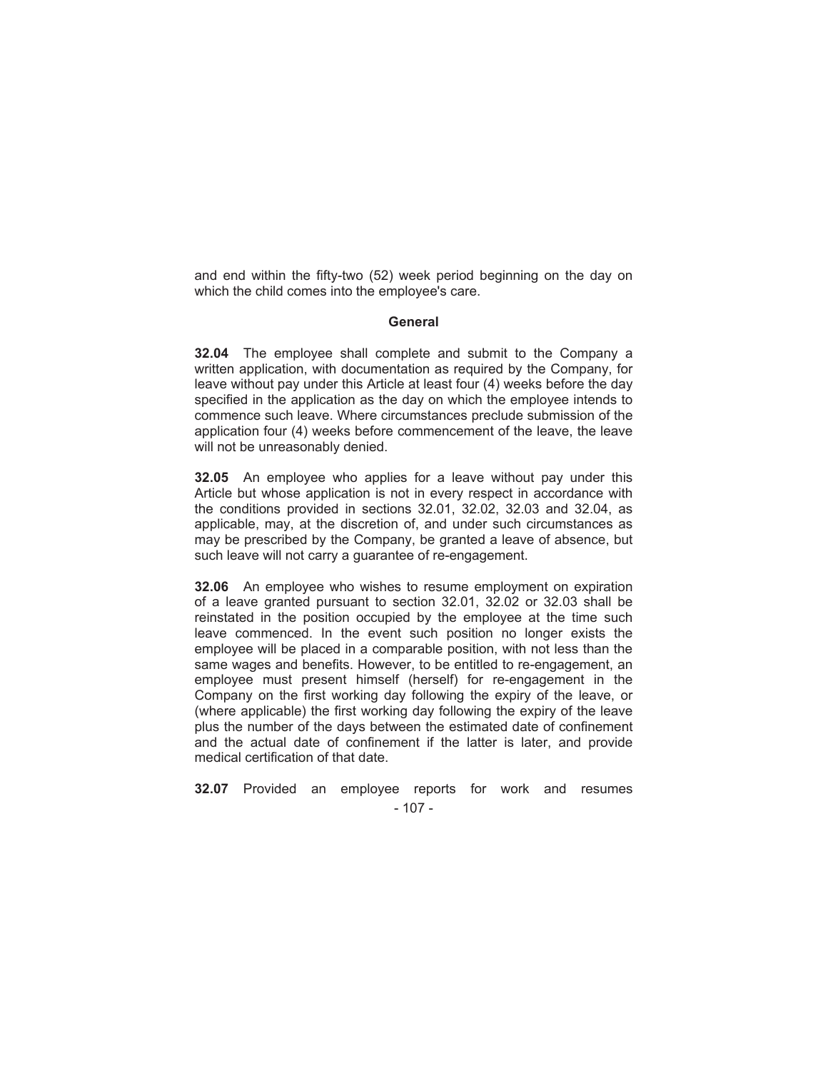and end within the fifty-two (52) week period beginning on the day on which the child comes into the employee's care.

**General**

**32.04** The employee shall complete and submit to the Company a written application, with documentation as required by the Company, for leave without pay under this Article at least four (4) weeks before the day specified in the application as the day on which the employee intends to commence such leave. Where circumstances preclude submission of the application four (4) weeks before commencement of the leave, the leave will not be unreasonably denied.

**32.05** An employee who applies for a leave without pay under this Article but whose application is not in every respect in accordance with the conditions provided in sections 32.01, 32.02, 32.03 and 32.04, as applicable, may, at the discretion of, and under such circumstances as may be prescribed by the Company, be granted a leave of absence, but such leave will not carry a guarantee of re-engagement.

**32.06** An employee who wishes to resume employment on expiration of a leave granted pursuant to section 32.01, 32.02 or 32.03 shall be reinstated in the position occupied by the employee at the time such leave commenced. In the event such position no longer exists the employee will be placed in a comparable position, with not less than the same wages and benefits. However, to be entitled to re-engagement, an employee must present himself (herself) for re-engagement in the Company on the first working day following the expiry of the leave, or (where applicable) the first working day following the expiry of the leave plus the number of the days between the estimated date of confinement and the actual date of confinement if the latter is later, and provide medical certification of that date.

**32.07** Provided an employee reports for work and resumes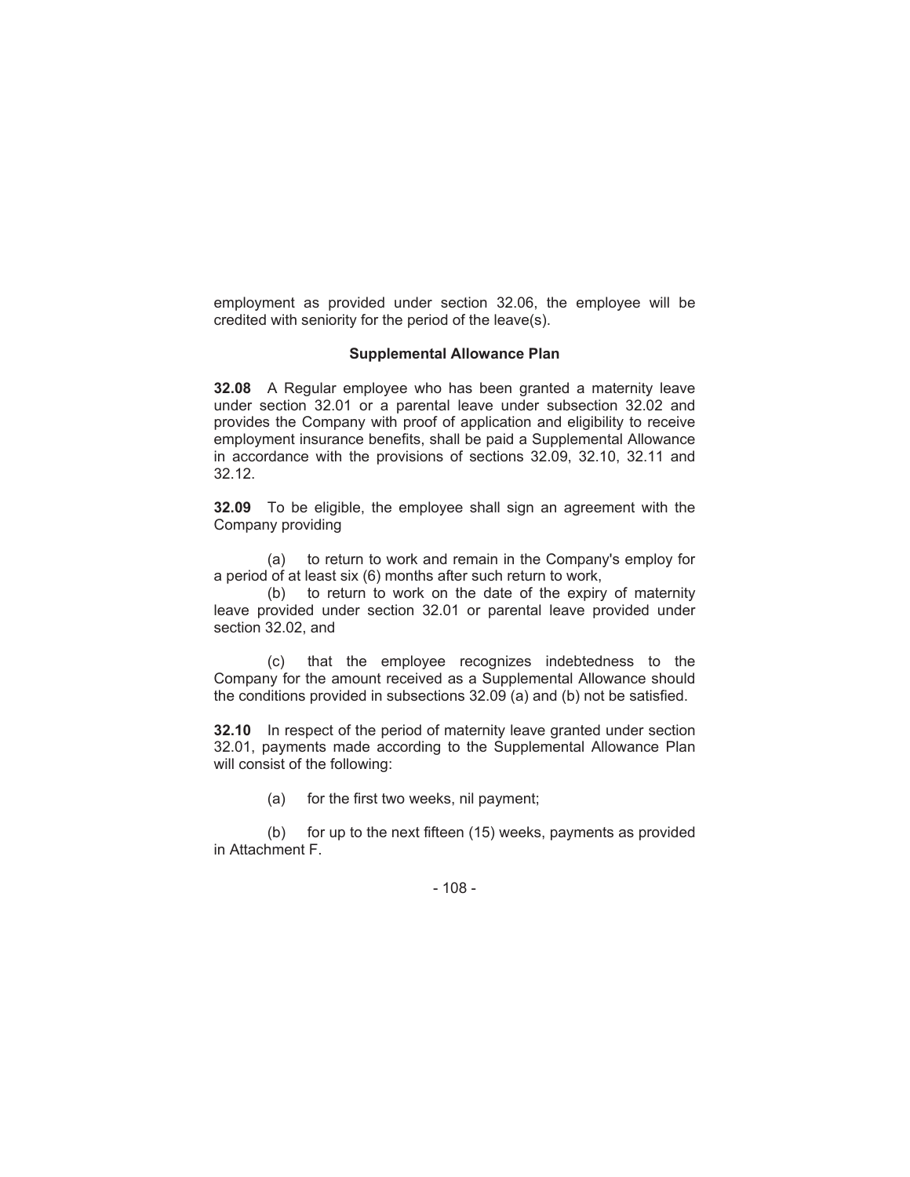employment as provided under section 32.06, the employee will be credited with seniority for the period of the leave(s).

### Supplemental Allowance Plan

**32.08** A Regular employee who has been granted a maternity leave under section 32.01 or a parental leave under subsection 32.02 and provides the Company with proof of application and eligibility to receive employment insurance benefits, shall be paid a Supplemental Allowance in accordance with the provisions of sections 32.09, 32.10, 32.11 and 32.12.

**32.09** To be eligible, the employee shall sign an agreement with the Company providing

(a) to return to work and remain in the Company's employ for a period of at least six (6) months after such return to work,

(b) to return to work on the date of the expiry of maternity leave provided under section 32.01 or parental leave provided under section 32.02, and

(c) that the employee recognizes indebtedness to the Company for the amount received as a Supplemental Allowance should the conditions provided in subsections 32.09 (a) and (b) not be satisfied.

**32.10** In respect of the period of maternity leave granted under section 32.01, payments made according to the Supplemental Allowance Plan will consist of the following:

(a) for the first two weeks, nil payment;

(b) for up to the next fifteen (15) weeks, payments as provided in Attachment F.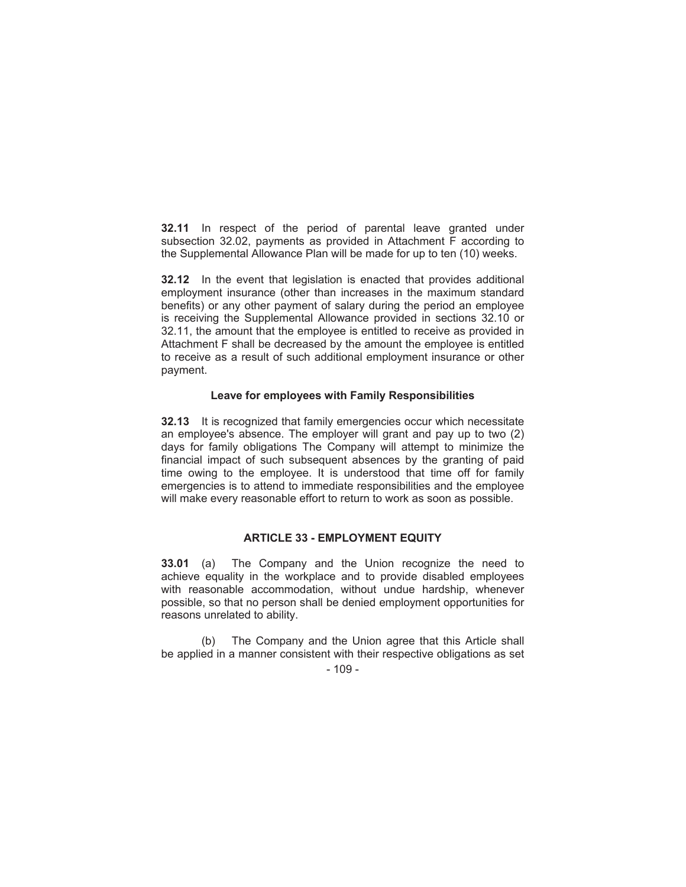**32.11** In respect of the period of parental leave granted under subsection 32.02, payments as provided in Attachment F according to the Supplemental Allowance Plan will be made for up to ten (10) weeks.

**32.12** In the event that legislation is enacted that provides additional employment insurance (other than increases in the maximum standard benefits) or any other payment of salary during the period an employee is receiving the Supplemental Allowance provided in sections 32.10 or 32.11, the amount that the employee is entitled to receive as provided in Attachment F shall be decreased by the amount the employee is entitled to receive as a result of such additional employment insurance or other payment.

**Leave for employees with Family Responsibilities**

**32.13** It is recognized that family emergencies occur which necessitate an employee's absence. The employer will grant and pay up to two (2) days for family obligations The Company will attempt to minimize the financial impact of such subsequent absences by the granting of paid time owing to the employee. It is understood that time off for family emergencies is to attend to immediate responsibilities and the employee will make every reasonable effort to return to work as soon as possible.

## ARTICLE 33 - EMPLOYMENT EQUITY

**33.01** (a) The Company and the Union recognize the need to achieve equality in the workplace and to provide disabled employees with reasonable accommodation, without undue hardship, whenever possible, so that no person shall be denied employment opportunities for reasons unrelated to ability.

(b) The Company and the Union agree that this Article shall be applied in a manner consistent with their respective obligations as set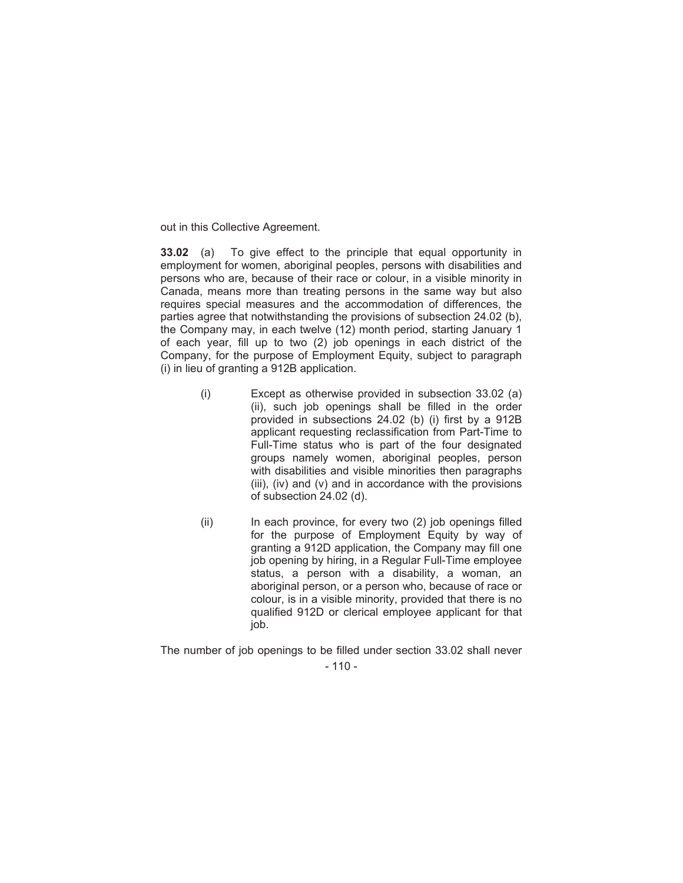out in this Collective Agreement.

**33.02** (a) To give effect to the principle that equal opportunity in employment for women, aboriginal peoples, persons with disabilities and persons who are, because of their race or colour, in a visible minority in Canada, means more than treating persons in the same way but also requires special measures and the accommodation of differences, the parties agree that notwithstanding the provisions of subsection 24.02 (b), the Company may, in each twelve (12) month period, starting January 1 of each year, fill up to two (2) job openings in each district of the Company, for the purpose of Employment Equity, subject to paragraph (i) in lieu of granting a 912B application.

(i) Except as otherwise provided in subsection 33.02 (a) (ii), such job openings shall be filled in the order provided in subsections 24.02 (b) (i) first by a 912B applicant requesting reclassification from Part-Time to Full-Time status who is part of the four designated groups namely women, aboriginal peoples, person with disabilities and visible minorities then paragraphs (iii), (iv) and (v) and in accordance with the provisions of subsection 24.02 (d).

(ii) In each province, for every two (2) job openings filled for the purpose of Employment Equity by way of granting a 912D application, the Company may fill one job opening by hiring, in a Regular Full-Time employee status, a person with a disability, a woman, an aboriginal person, or a person who, because of race or colour, is in a visible minority, provided that there is no qualified 912D or clerical employee applicant for that job.

The number of job openings to be filled under section 33.02 shall never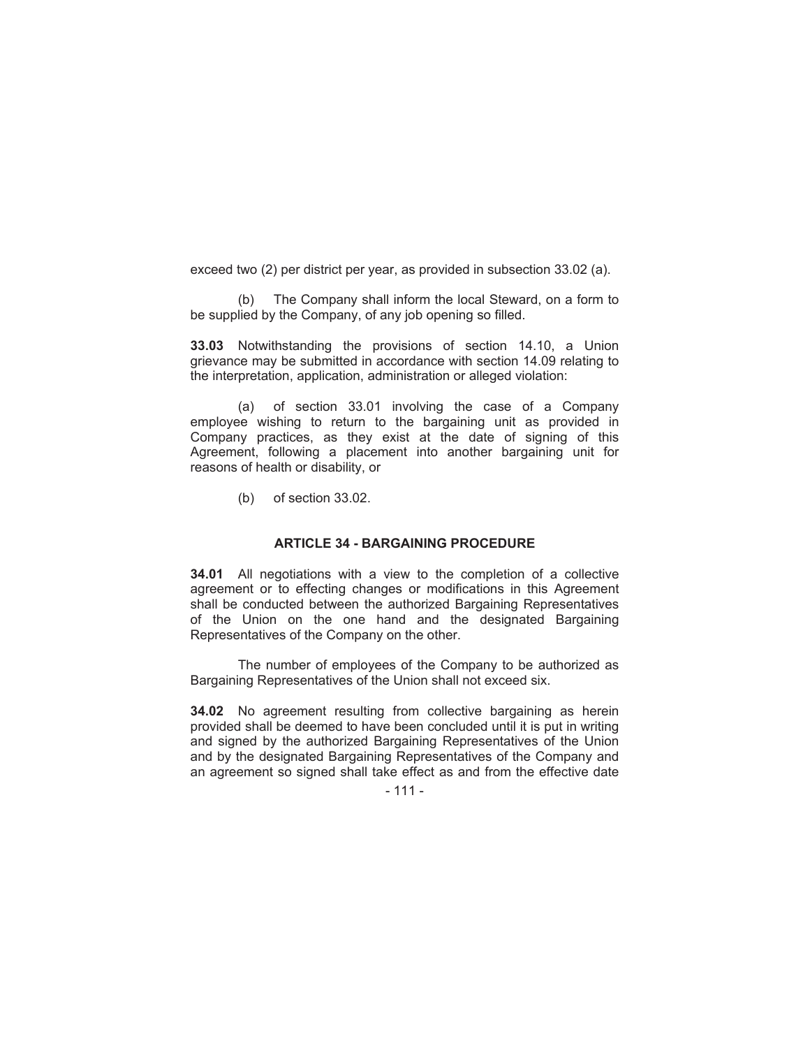exceed two (2) per district per year, as provided in subsection 33.02 (a).

(b) The Company shall inform the local Steward, on a form to be supplied by the Company, of any job opening so filled.

**33.03** Notwithstanding the provisions of section 14.10, a Union grievance may be submitted in accordance with section 14.09 relating to the interpretation, application, administration or alleged violation:

(a) of section 33.01 involving the case of a Company employee wishing to return to the bargaining unit as provided in Company practices, as they exist at the date of signing of this Agreement, following a placement into another bargaining unit for reasons of health or disability, or

(b) of section 33.02.

## ARTICLE 34 - BARGAINING PROCEDURE

**34.01** All negotiations with a view to the completion of a collective agreement or to effecting changes or modifications in this Agreement shall be conducted between the authorized Bargaining Representatives of the Union on the one hand and the designated Bargaining Representatives of the Company on the other.

The number of employees of the Company to be authorized as Bargaining Representatives of the Union shall not exceed six.

**34.02** No agreement resulting from collective bargaining as herein provided shall be deemed to have been concluded until it is put in writing and signed by the authorized Bargaining Representatives of the Union and by the designated Bargaining Representatives of the Company and an agreement so signed shall take effect as and from the effective date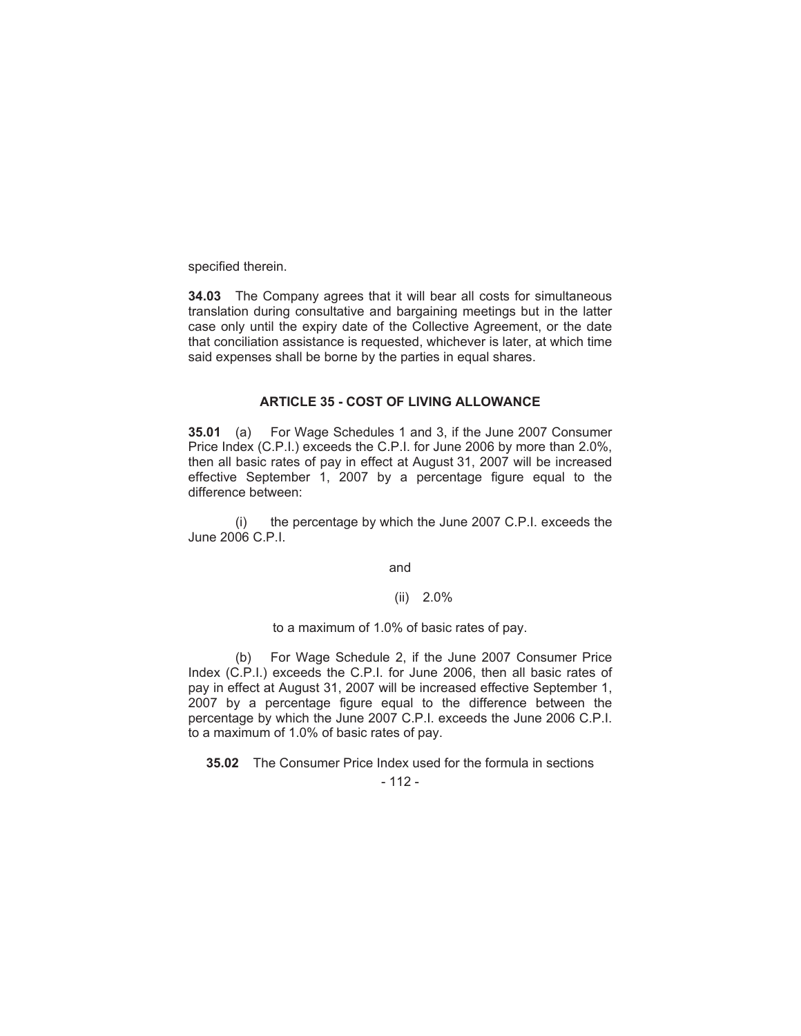specified therein.

**34.03** The Company agrees that it will bear all costs for simultaneous translation during consultative and bargaining meetings but in the latter case only until the expiry date of the Collective Agreement, or the date that conciliation assistance is requested, whichever is later, at which time said expenses shall be borne by the parties in equal shares.

### ARTICLE 35 - COST OF LIVING ALLOWANCE

**35.01** (a) For Wage Schedules 1 and 3, if the June 2007 Consumer Price Index (C.P.I.) exceeds the C.P.I. for June 2006 by more than 2.0%, then all basic rates of pay in effect at August 31, 2007 will be increased effective September 1, 2007 by a percentage figure equal to the difference between:

(i) the percentage by which the June 2007 C.P.I. exceeds the June 2006 C.P.I.

and

(ii) 2.0%

to a maximum of 1.0% of basic rates of pay.

(b) For Wage Schedule 2, if the June 2007 Consumer Price Index (C.P.I.) exceeds the C.P.I. for June 2006, then all basic rates of pay in effect at August 31, 2007 will be increased effective September 1, 2007 by a percentage figure equal to the difference between the percentage by which the June 2007 C.P.I. exceeds the June 2006 C.P.I. to a maximum of 1.0% of basic rates of pay.

**35.02** The Consumer Price Index used for the formula in sections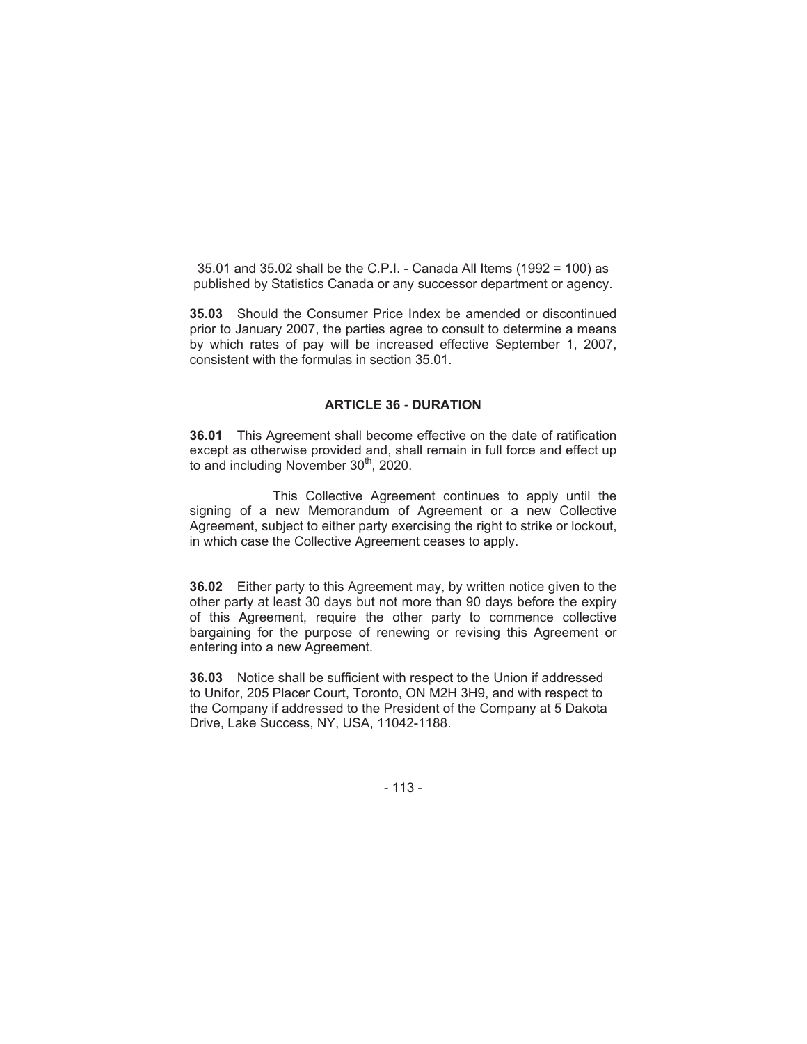35.01 and 35.02 shall be the C.P.I. - Canada All Items (1992 = 100) as published by Statistics Canada or any successor department or agency.

**35.03** Should the Consumer Price Index be amended or discontinued prior to January 2007, the parties agree to consult to determine a means by which rates of pay will be increased effective September 1, 2007, consistent with the formulas in section 35.01.

## ARTICLE 36 - DURATION

**36.01** This Agreement shall become effective on the date of ratification except as otherwise provided and, shall remain in full force and effect up to and including November 30th, 2020.

This Collective Agreement continues to apply until the signing of a new Memorandum of Agreement or a new Collective Agreement, subject to either party exercising the right to strike or lockout, in which case the Collective Agreement ceases to apply.

**36.02** Either party to this Agreement may, by written notice given to the other party at least 30 days but not more than 90 days before the expiry of this Agreement, require the other party to commence collective bargaining for the purpose of renewing or revising this Agreement or entering into a new Agreement.

**36.03** Notice shall be sufficient with respect to the Union if addressed to Unifor, 205 Placer Court, Toronto, ON M2H 3H9, and with respect to the Company if addressed to the President of the Company at 5 Dakota Drive, Lake Success, NY, USA, 11042-1188.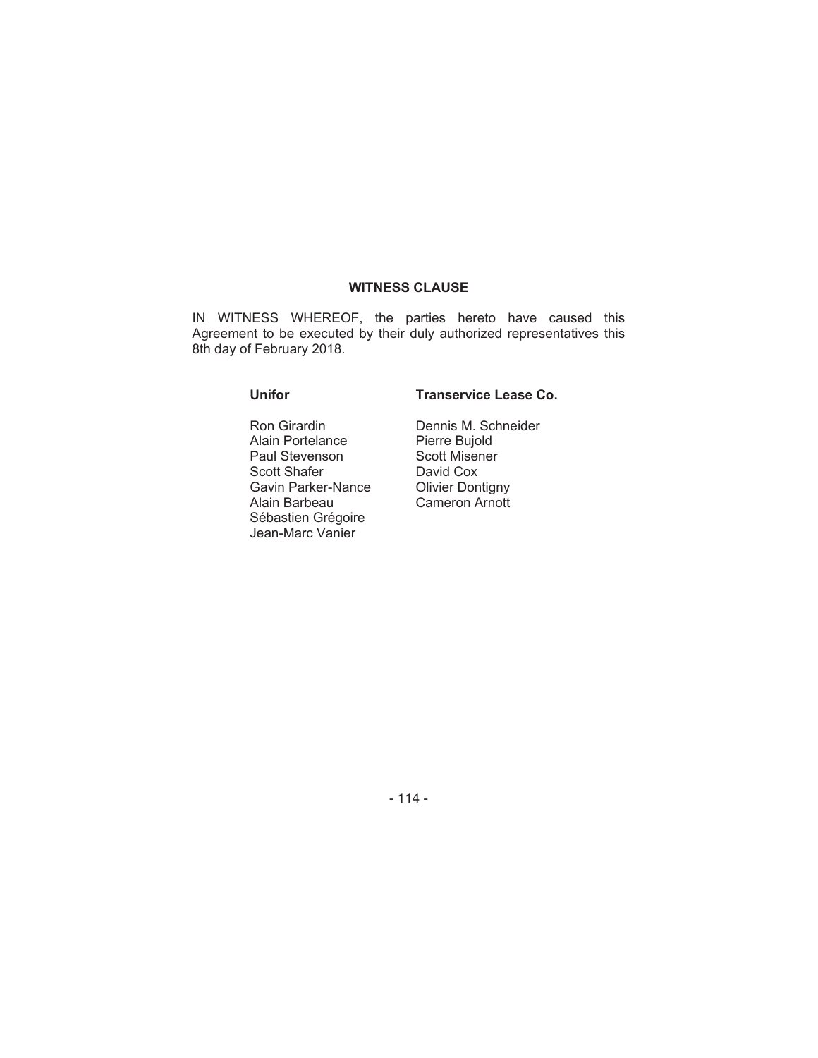## WITNESS CLAUSE

IN WITNESS WHEREOF, the parties hereto have caused this Agreement to be executed by their duly authorized representatives this 8th day of February 2018.

| Unifor | Transervice Lease Co. |
|---|---|
| Ron Girardin | Dennis M. Schneider |
| Alain Portelance | Pierre Bujold |
| Paul Stevenson | Scott Misener |
| Scott Shafer | David Cox |
| Gavin Parker-Nance | Olivier Dontigny |
| Alain Barbeau | Cameron Arnott |
| Sébastien Grégoire | |
| Jean-Marc Vanier | |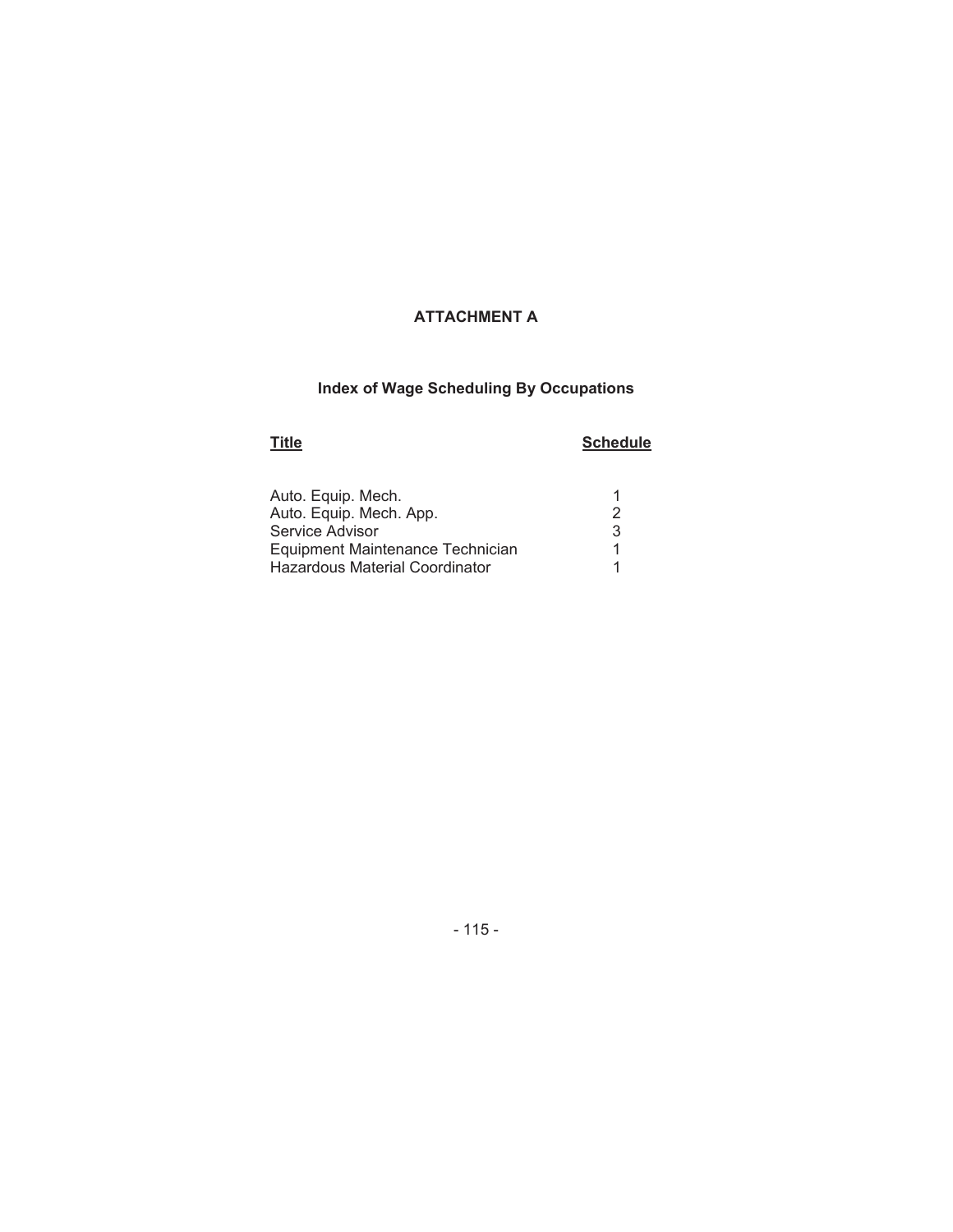## ATTACHMENT A

### Index of Wage Scheduling By Occupations

| Title | Schedule |
| --- | --- |
| Auto. Equip. Mech. | 1 |
| Auto. Equip. Mech. App. | 2 |
| Service Advisor | 3 |
| Equipment Maintenance Technician | 1 |
| Hazardous Material Coordinator | 1 |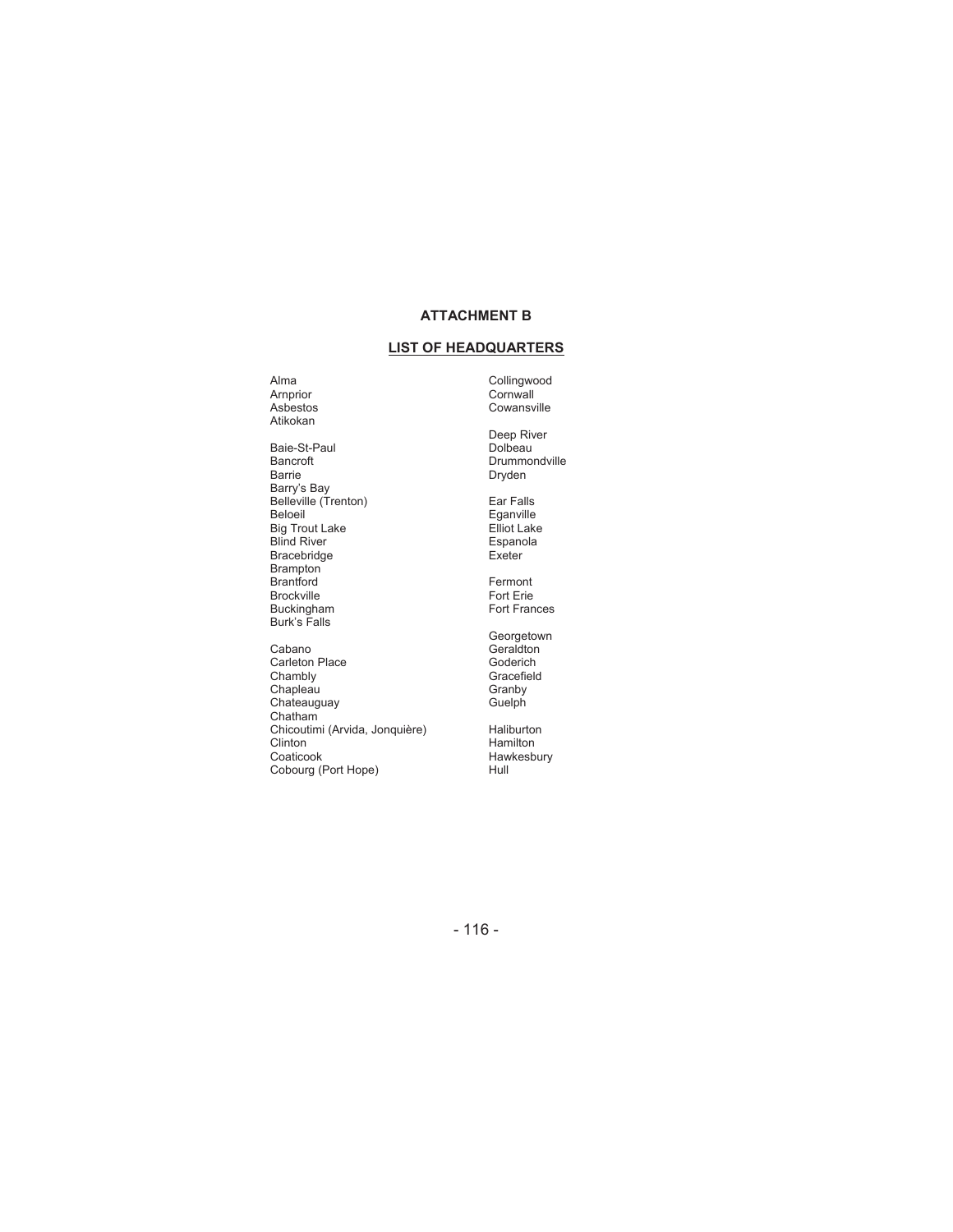## ATTACHMENT B

## LIST OF HEADQUARTERS

Alma
Arnprior
Asbestos
Atikokan

Baie-St-Paul
Bancroft
Barrie
Barry's Bay
Belleville (Trenton)
Beloeil
Big Trout Lake
Blind River
Bracebridge
Brampton
Brantford
Brockville
Buckingham
Burk's Falls

Cabano
Carleton Place
Chambly
Chapleau
Chateauguay
Chatham
Chicoutimi (Arvida, Jonquière)
Clinton
Coaticook
Cobourg (Port Hope)
Collingwood
Cornwall
Cowansville

Deep River
Dolbeau
Drummondville
Dryden

Ear Falls
Eganville
Elliot Lake
Espanola
Exeter

Fermont
Fort Erie
Fort Frances

Georgetown
Geraldton
Goderich
Gracefield
Granby
Guelph

Haliburton
Hamilton
Hawkesbury
Hull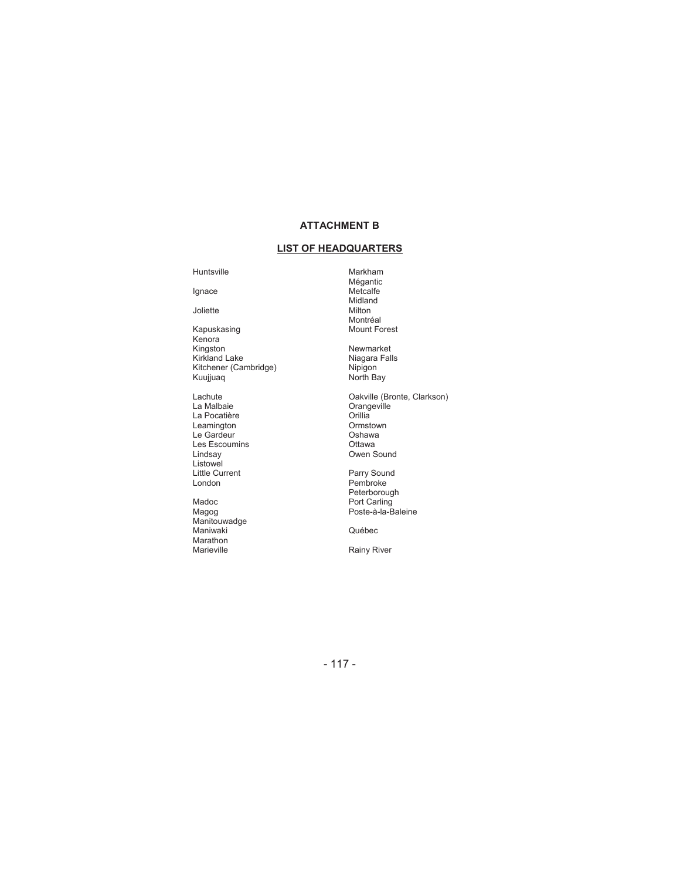## ATTACHMENT B

## LIST OF HEADQUARTERS

Huntsville

Ignace

Joliette

Kapuskasing
Kenora
Kingston
Kirkland Lake
Kitchener (Cambridge)
Kuujjuaq

Lachute
La Malbaie
La Pocatière
Leamington
Le Gardeur
Les Escoumins
Lindsay
Listowel
Little Current
London

Madoc
Magog
Manitouwadge
Maniwaki
Marathon
Marieville
Markham
Mégantic
Metcalfe
Midland
Milton
Montréal
Mount Forest

Newmarket
Niagara Falls
Nipigon
North Bay

Oakville (Bronte, Clarkson)
Orangeville
Orillia
Ormstown
Oshawa
Ottawa
Owen Sound

Parry Sound
Pembroke
Peterborough
Port Carling
Poste-à-la-Baleine

Québec

Rainy River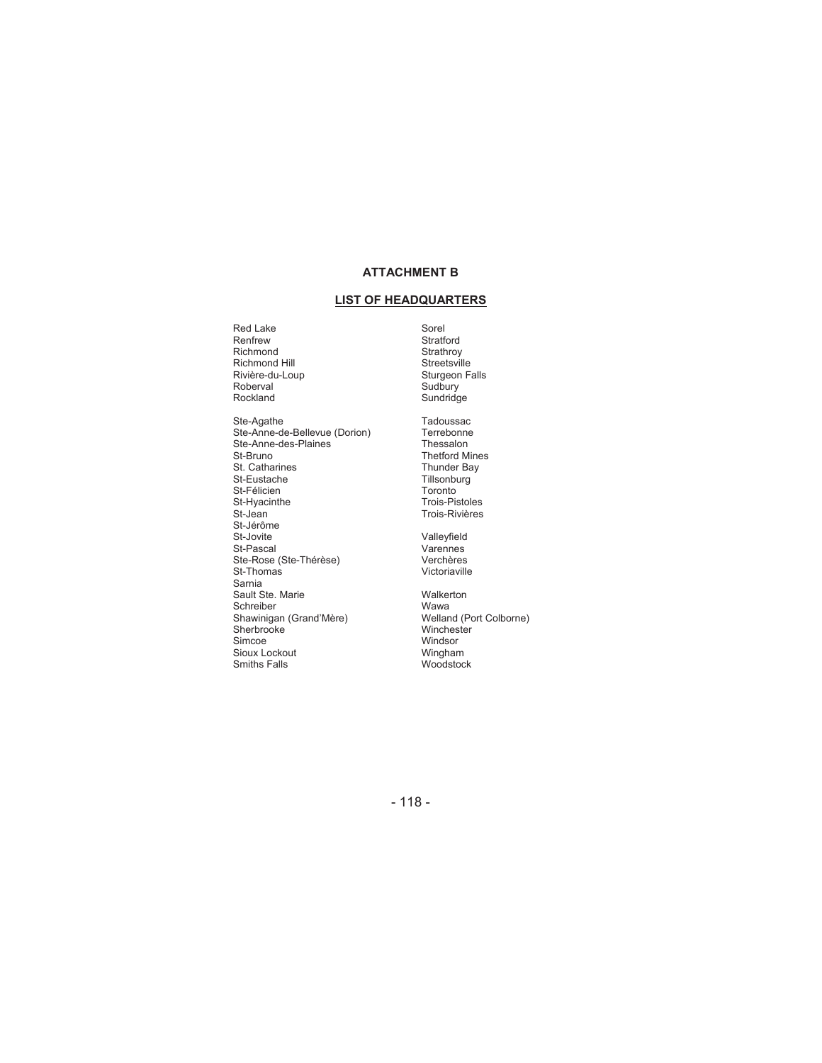## ATTACHMENT B

## LIST OF HEADQUARTERS

Red Lake
Renfrew
Richmond
Richmond Hill
Rivière-du-Loup
Roberval
Rockland

Ste-Agathe
Ste-Anne-de-Bellevue (Dorion)
Ste-Anne-des-Plaines
St-Bruno
St. Catharines
St-Eustache
St-Félicien
St-Hyacinthe
St-Jean
St-Jérôme
St-Jovite
St-Pascal
Ste-Rose (Ste-Thérèse)
St-Thomas
Sarnia
Sault Ste. Marie
Schreiber
Shawinigan (Grand'Mère)
Sherbrooke
Simcoe
Sioux Lockout
Smiths Falls

Sorel
Stratford
Strathroy
Streetsville
Sturgeon Falls
Sudbury
Sundridge

Tadoussac
Terrebonne
Thessalon
Thetford Mines
Thunder Bay
Tillsonburg
Toronto
Trois-Pistoles
Trois-Rivières

Valleyfield
Varennes
Verchères
Victoriaville

Walkerton
Wawa
Welland (Port Colborne)
Winchester
Windsor
Wingham
Woodstock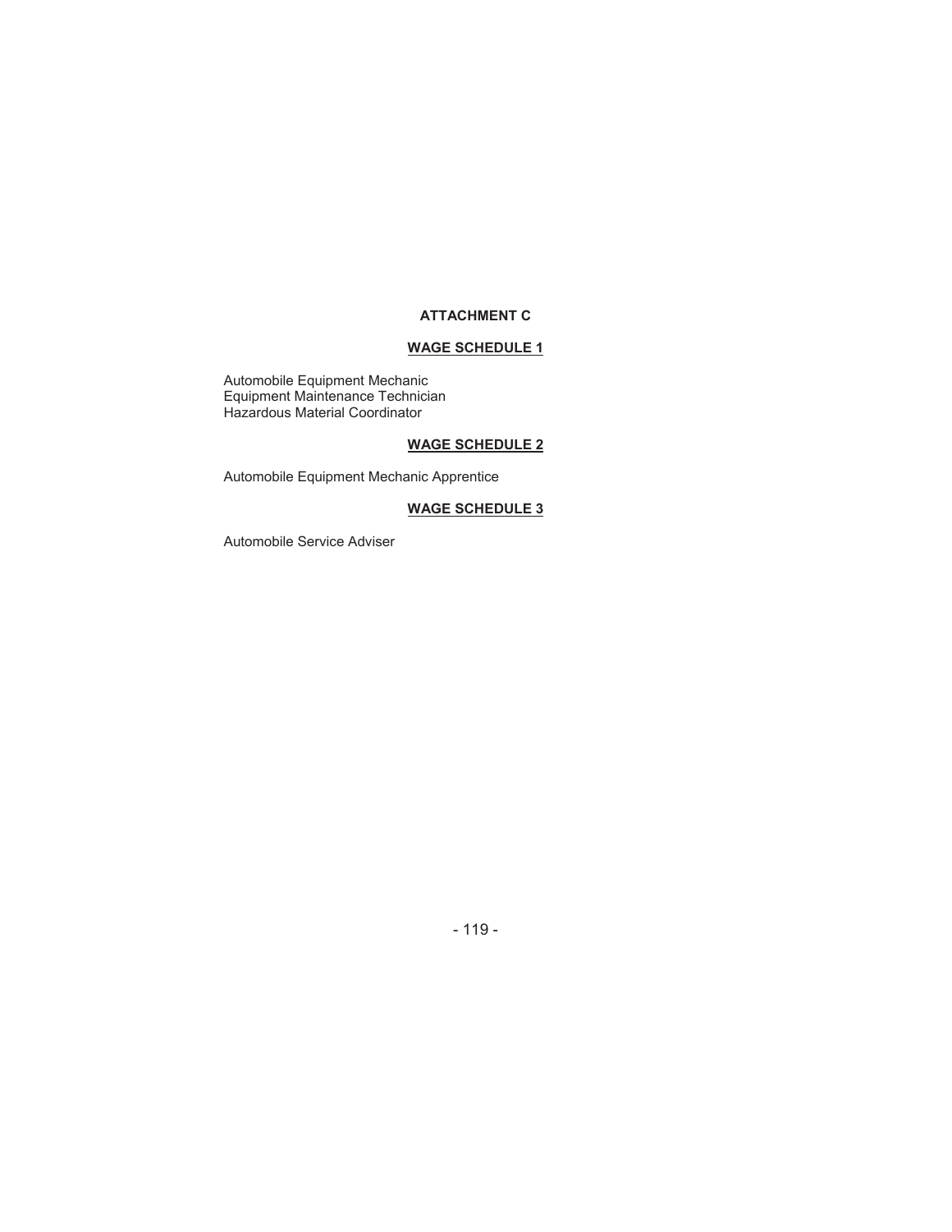# ATTACHMENT C

## WAGE SCHEDULE 1

Automobile Equipment Mechanic
Equipment Maintenance Technician
Hazardous Material Coordinator

## WAGE SCHEDULE 2

Automobile Equipment Mechanic Apprentice

## WAGE SCHEDULE 3

Automobile Service Adviser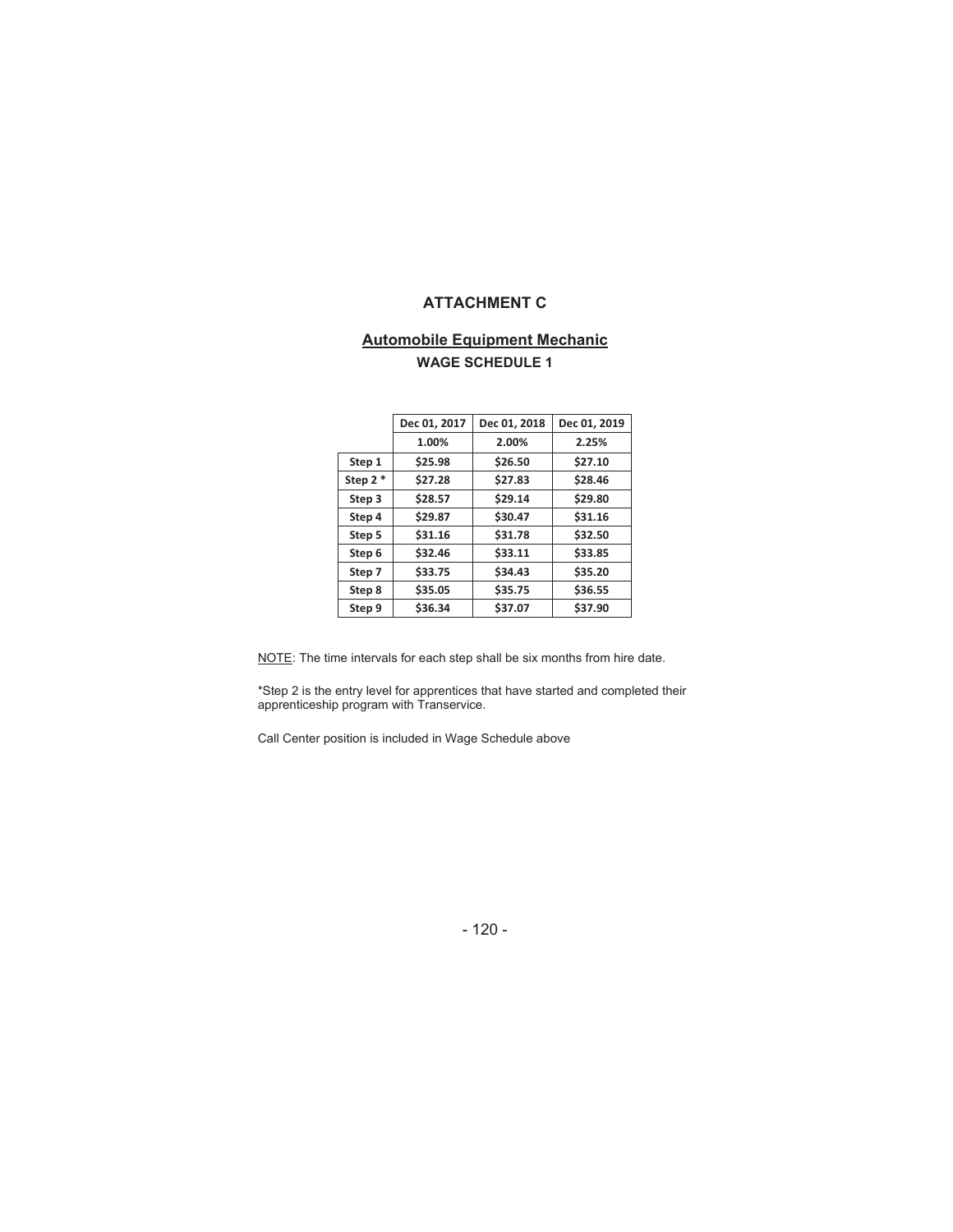# ATTACHMENT C

## Automobile Equipment Mechanic

### WAGE SCHEDULE 1

| | Dec 01, 2017 | Dec 01, 2018 | Dec 01, 2019 |
|---|---|---|---|
| | 1.00% | 2.00% | 2.25% |
| Step 1 | $25.98 | $26.50 | $27.10 |
| Step 2 * | $27.28 | $27.83 | $28.46 |
| Step 3 | $28.57 | $29.14 | $29.80 |
| Step 4 | $29.87 | $30.47 | $31.16 |
| Step 5 | $31.16 | $31.78 | $32.50 |
| Step 6 | $32.46 | $33.11 | $33.85 |
| Step 7 | $33.75 | $34.43 | $35.20 |
| Step 8 | $35.05 | $35.75 | $36.55 |
| Step 9 | $36.34 | $37.07 | $37.90 |

NOTE: The time intervals for each step shall be six months from hire date.

*Step 2 is the entry level for apprentices that have started and completed their apprenticeship program with Transervice.

Call Center position is included in Wage Schedule above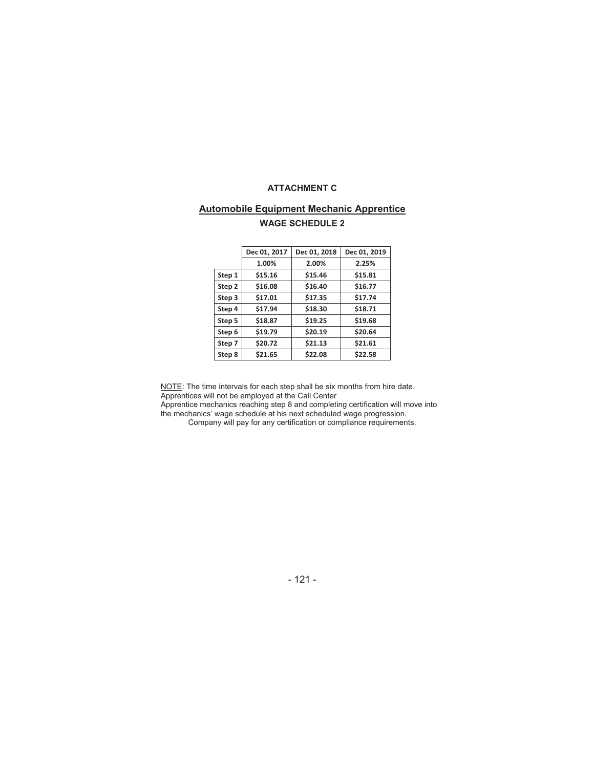**ATTACHMENT C**

## Automobile Equipment Mechanic Apprentice

**WAGE SCHEDULE 2**

| | Dec 01, 2017 | Dec 01, 2018 | Dec 01, 2019 |
|---|---|---|---|
| | 1.00% | 2.00% | 2.25% |
| Step 1 | $15.16 | $15.46 | $15.81 |
| Step 2 | $16.08 | $16.40 | $16.77 |
| Step 3 | $17.01 | $17.35 | $17.74 |
| Step 4 | $17.94 | $18.30 | $18.71 |
| Step 5 | $18.87 | $19.25 | $19.68 |
| Step 6 | $19.79 | $20.19 | $20.64 |
| Step 7 | $20.72 | $21.13 | $21.61 |
| Step 8 | $21.65 | $22.08 | $22.58 |

NOTE: The time intervals for each step shall be six months from hire date.
Apprentices will not be employed at the Call Center
Apprentice mechanics reaching step 8 and completing certification will move into the mechanics' wage schedule at his next scheduled wage progression.
Company will pay for any certification or compliance requirements.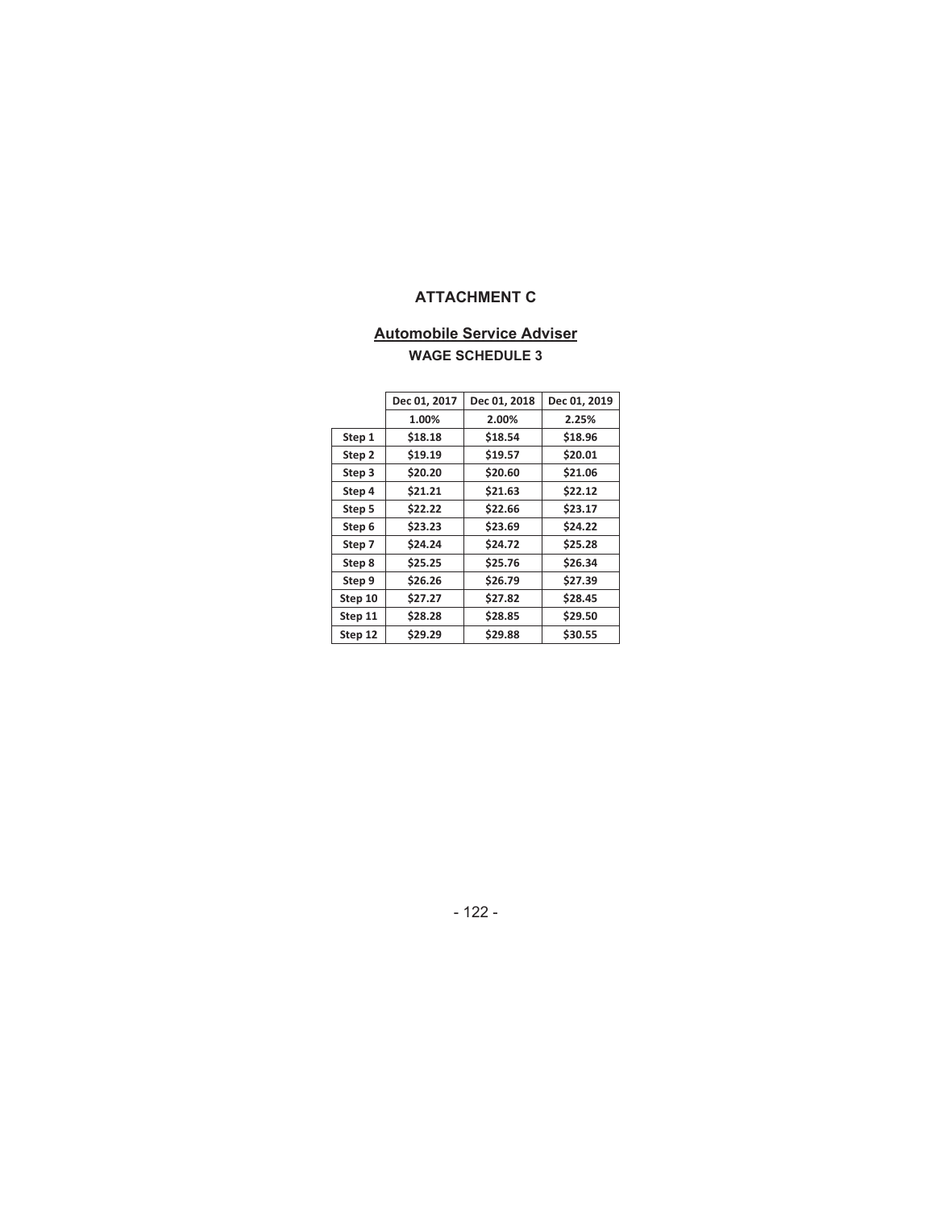## ATTACHMENT C

### Automobile Service Adviser

**WAGE SCHEDULE 3**

| | Dec 01, 2017 | Dec 01, 2018 | Dec 01, 2019 |
|---|---|---|---|
| | 1.00% | 2.00% | 2.25% |
| Step 1 | $18.18 | $18.54 | $18.96 |
| Step 2 | $19.19 | $19.57 | $20.01 |
| Step 3 | $20.20 | $20.60 | $21.06 |
| Step 4 | $21.21 | $21.63 | $22.12 |
| Step 5 | $22.22 | $22.66 | $23.17 |
| Step 6 | $23.23 | $23.69 | $24.22 |
| Step 7 | $24.24 | $24.72 | $25.28 |
| Step 8 | $25.25 | $25.76 | $26.34 |
| Step 9 | $26.26 | $26.79 | $27.39 |
| Step 10 | $27.27 | $27.82 | $28.45 |
| Step 11 | $28.28 | $28.85 | $29.50 |
| Step 12 | $29.29 | $29.88 | $30.55 |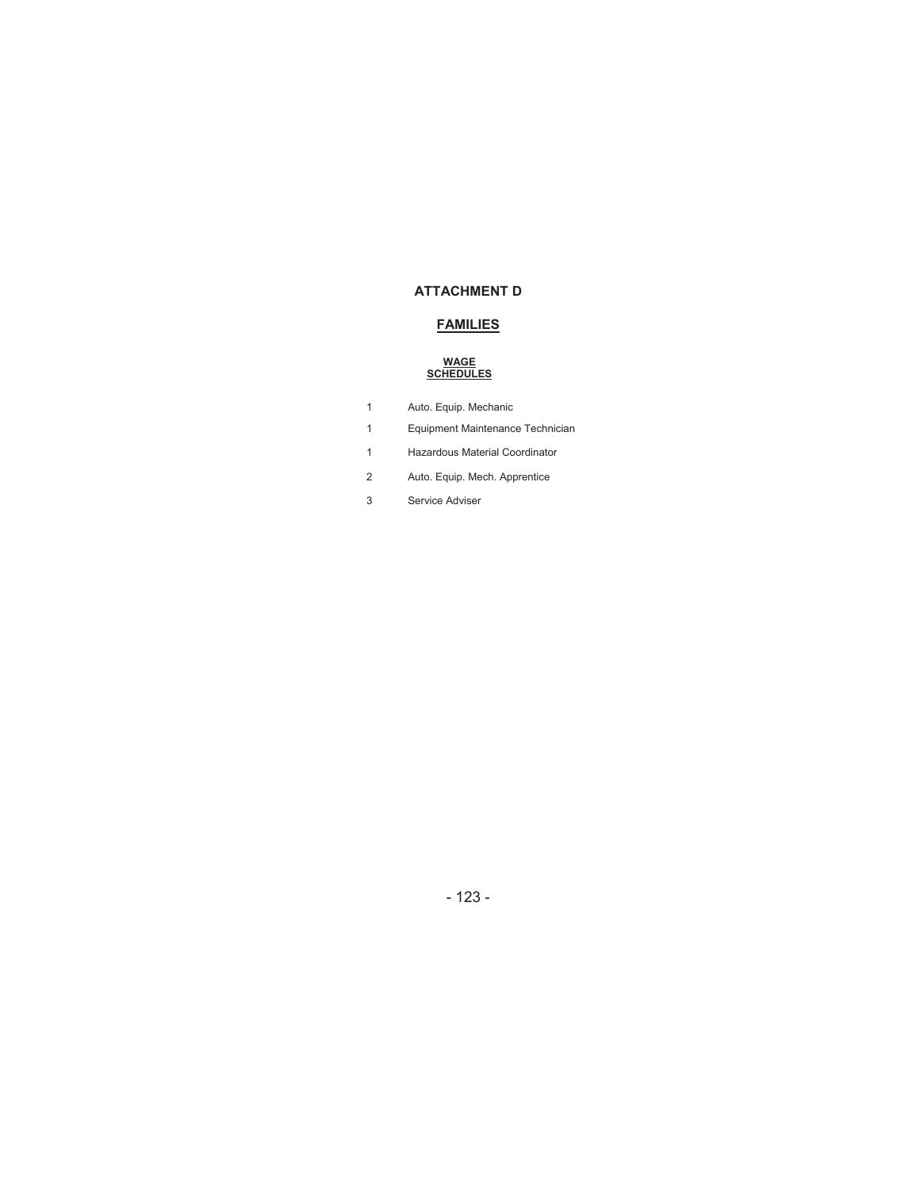# ATTACHMENT D

## FAMILIES

| WAGE SCHEDULES | |
|---|---|
| 1 | Auto. Equip. Mechanic |
| 1 | Equipment Maintenance Technician |
| 1 | Hazardous Material Coordinator |
| 2 | Auto. Equip. Mech. Apprentice |
| 3 | Service Adviser |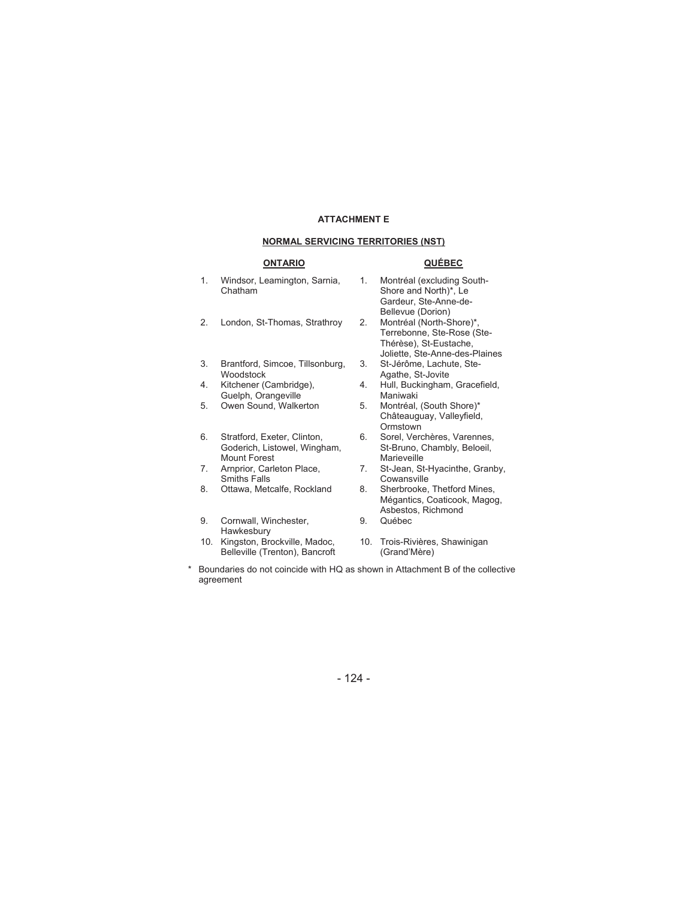**ATTACHMENT E**

**NORMAL SERVICING TERRITORIES (NST)**

| | **ONTARIO** | | **QUÉBEC** |
|---|---|---|---|
| 1. | Windsor, Leamington, Sarnia, Chatham | 1. | Montréal (excluding South-Shore and North)*, Le Gardeur, Ste-Anne-de-Bellevue (Dorion) |
| 2. | London, St-Thomas, Strathroy | 2. | Montréal (North-Shore)*, Terrebonne, Ste-Rose (Ste-Thérèse), St-Eustache, Joliette, Ste-Anne-des-Plaines |
| 3. | Brantford, Simcoe, Tillsonburg, Woodstock | 3. | St-Jérôme, Lachute, Ste-Agathe, St-Jovite |
| 4. | Kitchener (Cambridge), Guelph, Orangeville | 4. | Hull, Buckingham, Gracefield, Maniwaki |
| 5. | Owen Sound, Walkerton | 5. | Montréal, (South Shore)* Châteauguay, Valleyfield, Ormstown |
| 6. | Stratford, Exeter, Clinton, Goderich, Listowel, Wingham, Mount Forest | 6. | Sorel, Verchères, Varennes, St-Bruno, Chambly, Beloeil, Marieveille |
| 7. | Arnprior, Carleton Place, Smiths Falls | 7. | St-Jean, St-Hyacinthe, Granby, Cowansville |
| 8. | Ottawa, Metcalfe, Rockland | 8. | Sherbrooke, Thetford Mines, Mégantics, Coaticook, Magog, Asbestos, Richmond |
| 9. | Cornwall, Winchester, Hawkesbury | 9. | Québec |
| 10. | Kingston, Brockville, Madoc, Belleville (Trenton), Bancroft | 10. | Trois-Rivières, Shawinigan (Grand'Mère) |

\* Boundaries do not coincide with HQ as shown in Attachment B of the collective agreement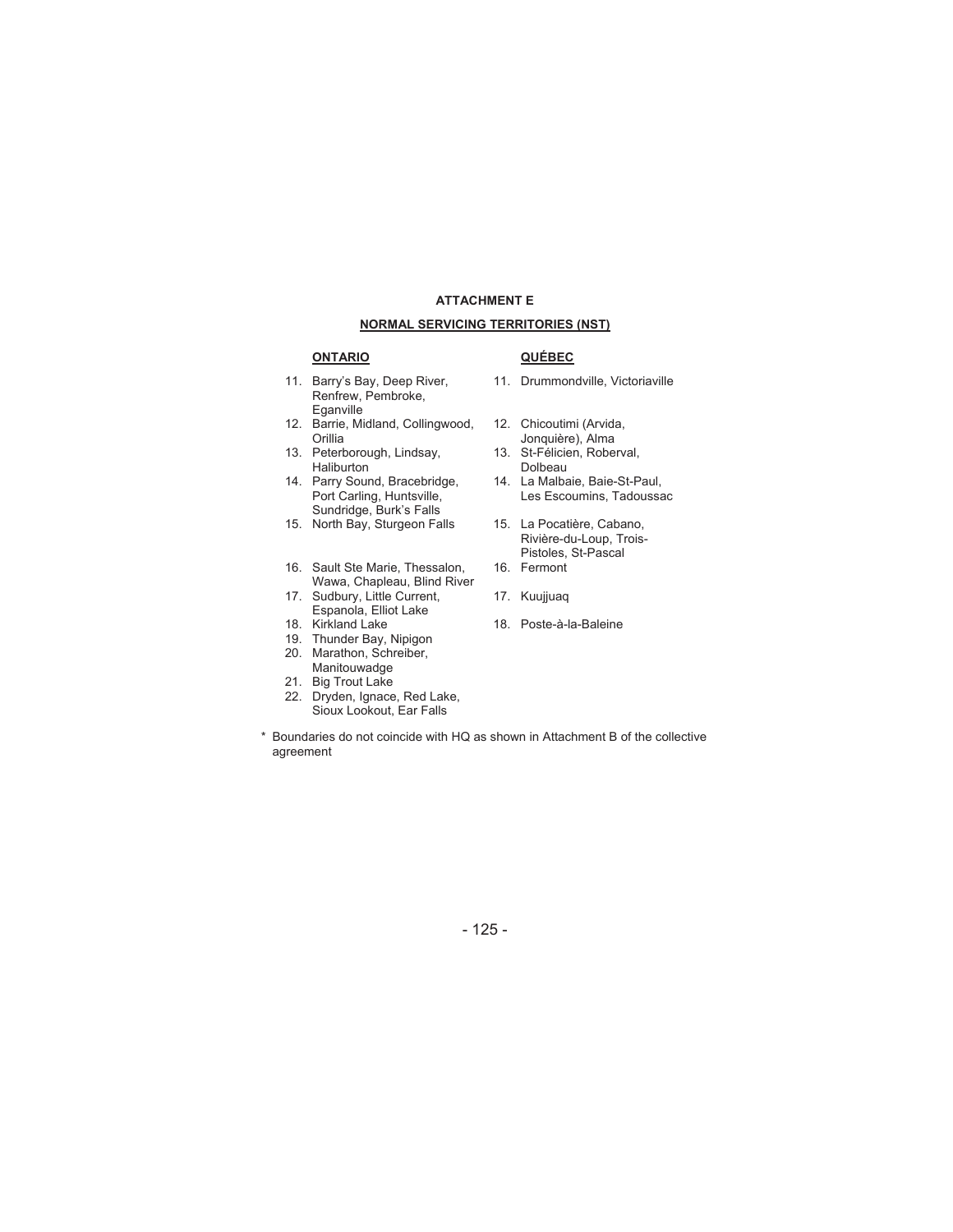**ATTACHMENT E**

**NORMAL SERVICING TERRITORIES (NST)**

**ONTARIO**

11. Barry's Bay, Deep River, Renfrew, Pembroke, Eganville
12. Barrie, Midland, Collingwood, Orillia
13. Peterborough, Lindsay, Haliburton
14. Parry Sound, Bracebridge, Port Carling, Huntsville, Sundridge, Burk's Falls
15. North Bay, Sturgeon Falls
16. Sault Ste Marie, Thessalon, Wawa, Chapleau, Blind River
17. Sudbury, Little Current, Espanola, Elliot Lake
18. Kirkland Lake
19. Thunder Bay, Nipigon
20. Marathon, Schreiber, Manitouwadge
21. Big Trout Lake
22. Dryden, Ignace, Red Lake, Sioux Lookout, Ear Falls

**QUÉBEC**

11. Drummondville, Victoriaville
12. Chicoutimi (Arvida, Jonquière), Alma
13. St-Félicien, Roberval, Dolbeau
14. La Malbaie, Baie-St-Paul, Les Escoumins, Tadoussac
15. La Pocatière, Cabano, Rivière-du-Loup, Trois-Pistoles, St-Pascal
16. Fermont
17. Kuujjuaq
18. Poste-à-la-Baleine

\* Boundaries do not coincide with HQ as shown in Attachment B of the collective agreement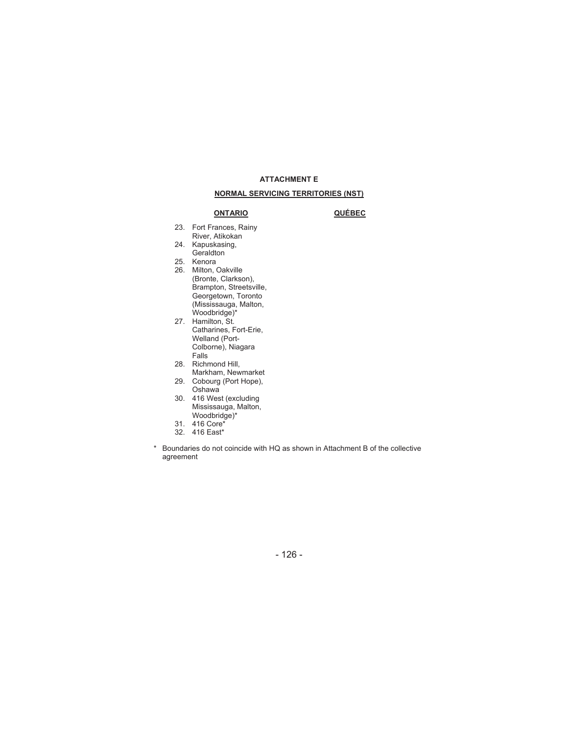**ATTACHMENT E**

**NORMAL SERVICING TERRITORIES (NST)**

| ONTARIO | QUÉBEC |
|---|---|
| 23. Fort Frances, Rainy River, Atikokan | |
| 24. Kapuskasing, Geraldton | |
| 25. Kenora | |
| 26. Milton, Oakville (Bronte, Clarkson), Brampton, Streetsville, Georgetown, Toronto (Mississauga, Malton, Woodbridge)* | |
| 27. Hamilton, St. Catharines, Fort-Erie, Welland (Port-Colborne), Niagara Falls | |
| 28. Richmond Hill, Markham, Newmarket | |
| 29. Cobourg (Port Hope), Oshawa | |
| 30. 416 West (excluding Mississauga, Malton, Woodbridge)* | |
| 31. 416 Core* | |
| 32. 416 East* | |

\* Boundaries do not coincide with HQ as shown in Attachment B of the collective agreement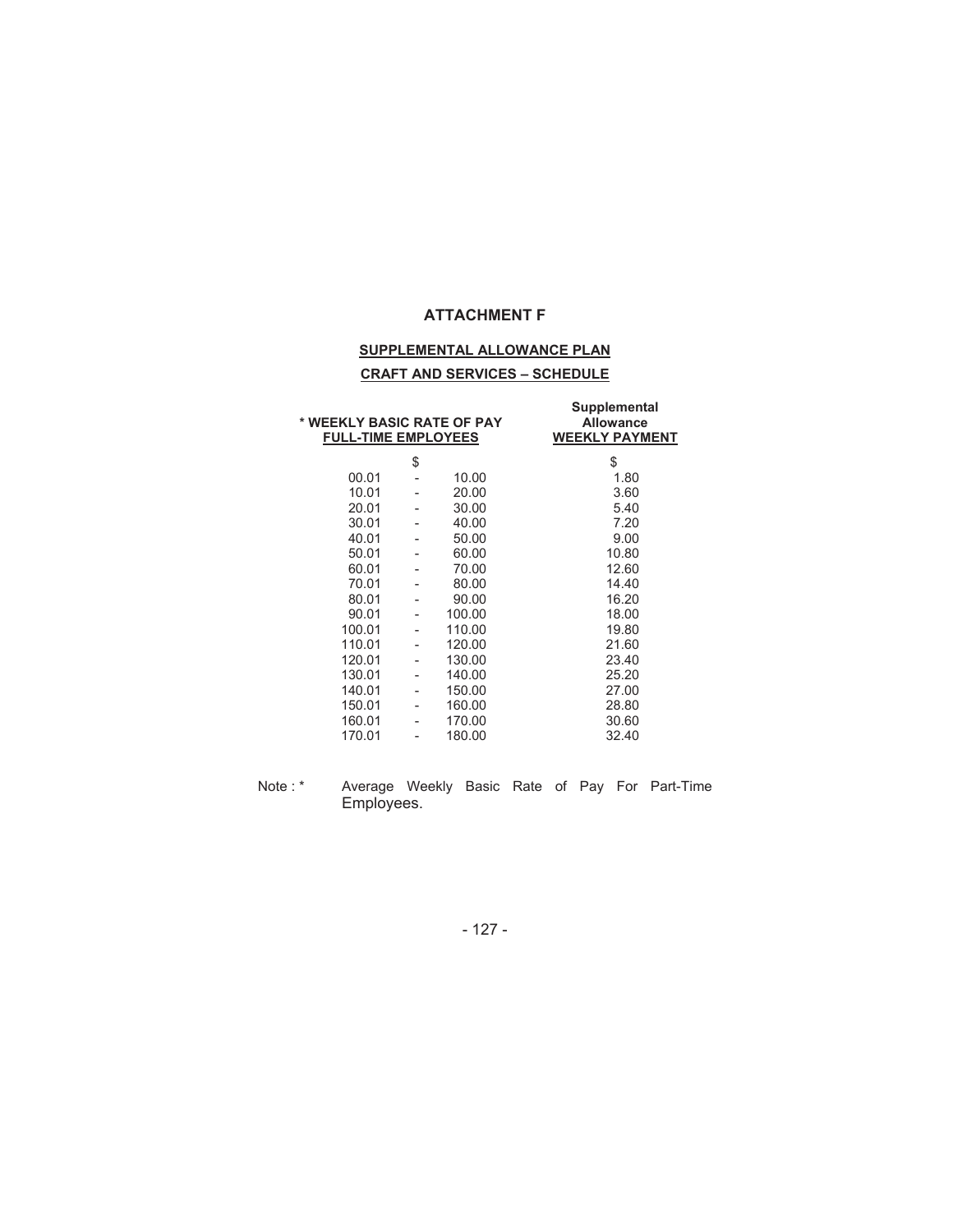# ATTACHMENT F

## SUPPLEMENTAL ALLOWANCE PLAN

## CRAFT AND SERVICES – SCHEDULE

| * WEEKLY BASIC RATE OF PAY FULL-TIME EMPLOYEES | | | Supplemental Allowance WEEKLY PAYMENT |
|---|---|---|---|
| $ | | | $ |
| 00.01 | - | 10.00 | 1.80 |
| 10.01 | - | 20.00 | 3.60 |
| 20.01 | - | 30.00 | 5.40 |
| 30.01 | - | 40.00 | 7.20 |
| 40.01 | - | 50.00 | 9.00 |
| 50.01 | - | 60.00 | 10.80 |
| 60.01 | - | 70.00 | 12.60 |
| 70.01 | - | 80.00 | 14.40 |
| 80.01 | - | 90.00 | 16.20 |
| 90.01 | - | 100.00 | 18.00 |
| 100.01 | - | 110.00 | 19.80 |
| 110.01 | - | 120.00 | 21.60 |
| 120.01 | - | 130.00 | 23.40 |
| 130.01 | - | 140.00 | 25.20 |
| 140.01 | - | 150.00 | 27.00 |
| 150.01 | - | 160.00 | 28.80 |
| 160.01 | - | 170.00 | 30.60 |
| 170.01 | - | 180.00 | 32.40 |

Note : * Average Weekly Basic Rate of Pay For Part-Time Employees.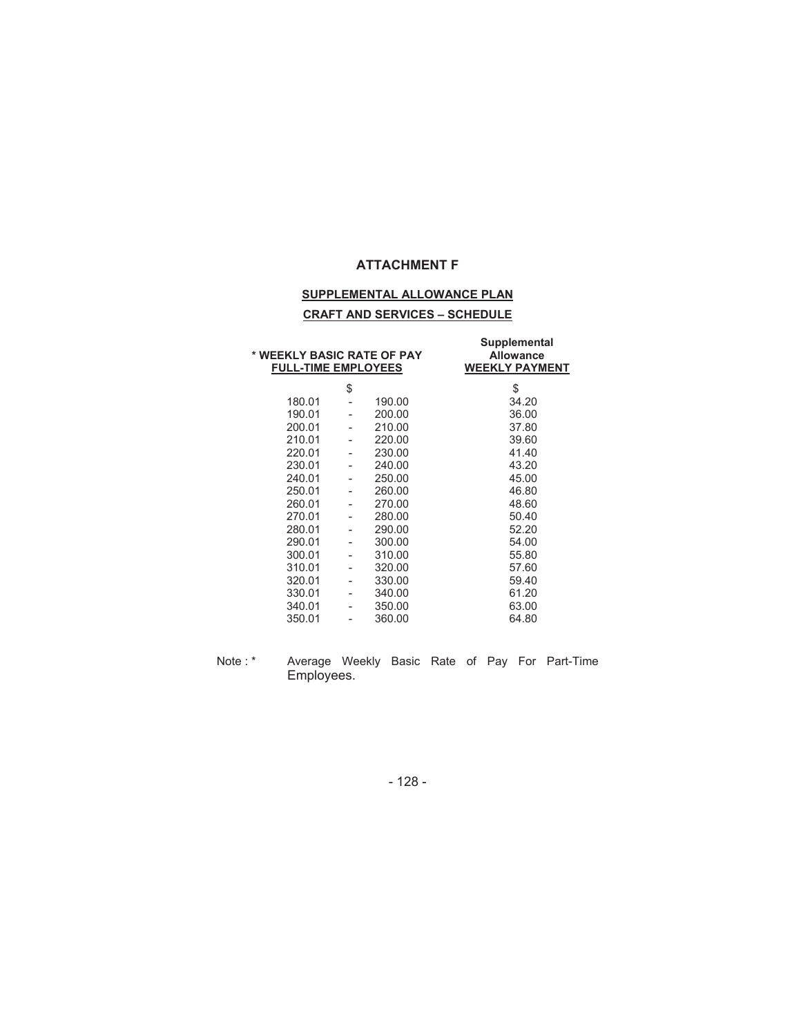## ATTACHMENT F

### SUPPLEMENTAL ALLOWANCE PLAN

### CRAFT AND SERVICES – SCHEDULE

| * WEEKLY BASIC RATE OF PAY FULL-TIME EMPLOYEES | Supplemental Allowance WEEKLY PAYMENT |
|---|---|
| $ | $ |
| 180.01 - 190.00 | 34.20 |
| 190.01 - 200.00 | 36.00 |
| 200.01 - 210.00 | 37.80 |
| 210.01 - 220.00 | 39.60 |
| 220.01 - 230.00 | 41.40 |
| 230.01 - 240.00 | 43.20 |
| 240.01 - 250.00 | 45.00 |
| 250.01 - 260.00 | 46.80 |
| 260.01 - 270.00 | 48.60 |
| 270.01 - 280.00 | 50.40 |
| 280.01 - 290.00 | 52.20 |
| 290.01 - 300.00 | 54.00 |
| 300.01 - 310.00 | 55.80 |
| 310.01 - 320.00 | 57.60 |
| 320.01 - 330.00 | 59.40 |
| 330.01 - 340.00 | 61.20 |
| 340.01 - 350.00 | 63.00 |
| 350.01 - 360.00 | 64.80 |

Note : * Average Weekly Basic Rate of Pay For Part-Time Employees.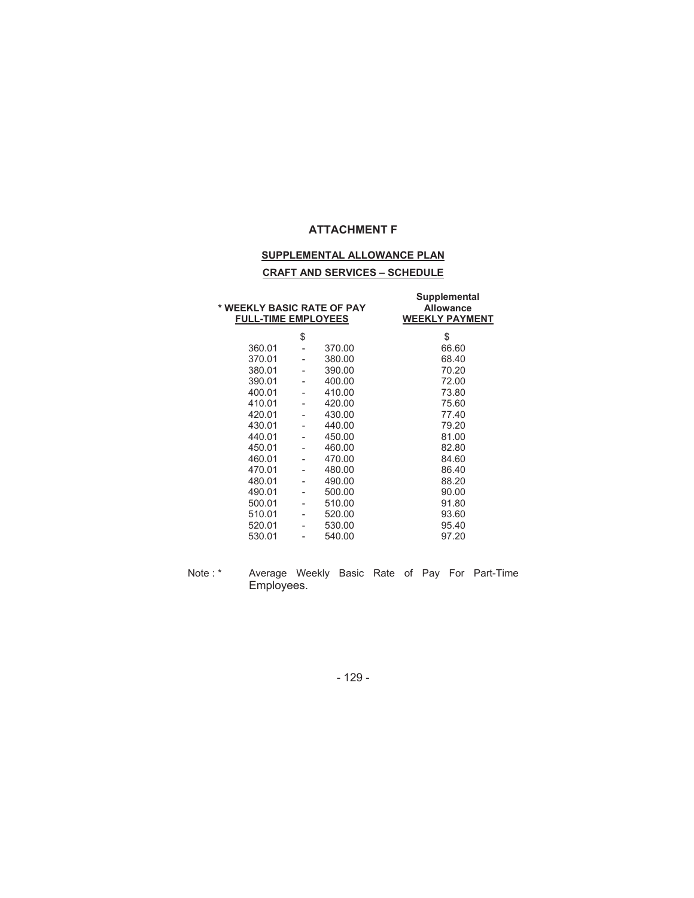## ATTACHMENT F

**SUPPLEMENTAL ALLOWANCE PLAN**

**CRAFT AND SERVICES – SCHEDULE**

| * WEEKLY BASIC RATE OF PAY FULL-TIME EMPLOYEES | Supplemental Allowance WEEKLY PAYMENT |
|---|---|
| $ | $ |
| 360.01 - 370.00 | 66.60 |
| 370.01 - 380.00 | 68.40 |
| 380.01 - 390.00 | 70.20 |
| 390.01 - 400.00 | 72.00 |
| 400.01 - 410.00 | 73.80 |
| 410.01 - 420.00 | 75.60 |
| 420.01 - 430.00 | 77.40 |
| 430.01 - 440.00 | 79.20 |
| 440.01 - 450.00 | 81.00 |
| 450.01 - 460.00 | 82.80 |
| 460.01 - 470.00 | 84.60 |
| 470.01 - 480.00 | 86.40 |
| 480.01 - 490.00 | 88.20 |
| 490.01 - 500.00 | 90.00 |
| 500.01 - 510.00 | 91.80 |
| 510.01 - 520.00 | 93.60 |
| 520.01 - 530.00 | 95.40 |
| 530.01 - 540.00 | 97.20 |

Note : * Average Weekly Basic Rate of Pay For Part-Time Employees.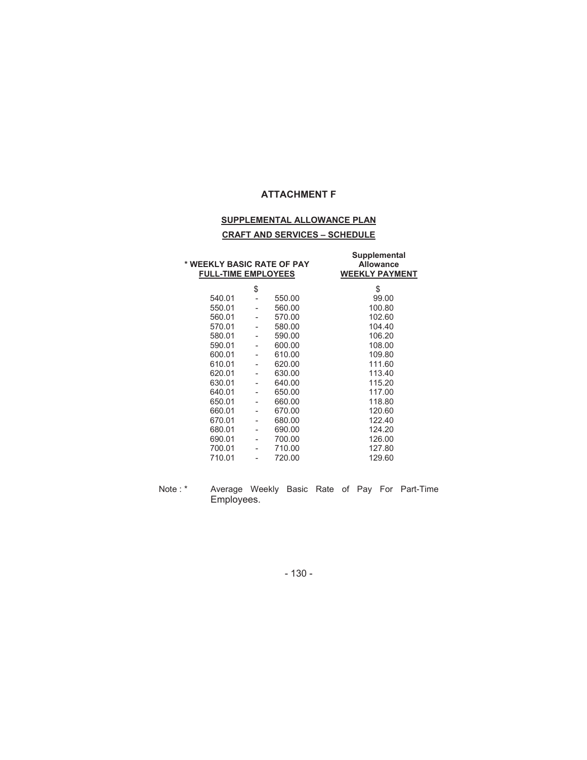# ATTACHMENT F

## SUPPLEMENTAL ALLOWANCE PLAN

### CRAFT AND SERVICES – SCHEDULE

| * WEEKLY BASIC RATE OF PAY FULL-TIME EMPLOYEES | Supplemental Allowance WEEKLY PAYMENT |
|---|---|
| $ | $ |
| 540.01 - 550.00 | 99.00 |
| 550.01 - 560.00 | 100.80 |
| 560.01 - 570.00 | 102.60 |
| 570.01 - 580.00 | 104.40 |
| 580.01 - 590.00 | 106.20 |
| 590.01 - 600.00 | 108.00 |
| 600.01 - 610.00 | 109.80 |
| 610.01 - 620.00 | 111.60 |
| 620.01 - 630.00 | 113.40 |
| 630.01 - 640.00 | 115.20 |
| 640.01 - 650.00 | 117.00 |
| 650.01 - 660.00 | 118.80 |
| 660.01 - 670.00 | 120.60 |
| 670.01 - 680.00 | 122.40 |
| 680.01 - 690.00 | 124.20 |
| 690.01 - 700.00 | 126.00 |
| 700.01 - 710.00 | 127.80 |
| 710.01 - 720.00 | 129.60 |

Note : * Average Weekly Basic Rate of Pay For Part-Time Employees.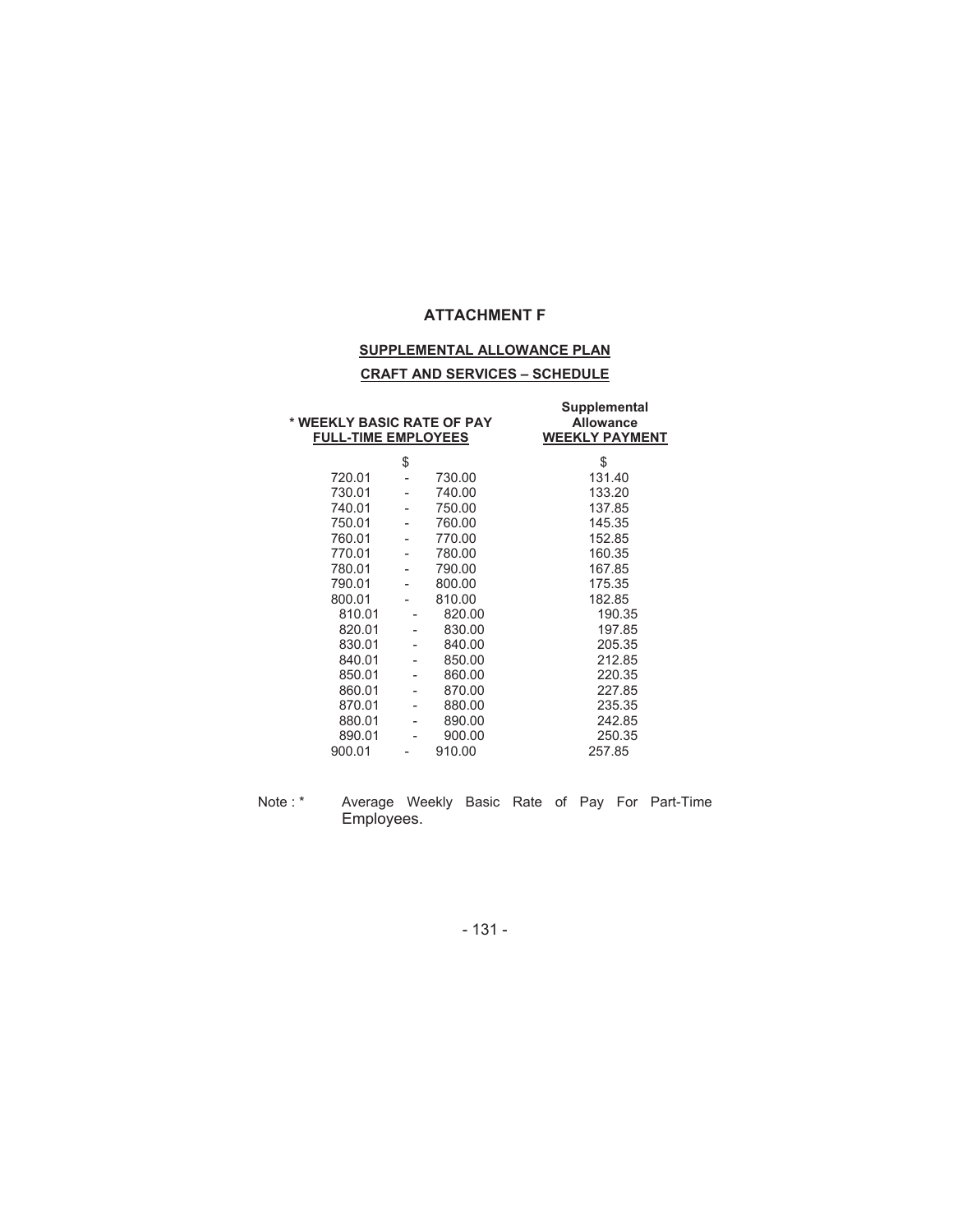## ATTACHMENT F

### SUPPLEMENTAL ALLOWANCE PLAN

### CRAFT AND SERVICES – SCHEDULE

| * WEEKLY BASIC RATE OF PAY FULL-TIME EMPLOYEES | Supplemental Allowance WEEKLY PAYMENT |
|---|---|
| $ | $ |
| 720.01 - 730.00 | 131.40 |
| 730.01 - 740.00 | 133.20 |
| 740.01 - 750.00 | 137.85 |
| 750.01 - 760.00 | 145.35 |
| 760.01 - 770.00 | 152.85 |
| 770.01 - 780.00 | 160.35 |
| 780.01 - 790.00 | 167.85 |
| 790.01 - 800.00 | 175.35 |
| 800.01 - 810.00 | 182.85 |
| 810.01 - 820.00 | 190.35 |
| 820.01 - 830.00 | 197.85 |
| 830.01 - 840.00 | 205.35 |
| 840.01 - 850.00 | 212.85 |
| 850.01 - 860.00 | 220.35 |
| 860.01 - 870.00 | 227.85 |
| 870.01 - 880.00 | 235.35 |
| 880.01 - 890.00 | 242.85 |
| 890.01 - 900.00 | 250.35 |
| 900.01 - 910.00 | 257.85 |

Note : * Average Weekly Basic Rate of Pay For Part-Time Employees.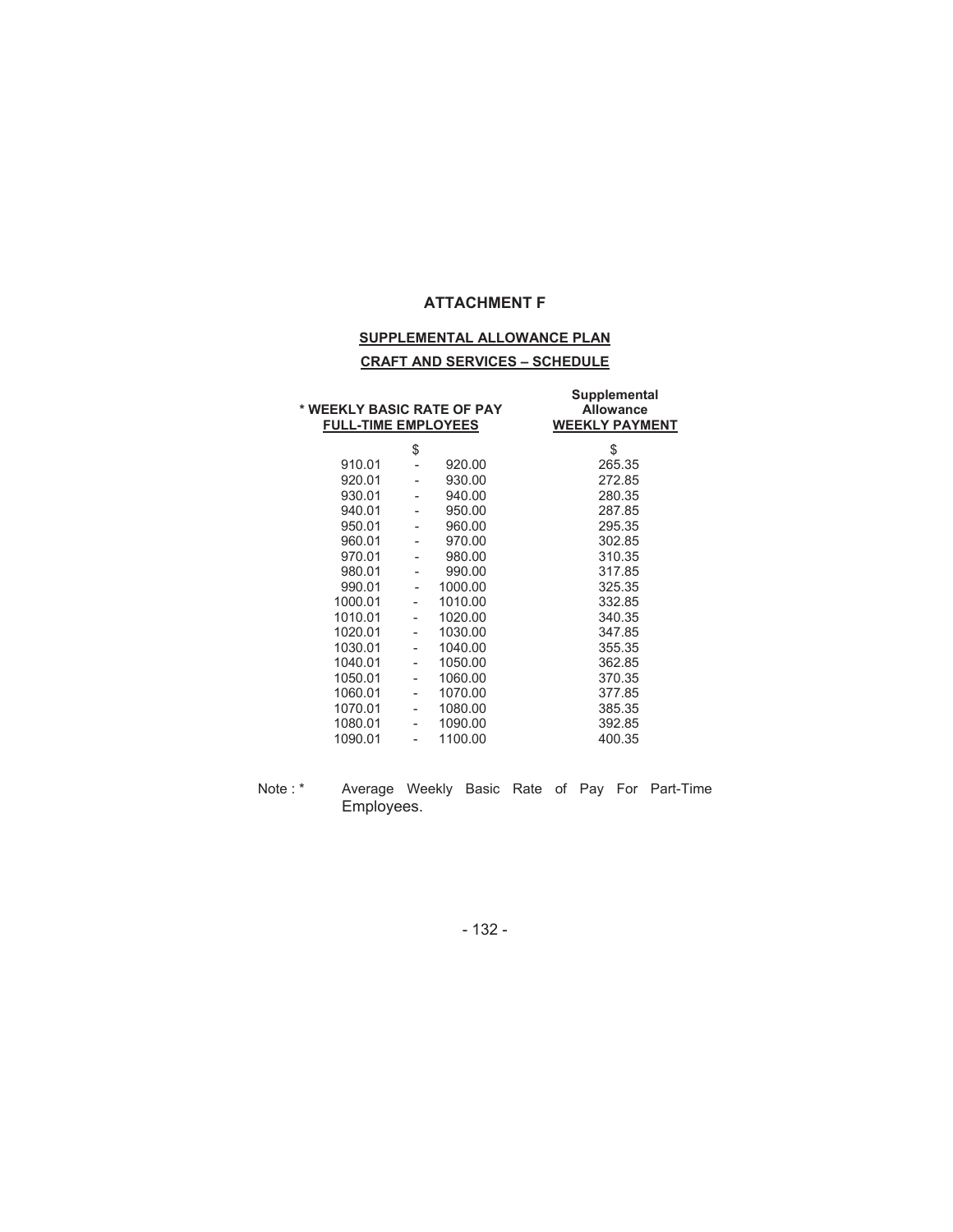## ATTACHMENT F

**SUPPLEMENTAL ALLOWANCE PLAN**

**CRAFT AND SERVICES – SCHEDULE**

| * WEEKLY BASIC RATE OF PAY FULL-TIME EMPLOYEES | | | Supplemental Allowance WEEKLY PAYMENT |
|---|---|---|---|
| | $ | | $ |
| 910.01 | - | 920.00 | 265.35 |
| 920.01 | - | 930.00 | 272.85 |
| 930.01 | - | 940.00 | 280.35 |
| 940.01 | - | 950.00 | 287.85 |
| 950.01 | - | 960.00 | 295.35 |
| 960.01 | - | 970.00 | 302.85 |
| 970.01 | - | 980.00 | 310.35 |
| 980.01 | - | 990.00 | 317.85 |
| 990.01 | - | 1000.00 | 325.35 |
| 1000.01 | - | 1010.00 | 332.85 |
| 1010.01 | - | 1020.00 | 340.35 |
| 1020.01 | - | 1030.00 | 347.85 |
| 1030.01 | - | 1040.00 | 355.35 |
| 1040.01 | - | 1050.00 | 362.85 |
| 1050.01 | - | 1060.00 | 370.35 |
| 1060.01 | - | 1070.00 | 377.85 |
| 1070.01 | - | 1080.00 | 385.35 |
| 1080.01 | - | 1090.00 | 392.85 |
| 1090.01 | - | 1100.00 | 400.35 |

Note : * Average Weekly Basic Rate of Pay For Part-Time Employees.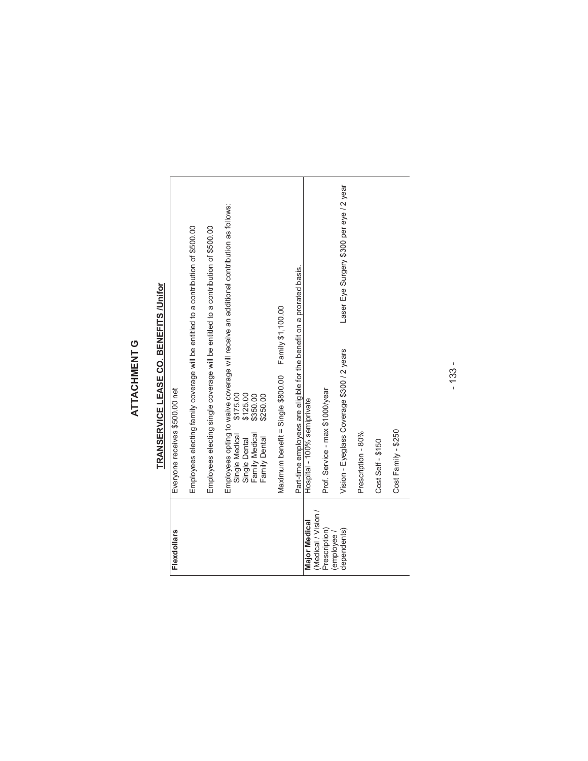# ATTACHMENT G

## TRANSERVICE LEASE CO. BENEFITS /Unifor

| | |
|---|---|
| **Flexdollars** | Everyone receives $500.00 net<br><br>Employees electing family coverage will be entitled to a contribution of $500.00<br><br>Employees electing single coverage will be entitled to a contribution of $500.00<br><br>Employees opting to waive coverage will receive an additional contribution as follows:<br>Single Medical $175.00<br>Single Dental $125.00<br>Family Medical $350.00<br>Family Dental $250.00<br><br>Maximum benefit = Single $800.00 Family $1,100.00<br><br>Part-time employees are eligible for the benefit on a prorated basis. |
| **Major Medical** (Medical / Vision / Prescription) (employee / dependents) | Hospital - 100% semiprivate<br><br>Prof. Service - max $1000/year<br><br>Vision - Eyeglass Coverage $300 / 2 years Laser Eye Surgery $300 per eye / 2 year<br><br>Prescription - 80%<br><br>Cost Self - $150<br><br>Cost Family - $250 |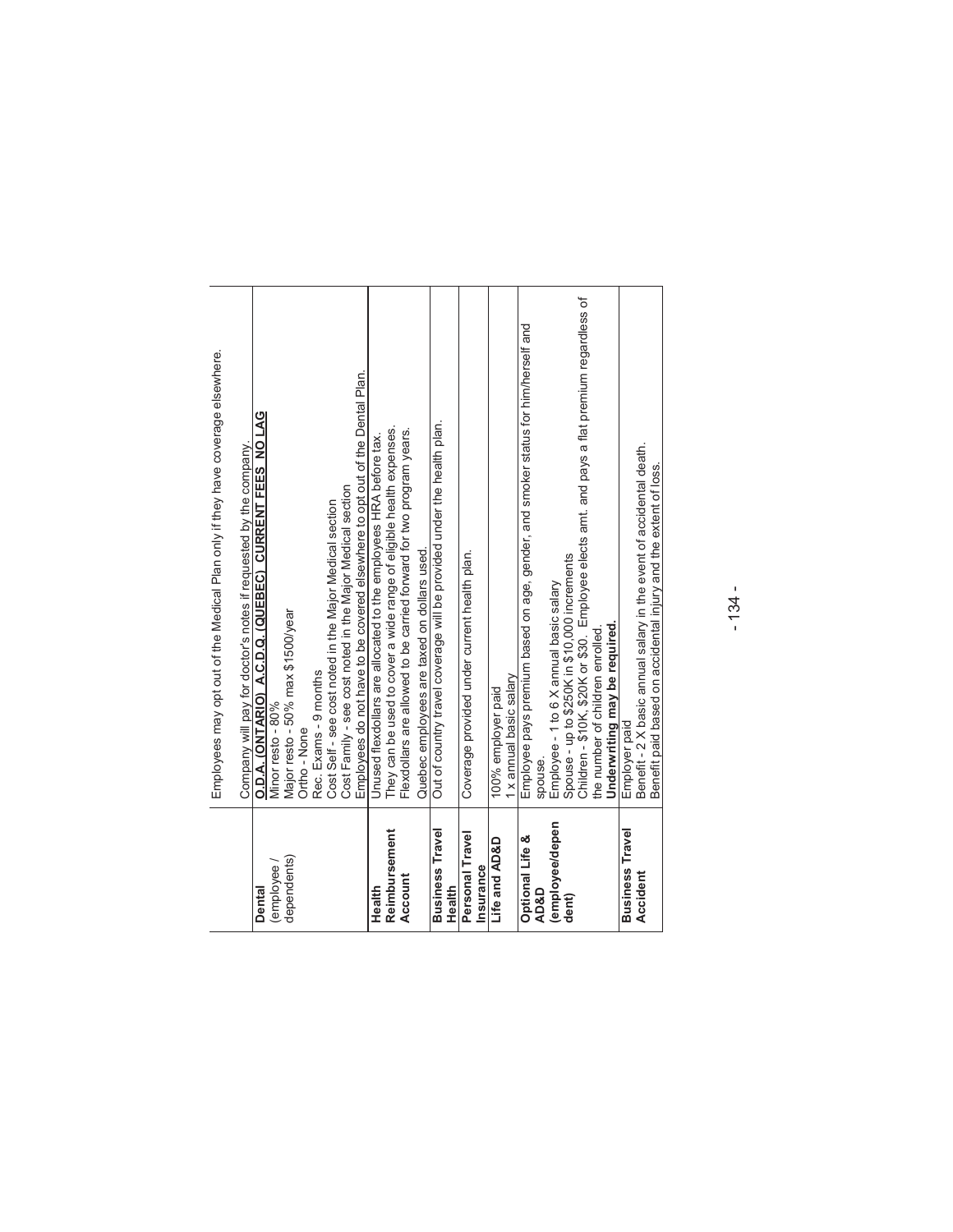| | |
|---|---|
| | Employees may opt out of the Medical Plan only if they have coverage elsewhere.<br><br>Company will pay for doctor's notes if requested by the company. |
| **Dental** (employee / dependents) | **O.D.A. (ONTARIO) A.C.D.Q. (QUEBEC) CURRENT FEES NO LAG**<br>Minor resto - 80%<br>Major resto - 50% max $1500/year<br>Ortho - None<br>Rec. Exams - 9 months<br>Cost Self - see cost noted in the Major Medical section<br>Cost Family - see cost noted in the Major Medical section<br>Employees do not have to be covered elsewhere to opt out of the Dental Plan. |
| **Health Reimbursement Account** | Unused flexdollars are allocated to the employees HRA before tax.<br>They can be used to cover a wide range of eligible health expenses.<br>Flexdollars are allowed to be carried forward for two program years.<br>Quebec employees are taxed on dollars used. |
| **Business Travel Health** | Out of country travel coverage will be provided under the health plan. |
| **Personal Travel Insurance** | Coverage provided under current health plan. |
| **Life and AD&D** | 100% employer paid<br>1 x annual basic salary |
| **Optional Life & AD&D (employee/dependent)** | Employee pays premium based on age, gender, and smoker status for him/herself and spouse.<br>Employee - 1 to 6 X annual basic salary<br>Spouse - up to $250K in $10,000 increments<br>Children - $10K, $20K or $30. Employee elects amt. and pays a flat premium regardless of the number of children enrolled.<br>**Underwriting may be required.** |
| **Business Travel Accident** | Employer paid<br>Benefit - 2 X basic annual salary in the event of accidental death.<br>Benefit paid based on accidental injury and the extent of loss. |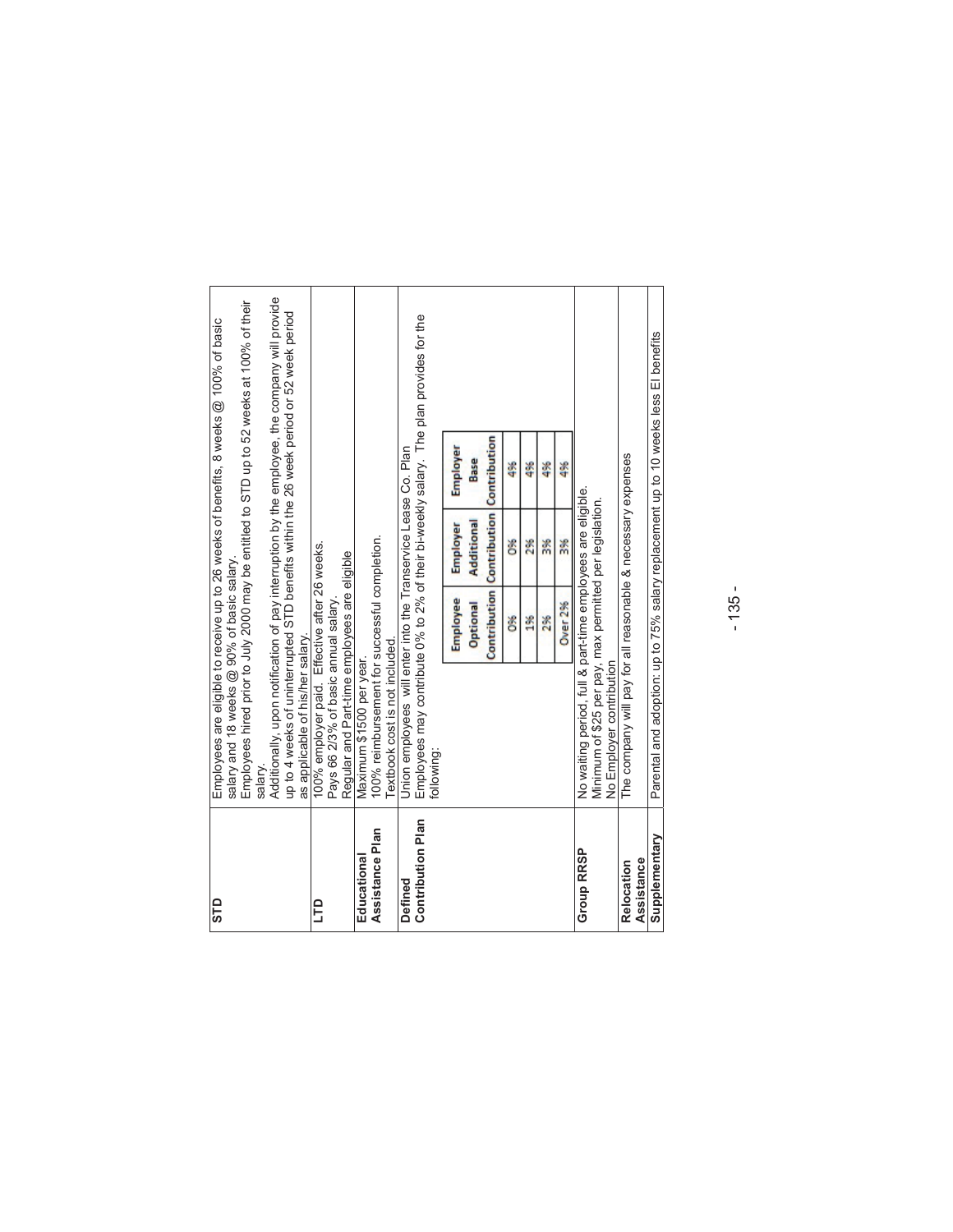| | |
|---|---|
| **STD** | Employees are eligible to receive up to 26 weeks of benefits, 8 weeks @ 100% of basic salary and 18 weeks @ 90% of basic salary.<br>Employees hired prior to July 2000 may be entitled to STD up to 52 weeks at 100% of their salary.<br>Additionally, upon notification of pay interruption by the employee, the company will provide up to 4 weeks of uninterrupted STD benefits within the 26 week period or 52 week period as applicable of his/her salary. |
| **LTD** | 100% employer paid. Effective after 26 weeks.<br>Pays 66 2/3% of basic annual salary.<br>Regular and Part-time employees are eligible |
| **Educational Assistance Plan** | Maximum $1500 per year.<br>100% reimbursement for successful completion.<br>Textbook cost is not included. |
| **Defined Contribution Plan** | Union employees will enter into the Transervice Lease Co. Plan<br>Employees may contribute 0% to 2% of their bi-weekly salary. The plan provides for the following:<br><br>Employee Optional Contribution / Employer Additional Contribution / Employer Base Contribution:<br>0% / 0% / 4%<br>1% / 2% / 4%<br>2% / 3% / 4%<br>Over 2% / 3% / 4% |
| **Group RRSP** | No waiting period, full & part-time employees are eligible.<br>Minimum of $25 per pay, max permitted per legislation.<br>No Employer contribution |
| **Relocation Assistance** | The company will pay for all reasonable & necessary expenses |
| **Supplementary** | Parental and adoption: up to 75% salary replacement up to 10 weeks less EI benefits |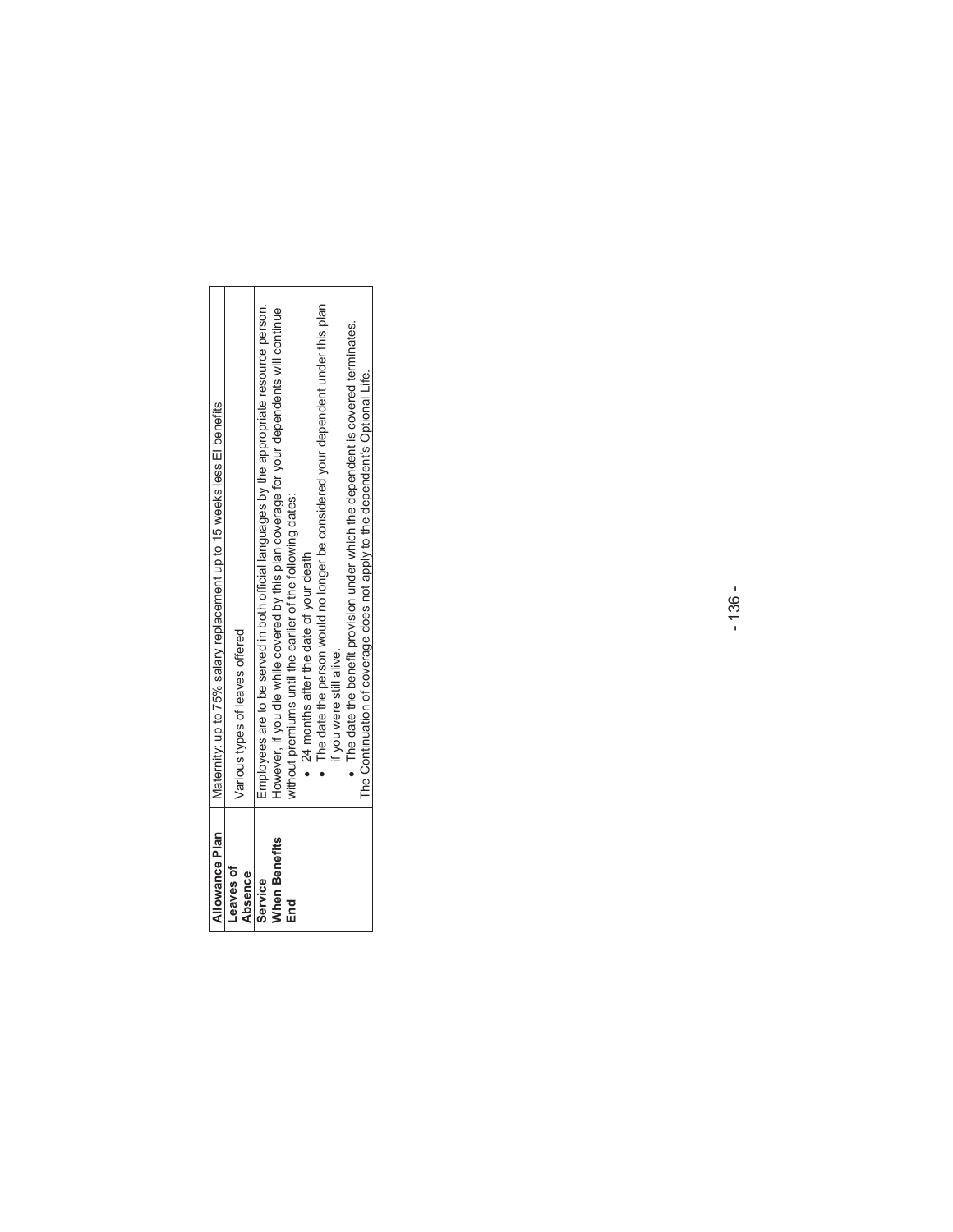| Allowance Plan | Maternity: up to 75% salary replacement up to 15 weeks less EI benefits |
|---|---|
| **Leaves of Absence** | Various types of leaves offered |
| **Service** | Employees are to be served in both official languages by the appropriate resource person. |
| **When Benefits End** | However, if you die while covered by this plan coverage for your dependents will continue without premiums until the earlier of the following dates:<br>• 24 months after the date of your death<br>• The date the person would no longer be considered your dependent under this plan if you were still alive.<br>• The date the benefit provision under which the dependent is covered terminates.<br>The Continuation of coverage does not apply to the dependent's Optional Life. |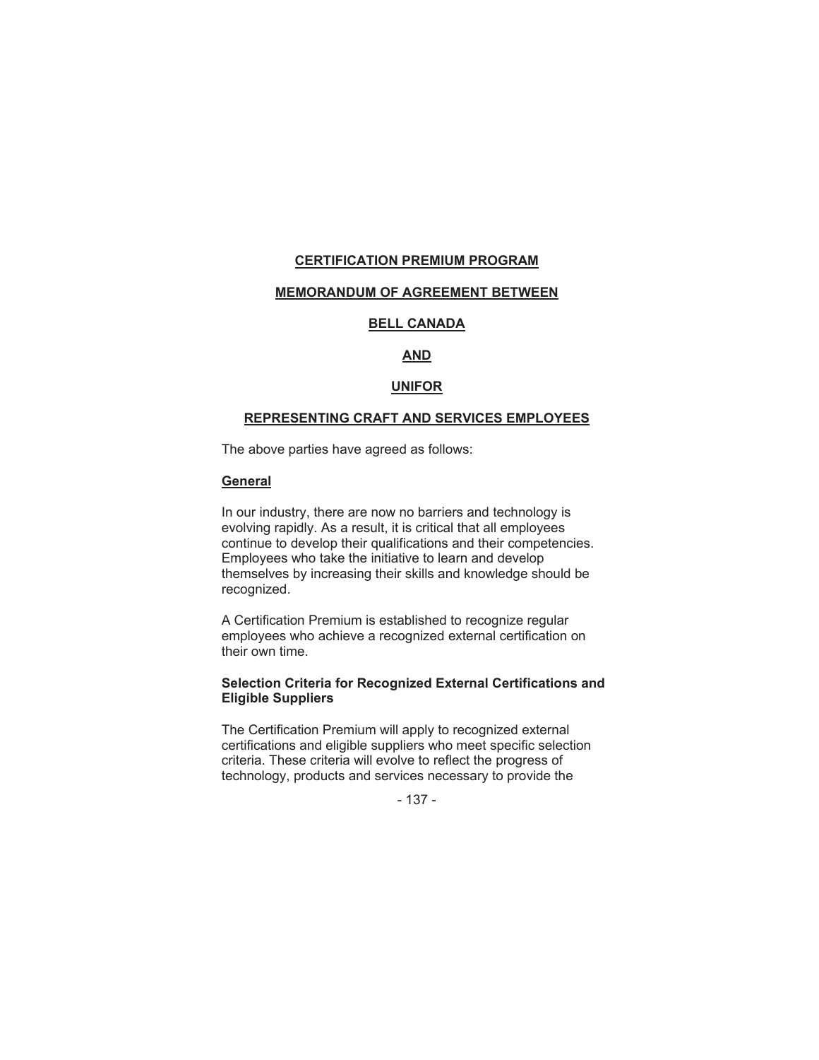**CERTIFICATION PREMIUM PROGRAM**

**MEMORANDUM OF AGREEMENT BETWEEN**

**BELL CANADA**

**AND**

**UNIFOR**

**REPRESENTING CRAFT AND SERVICES EMPLOYEES**

The above parties have agreed as follows:

**General**

In our industry, there are now no barriers and technology is evolving rapidly. As a result, it is critical that all employees continue to develop their qualifications and their competencies. Employees who take the initiative to learn and develop themselves by increasing their skills and knowledge should be recognized.

A Certification Premium is established to recognize regular employees who achieve a recognized external certification on their own time.

**Selection Criteria for Recognized External Certifications and Eligible Suppliers**

The Certification Premium will apply to recognized external certifications and eligible suppliers who meet specific selection criteria. These criteria will evolve to reflect the progress of technology, products and services necessary to provide the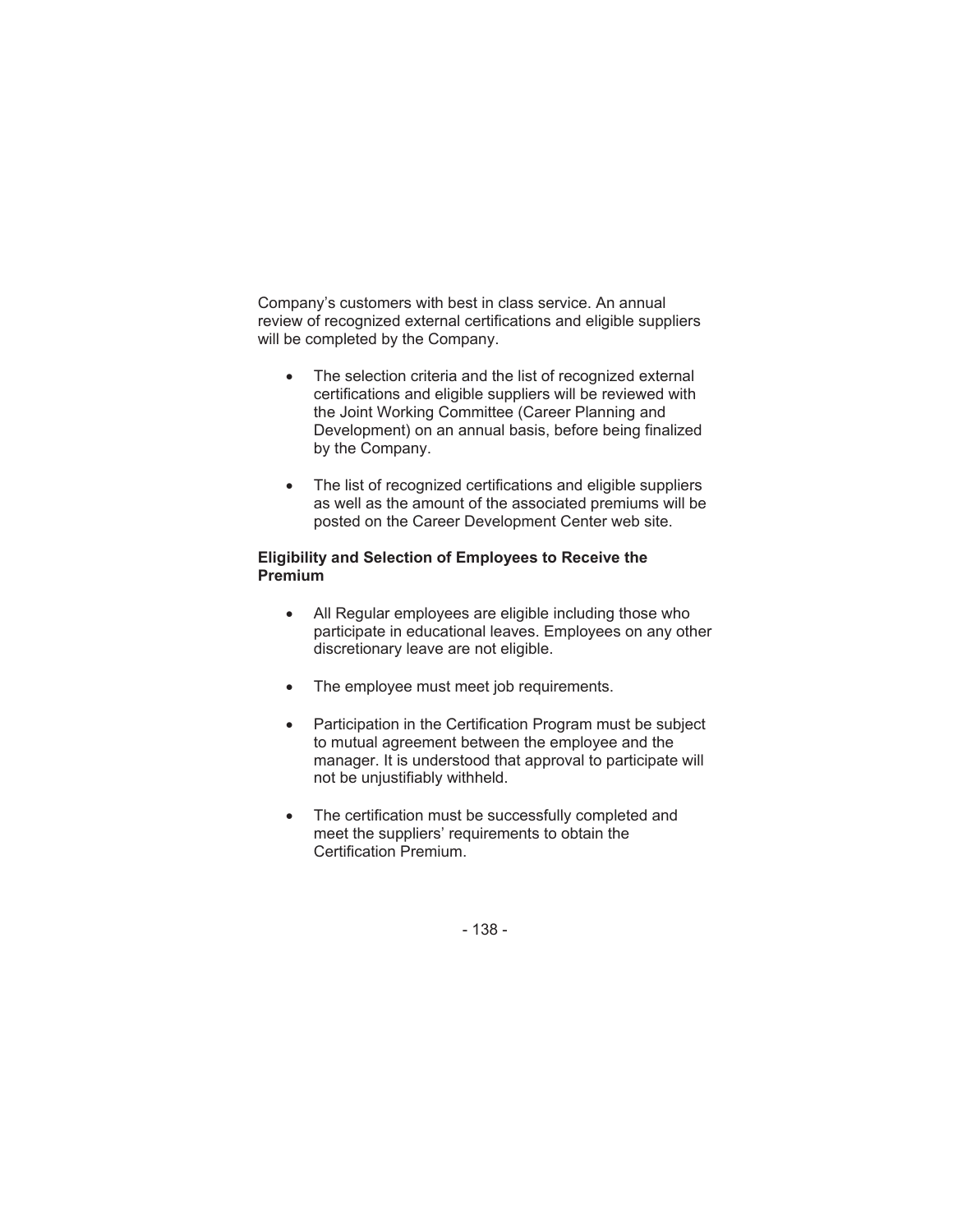Company's customers with best in class service. An annual review of recognized external certifications and eligible suppliers will be completed by the Company.

- The selection criteria and the list of recognized external certifications and eligible suppliers will be reviewed with the Joint Working Committee (Career Planning and Development) on an annual basis, before being finalized by the Company.

- The list of recognized certifications and eligible suppliers as well as the amount of the associated premiums will be posted on the Career Development Center web site.

**Eligibility and Selection of Employees to Receive the Premium**

- All Regular employees are eligible including those who participate in educational leaves. Employees on any other discretionary leave are not eligible.

- The employee must meet job requirements.

- Participation in the Certification Program must be subject to mutual agreement between the employee and the manager. It is understood that approval to participate will not be unjustifiably withheld.

- The certification must be successfully completed and meet the suppliers' requirements to obtain the Certification Premium.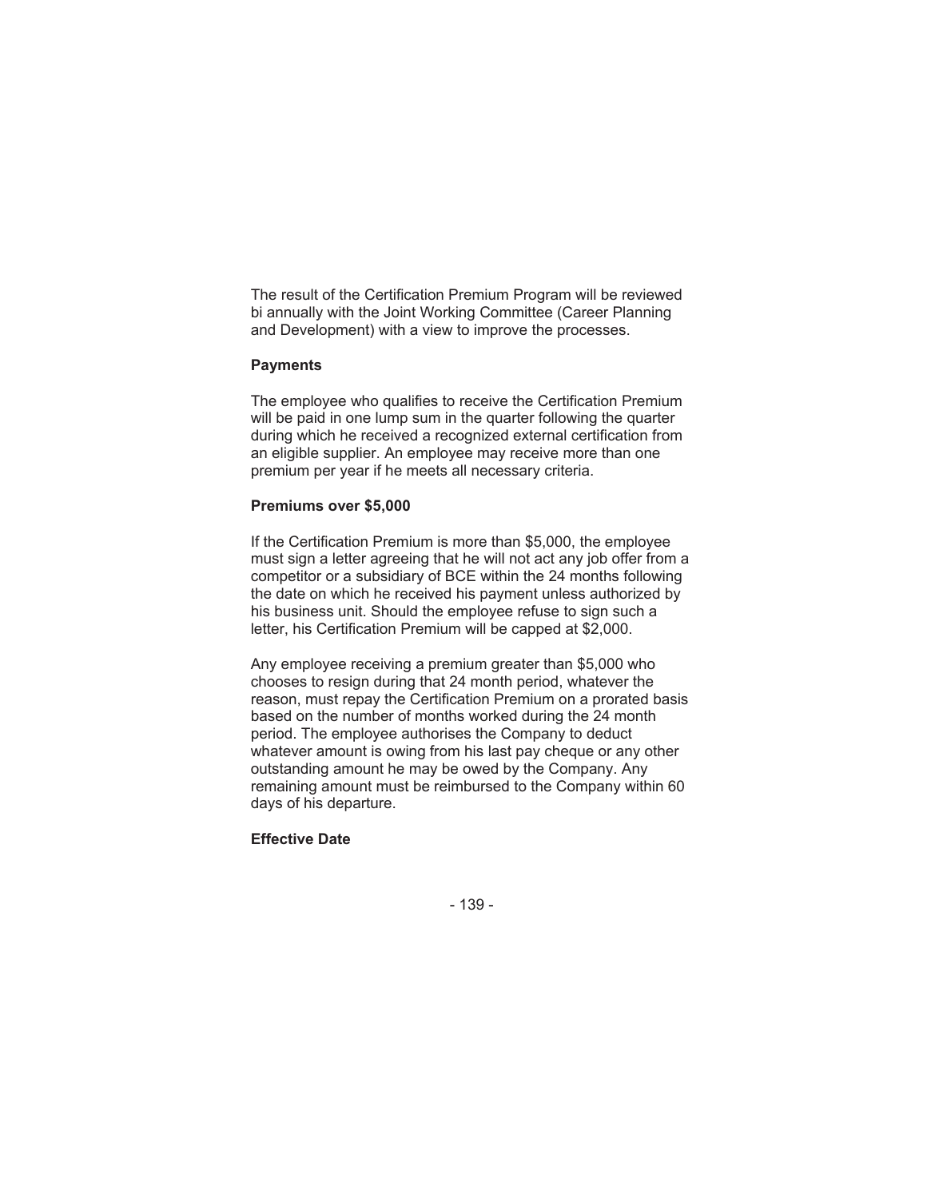The result of the Certification Premium Program will be reviewed bi annually with the Joint Working Committee (Career Planning and Development) with a view to improve the processes.

**Payments**

The employee who qualifies to receive the Certification Premium will be paid in one lump sum in the quarter following the quarter during which he received a recognized external certification from an eligible supplier. An employee may receive more than one premium per year if he meets all necessary criteria.

**Premiums over $5,000**

If the Certification Premium is more than $5,000, the employee must sign a letter agreeing that he will not act any job offer from a competitor or a subsidiary of BCE within the 24 months following the date on which he received his payment unless authorized by his business unit. Should the employee refuse to sign such a letter, his Certification Premium will be capped at $2,000.

Any employee receiving a premium greater than $5,000 who chooses to resign during that 24 month period, whatever the reason, must repay the Certification Premium on a prorated basis based on the number of months worked during the 24 month period. The employee authorises the Company to deduct whatever amount is owing from his last pay cheque or any other outstanding amount he may be owed by the Company. Any remaining amount must be reimbursed to the Company within 60 days of his departure.

**Effective Date**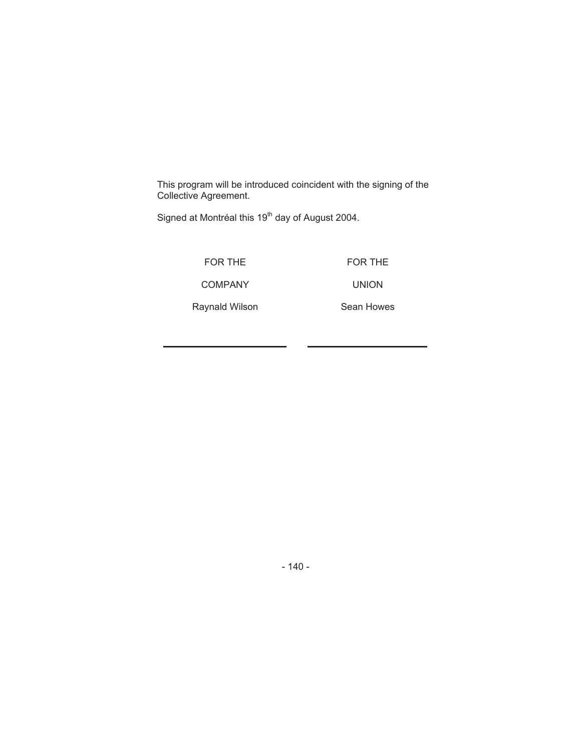This program will be introduced coincident with the signing of the Collective Agreement.

Signed at Montréal this 19th day of August 2004.

| FOR THE | FOR THE |
|---|---|
| COMPANY | UNION |
| Raynald Wilson | Sean Howes |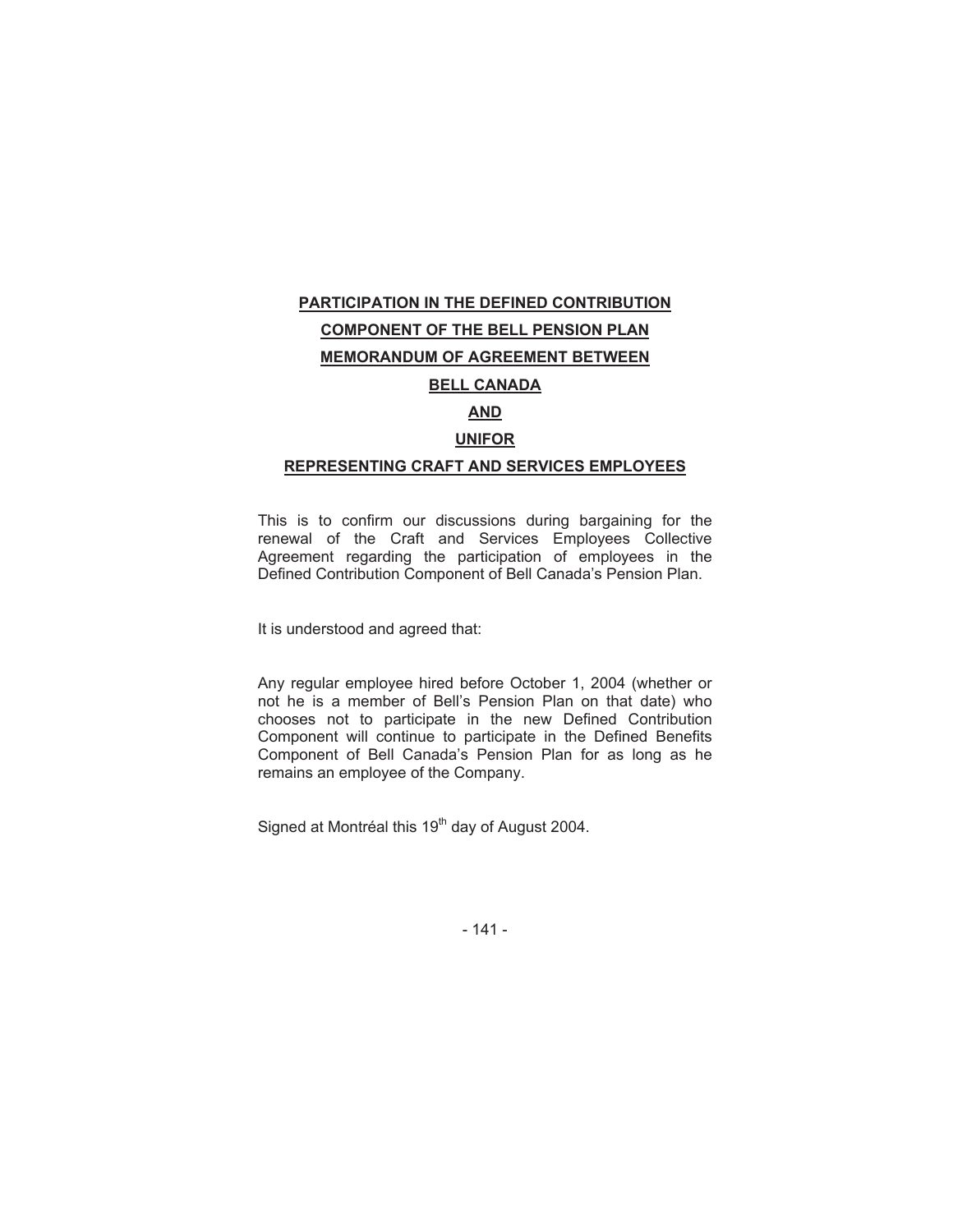**PARTICIPATION IN THE DEFINED CONTRIBUTION**

**COMPONENT OF THE BELL PENSION PLAN**

**MEMORANDUM OF AGREEMENT BETWEEN**

**BELL CANADA**

**AND**

**UNIFOR**

**REPRESENTING CRAFT AND SERVICES EMPLOYEES**

This is to confirm our discussions during bargaining for the renewal of the Craft and Services Employees Collective Agreement regarding the participation of employees in the Defined Contribution Component of Bell Canada's Pension Plan.

It is understood and agreed that:

Any regular employee hired before October 1, 2004 (whether or not he is a member of Bell's Pension Plan on that date) who chooses not to participate in the new Defined Contribution Component will continue to participate in the Defined Benefits Component of Bell Canada's Pension Plan for as long as he remains an employee of the Company.

Signed at Montréal this 19th day of August 2004.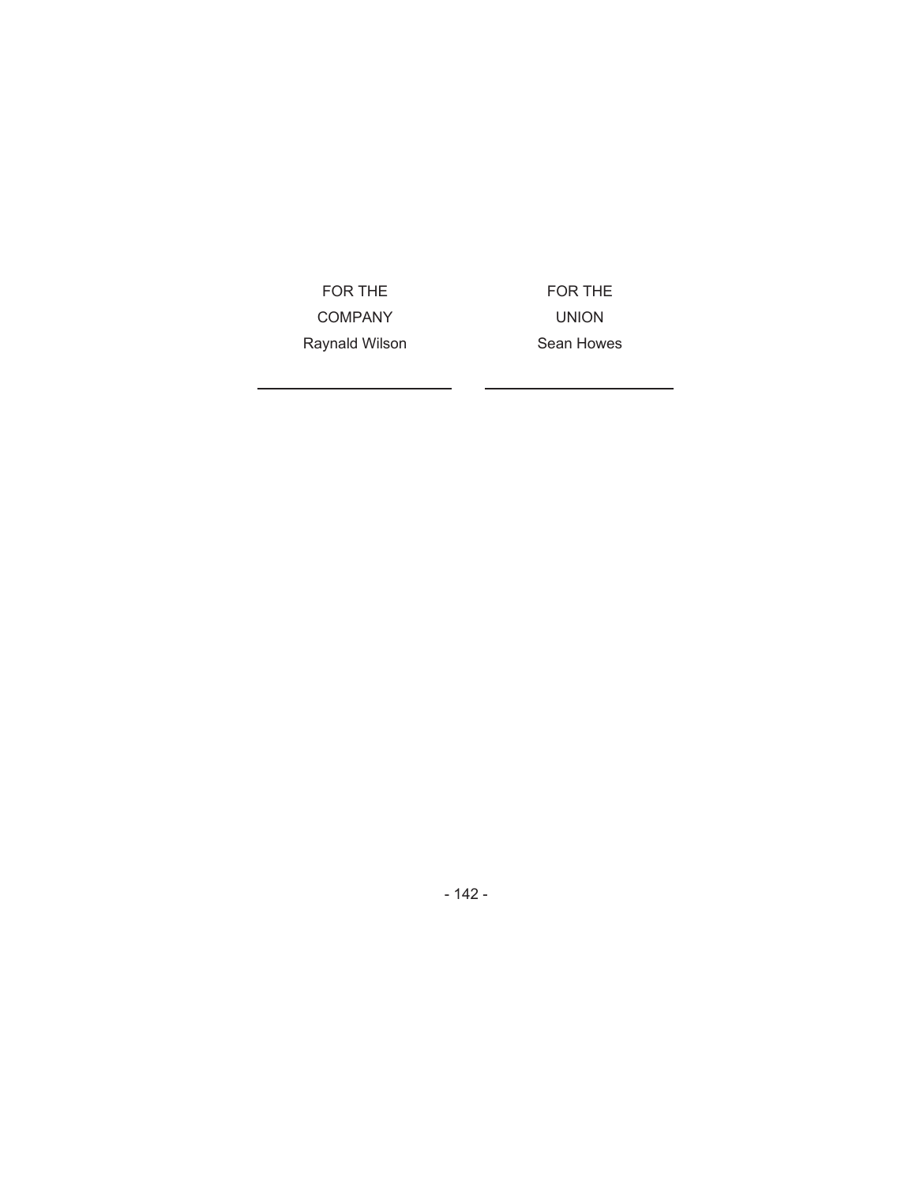| FOR THE COMPANY | FOR THE UNION |
| --- | --- |
| Raynald Wilson | Sean Howes |
| ______________________ | ______________________ |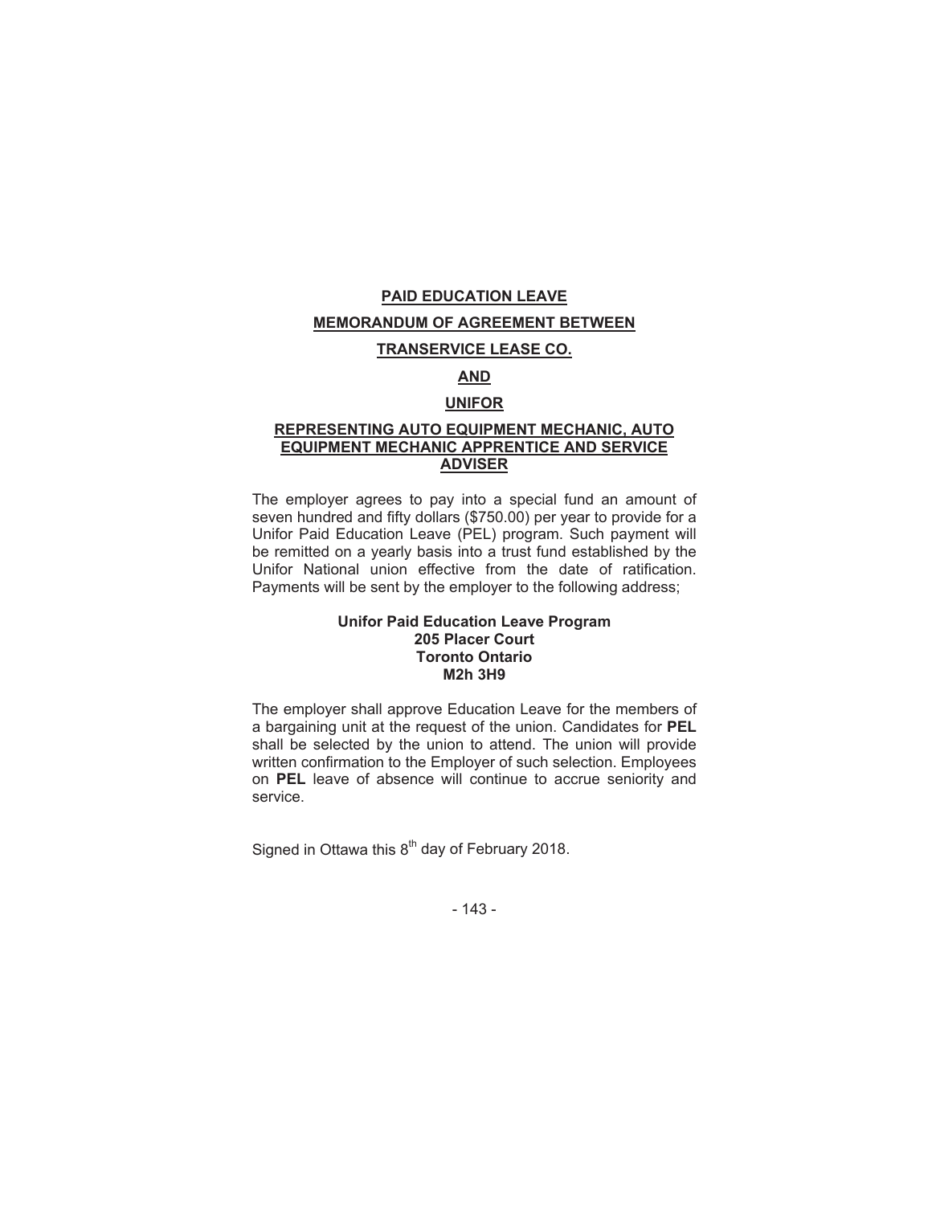**PAID EDUCATION LEAVE**

**MEMORANDUM OF AGREEMENT BETWEEN**

**TRANSERVICE LEASE CO.**

**AND**

**UNIFOR**

**REPRESENTING AUTO EQUIPMENT MECHANIC, AUTO EQUIPMENT MECHANIC APPRENTICE AND SERVICE ADVISER**

The employer agrees to pay into a special fund an amount of seven hundred and fifty dollars ($750.00) per year to provide for a Unifor Paid Education Leave (PEL) program. Such payment will be remitted on a yearly basis into a trust fund established by the Unifor National union effective from the date of ratification. Payments will be sent by the employer to the following address;

**Unifor Paid Education Leave Program**
**205 Placer Court**
**Toronto Ontario**
**M2h 3H9**

The employer shall approve Education Leave for the members of a bargaining unit at the request of the union. Candidates for **PEL** shall be selected by the union to attend. The union will provide written confirmation to the Employer of such selection. Employees on **PEL** leave of absence will continue to accrue seniority and service.

Signed in Ottawa this 8th day of February 2018.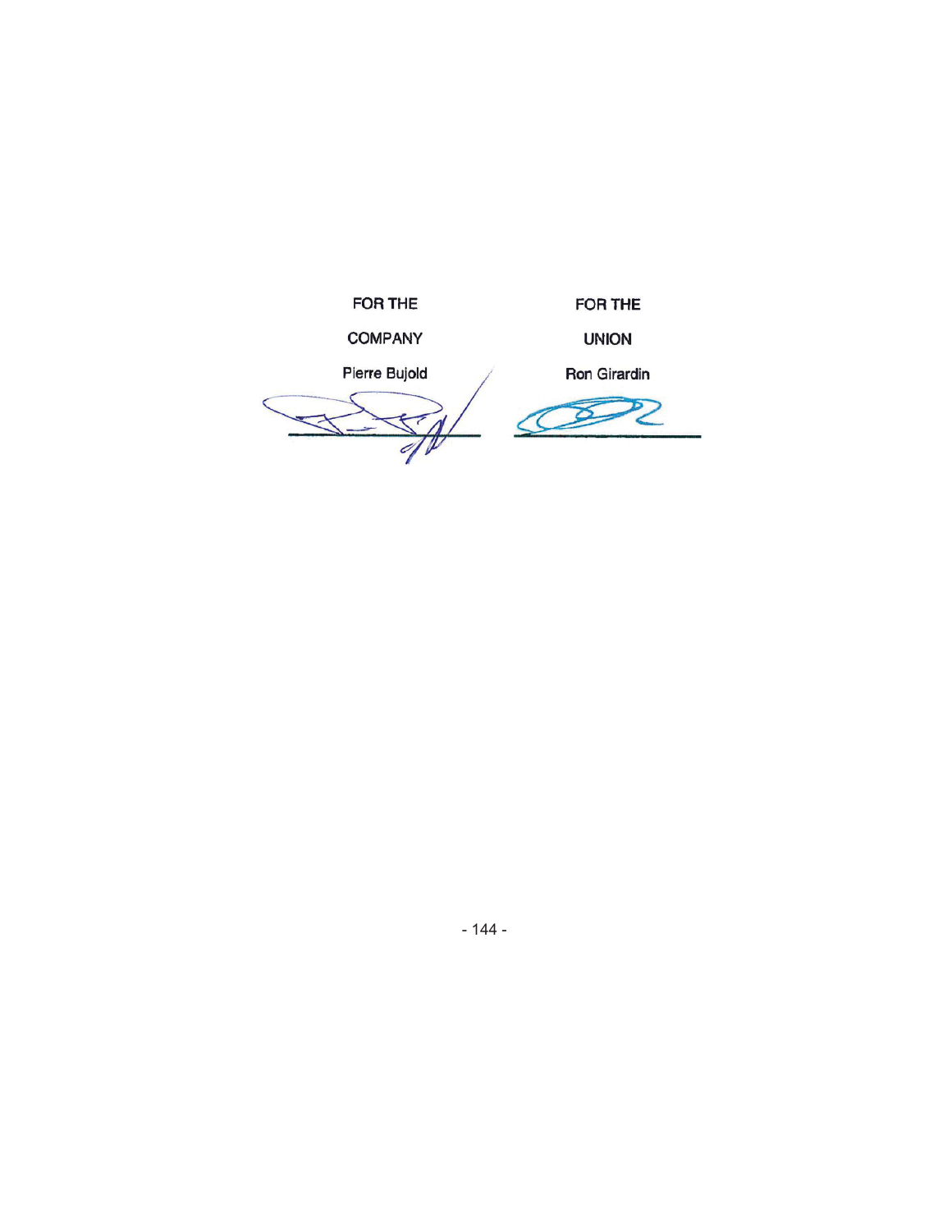| FOR THE | FOR THE |
| --- | --- |
| COMPANY | UNION |
| Pierre Bujold | Ron Girardin |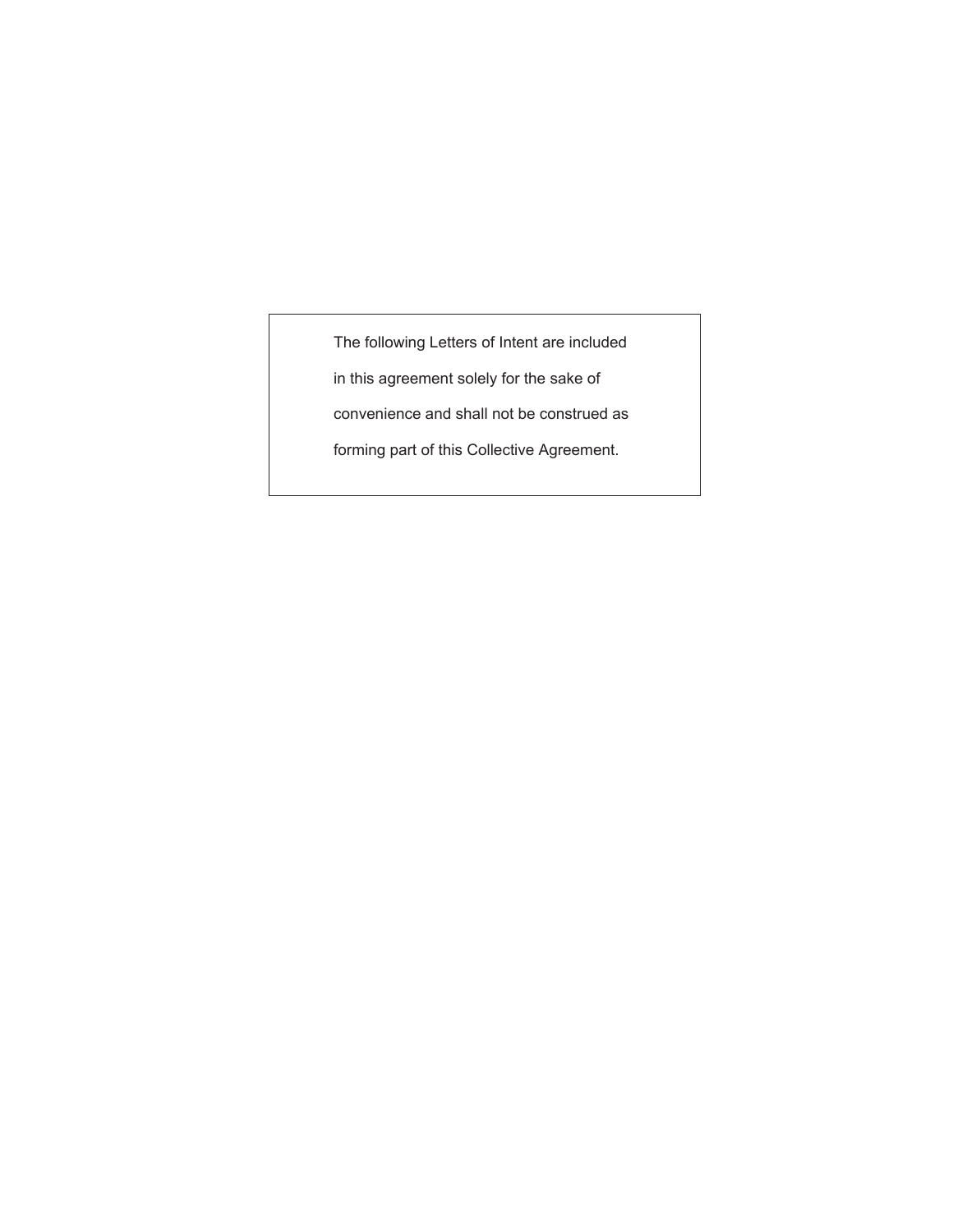The following Letters of Intent are included in this agreement solely for the sake of convenience and shall not be construed as forming part of this Collective Agreement.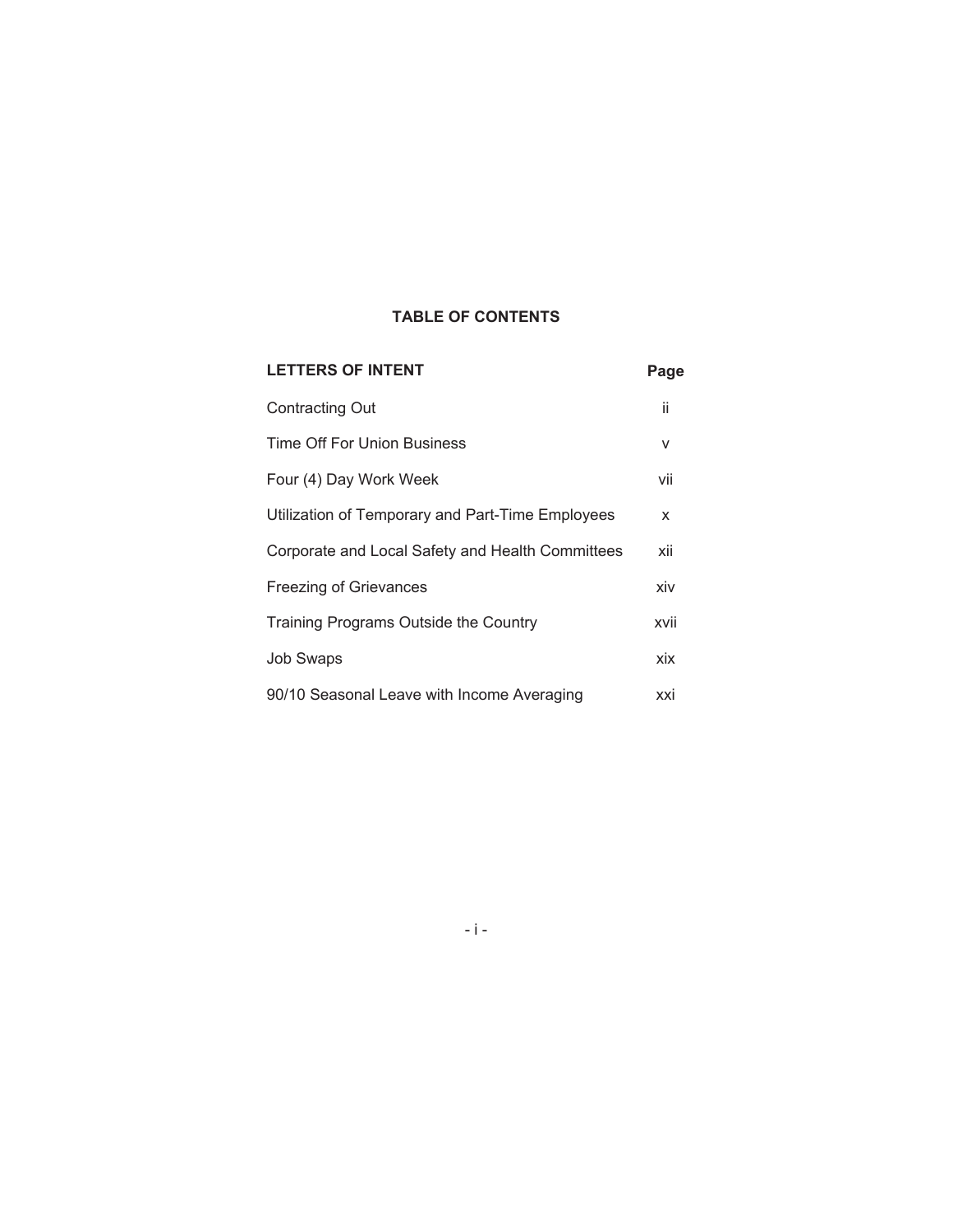# TABLE OF CONTENTS

| LETTERS OF INTENT | Page |
| --- | --- |
| Contracting Out | ii |
| Time Off For Union Business | v |
| Four (4) Day Work Week | vii |
| Utilization of Temporary and Part-Time Employees | x |
| Corporate and Local Safety and Health Committees | xii |
| Freezing of Grievances | xiv |
| Training Programs Outside the Country | xvii |
| Job Swaps | xix |
| 90/10 Seasonal Leave with Income Averaging | xxi |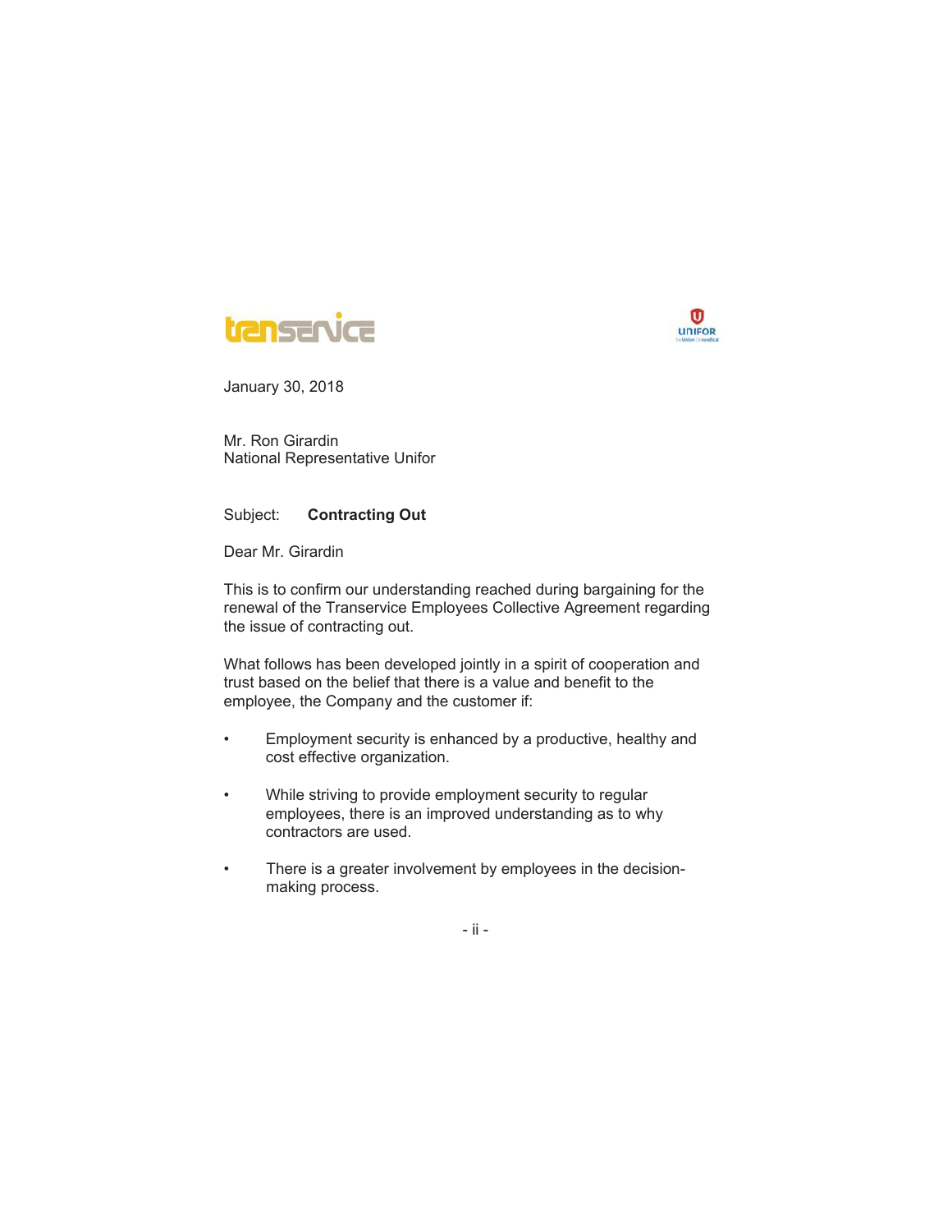January 30, 2018

Mr. Ron Girardin
National Representative Unifor

Subject: **Contracting Out**

Dear Mr. Girardin

This is to confirm our understanding reached during bargaining for the renewal of the Transervice Employees Collective Agreement regarding the issue of contracting out.

What follows has been developed jointly in a spirit of cooperation and trust based on the belief that there is a value and benefit to the employee, the Company and the customer if:

- Employment security is enhanced by a productive, healthy and cost effective organization.
- While striving to provide employment security to regular employees, there is an improved understanding as to why contractors are used.
- There is a greater involvement by employees in the decision-making process.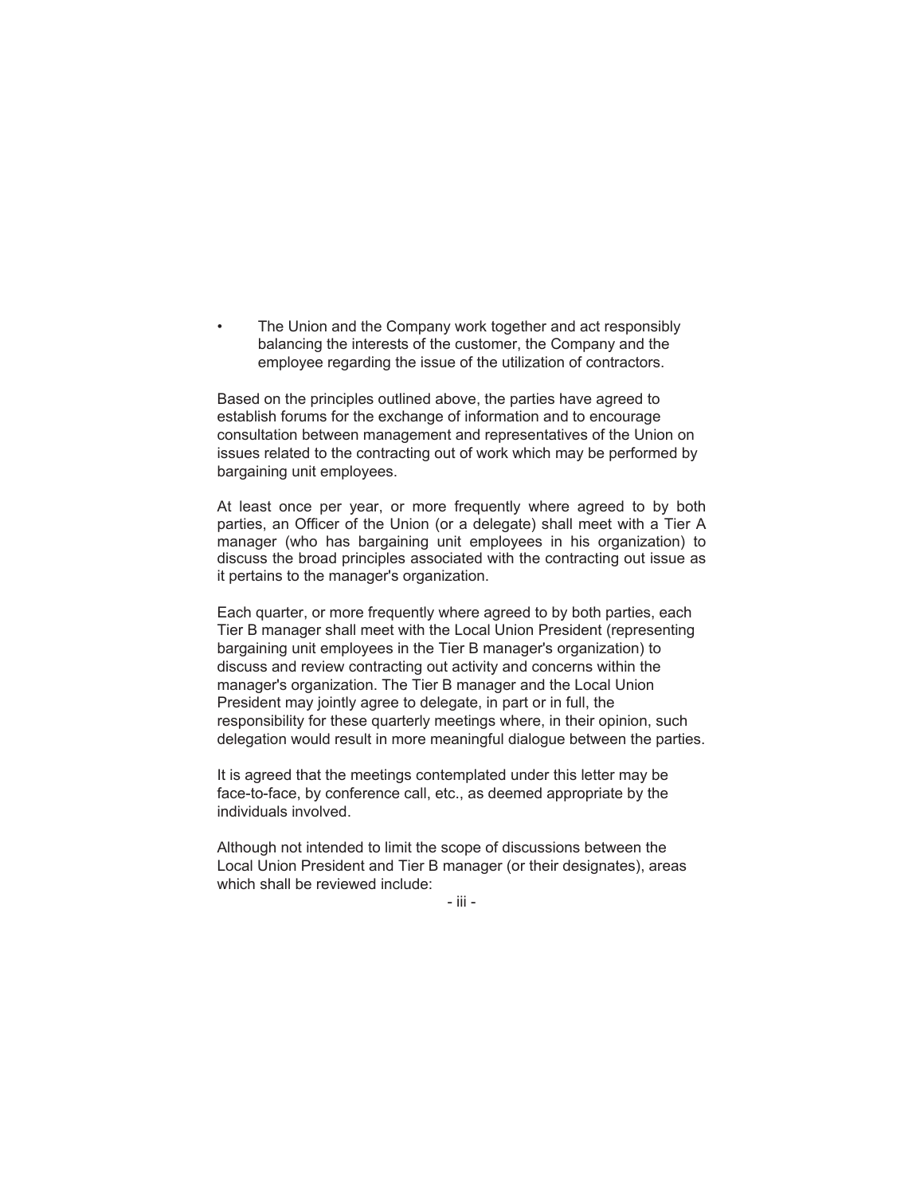- The Union and the Company work together and act responsibly balancing the interests of the customer, the Company and the employee regarding the issue of the utilization of contractors.

Based on the principles outlined above, the parties have agreed to establish forums for the exchange of information and to encourage consultation between management and representatives of the Union on issues related to the contracting out of work which may be performed by bargaining unit employees.

At least once per year, or more frequently where agreed to by both parties, an Officer of the Union (or a delegate) shall meet with a Tier A manager (who has bargaining unit employees in his organization) to discuss the broad principles associated with the contracting out issue as it pertains to the manager's organization.

Each quarter, or more frequently where agreed to by both parties, each Tier B manager shall meet with the Local Union President (representing bargaining unit employees in the Tier B manager's organization) to discuss and review contracting out activity and concerns within the manager's organization. The Tier B manager and the Local Union President may jointly agree to delegate, in part or in full, the responsibility for these quarterly meetings where, in their opinion, such delegation would result in more meaningful dialogue between the parties.

It is agreed that the meetings contemplated under this letter may be face-to-face, by conference call, etc., as deemed appropriate by the individuals involved.

Although not intended to limit the scope of discussions between the Local Union President and Tier B manager (or their designates), areas which shall be reviewed include: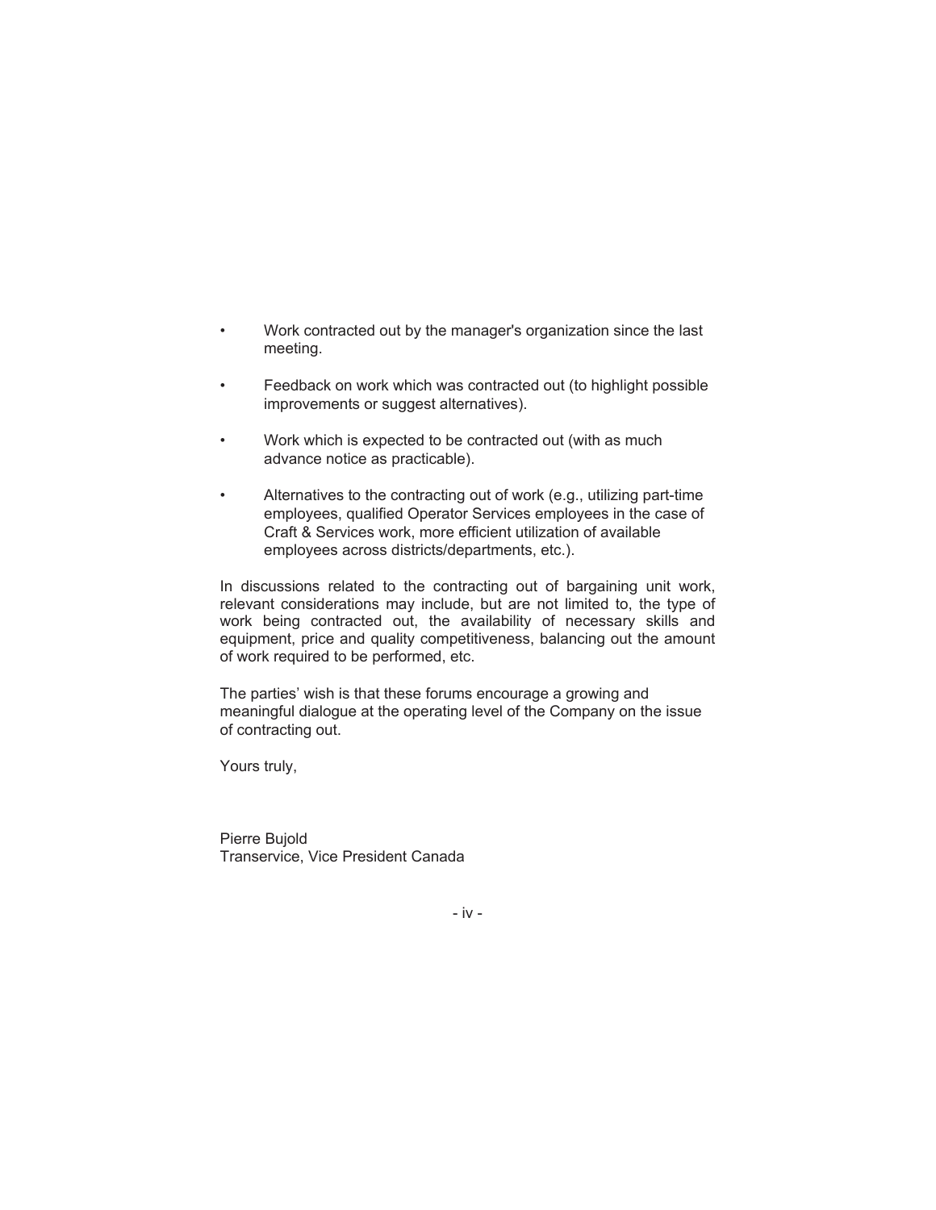- Work contracted out by the manager's organization since the last meeting.

- Feedback on work which was contracted out (to highlight possible improvements or suggest alternatives).

- Work which is expected to be contracted out (with as much advance notice as practicable).

- Alternatives to the contracting out of work (e.g., utilizing part-time employees, qualified Operator Services employees in the case of Craft & Services work, more efficient utilization of available employees across districts/departments, etc.).

In discussions related to the contracting out of bargaining unit work, relevant considerations may include, but are not limited to, the type of work being contracted out, the availability of necessary skills and equipment, price and quality competitiveness, balancing out the amount of work required to be performed, etc.

The parties' wish is that these forums encourage a growing and meaningful dialogue at the operating level of the Company on the issue of contracting out.

Yours truly,

Pierre Bujold
Transervice, Vice President Canada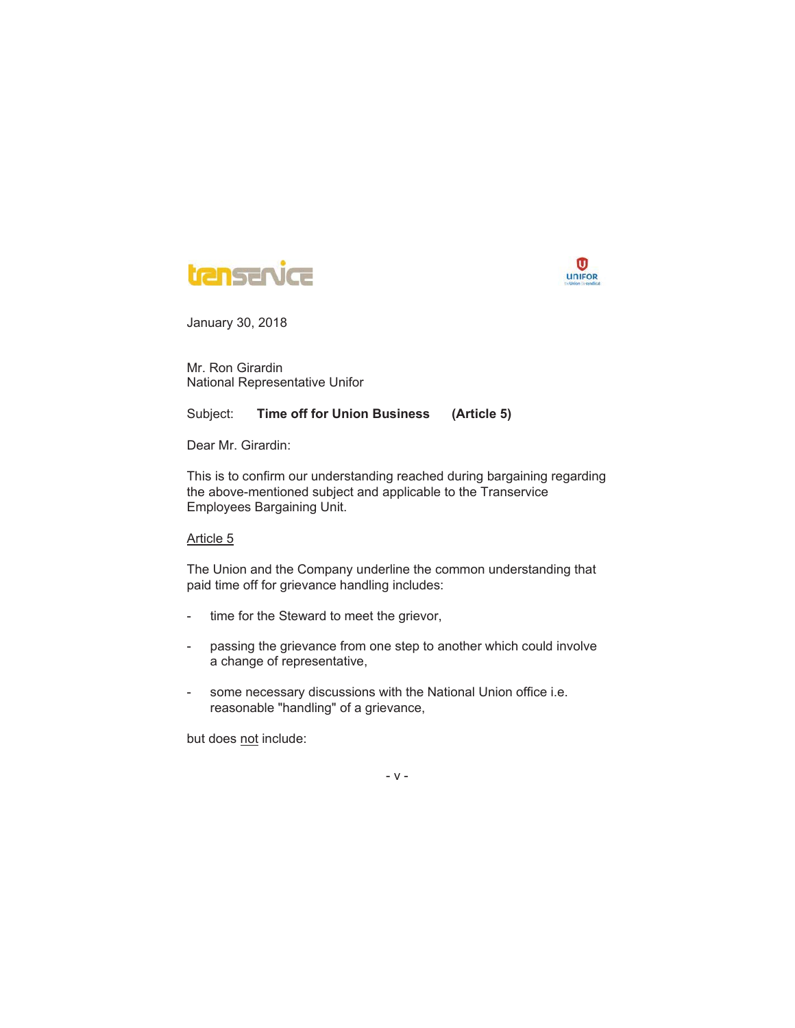January 30, 2018

Mr. Ron Girardin
National Representative Unifor

Subject: **Time off for Union Business (Article 5)**

Dear Mr. Girardin:

This is to confirm our understanding reached during bargaining regarding the above-mentioned subject and applicable to the Transervice Employees Bargaining Unit.

Article 5

The Union and the Company underline the common understanding that paid time off for grievance handling includes:

- time for the Steward to meet the grievor,
- passing the grievance from one step to another which could involve a change of representative,
- some necessary discussions with the National Union office i.e. reasonable "handling" of a grievance,

but does not include: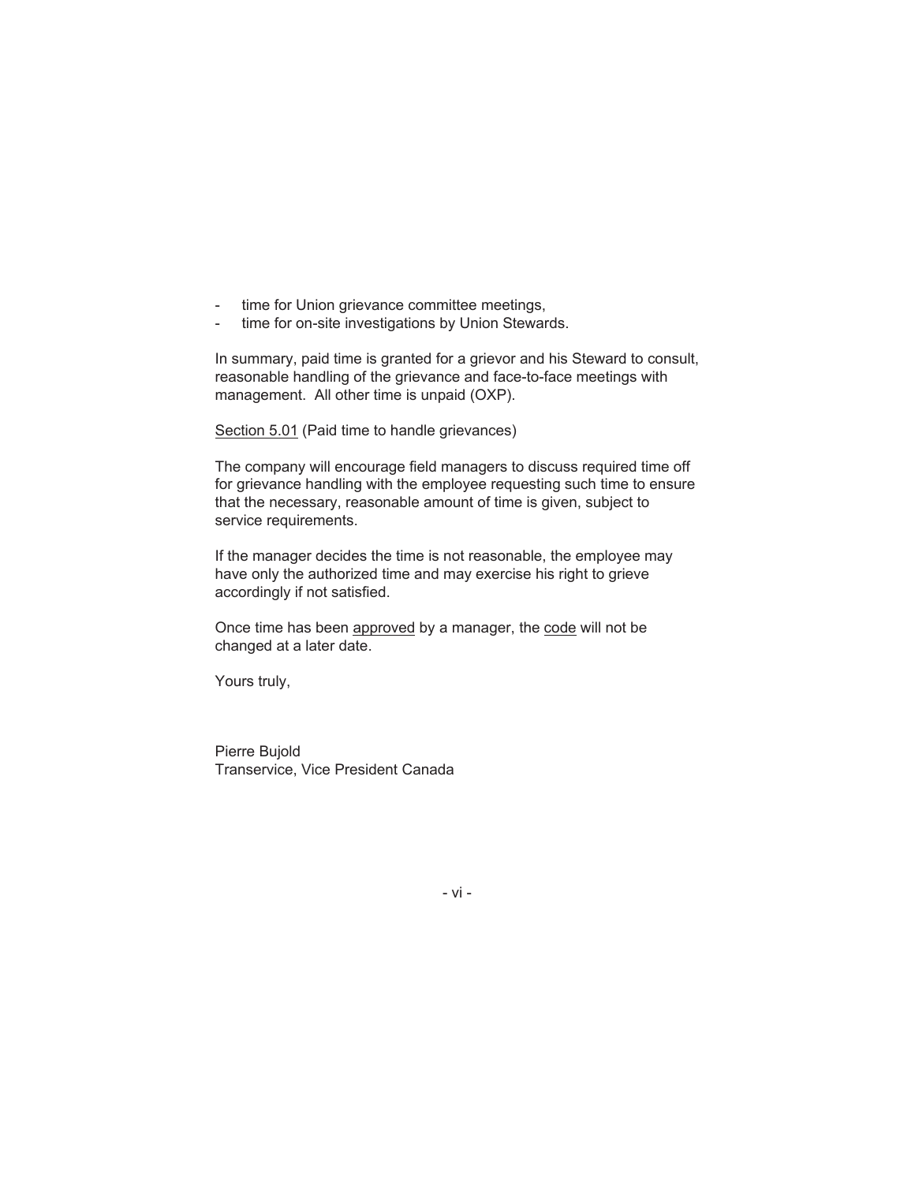- time for Union grievance committee meetings,
- time for on-site investigations by Union Stewards.

In summary, paid time is granted for a grievor and his Steward to consult, reasonable handling of the grievance and face-to-face meetings with management. All other time is unpaid (OXP).

<u>Section 5.01</u> (Paid time to handle grievances)

The company will encourage field managers to discuss required time off for grievance handling with the employee requesting such time to ensure that the necessary, reasonable amount of time is given, subject to service requirements.

If the manager decides the time is not reasonable, the employee may have only the authorized time and may exercise his right to grieve accordingly if not satisfied.

Once time has been <u>approved</u> by a manager, the <u>code</u> will not be changed at a later date.

Yours truly,

Pierre Bujold
Transervice, Vice President Canada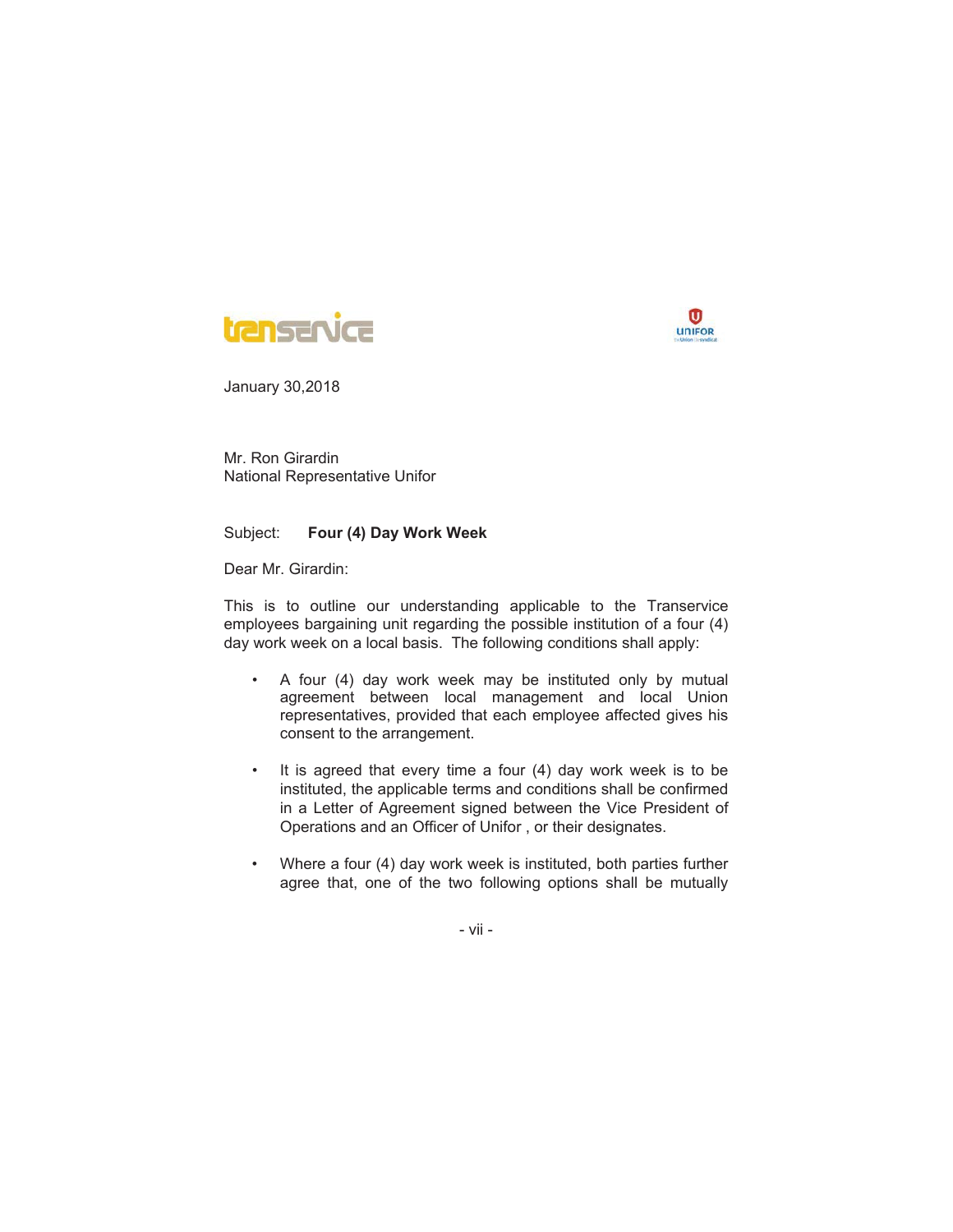January 30,2018

Mr. Ron Girardin
National Representative Unifor

Subject: **Four (4) Day Work Week**

Dear Mr. Girardin:

This is to outline our understanding applicable to the Transervice employees bargaining unit regarding the possible institution of a four (4) day work week on a local basis. The following conditions shall apply:

- A four (4) day work week may be instituted only by mutual agreement between local management and local Union representatives, provided that each employee affected gives his consent to the arrangement.

- It is agreed that every time a four (4) day work week is to be instituted, the applicable terms and conditions shall be confirmed in a Letter of Agreement signed between the Vice President of Operations and an Officer of Unifor , or their designates.

- Where a four (4) day work week is instituted, both parties further agree that, one of the two following options shall be mutually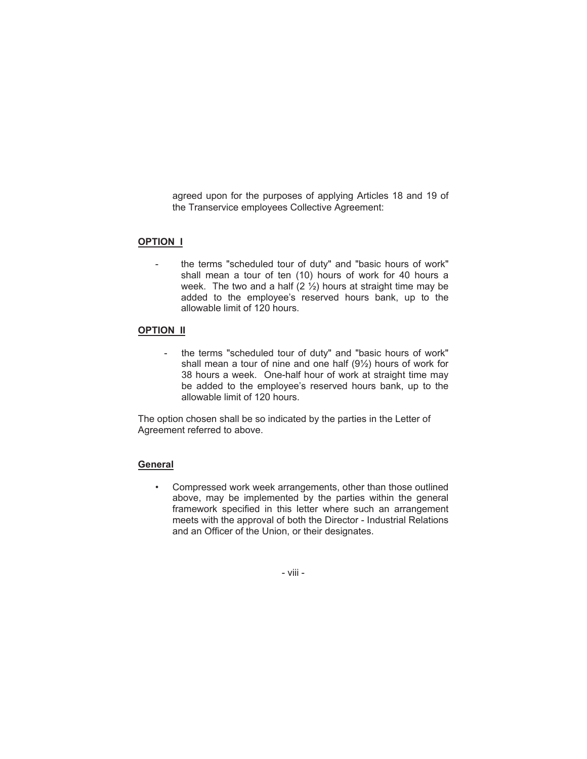agreed upon for the purposes of applying Articles 18 and 19 of the Transervice employees Collective Agreement:

**OPTION I**

- the terms "scheduled tour of duty" and "basic hours of work" shall mean a tour of ten (10) hours of work for 40 hours a week. The two and a half (2 ½) hours at straight time may be added to the employee's reserved hours bank, up to the allowable limit of 120 hours.

**OPTION II**

- the terms "scheduled tour of duty" and "basic hours of work" shall mean a tour of nine and one half (9½) hours of work for 38 hours a week. One-half hour of work at straight time may be added to the employee's reserved hours bank, up to the allowable limit of 120 hours.

The option chosen shall be so indicated by the parties in the Letter of Agreement referred to above.

**General**

- Compressed work week arrangements, other than those outlined above, may be implemented by the parties within the general framework specified in this letter where such an arrangement meets with the approval of both the Director - Industrial Relations and an Officer of the Union, or their designates.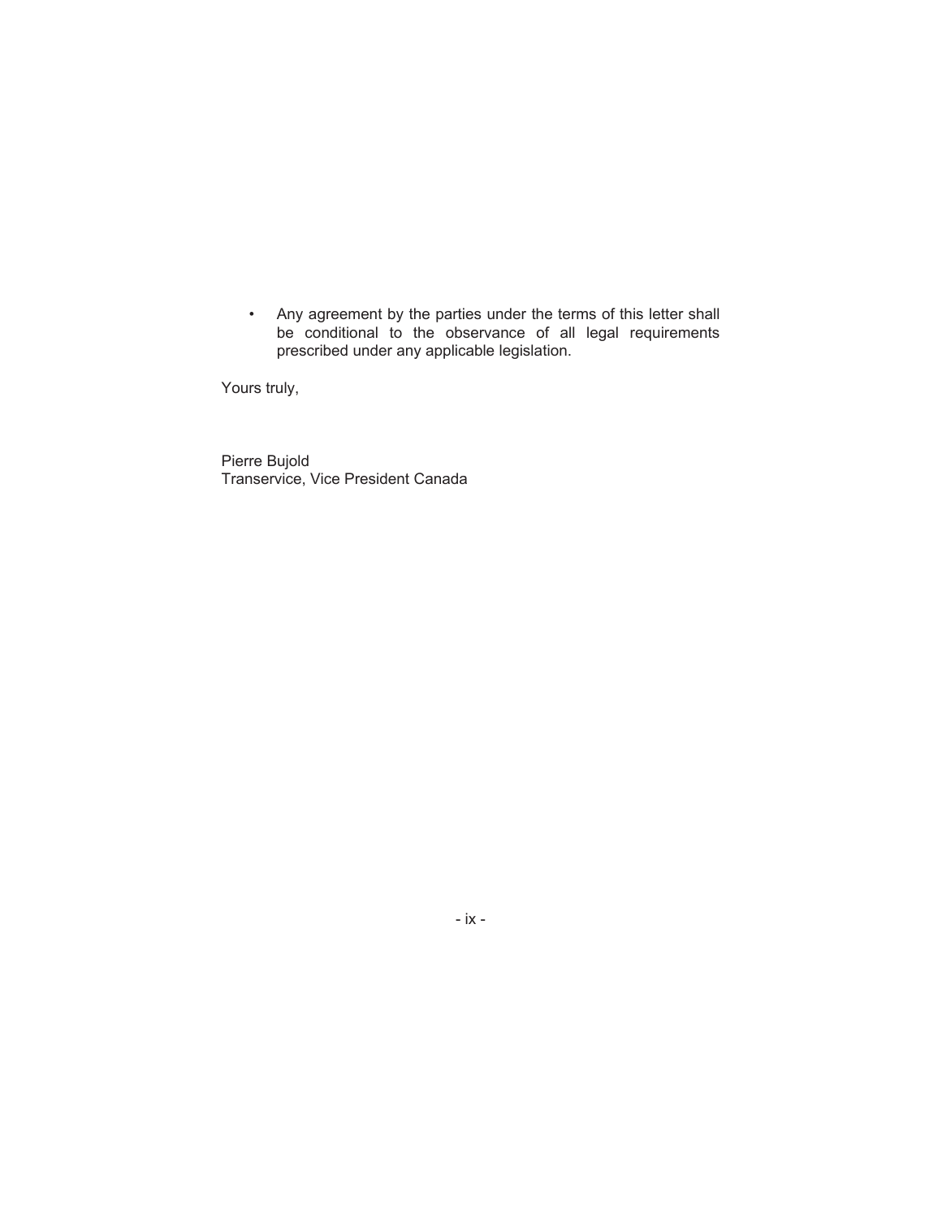- Any agreement by the parties under the terms of this letter shall be conditional to the observance of all legal requirements prescribed under any applicable legislation.

Yours truly,

Pierre Bujold
Transervice, Vice President Canada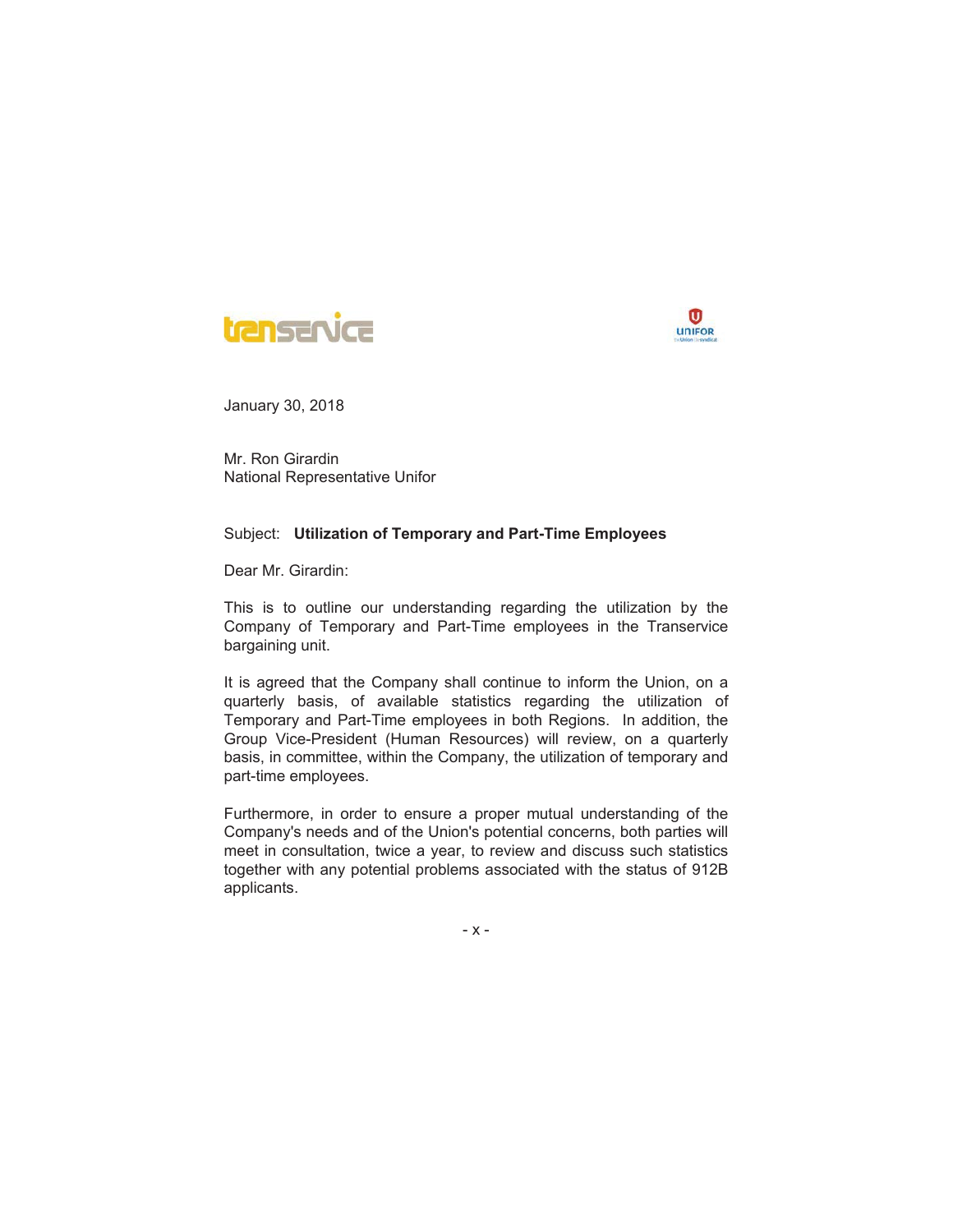January 30, 2018

Mr. Ron Girardin
National Representative Unifor

Subject: **Utilization of Temporary and Part-Time Employees**

Dear Mr. Girardin:

This is to outline our understanding regarding the utilization by the Company of Temporary and Part-Time employees in the Transervice bargaining unit.

It is agreed that the Company shall continue to inform the Union, on a quarterly basis, of available statistics regarding the utilization of Temporary and Part-Time employees in both Regions. In addition, the Group Vice-President (Human Resources) will review, on a quarterly basis, in committee, within the Company, the utilization of temporary and part-time employees.

Furthermore, in order to ensure a proper mutual understanding of the Company's needs and of the Union's potential concerns, both parties will meet in consultation, twice a year, to review and discuss such statistics together with any potential problems associated with the status of 912B applicants.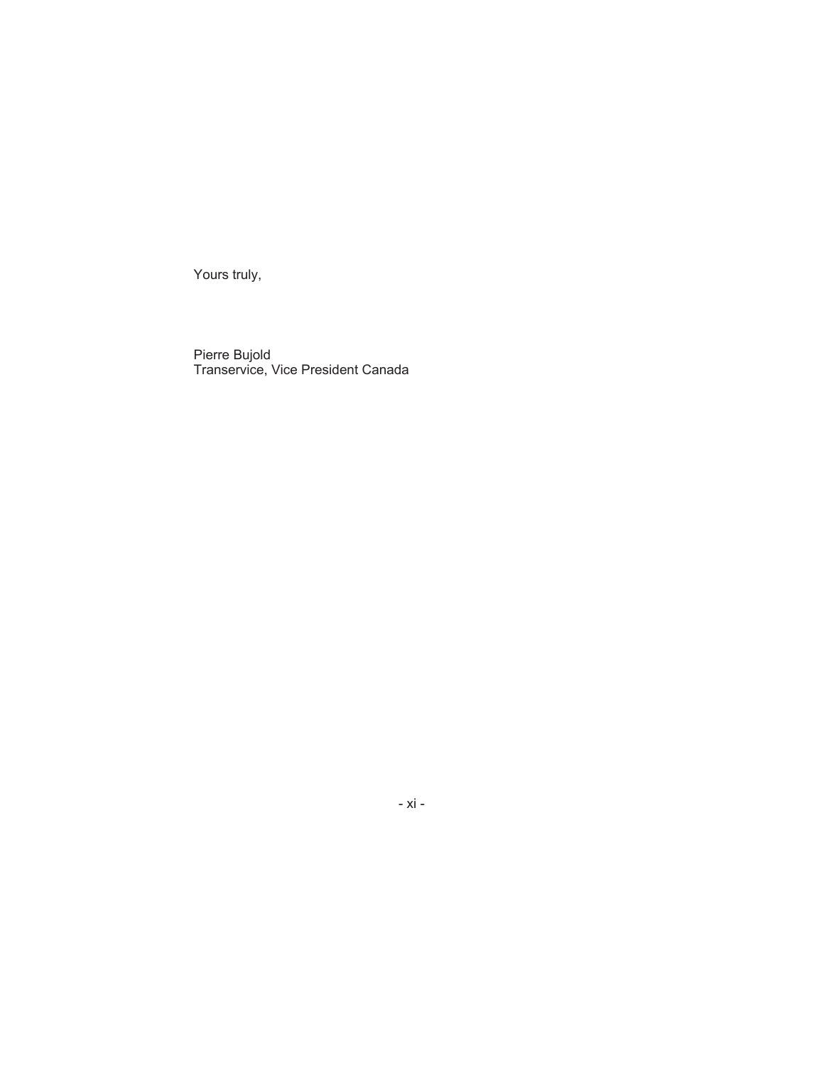Yours truly,

Pierre Bujold
Transervice, Vice President Canada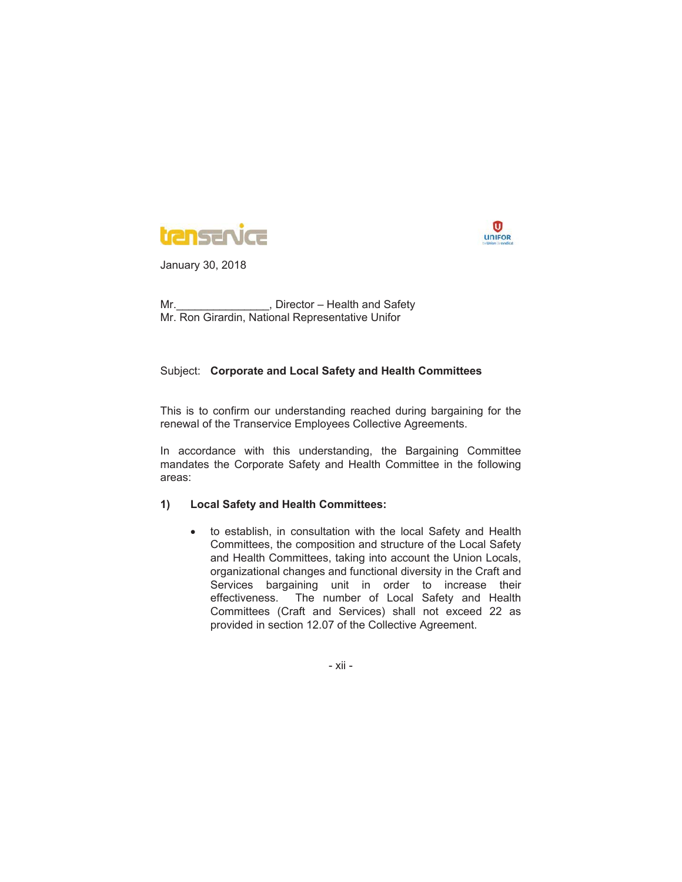transervice

UNIFOR

January 30, 2018

Mr.______________, Director – Health and Safety
Mr. Ron Girardin, National Representative Unifor

Subject: **Corporate and Local Safety and Health Committees**

This is to confirm our understanding reached during bargaining for the renewal of the Transervice Employees Collective Agreements.

In accordance with this understanding, the Bargaining Committee mandates the Corporate Safety and Health Committee in the following areas:

**1) Local Safety and Health Committees:**

- to establish, in consultation with the local Safety and Health Committees, the composition and structure of the Local Safety and Health Committees, taking into account the Union Locals, organizational changes and functional diversity in the Craft and Services bargaining unit in order to increase their effectiveness. The number of Local Safety and Health Committees (Craft and Services) shall not exceed 22 as provided in section 12.07 of the Collective Agreement.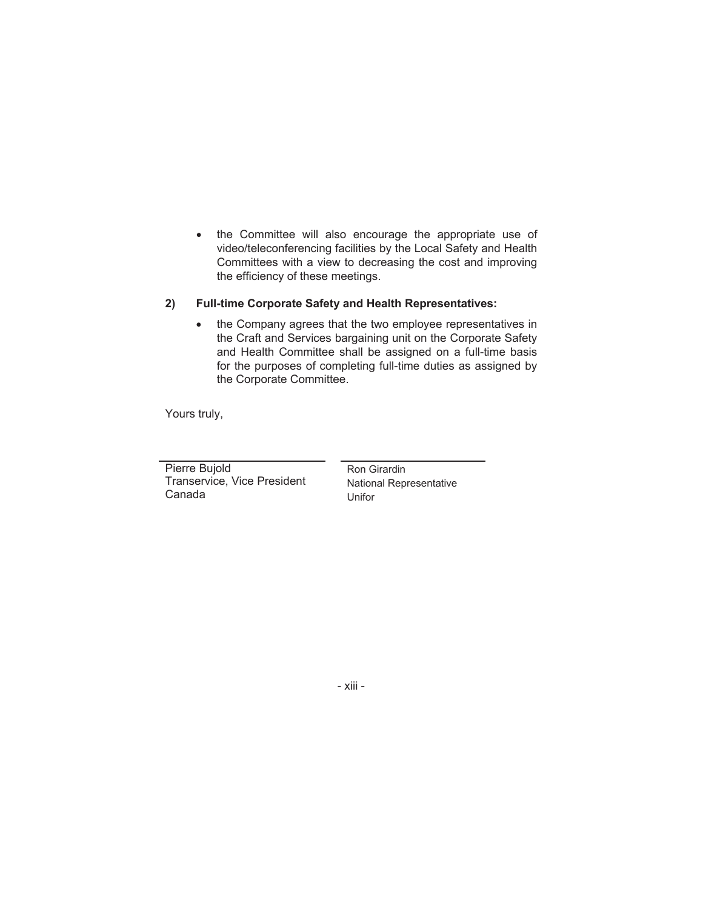- the Committee will also encourage the appropriate use of video/teleconferencing facilities by the Local Safety and Health Committees with a view to decreasing the cost and improving the efficiency of these meetings.

**2) Full-time Corporate Safety and Health Representatives:**

- the Company agrees that the two employee representatives in the Craft and Services bargaining unit on the Corporate Safety and Health Committee shall be assigned on a full-time basis for the purposes of completing full-time duties as assigned by the Corporate Committee.

Yours truly,

| | |
|---|---|
| Pierre Bujold | Ron Girardin |
| Transervice, Vice President | National Representative |
| Canada | Unifor |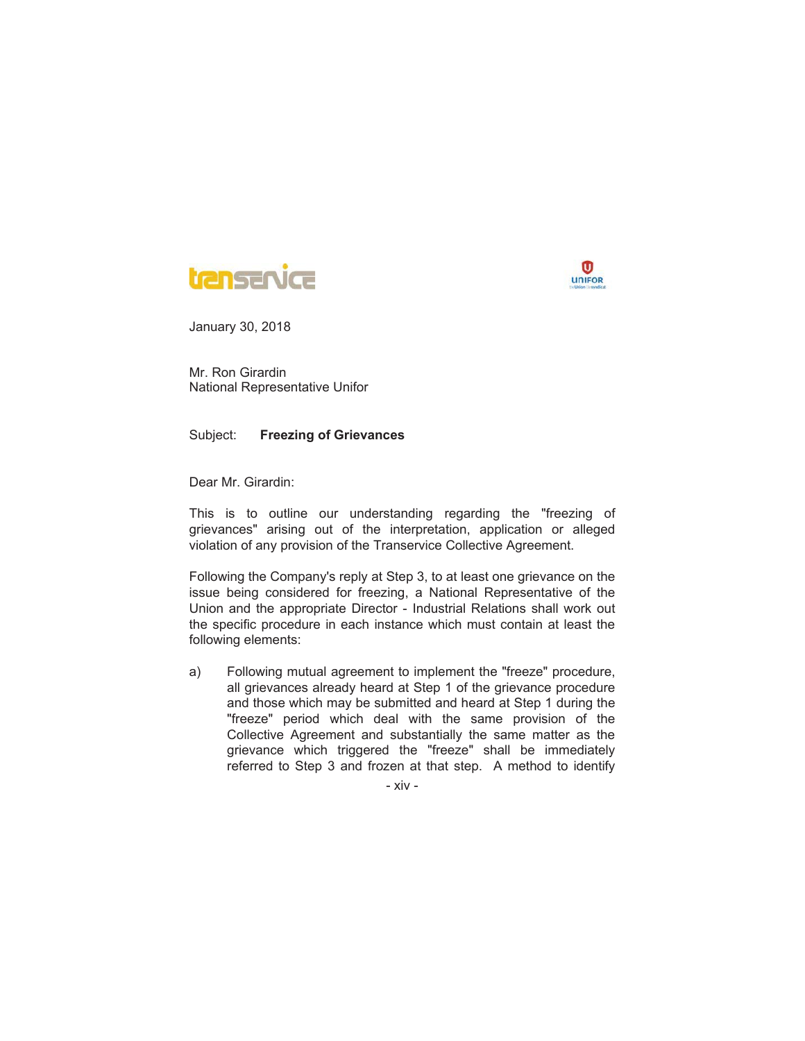January 30, 2018

Mr. Ron Girardin
National Representative Unifor

Subject: **Freezing of Grievances**

Dear Mr. Girardin:

This is to outline our understanding regarding the "freezing of grievances" arising out of the interpretation, application or alleged violation of any provision of the Transervice Collective Agreement.

Following the Company's reply at Step 3, to at least one grievance on the issue being considered for freezing, a National Representative of the Union and the appropriate Director - Industrial Relations shall work out the specific procedure in each instance which must contain at least the following elements:

a) Following mutual agreement to implement the "freeze" procedure, all grievances already heard at Step 1 of the grievance procedure and those which may be submitted and heard at Step 1 during the "freeze" period which deal with the same provision of the Collective Agreement and substantially the same matter as the grievance which triggered the "freeze" shall be immediately referred to Step 3 and frozen at that step. A method to identify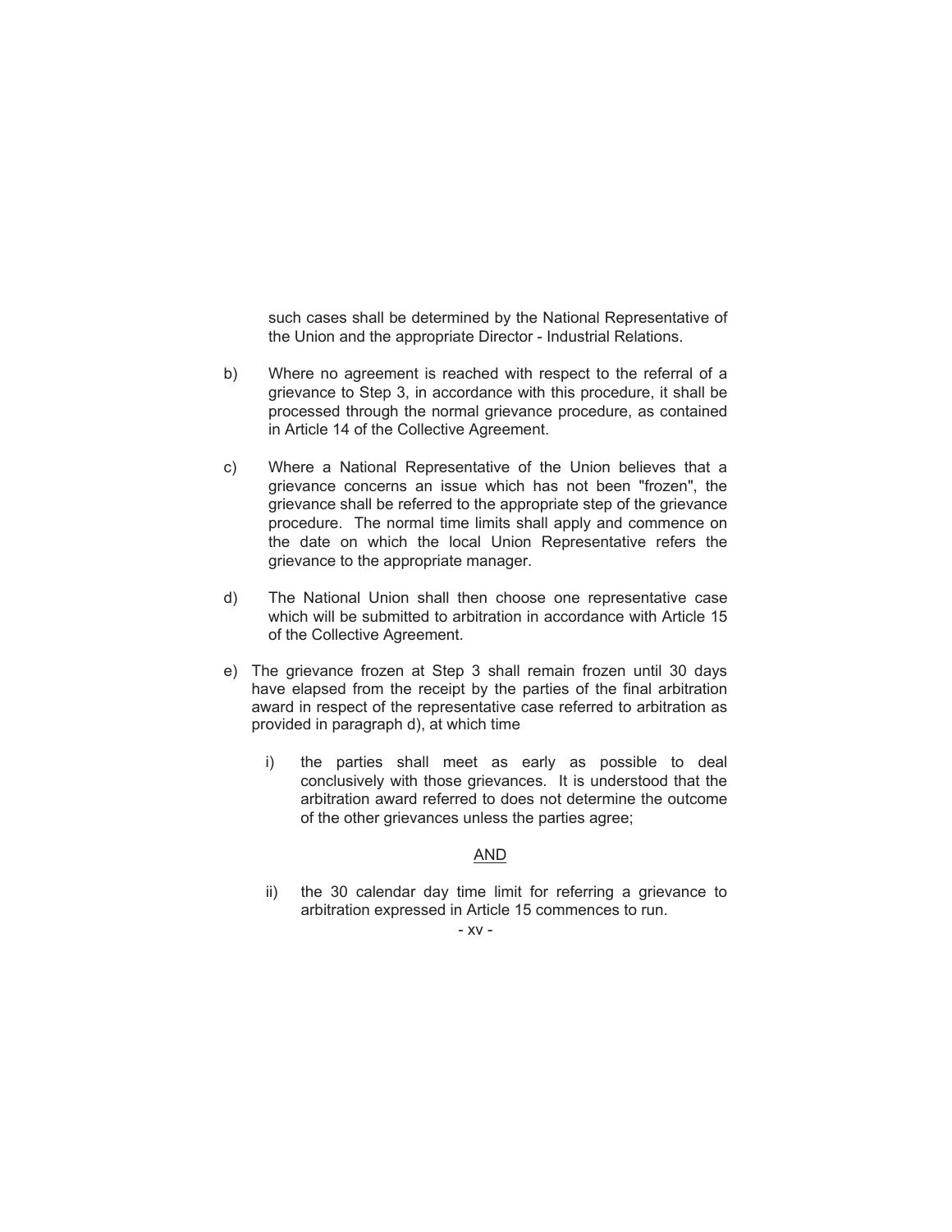such cases shall be determined by the National Representative of the Union and the appropriate Director - Industrial Relations.

b) Where no agreement is reached with respect to the referral of a grievance to Step 3, in accordance with this procedure, it shall be processed through the normal grievance procedure, as contained in Article 14 of the Collective Agreement.

c) Where a National Representative of the Union believes that a grievance concerns an issue which has not been "frozen", the grievance shall be referred to the appropriate step of the grievance procedure. The normal time limits shall apply and commence on the date on which the local Union Representative refers the grievance to the appropriate manager.

d) The National Union shall then choose one representative case which will be submitted to arbitration in accordance with Article 15 of the Collective Agreement.

e) The grievance frozen at Step 3 shall remain frozen until 30 days have elapsed from the receipt by the parties of the final arbitration award in respect of the representative case referred to arbitration as provided in paragraph d), at which time

   i) the parties shall meet as early as possible to deal conclusively with those grievances. It is understood that the arbitration award referred to does not determine the outcome of the other grievances unless the parties agree;

   <u>AND</u>

   ii) the 30 calendar day time limit for referring a grievance to arbitration expressed in Article 15 commences to run.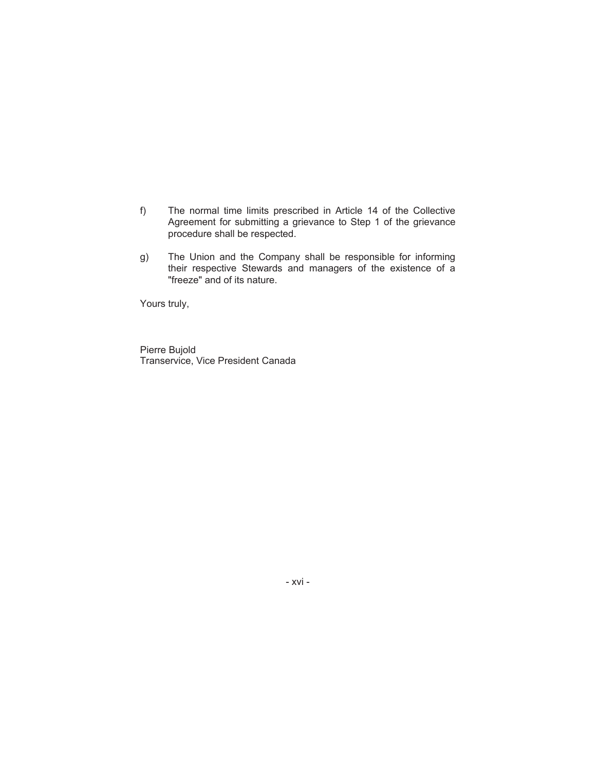f) The normal time limits prescribed in Article 14 of the Collective Agreement for submitting a grievance to Step 1 of the grievance procedure shall be respected.

g) The Union and the Company shall be responsible for informing their respective Stewards and managers of the existence of a "freeze" and of its nature.

Yours truly,

Pierre Bujold
Transervice, Vice President Canada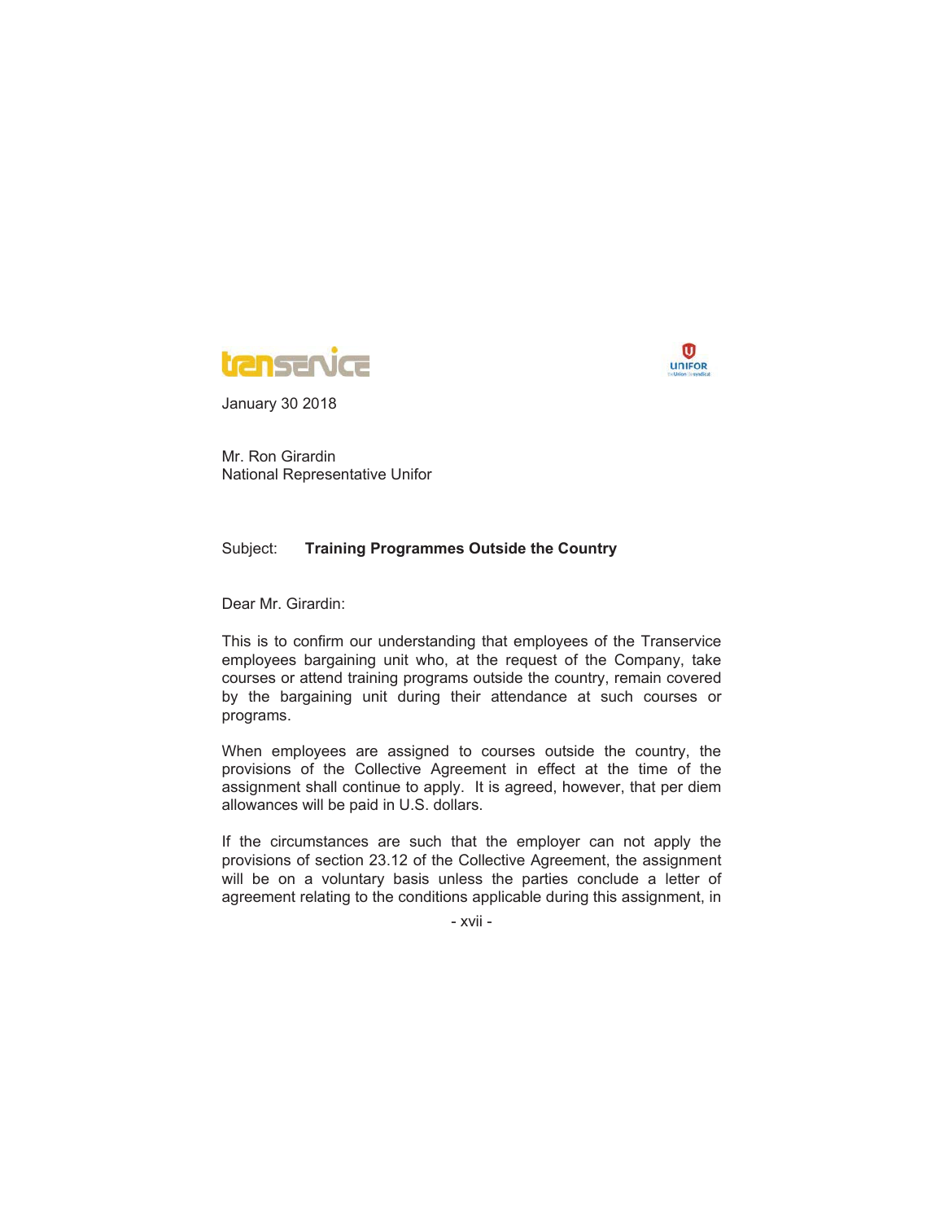January 30 2018

Mr. Ron Girardin
National Representative Unifor

Subject: **Training Programmes Outside the Country**

Dear Mr. Girardin:

This is to confirm our understanding that employees of the Transervice employees bargaining unit who, at the request of the Company, take courses or attend training programs outside the country, remain covered by the bargaining unit during their attendance at such courses or programs.

When employees are assigned to courses outside the country, the provisions of the Collective Agreement in effect at the time of the assignment shall continue to apply. It is agreed, however, that per diem allowances will be paid in U.S. dollars.

If the circumstances are such that the employer can not apply the provisions of section 23.12 of the Collective Agreement, the assignment will be on a voluntary basis unless the parties conclude a letter of agreement relating to the conditions applicable during this assignment, in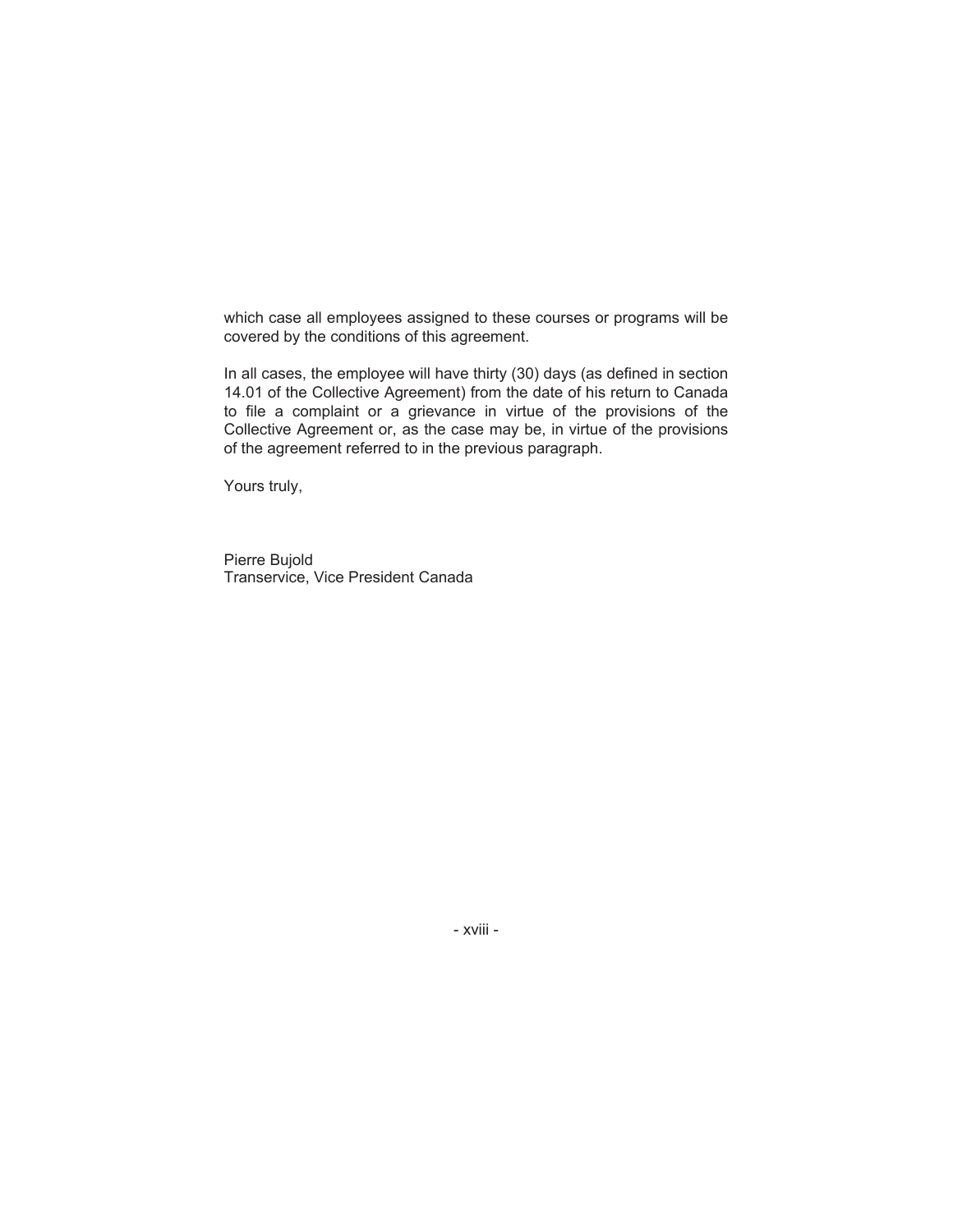which case all employees assigned to these courses or programs will be covered by the conditions of this agreement.

In all cases, the employee will have thirty (30) days (as defined in section 14.01 of the Collective Agreement) from the date of his return to Canada to file a complaint or a grievance in virtue of the provisions of the Collective Agreement or, as the case may be, in virtue of the provisions of the agreement referred to in the previous paragraph.

Yours truly,

Pierre Bujold
Transervice, Vice President Canada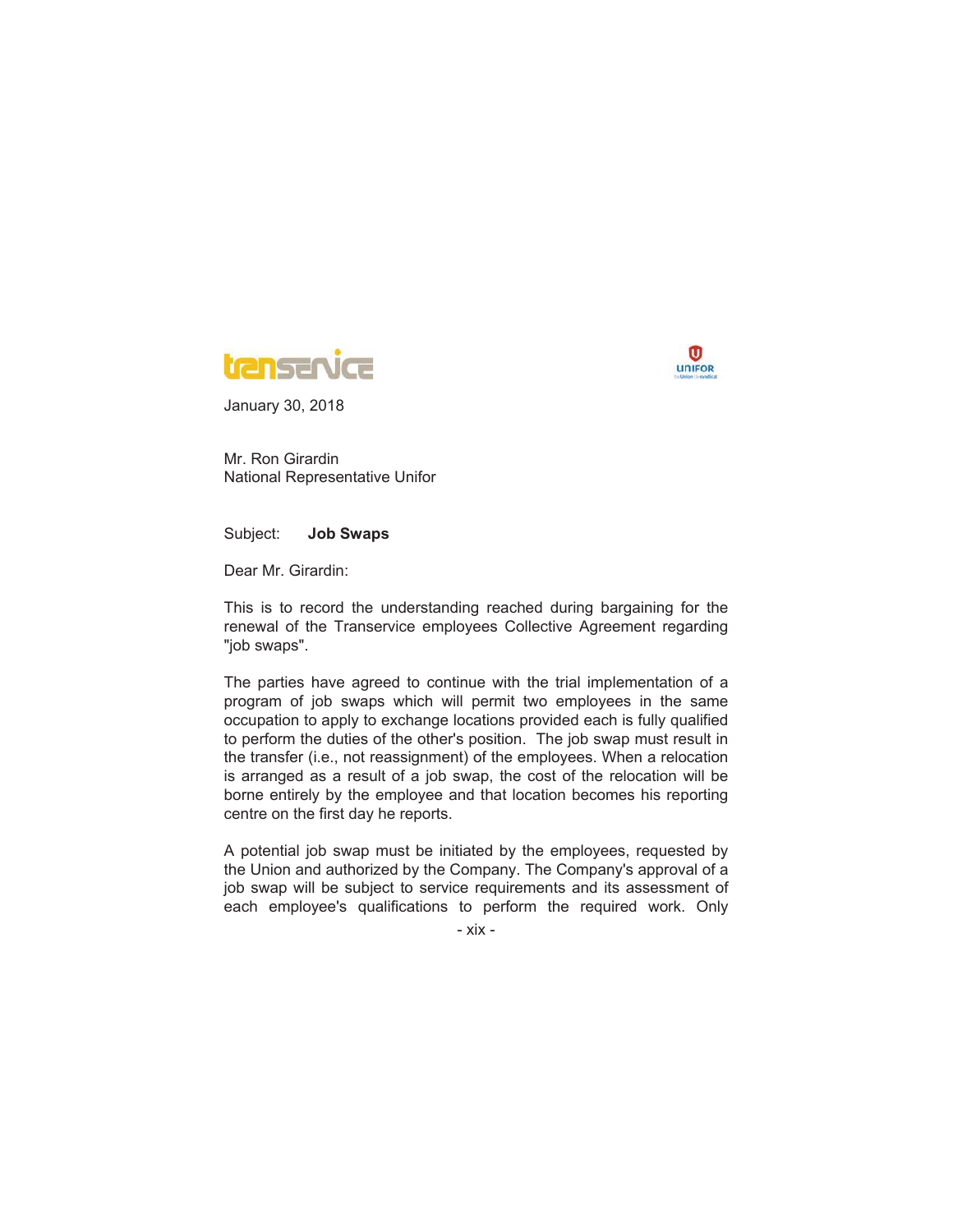January 30, 2018

Mr. Ron Girardin
National Representative Unifor

Subject: **Job Swaps**

Dear Mr. Girardin:

This is to record the understanding reached during bargaining for the renewal of the Transervice employees Collective Agreement regarding "job swaps".

The parties have agreed to continue with the trial implementation of a program of job swaps which will permit two employees in the same occupation to apply to exchange locations provided each is fully qualified to perform the duties of the other's position. The job swap must result in the transfer (i.e., not reassignment) of the employees. When a relocation is arranged as a result of a job swap, the cost of the relocation will be borne entirely by the employee and that location becomes his reporting centre on the first day he reports.

A potential job swap must be initiated by the employees, requested by the Union and authorized by the Company. The Company's approval of a job swap will be subject to service requirements and its assessment of each employee's qualifications to perform the required work. Only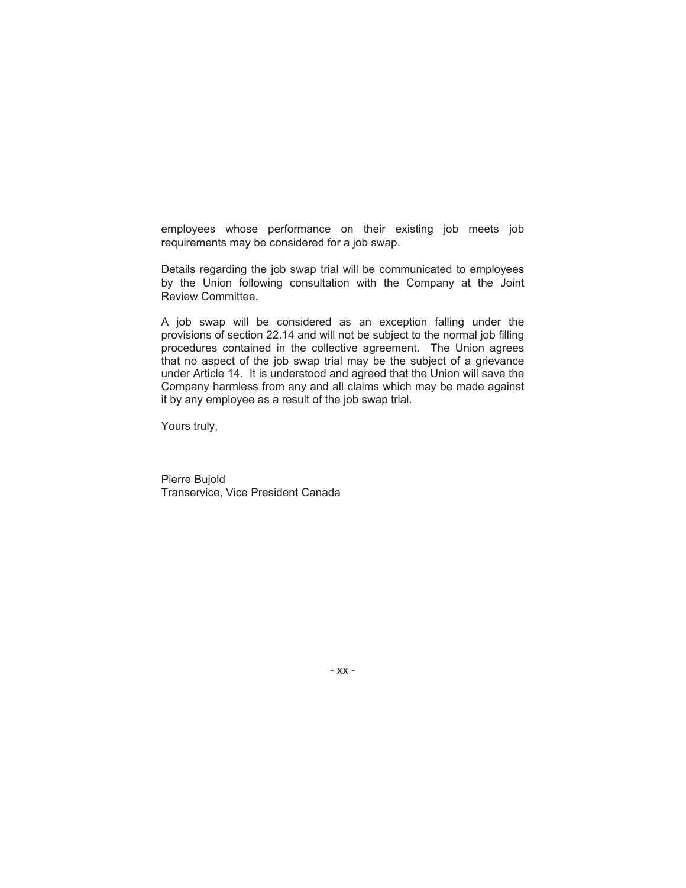employees whose performance on their existing job meets job requirements may be considered for a job swap.

Details regarding the job swap trial will be communicated to employees by the Union following consultation with the Company at the Joint Review Committee.

A job swap will be considered as an exception falling under the provisions of section 22.14 and will not be subject to the normal job filling procedures contained in the collective agreement. The Union agrees that no aspect of the job swap trial may be the subject of a grievance under Article 14. It is understood and agreed that the Union will save the Company harmless from any and all claims which may be made against it by any employee as a result of the job swap trial.

Yours truly,

Pierre Bujold
Transervice, Vice President Canada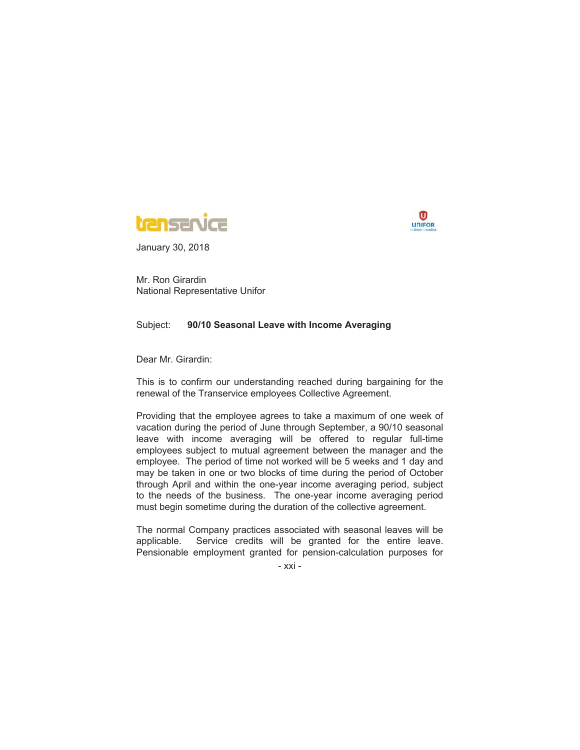January 30, 2018

Mr. Ron Girardin
National Representative Unifor

Subject: **90/10 Seasonal Leave with Income Averaging**

Dear Mr. Girardin:

This is to confirm our understanding reached during bargaining for the renewal of the Transervice employees Collective Agreement.

Providing that the employee agrees to take a maximum of one week of vacation during the period of June through September, a 90/10 seasonal leave with income averaging will be offered to regular full-time employees subject to mutual agreement between the manager and the employee. The period of time not worked will be 5 weeks and 1 day and may be taken in one or two blocks of time during the period of October through April and within the one-year income averaging period, subject to the needs of the business. The one-year income averaging period must begin sometime during the duration of the collective agreement.

The normal Company practices associated with seasonal leaves will be applicable. Service credits will be granted for the entire leave. Pensionable employment granted for pension-calculation purposes for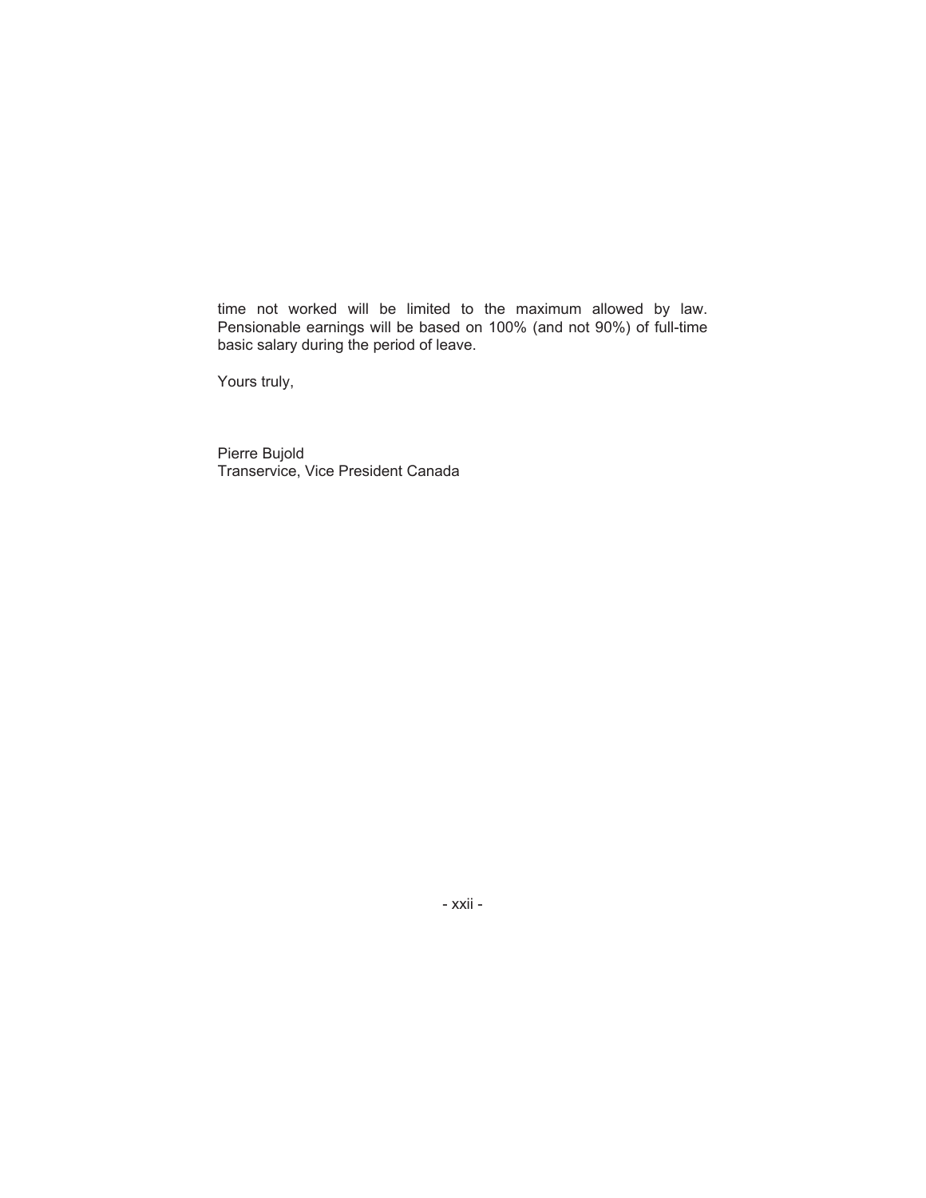time not worked will be limited to the maximum allowed by law. Pensionable earnings will be based on 100% (and not 90%) of full-time basic salary during the period of leave.

Yours truly,

Pierre Bujold  
Transervice, Vice President Canada